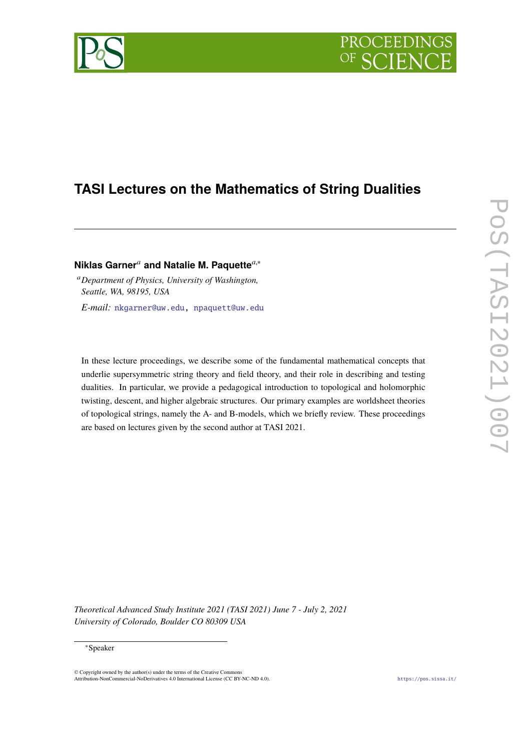# TASI Lectures on the Mathematics of String Dualities

**Niklas Garner**[a] **and Natalie M. Paquette**[a,*]

[a] *Department of Physics, University of Washington, Seattle, WA, 98195, USA*

*E-mail:* nkgarner@uw.edu, npaquett@uw.edu

In these lecture proceedings, we describe some of the fundamental mathematical concepts that underlie supersymmetric string theory and field theory, and their role in describing and testing dualities. In particular, we provide a pedagogical introduction to topological and holomorphic twisting, descent, and higher algebraic structures. Our primary examples are worldsheet theories of topological strings, namely the A- and B-models, which we briefly review. These proceedings are based on lectures given by the second author at TASI 2021.

*Theoretical Advanced Study Institute 2021 (TASI 2021) June 7 - July 2, 2021*
*University of Colorado, Boulder CO 80309 USA*

[*] Speaker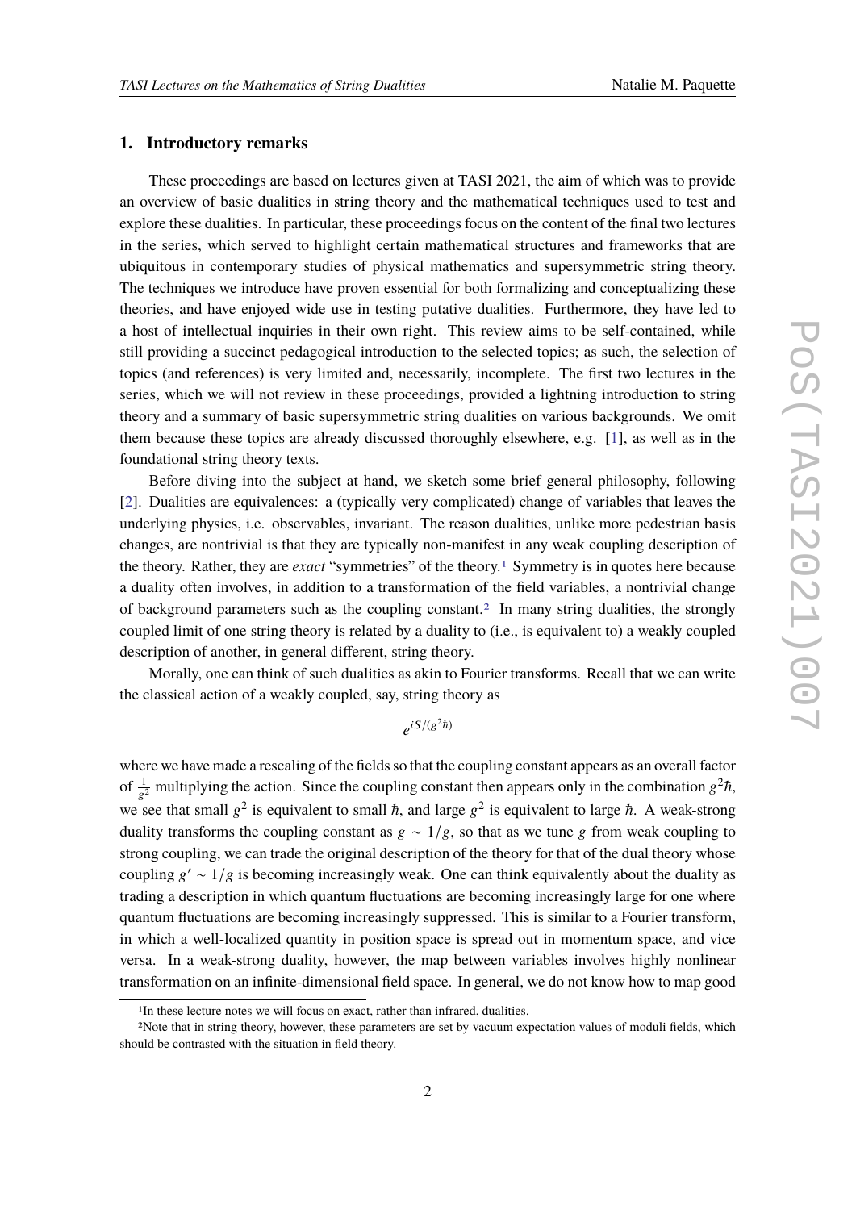## 1. Introductory remarks

These proceedings are based on lectures given at TASI 2021, the aim of which was to provide an overview of basic dualities in string theory and the mathematical techniques used to test and explore these dualities. In particular, these proceedings focus on the content of the final two lectures in the series, which served to highlight certain mathematical structures and frameworks that are ubiquitous in contemporary studies of physical mathematics and supersymmetric string theory. The techniques we introduce have proven essential for both formalizing and conceptualizing these theories, and have enjoyed wide use in testing putative dualities. Furthermore, they have led to a host of intellectual inquiries in their own right. This review aims to be self-contained, while still providing a succinct pedagogical introduction to the selected topics; as such, the selection of topics (and references) is very limited and, necessarily, incomplete. The first two lectures in the series, which we will not review in these proceedings, provided a lightning introduction to string theory and a summary of basic supersymmetric string dualities on various backgrounds. We omit them because these topics are already discussed thoroughly elsewhere, e.g. [1], as well as in the foundational string theory texts.

Before diving into the subject at hand, we sketch some brief general philosophy, following [2]. Dualities are equivalences: a (typically very complicated) change of variables that leaves the underlying physics, i.e. observables, invariant. The reason dualities, unlike more pedestrian basis changes, are nontrivial is that they are typically non-manifest in any weak coupling description of the theory. Rather, they are *exact* "symmetries" of the theory.[1] Symmetry is in quotes here because a duality often involves, in addition to a transformation of the field variables, a nontrivial change of background parameters such as the coupling constant.[2] In many string dualities, the strongly coupled limit of one string theory is related by a duality to (i.e., is equivalent to) a weakly coupled description of another, in general different, string theory.

Morally, one can think of such dualities as akin to Fourier transforms. Recall that we can write the classical action of a weakly coupled, say, string theory as

$$e^{iS/(g^2\hbar)}$$

where we have made a rescaling of the fields so that the coupling constant appears as an overall factor of $\frac{1}{g^2}$ multiplying the action. Since the coupling constant then appears only in the combination $g^2\hbar$, we see that small $g^2$ is equivalent to small $\hbar$, and large $g^2$ is equivalent to large $\hbar$. A weak-strong duality transforms the coupling constant as $g \sim 1/g$, so that as we tune $g$ from weak coupling to strong coupling, we can trade the original description of the theory for that of the dual theory whose coupling $g' \sim 1/g$ is becoming increasingly weak. One can think equivalently about the duality as trading a description in which quantum fluctuations are becoming increasingly large for one where quantum fluctuations are becoming increasingly suppressed. This is similar to a Fourier transform, in which a well-localized quantity in position space is spread out in momentum space, and vice versa. In a weak-strong duality, however, the map between variables involves highly nonlinear transformation on an infinite-dimensional field space. In general, we do not know how to map good

[1] In these lecture notes we will focus on exact, rather than infrared, dualities.

[2] Note that in string theory, however, these parameters are set by vacuum expectation values of moduli fields, which should be contrasted with the situation in field theory.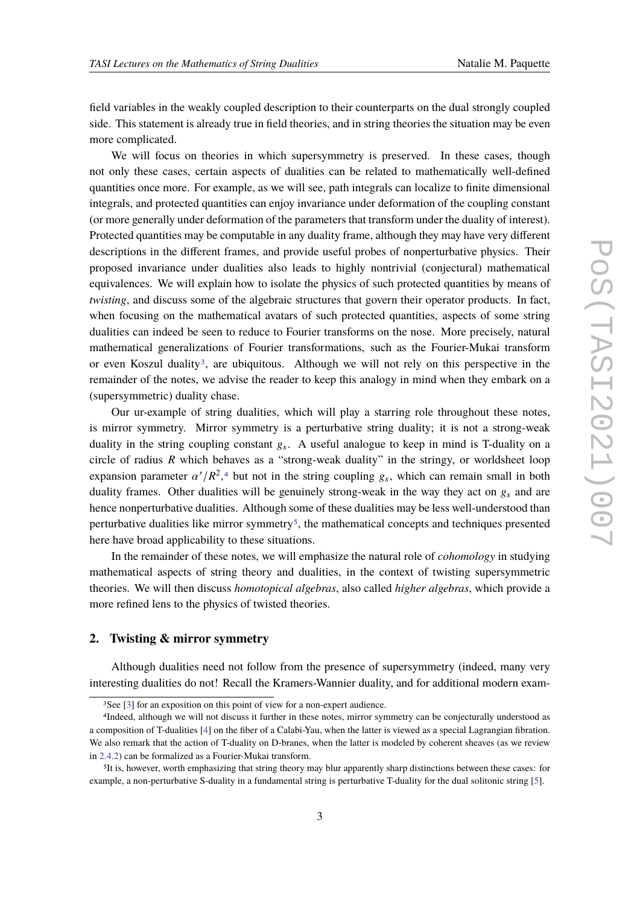field variables in the weakly coupled description to their counterparts on the dual strongly coupled side. This statement is already true in field theories, and in string theories the situation may be even more complicated.

We will focus on theories in which supersymmetry is preserved. In these cases, though not only these cases, certain aspects of dualities can be related to mathematically well-defined quantities once more. For example, as we will see, path integrals can localize to finite dimensional integrals, and protected quantities can enjoy invariance under deformation of the coupling constant (or more generally under deformation of the parameters that transform under the duality of interest). Protected quantities may be computable in any duality frame, although they may have very different descriptions in the different frames, and provide useful probes of nonperturbative physics. Their proposed invariance under dualities also leads to highly nontrivial (conjectural) mathematical equivalences. We will explain how to isolate the physics of such protected quantities by means of *twisting*, and discuss some of the algebraic structures that govern their operator products. In fact, when focusing on the mathematical avatars of such protected quantities, aspects of some string dualities can indeed be seen to reduce to Fourier transforms on the nose. More precisely, natural mathematical generalizations of Fourier transformations, such as the Fourier-Mukai transform or even Koszul duality[3], are ubiquitous. Although we will not rely on this perspective in the remainder of the notes, we advise the reader to keep this analogy in mind when they embark on a (supersymmetric) duality chase.

Our ur-example of string dualities, which will play a starring role throughout these notes, is mirror symmetry. Mirror symmetry is a perturbative string duality; it is not a strong-weak duality in the string coupling constant $g_s$. A useful analogue to keep in mind is T-duality on a circle of radius $R$ which behaves as a "strong-weak duality" in the stringy, or worldsheet loop expansion parameter $\alpha'/R^2$,[4] but not in the string coupling $g_s$, which can remain small in both duality frames. Other dualities will be genuinely strong-weak in the way they act on $g_s$ and are hence nonperturbative dualities. Although some of these dualities may be less well-understood than perturbative dualities like mirror symmetry[5], the mathematical concepts and techniques presented here have broad applicability to these situations.

In the remainder of these notes, we will emphasize the natural role of *cohomology* in studying mathematical aspects of string theory and dualities, in the context of twisting supersymmetric theories. We will then discuss *homotopical algebras*, also called *higher algebras*, which provide a more refined lens to the physics of twisted theories.

## 2. Twisting & mirror symmetry

Although dualities need not follow from the presence of supersymmetry (indeed, many very interesting dualities do not! Recall the Kramers-Wannier duality, and for additional modern exam-

---

[3] See [3] for an exposition on this point of view for a non-expert audience.

[4] Indeed, although we will not discuss it further in these notes, mirror symmetry can be conjecturally understood as a composition of T-dualities [4] on the fiber of a Calabi-Yau, when the latter is viewed as a special Lagrangian fibration. We also remark that the action of T-duality on D-branes, when the latter is modeled by coherent sheaves (as we review in 2.4.2) can be formalized as a Fourier-Mukai transform.

[5] It is, however, worth emphasizing that string theory may blur apparently sharp distinctions between these cases: for example, a non-perturbative S-duality in a fundamental string is perturbative T-duality for the dual solitonic string [5].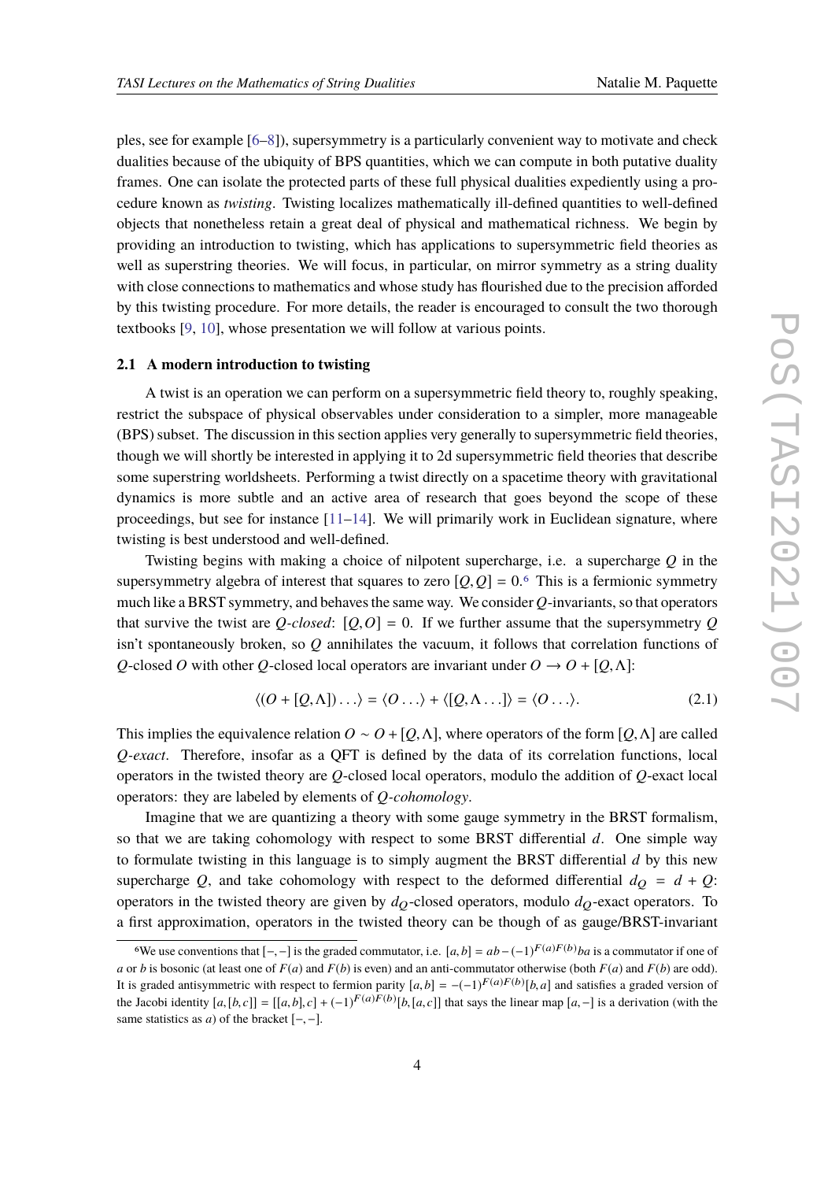ples, see for example [6–8]), supersymmetry is a particularly convenient way to motivate and check dualities because of the ubiquity of BPS quantities, which we can compute in both putative duality frames. One can isolate the protected parts of these full physical dualities expediently using a procedure known as *twisting*. Twisting localizes mathematically ill-defined quantities to well-defined objects that nonetheless retain a great deal of physical and mathematical richness. We begin by providing an introduction to twisting, which has applications to supersymmetric field theories as well as superstring theories. We will focus, in particular, on mirror symmetry as a string duality with close connections to mathematics and whose study has flourished due to the precision afforded by this twisting procedure. For more details, the reader is encouraged to consult the two thorough textbooks [9, 10], whose presentation we will follow at various points.

### 2.1 A modern introduction to twisting

A twist is an operation we can perform on a supersymmetric field theory to, roughly speaking, restrict the subspace of physical observables under consideration to a simpler, more manageable (BPS) subset. The discussion in this section applies very generally to supersymmetric field theories, though we will shortly be interested in applying it to 2d supersymmetric field theories that describe some superstring worldsheets. Performing a twist directly on a spacetime theory with gravitational dynamics is more subtle and an active area of research that goes beyond the scope of these proceedings, but see for instance [11–14]. We will primarily work in Euclidean signature, where twisting is best understood and well-defined.

Twisting begins with making a choice of nilpotent supercharge, i.e. a supercharge $Q$ in the supersymmetry algebra of interest that squares to zero $[Q, Q] = 0$.[6] This is a fermionic symmetry much like a BRST symmetry, and behaves the same way. We consider $Q$-invariants, so that operators that survive the twist are *$Q$-closed*: $[Q, O] = 0$. If we further assume that the supersymmetry $Q$ isn't spontaneously broken, so $Q$ annihilates the vacuum, it follows that correlation functions of $Q$-closed $O$ with other $Q$-closed local operators are invariant under $O \to O + [Q, \Lambda]$:

$$\langle (O + [Q, \Lambda]) \ldots \rangle = \langle O \ldots \rangle + \langle [Q, \Lambda \ldots] \rangle = \langle O \ldots \rangle. \tag{2.1}$$

This implies the equivalence relation $O \sim O + [Q, \Lambda]$, where operators of the form $[Q, \Lambda]$ are called *$Q$-exact*. Therefore, insofar as a QFT is defined by the data of its correlation functions, local operators in the twisted theory are $Q$-closed local operators, modulo the addition of $Q$-exact local operators: they are labeled by elements of *$Q$-cohomology*.

Imagine that we are quantizing a theory with some gauge symmetry in the BRST formalism, so that we are taking cohomology with respect to some BRST differential $d$. One simple way to formulate twisting in this language is to simply augment the BRST differential $d$ by this new supercharge $Q$, and take cohomology with respect to the deformed differential $d_Q = d + Q$: operators in the twisted theory are given by $d_Q$-closed operators, modulo $d_Q$-exact operators. To a first approximation, operators in the twisted theory can be though of as gauge/BRST-invariant

---

[6] We use conventions that $[-,-]$ is the graded commutator, i.e. $[a, b] = ab - (-1)^{F(a)F(b)} ba$ is a commutator if one of $a$ or $b$ is bosonic (at least one of $F(a)$ and $F(b)$ is even) and an anti-commutator otherwise (both $F(a)$ and $F(b)$ are odd). It is graded antisymmetric with respect to fermion parity $[a, b] = -(-1)^{F(a)F(b)}[b, a]$ and satisfies a graded version of the Jacobi identity $[a, [b, c]] = [[a, b], c] + (-1)^{F(a)F(b)}[b, [a, c]]$ that says the linear map $[a, -]$ is a derivation (with the same statistics as $a$) of the bracket $[-,-]$.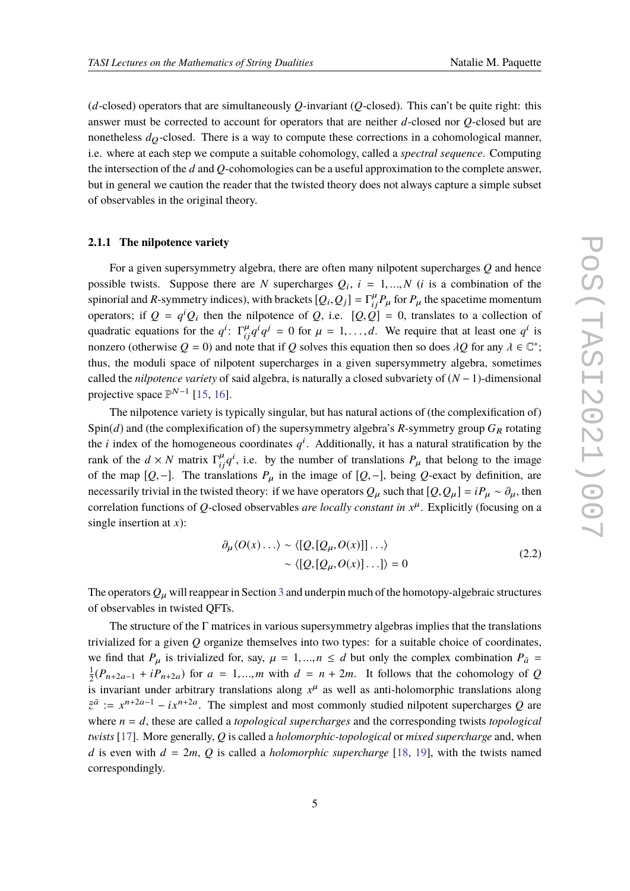($d$-closed) operators that are simultaneously $Q$-invariant ($Q$-closed). This can't be quite right: this answer must be corrected to account for operators that are neither $d$-closed nor $Q$-closed but are nonetheless $d_Q$-closed. There is a way to compute these corrections in a cohomological manner, i.e. where at each step we compute a suitable cohomology, called a *spectral sequence*. Computing the intersection of the $d$ and $Q$-cohomologies can be a useful approximation to the complete answer, but in general we caution the reader that the twisted theory does not always capture a simple subset of observables in the original theory.

### 2.1.1 The nilpotence variety

For a given supersymmetry algebra, there are often many nilpotent supercharges $Q$ and hence possible twists. Suppose there are $N$ supercharges $Q_i$, $i = 1, ..., N$ ($i$ is a combination of the spinorial and $R$-symmetry indices), with brackets $[Q_i, Q_j] = \Gamma^{\mu}_{ij} P_\mu$ for $P_\mu$ the spacetime momentum operators; if $Q = q^i Q_i$ then the nilpotence of $Q$, i.e. $[Q, Q] = 0$, translates to a collection of quadratic equations for the $q^i$: $\Gamma^{\mu}_{ij} q^i q^j = 0$ for $\mu = 1, \ldots, d$. We require that at least one $q^i$ is nonzero (otherwise $Q = 0$) and note that if $Q$ solves this equation then so does $\lambda Q$ for any $\lambda \in \mathbb{C}^*$; thus, the moduli space of nilpotent supercharges in a given supersymmetry algebra, sometimes called the *nilpotence variety* of said algebra, is naturally a closed subvariety of $(N-1)$-dimensional projective space $\mathbb{P}^{N-1}$ [15, 16].

The nilpotence variety is typically singular, but has natural actions of (the complexification of) Spin($d$) and (the complexification of) the supersymmetry algebra's $R$-symmetry group $G_R$ rotating the $i$ index of the homogeneous coordinates $q^i$. Additionally, it has a natural stratification by the rank of the $d \times N$ matrix $\Gamma^{\mu}_{ij} q^i$, i.e. by the number of translations $P_\mu$ that belong to the image of the map $[Q, -]$. The translations $P_\mu$ in the image of $[Q, -]$, being $Q$-exact by definition, are necessarily trivial in the twisted theory: if we have operators $Q_\mu$ such that $[Q, Q_\mu] = i P_\mu \sim \partial_\mu$, then correlation functions of $Q$-closed observables *are locally constant in* $x^\mu$. Explicitly (focusing on a single insertion at $x$):

$$
\begin{aligned}
\partial_\mu \langle O(x) \ldots \rangle &\sim \langle [Q, [Q_\mu, O(x)]] \ldots \rangle \\
&\sim \langle [Q, [Q_\mu, O(x)] \ldots ] \rangle = 0
\end{aligned}
\tag{2.2}
$$

The operators $Q_\mu$ will reappear in Section 3 and underpin much of the homotopy-algebraic structures of observables in twisted QFTs.

The structure of the $\Gamma$ matrices in various supersymmetry algebras implies that the translations trivialized for a given $Q$ organize themselves into two types: for a suitable choice of coordinates, we find that $P_\mu$ is trivialized for, say, $\mu = 1, ..., n \leq d$ but only the complex combination $P_{\bar{a}} = \frac{1}{2}(P_{n+2a-1} + i P_{n+2a})$ for $a = 1, ..., m$ with $d = n + 2m$. It follows that the cohomology of $Q$ is invariant under arbitrary translations along $x^\mu$ as well as anti-holomorphic translations along $\bar{z}^{\bar{a}} := x^{n+2a-1} - i x^{n+2a}$. The simplest and most commonly studied nilpotent supercharges $Q$ are where $n = d$, these are called *topological supercharges* and the corresponding twists *topological twists* [17]. More generally, $Q$ is called a *holomorphic-topological* or *mixed supercharge* and, when $d$ is even with $d = 2m$, $Q$ is called a *holomorphic supercharge* [18, 19], with the twists named correspondingly.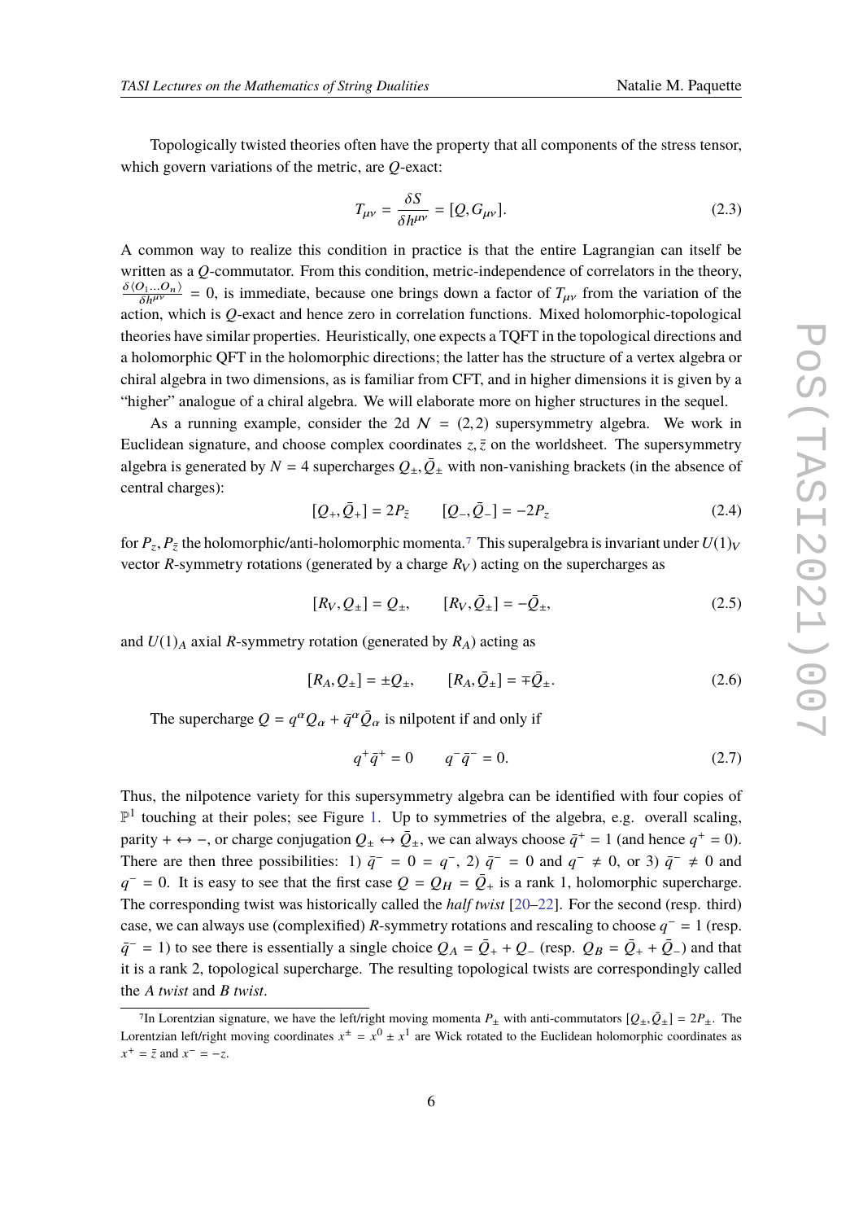Topologically twisted theories often have the property that all components of the stress tensor, which govern variations of the metric, are $Q$-exact:

$$T_{\mu\nu} = \frac{\delta S}{\delta h^{\mu\nu}} = [Q, G_{\mu\nu}]. \tag{2.3}$$

A common way to realize this condition in practice is that the entire Lagrangian can itself be written as a $Q$-commutator. From this condition, metric-independence of correlators in the theory, $\frac{\delta \langle O_1 \dots O_n \rangle}{\delta h^{\mu\nu}} = 0$, is immediate, because one brings down a factor of $T_{\mu\nu}$ from the variation of the action, which is $Q$-exact and hence zero in correlation functions. Mixed holomorphic-topological theories have similar properties. Heuristically, one expects a TQFT in the topological directions and a holomorphic QFT in the holomorphic directions; the latter has the structure of a vertex algebra or chiral algebra in two dimensions, as is familiar from CFT, and in higher dimensions it is given by a "higher" analogue of a chiral algebra. We will elaborate more on higher structures in the sequel.

As a running example, consider the 2d $\mathcal{N} = (2,2)$ supersymmetry algebra. We work in Euclidean signature, and choose complex coordinates $z, \bar{z}$ on the worldsheet. The supersymmetry algebra is generated by $N = 4$ supercharges $Q_\pm, \bar{Q}_\pm$ with non-vanishing brackets (in the absence of central charges):

$$[Q_+, \bar{Q}_+] = 2P_{\bar{z}} \qquad [Q_-, \bar{Q}_-] = -2P_z \tag{2.4}$$

for $P_z, P_{\bar{z}}$ the holomorphic/anti-holomorphic momenta.[7] This superalgebra is invariant under $U(1)_V$ vector $R$-symmetry rotations (generated by a charge $R_V$) acting on the supercharges as

$$[R_V, Q_\pm] = Q_\pm, \qquad [R_V, \bar{Q}_\pm] = -\bar{Q}_\pm, \tag{2.5}$$

and $U(1)_A$ axial $R$-symmetry rotation (generated by $R_A$) acting as

$$[R_A, Q_\pm] = \pm Q_\pm, \qquad [R_A, \bar{Q}_\pm] = \mp \bar{Q}_\pm. \tag{2.6}$$

The supercharge $Q = q^\alpha Q_\alpha + \bar{q}^\alpha \bar{Q}_\alpha$ is nilpotent if and only if

$$q^+ \bar{q}^+ = 0 \qquad q^- \bar{q}^- = 0. \tag{2.7}$$

Thus, the nilpotence variety for this supersymmetry algebra can be identified with four copies of $\mathbb{P}^1$ touching at their poles; see Figure 1. Up to symmetries of the algebra, e.g. overall scaling, parity $+ \leftrightarrow -$, or charge conjugation $Q_\pm \leftrightarrow \bar{Q}_\pm$, we can always choose $\bar{q}^+ = 1$ (and hence $q^+ = 0$). There are then three possibilities: 1) $\bar{q}^- = 0 = q^-$, 2) $\bar{q}^- = 0$ and $q^- \neq 0$, or 3) $\bar{q}^- \neq 0$ and $q^- = 0$. It is easy to see that the first case $Q = Q_H = \bar{Q}_+$ is a rank 1, holomorphic supercharge. The corresponding twist was historically called the *half twist* [20–22]. For the second (resp. third) case, we can always use (complexified) $R$-symmetry rotations and rescaling to choose $q^- = 1$ (resp. $\bar{q}^- = 1$) to see there is essentially a single choice $Q_A = \bar{Q}_+ + Q_-$ (resp. $Q_B = \bar{Q}_+ + \bar{Q}_-$) and that it is a rank 2, topological supercharge. The resulting topological twists are correspondingly called the *A twist* and *B twist*.

---

[7] In Lorentzian signature, we have the left/right moving momenta $P_\pm$ with anti-commutators $[Q_\pm, \bar{Q}_\pm] = 2P_\pm$. The Lorentzian left/right moving coordinates $x^\pm = x^0 \pm x^1$ are Wick rotated to the Euclidean holomorphic coordinates as $x^+ = \bar{z}$ and $x^- = -z$.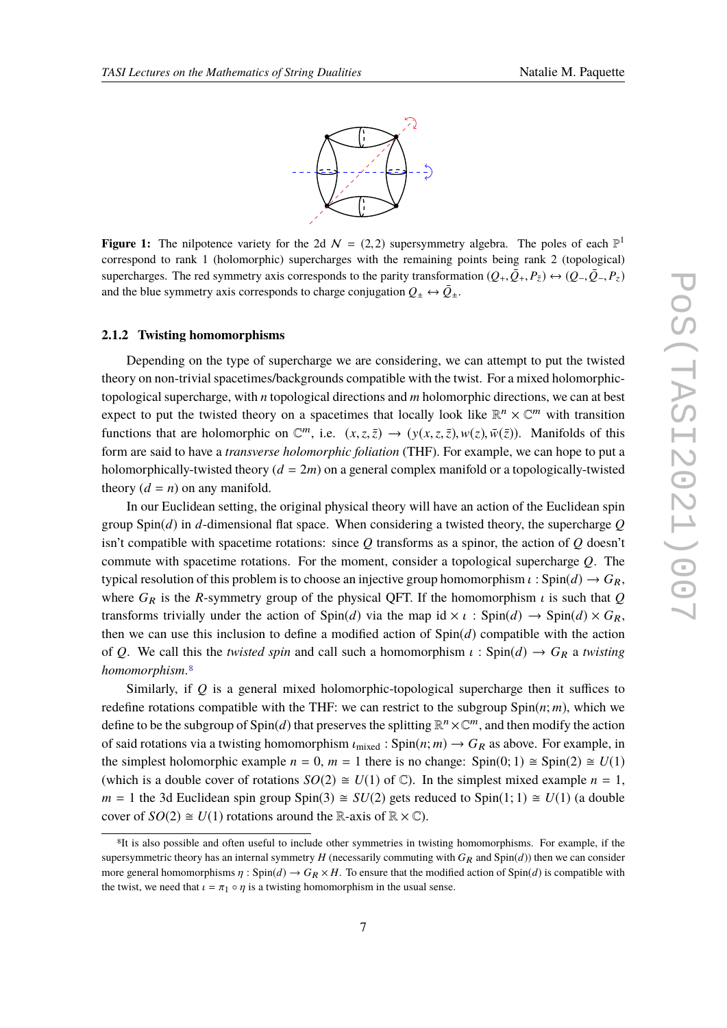**Figure 1:** The nilpotence variety for the 2d $\mathcal{N} = (2,2)$ supersymmetry algebra. The poles of each $\mathbb{P}^1$ correspond to rank 1 (holomorphic) supercharges with the remaining points being rank 2 (topological) supercharges. The red symmetry axis corresponds to the parity transformation $(Q_+, \bar{Q}_+, P_{\bar{z}}) \leftrightarrow (Q_-, \bar{Q}_-, P_z)$ and the blue symmetry axis corresponds to charge conjugation $Q_\pm \leftrightarrow \bar{Q}_\pm$.

#### 2.1.2 Twisting homomorphisms

Depending on the type of supercharge we are considering, we can attempt to put the twisted theory on non-trivial spacetimes/backgrounds compatible with the twist. For a mixed holomorphic-topological supercharge, with $n$ topological directions and $m$ holomorphic directions, we can at best expect to put the twisted theory on a spacetimes that locally look like $\mathbb{R}^n \times \mathbb{C}^m$ with transition functions that are holomorphic on $\mathbb{C}^m$, i.e. $(x, z, \bar{z}) \to (y(x, z, \bar{z}), w(z), \bar{w}(\bar{z}))$. Manifolds of this form are said to have a *transverse holomorphic foliation* (THF). For example, we can hope to put a holomorphically-twisted theory ($d = 2m$) on a general complex manifold or a topologically-twisted theory ($d = n$) on any manifold.

In our Euclidean setting, the original physical theory will have an action of the Euclidean spin group $\mathrm{Spin}(d)$ in $d$-dimensional flat space. When considering a twisted theory, the supercharge $Q$ isn't compatible with spacetime rotations: since $Q$ transforms as a spinor, the action of $Q$ doesn't commute with spacetime rotations. For the moment, consider a topological supercharge $Q$. The typical resolution of this problem is to choose an injective group homomorphism $\iota : \mathrm{Spin}(d) \to G_R$, where $G_R$ is the $R$-symmetry group of the physical QFT. If the homomorphism $\iota$ is such that $Q$ transforms trivially under the action of $\mathrm{Spin}(d)$ via the map $\mathrm{id} \times \iota : \mathrm{Spin}(d) \to \mathrm{Spin}(d) \times G_R$, then we can use this inclusion to define a modified action of $\mathrm{Spin}(d)$ compatible with the action of $Q$. We call this the *twisted spin* and call such a homomorphism $\iota : \mathrm{Spin}(d) \to G_R$ a *twisting homomorphism*.[8]

Similarly, if $Q$ is a general mixed holomorphic-topological supercharge then it suffices to redefine rotations compatible with the THF: we can restrict to the subgroup $\mathrm{Spin}(n; m)$, which we define to be the subgroup of $\mathrm{Spin}(d)$ that preserves the splitting $\mathbb{R}^n \times \mathbb{C}^m$, and then modify the action of said rotations via a twisting homomorphism $\iota_{\mathrm{mixed}} : \mathrm{Spin}(n; m) \to G_R$ as above. For example, in the simplest holomorphic example $n = 0$, $m = 1$ there is no change: $\mathrm{Spin}(0; 1) \cong \mathrm{Spin}(2) \cong U(1)$ (which is a double cover of rotations $SO(2) \cong U(1)$ of $\mathbb{C}$). In the simplest mixed example $n = 1$, $m = 1$ the 3d Euclidean spin group $\mathrm{Spin}(3) \cong SU(2)$ gets reduced to $\mathrm{Spin}(1; 1) \cong U(1)$ (a double cover of $SO(2) \cong U(1)$ rotations around the $\mathbb{R}$-axis of $\mathbb{R} \times \mathbb{C}$).

[8] It is also possible and often useful to include other symmetries in twisting homomorphisms. For example, if the supersymmetric theory has an internal symmetry $H$ (necessarily commuting with $G_R$ and $\mathrm{Spin}(d)$) then we can consider more general homomorphisms $\eta : \mathrm{Spin}(d) \to G_R \times H$. To ensure that the modified action of $\mathrm{Spin}(d)$ is compatible with the twist, we need that $\iota = \pi_1 \circ \eta$ is a twisting homomorphism in the usual sense.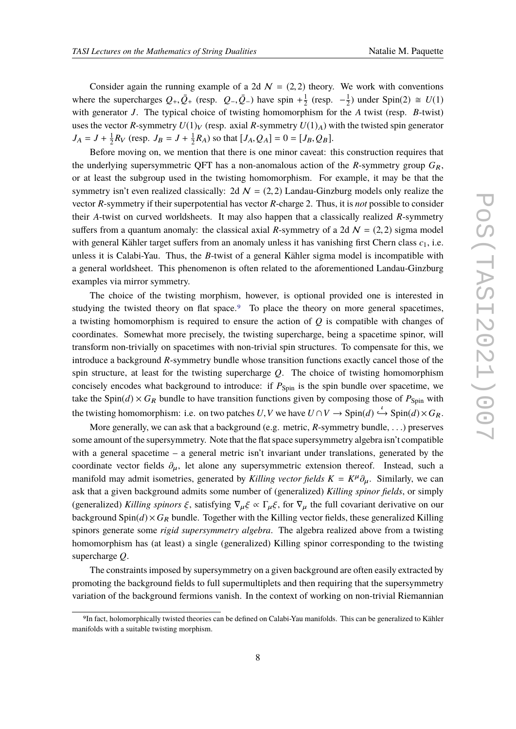Consider again the running example of a 2d $\mathcal{N} = (2,2)$ theory. We work with conventions where the supercharges $Q_+, \bar{Q}_+$ (resp. $Q_-, \bar{Q}_-$) have spin $+\frac{1}{2}$ (resp. $-\frac{1}{2}$) under $\mathrm{Spin}(2) \cong U(1)$ with generator $J$. The typical choice of twisting homomorphism for the $A$ twist (resp. $B$-twist) uses the vector $R$-symmetry $U(1)_V$ (resp. axial $R$-symmetry $U(1)_A$) with the twisted spin generator $J_A = J + \frac{1}{2}R_V$ (resp. $J_B = J + \frac{1}{2}R_A$) so that $[J_A, Q_A] = 0 = [J_B, Q_B]$.

Before moving on, we mention that there is one minor caveat: this construction requires that the underlying supersymmetric QFT has a non-anomalous action of the $R$-symmetry group $G_R$, or at least the subgroup used in the twisting homomorphism. For example, it may be that the symmetry isn't even realized classically: 2d $\mathcal{N} = (2,2)$ Landau-Ginzburg models only realize the vector $R$-symmetry if their superpotential has vector $R$-charge 2. Thus, it is *not* possible to consider their $A$-twist on curved worldsheets. It may also happen that a classically realized $R$-symmetry suffers from a quantum anomaly: the classical axial $R$-symmetry of a 2d $\mathcal{N} = (2,2)$ sigma model with general Kähler target suffers from an anomaly unless it has vanishing first Chern class $c_1$, i.e. unless it is Calabi-Yau. Thus, the $B$-twist of a general Kähler sigma model is incompatible with a general worldsheet. This phenomenon is often related to the aforementioned Landau-Ginzburg examples via mirror symmetry.

The choice of the twisting morphism, however, is optional provided one is interested in studying the twisted theory on flat space.[9] To place the theory on more general spacetimes, a twisting homomorphism is required to ensure the action of $Q$ is compatible with changes of coordinates. Somewhat more precisely, the twisting supercharge, being a spacetime spinor, will transform non-trivially on spacetimes with non-trivial spin structures. To compensate for this, we introduce a background $R$-symmetry bundle whose transition functions exactly cancel those of the spin structure, at least for the twisting supercharge $Q$. The choice of twisting homomorphism concisely encodes what background to introduce: if $P_{\mathrm{Spin}}$ is the spin bundle over spacetime, we take the $\mathrm{Spin}(d) \times G_R$ bundle to have transition functions given by composing those of $P_{\mathrm{Spin}}$ with the twisting homomorphism: i.e. on two patches $U, V$ we have $U \cap V \to \mathrm{Spin}(d) \xhookrightarrow{\iota} \mathrm{Spin}(d) \times G_R$.

More generally, we can ask that a background (e.g. metric, $R$-symmetry bundle, ...) preserves some amount of the supersymmetry. Note that the flat space supersymmetry algebra isn't compatible with a general spacetime – a general metric isn't invariant under translations, generated by the coordinate vector fields $\partial_\mu$, let alone any supersymmetric extension thereof. Instead, such a manifold may admit isometries, generated by *Killing vector fields* $K = K^\mu \partial_\mu$. Similarly, we can ask that a given background admits some number of (generalized) *Killing spinor fields*, or simply (generalized) *Killing spinors* $\xi$, satisfying $\nabla_\mu \xi \propto \Gamma_\mu \xi$, for $\nabla_\mu$ the full covariant derivative on our background $\mathrm{Spin}(d) \times G_R$ bundle. Together with the Killing vector fields, these generalized Killing spinors generate some *rigid supersymmetry algebra*. The algebra realized above from a twisting homomorphism has (at least) a single (generalized) Killing spinor corresponding to the twisting supercharge $Q$.

The constraints imposed by supersymmetry on a given background are often easily extracted by promoting the background fields to full supermultiplets and then requiring that the supersymmetry variation of the background fermions vanish. In the context of working on non-trivial Riemannian

[9] In fact, holomorphically twisted theories can be defined on Calabi-Yau manifolds. This can be generalized to Kähler manifolds with a suitable twisting morphism.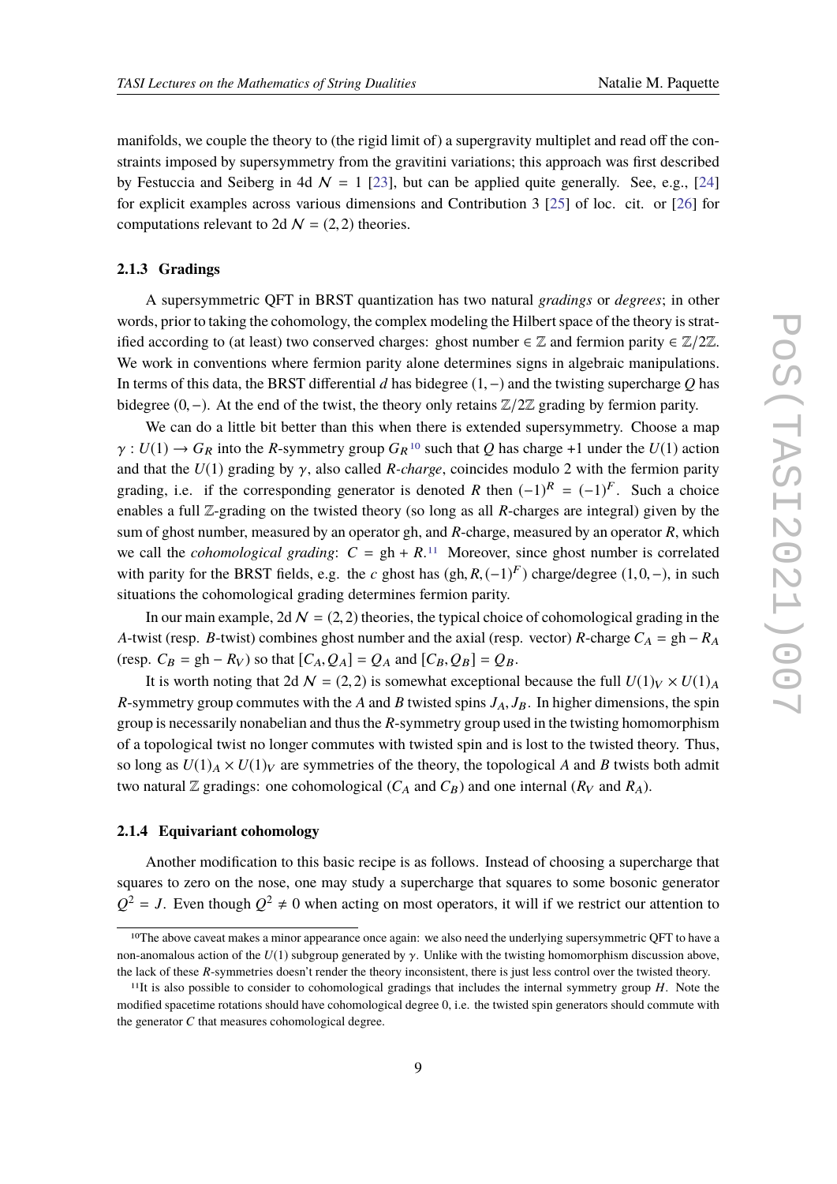manifolds, we couple the theory to (the rigid limit of) a supergravity multiplet and read off the constraints imposed by supersymmetry from the gravitini variations; this approach was first described by Festuccia and Seiberg in 4d $\mathcal{N} = 1$ [23], but can be applied quite generally. See, e.g., [24] for explicit examples across various dimensions and Contribution 3 [25] of loc. cit. or [26] for computations relevant to 2d $\mathcal{N} = (2,2)$ theories.

#### 2.1.3 Gradings

A supersymmetric QFT in BRST quantization has two natural *gradings* or *degrees*; in other words, prior to taking the cohomology, the complex modeling the Hilbert space of the theory is stratified according to (at least) two conserved charges: ghost number $\in \mathbb{Z}$ and fermion parity $\in \mathbb{Z}/2\mathbb{Z}$. We work in conventions where fermion parity alone determines signs in algebraic manipulations. In terms of this data, the BRST differential $d$ has bidegree $(1, -)$ and the twisting supercharge $Q$ has bidegree $(0, -)$. At the end of the twist, the theory only retains $\mathbb{Z}/2\mathbb{Z}$ grading by fermion parity.

We can do a little bit better than this when there is extended supersymmetry. Choose a map $\gamma : U(1) \to G_R$ into the $R$-symmetry group $G_R$ [10] such that $Q$ has charge $+1$ under the $U(1)$ action and that the $U(1)$ grading by $\gamma$, also called *R-charge*, coincides modulo 2 with the fermion parity grading, i.e. if the corresponding generator is denoted $R$ then $(-1)^R = (-1)^F$. Such a choice enables a full $\mathbb{Z}$-grading on the twisted theory (so long as all $R$-charges are integral) given by the sum of ghost number, measured by an operator gh, and $R$-charge, measured by an operator $R$, which we call the *cohomological grading*: $C = \text{gh} + R$.[11] Moreover, since ghost number is correlated with parity for the BRST fields, e.g. the $c$ ghost has $(\text{gh}, R, (-1)^F)$ charge/degree $(1, 0, -)$, in such situations the cohomological grading determines fermion parity.

In our main example, 2d $\mathcal{N} = (2,2)$ theories, the typical choice of cohomological grading in the $A$-twist (resp. $B$-twist) combines ghost number and the axial (resp. vector) $R$-charge $C_A = \text{gh} - R_A$ (resp. $C_B = \text{gh} - R_V$) so that $[C_A, Q_A] = Q_A$ and $[C_B, Q_B] = Q_B$.

It is worth noting that 2d $\mathcal{N} = (2,2)$ is somewhat exceptional because the full $U(1)_V \times U(1)_A$ $R$-symmetry group commutes with the $A$ and $B$ twisted spins $J_A, J_B$. In higher dimensions, the spin group is necessarily nonabelian and thus the $R$-symmetry group used in the twisting homomorphism of a topological twist no longer commutes with twisted spin and is lost to the twisted theory. Thus, so long as $U(1)_A \times U(1)_V$ are symmetries of the theory, the topological $A$ and $B$ twists both admit two natural $\mathbb{Z}$ gradings: one cohomological ($C_A$ and $C_B$) and one internal ($R_V$ and $R_A$).

#### 2.1.4 Equivariant cohomology

Another modification to this basic recipe is as follows. Instead of choosing a supercharge that squares to zero on the nose, one may study a supercharge that squares to some bosonic generator $Q^2 = J$. Even though $Q^2 \neq 0$ when acting on most operators, it will if we restrict our attention to

---

[10] The above caveat makes a minor appearance once again: we also need the underlying supersymmetric QFT to have a non-anomalous action of the $U(1)$ subgroup generated by $\gamma$. Unlike with the twisting homomorphism discussion above, the lack of these $R$-symmetries doesn't render the theory inconsistent, there is just less control over the twisted theory.

[11] It is also possible to consider to cohomological gradings that includes the internal symmetry group $H$. Note the modified spacetime rotations should have cohomological degree 0, i.e. the twisted spin generators should commute with the generator $C$ that measures cohomological degree.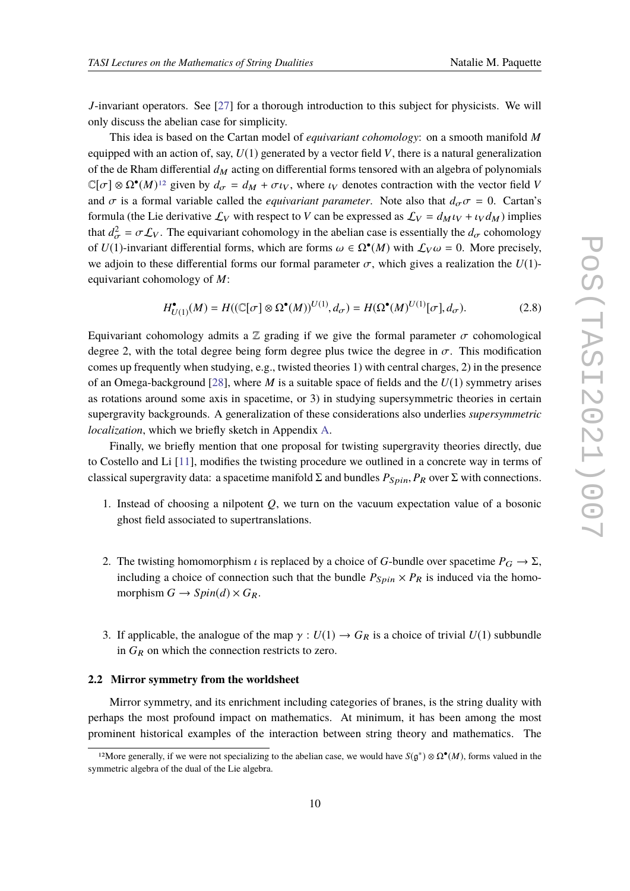$J$-invariant operators. See [27] for a thorough introduction to this subject for physicists. We will only discuss the abelian case for simplicity.

This idea is based on the Cartan model of *equivariant cohomology*: on a smooth manifold $M$ equipped with an action of, say, $U(1)$ generated by a vector field $V$, there is a natural generalization of the de Rham differential $d_M$ acting on differential forms tensored with an algebra of polynomials $\mathbb{C}[\sigma] \otimes \Omega^\bullet(M)$[12] given by $d_\sigma = d_M + \sigma \iota_V$, where $\iota_V$ denotes contraction with the vector field $V$ and $\sigma$ is a formal variable called the *equivariant parameter*. Note also that $d_\sigma \sigma = 0$. Cartan's formula (the Lie derivative $\mathcal{L}_V$ with respect to $V$ can be expressed as $\mathcal{L}_V = d_M \iota_V + \iota_V d_M$) implies that $d_\sigma^2 = \sigma \mathcal{L}_V$. The equivariant cohomology in the abelian case is essentially the $d_\sigma$ cohomology of $U(1)$-invariant differential forms, which are forms $\omega \in \Omega^\bullet(M)$ with $\mathcal{L}_V \omega = 0$. More precisely, we adjoin to these differential forms our formal parameter $\sigma$, which gives a realization the $U(1)$-equivariant cohomology of $M$:

$$H^\bullet_{U(1)}(M) = H((\mathbb{C}[\sigma] \otimes \Omega^\bullet(M))^{U(1)}, d_\sigma) = H(\Omega^\bullet(M)^{U(1)}[\sigma], d_\sigma). \tag{2.8}$$

Equivariant cohomology admits a $\mathbb{Z}$ grading if we give the formal parameter $\sigma$ cohomological degree 2, with the total degree being form degree plus twice the degree in $\sigma$. This modification comes up frequently when studying, e.g., twisted theories 1) with central charges, 2) in the presence of an Omega-background [28], where $M$ is a suitable space of fields and the $U(1)$ symmetry arises as rotations around some axis in spacetime, or 3) in studying supersymmetric theories in certain supergravity backgrounds. A generalization of these considerations also underlies *supersymmetric localization*, which we briefly sketch in Appendix A.

Finally, we briefly mention that one proposal for twisting supergravity theories directly, due to Costello and Li [11], modifies the twisting procedure we outlined in a concrete way in terms of classical supergravity data: a spacetime manifold $\Sigma$ and bundles $P_{Spin}, P_R$ over $\Sigma$ with connections.

1. Instead of choosing a nilpotent $Q$, we turn on the vacuum expectation value of a bosonic ghost field associated to supertranslations.

2. The twisting homomorphism $\iota$ is replaced by a choice of $G$-bundle over spacetime $P_G \to \Sigma$, including a choice of connection such that the bundle $P_{Spin} \times P_R$ is induced via the homomorphism $G \to Spin(d) \times G_R$.

3. If applicable, the analogue of the map $\gamma : U(1) \to G_R$ is a choice of trivial $U(1)$ subbundle in $G_R$ on which the connection restricts to zero.

### 2.2 Mirror symmetry from the worldsheet

Mirror symmetry, and its enrichment including categories of branes, is the string duality with perhaps the most profound impact on mathematics. At minimum, it has been among the most prominent historical examples of the interaction between string theory and mathematics. The

[12] More generally, if we were not specializing to the abelian case, we would have $S(\mathfrak{g}^*) \otimes \Omega^\bullet(M)$, forms valued in the symmetric algebra of the dual of the Lie algebra.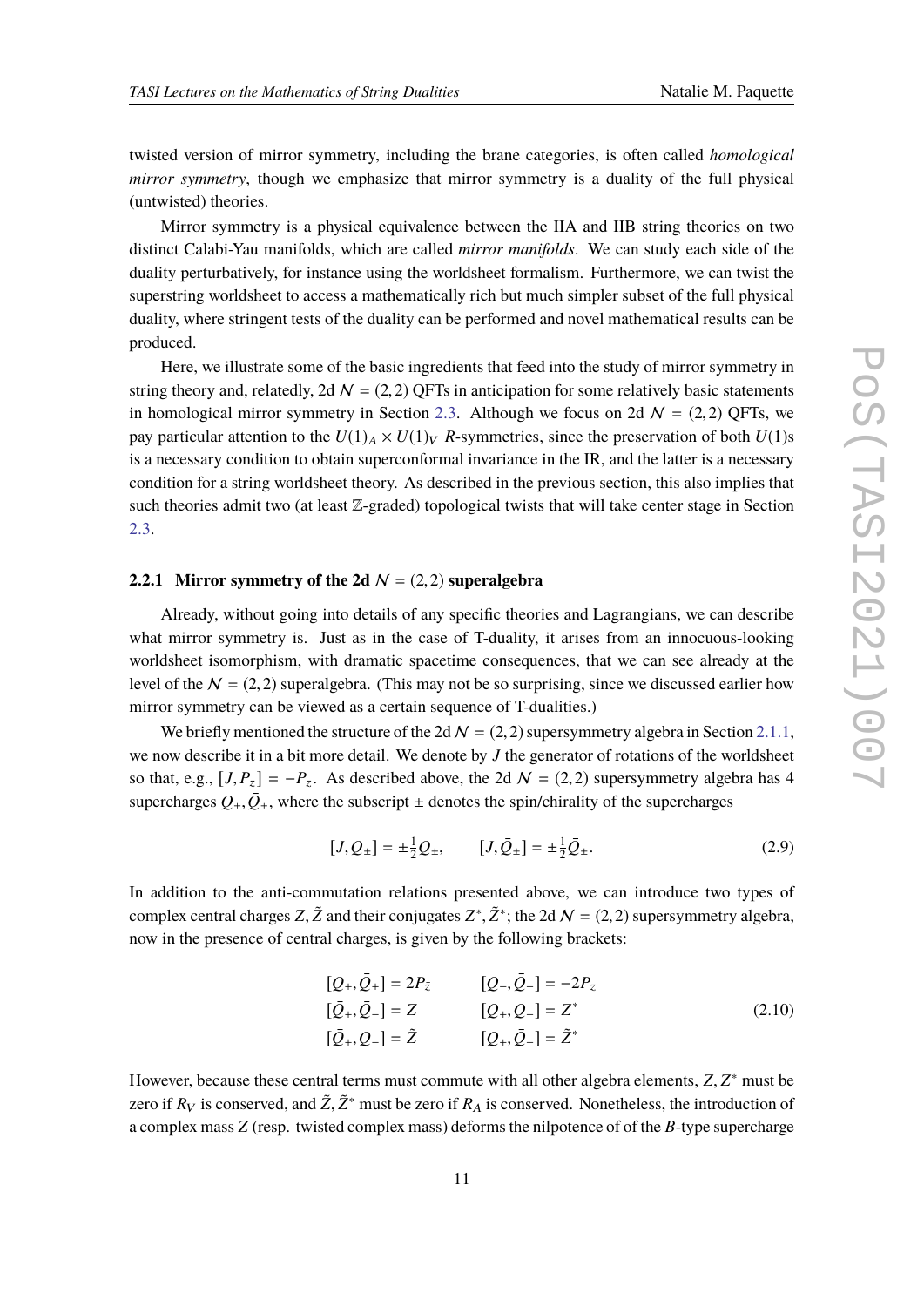twisted version of mirror symmetry, including the brane categories, is often called *homological mirror symmetry*, though we emphasize that mirror symmetry is a duality of the full physical (untwisted) theories.

Mirror symmetry is a physical equivalence between the IIA and IIB string theories on two distinct Calabi-Yau manifolds, which are called *mirror manifolds*. We can study each side of the duality perturbatively, for instance using the worldsheet formalism. Furthermore, we can twist the superstring worldsheet to access a mathematically rich but much simpler subset of the full physical duality, where stringent tests of the duality can be performed and novel mathematical results can be produced.

Here, we illustrate some of the basic ingredients that feed into the study of mirror symmetry in string theory and, relatedly, 2d $\mathcal{N} = (2,2)$ QFTs in anticipation for some relatively basic statements in homological mirror symmetry in Section 2.3. Although we focus on 2d $\mathcal{N} = (2,2)$ QFTs, we pay particular attention to the $U(1)_A \times U(1)_V$ $R$-symmetries, since the preservation of both $U(1)$s is a necessary condition to obtain superconformal invariance in the IR, and the latter is a necessary condition for a string worldsheet theory. As described in the previous section, this also implies that such theories admit two (at least $\mathbb{Z}$-graded) topological twists that will take center stage in Section 2.3.

### 2.2.1 Mirror symmetry of the 2d $\mathcal{N} = (2,2)$ superalgebra

Already, without going into details of any specific theories and Lagrangians, we can describe what mirror symmetry is. Just as in the case of T-duality, it arises from an innocuous-looking worldsheet isomorphism, with dramatic spacetime consequences, that we can see already at the level of the $\mathcal{N} = (2,2)$ superalgebra. (This may not be so surprising, since we discussed earlier how mirror symmetry can be viewed as a certain sequence of T-dualities.)

We briefly mentioned the structure of the 2d $\mathcal{N} = (2,2)$ supersymmetry algebra in Section 2.1.1, we now describe it in a bit more detail. We denote by $J$ the generator of rotations of the worldsheet so that, e.g., $[J, P_z] = -P_z$. As described above, the 2d $\mathcal{N} = (2,2)$ supersymmetry algebra has 4 supercharges $Q_\pm, \bar{Q}_\pm$, where the subscript $\pm$ denotes the spin/chirality of the supercharges

$$[J, Q_\pm] = \pm\tfrac{1}{2} Q_\pm, \qquad [J, \bar{Q}_\pm] = \pm\tfrac{1}{2}\bar{Q}_\pm. \tag{2.9}$$

In addition to the anti-commutation relations presented above, we can introduce two types of complex central charges $Z, \tilde{Z}$ and their conjugates $Z^*, \tilde{Z}^*$; the 2d $\mathcal{N} = (2,2)$ supersymmetry algebra, now in the presence of central charges, is given by the following brackets:

$$\begin{aligned}
&[Q_+, \bar{Q}_+] = 2P_{\bar{z}} \qquad && [Q_-, \bar{Q}_-] = -2P_z \\
&[\bar{Q}_+, \bar{Q}_-] = Z \qquad && [Q_+, Q_-] = Z^* \\
&[\bar{Q}_+, Q_-] = \tilde{Z} \qquad && [Q_+, \bar{Q}_-] = \tilde{Z}^*
\end{aligned} \tag{2.10}$$

However, because these central terms must commute with all other algebra elements, $Z, Z^*$ must be zero if $R_V$ is conserved, and $\tilde{Z}, \tilde{Z}^*$ must be zero if $R_A$ is conserved. Nonetheless, the introduction of a complex mass $Z$ (resp. twisted complex mass) deforms the nilpotence of of the $B$-type supercharge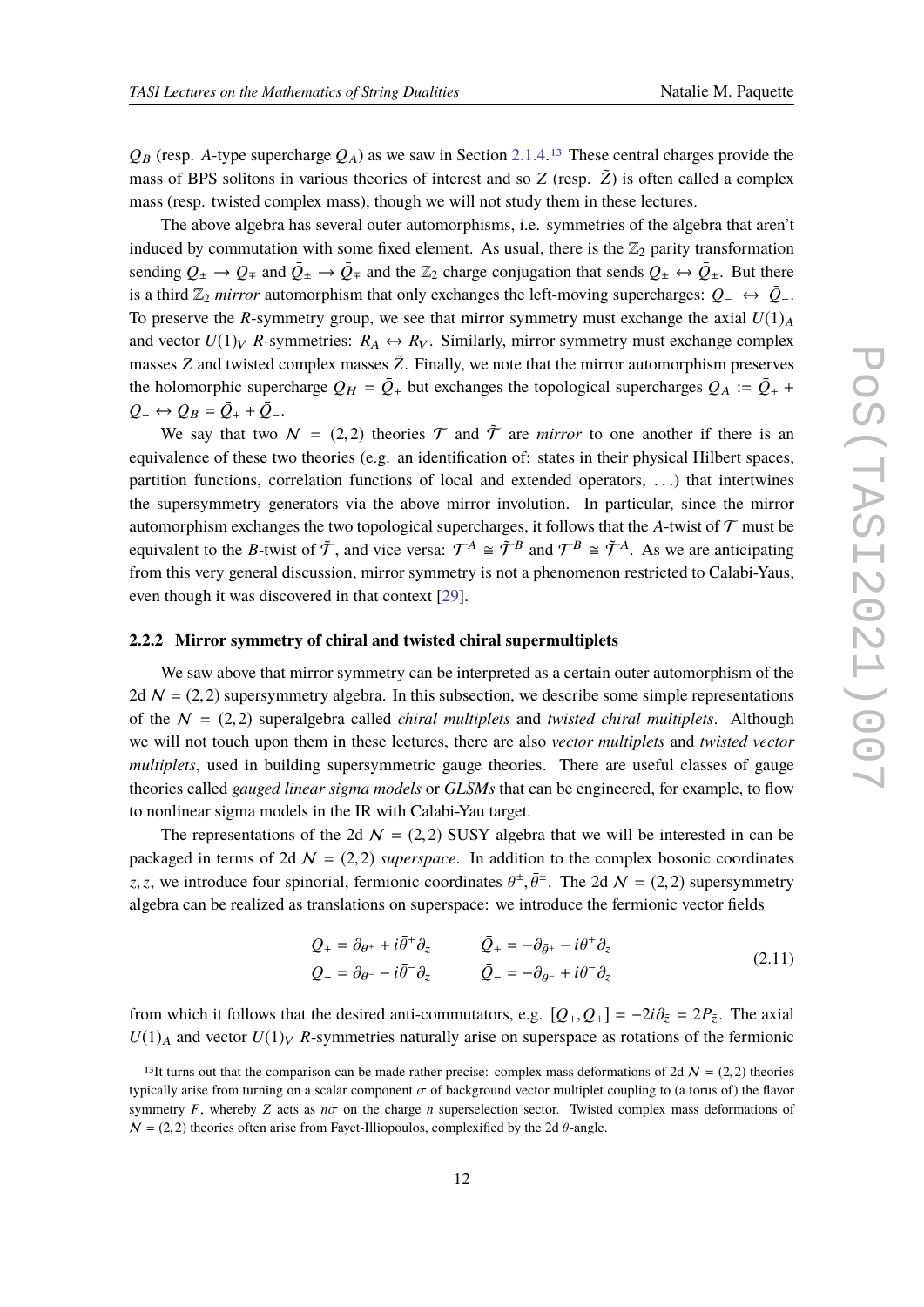$Q_B$ (resp. $A$-type supercharge $Q_A$) as we saw in Section 2.1.4.[13] These central charges provide the mass of BPS solitons in various theories of interest and so $Z$ (resp. $\tilde{Z}$) is often called a complex mass (resp. twisted complex mass), though we will not study them in these lectures.

The above algebra has several outer automorphisms, i.e. symmetries of the algebra that aren't induced by commutation with some fixed element. As usual, there is the $\mathbb{Z}_2$ parity transformation sending $Q_\pm \to Q_\mp$ and $\bar{Q}_\pm \to \bar{Q}_\mp$ and the $\mathbb{Z}_2$ charge conjugation that sends $Q_\pm \leftrightarrow \bar{Q}_\pm$. But there is a third $\mathbb{Z}_2$ *mirror* automorphism that only exchanges the left-moving supercharges: $Q_- \leftrightarrow \bar{Q}_-$. To preserve the $R$-symmetry group, we see that mirror symmetry must exchange the axial $U(1)_A$ and vector $U(1)_V$ $R$-symmetries: $R_A \leftrightarrow R_V$. Similarly, mirror symmetry must exchange complex masses $Z$ and twisted complex masses $\tilde{Z}$. Finally, we note that the mirror automorphism preserves the holomorphic supercharge $Q_H = \bar{Q}_+$ but exchanges the topological supercharges $Q_A := \bar{Q}_+ + Q_- \leftrightarrow Q_B = \bar{Q}_+ + \bar{Q}_-$.

We say that two $\mathcal{N} = (2,2)$ theories $\mathcal{T}$ and $\tilde{\mathcal{T}}$ are *mirror* to one another if there is an equivalence of these two theories (e.g. an identification of: states in their physical Hilbert spaces, partition functions, correlation functions of local and extended operators, ...) that intertwines the supersymmetry generators via the above mirror involution. In particular, since the mirror automorphism exchanges the two topological supercharges, it follows that the $A$-twist of $\mathcal{T}$ must be equivalent to the $B$-twist of $\tilde{\mathcal{T}}$, and vice versa: $\mathcal{T}^A \cong \tilde{\mathcal{T}}^B$ and $\mathcal{T}^B \cong \tilde{\mathcal{T}}^A$. As we are anticipating from this very general discussion, mirror symmetry is not a phenomenon restricted to Calabi-Yaus, even though it was discovered in that context [29].

### 2.2.2 Mirror symmetry of chiral and twisted chiral supermultiplets

We saw above that mirror symmetry can be interpreted as a certain outer automorphism of the 2d $\mathcal{N} = (2,2)$ supersymmetry algebra. In this subsection, we describe some simple representations of the $\mathcal{N} = (2,2)$ superalgebra called *chiral multiplets* and *twisted chiral multiplets*. Although we will not touch upon them in these lectures, there are also *vector multiplets* and *twisted vector multiplets*, used in building supersymmetric gauge theories. There are useful classes of gauge theories called *gauged linear sigma models* or *GLSMs* that can be engineered, for example, to flow to nonlinear sigma models in the IR with Calabi-Yau target.

The representations of the 2d $\mathcal{N} = (2,2)$ SUSY algebra that we will be interested in can be packaged in terms of 2d $\mathcal{N} = (2,2)$ *superspace*. In addition to the complex bosonic coordinates $z, \bar{z}$, we introduce four spinorial, fermionic coordinates $\theta^\pm, \bar{\theta}^\pm$. The 2d $\mathcal{N} = (2,2)$ supersymmetry algebra can be realized as translations on superspace: we introduce the fermionic vector fields

$$
\begin{aligned}
Q_+ &= \partial_{\theta^+} + i\bar{\theta}^+\partial_{\bar{z}} \qquad & \bar{Q}_+ &= -\partial_{\bar{\theta}^+} - i\theta^+\partial_{\bar{z}} \\
Q_- &= \partial_{\theta^-} - i\bar{\theta}^-\partial_{z} \qquad & \bar{Q}_- &= -\partial_{\bar{\theta}^-} + i\theta^-\partial_{z}
\end{aligned}
\tag{2.11}
$$

from which it follows that the desired anti-commutators, e.g. $[Q_+, \bar{Q}_+] = -2i\partial_{\bar{z}} = 2P_{\bar{z}}$. The axial $U(1)_A$ and vector $U(1)_V$ $R$-symmetries naturally arise on superspace as rotations of the fermionic

[13] It turns out that the comparison can be made rather precise: complex mass deformations of 2d $\mathcal{N} = (2,2)$ theories typically arise from turning on a scalar component $\sigma$ of background vector multiplet coupling to (a torus of) the flavor symmetry $F$, whereby $Z$ acts as $n\sigma$ on the charge $n$ superselection sector. Twisted complex mass deformations of $\mathcal{N} = (2,2)$ theories often arise from Fayet-Illiopoulos, complexified by the 2d $\theta$-angle.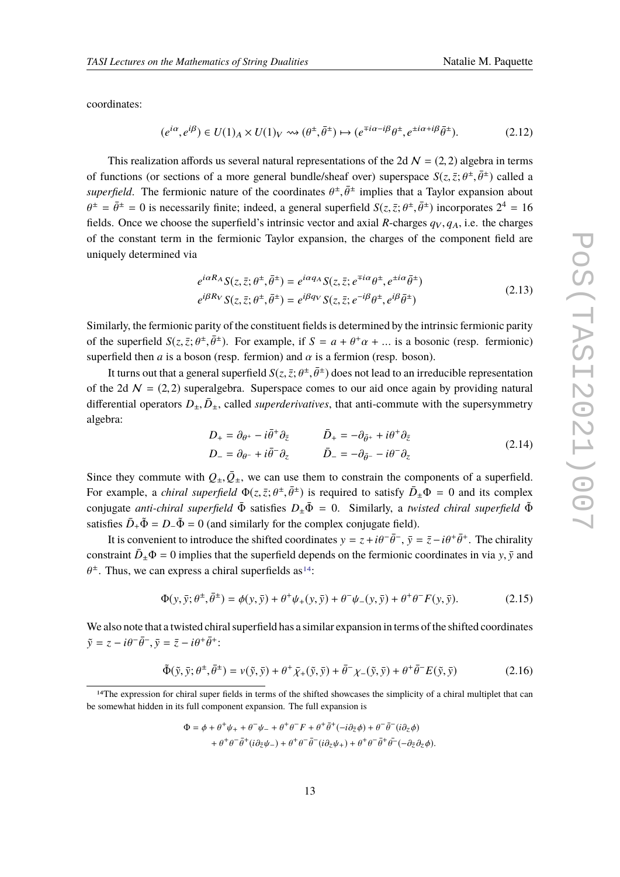coordinates:

$$(e^{i\alpha}, e^{i\beta}) \in U(1)_A \times U(1)_V \rightsquigarrow (\theta^\pm, \bar{\theta}^\pm) \mapsto (e^{\mp i\alpha - i\beta}\theta^\pm, e^{\pm i\alpha + i\beta}\bar{\theta}^\pm). \tag{2.12}$$

This realization affords us several natural representations of the 2d $\mathcal{N} = (2,2)$ algebra in terms of functions (or sections of a more general bundle/sheaf over) superspace $S(z, \bar{z}; \theta^\pm, \bar{\theta}^\pm)$ called a *superfield*. The fermionic nature of the coordinates $\theta^\pm, \bar{\theta}^\pm$ implies that a Taylor expansion about $\theta^\pm = \bar{\theta}^\pm = 0$ is necessarily finite; indeed, a general superfield $S(z, \bar{z}; \theta^\pm, \bar{\theta}^\pm)$ incorporates $2^4 = 16$ fields. Once we choose the superfield's intrinsic vector and axial $R$-charges $q_V, q_A$, i.e. the charges of the constant term in the fermionic Taylor expansion, the charges of the component field are uniquely determined via

$$\begin{aligned} e^{i\alpha R_A} S(z, \bar{z}; \theta^\pm, \bar{\theta}^\pm) &= e^{i\alpha q_A} S(z, \bar{z}; e^{\mp i\alpha}\theta^\pm, e^{\pm i\alpha}\bar{\theta}^\pm) \\ e^{i\beta R_V} S(z, \bar{z}; \theta^\pm, \bar{\theta}^\pm) &= e^{i\beta q_V} S(z, \bar{z}; e^{-i\beta}\theta^\pm, e^{i\beta}\bar{\theta}^\pm) \end{aligned} \tag{2.13}$$

Similarly, the fermionic parity of the constituent fields is determined by the intrinsic fermionic parity of the superfield $S(z, \bar{z}; \theta^\pm, \bar{\theta}^\pm)$. For example, if $S = a + \theta^+\alpha + \ldots$ is a bosonic (resp. fermionic) superfield then $a$ is a boson (resp. fermion) and $\alpha$ is a fermion (resp. boson).

It turns out that a general superfield $S(z, \bar{z}; \theta^\pm, \bar{\theta}^\pm)$ does not lead to an irreducible representation of the 2d $\mathcal{N} = (2,2)$ superalgebra. Superspace comes to our aid once again by providing natural differential operators $D_\pm, \bar{D}_\pm$, called *superderivatives*, that anti-commute with the supersymmetry algebra:

$$\begin{aligned} D_+ &= \partial_{\theta^+} - i\bar{\theta}^+\partial_{\bar{z}} \qquad & \bar{D}_+ &= -\partial_{\bar{\theta}^+} + i\theta^+\partial_{\bar{z}} \\ D_- &= \partial_{\theta^-} + i\bar{\theta}^-\partial_z \qquad & \bar{D}_- &= -\partial_{\bar{\theta}^-} - i\theta^-\partial_z \end{aligned} \tag{2.14}$$

Since they commute with $Q_\pm, \bar{Q}_\pm$, we can use them to constrain the components of a superfield. For example, a *chiral superfield* $\Phi(z, \bar{z}; \theta^\pm, \bar{\theta}^\pm)$ is required to satisfy $\bar{D}_\pm\Phi = 0$ and its complex conjugate *anti-chiral superfield* $\bar{\Phi}$ satisfies $D_\pm\bar{\Phi} = 0$. Similarly, a *twisted chiral superfield* $\tilde{\Phi}$ satisfies $\bar{D}_+\tilde{\Phi} = D_-\tilde{\Phi} = 0$ (and similarly for the complex conjugate field).

It is convenient to introduce the shifted coordinates $y = z + i\theta^-\bar{\theta}^-$, $\bar{y} = \bar{z} - i\theta^+\bar{\theta}^+$. The chirality constraint $\bar{D}_\pm\Phi = 0$ implies that the superfield depends on the fermionic coordinates in via $y, \bar{y}$ and $\theta^\pm$. Thus, we can express a chiral superfields as[14]:

$$\Phi(y, \bar{y}; \theta^\pm, \bar{\theta}^\pm) = \phi(y, \bar{y}) + \theta^+\psi_+(y, \bar{y}) + \theta^-\psi_-(y, \bar{y}) + \theta^+\theta^- F(y, \bar{y}). \tag{2.15}$$

We also note that a twisted chiral superfield has a similar expansion in terms of the shifted coordinates $\tilde{y} = z - i\theta^-\bar{\theta}^-$, $\bar{y} = \bar{z} - i\theta^+\bar{\theta}^+$:

$$\tilde{\Phi}(\tilde{y}, \bar{y}; \theta^\pm, \bar{\theta}^\pm) = v(\tilde{y}, \bar{y}) + \theta^+\bar{\chi}_+(\tilde{y}, \bar{y}) + \bar{\theta}^-\chi_-(\tilde{y}, \bar{y}) + \theta^+\bar{\theta}^- E(\tilde{y}, \bar{y}) \tag{2.16}$$

[14] The expression for chiral super fields in terms of the shifted showcases the simplicity of a chiral multiplet that can be somewhat hidden in its full component expansion. The full expansion is

$$\begin{aligned} \Phi = \phi &+ \theta^+\psi_+ + \theta^-\psi_- + \theta^+\theta^- F + \theta^+\bar{\theta}^+(-i\partial_{\bar{z}}\phi) + \theta^-\bar{\theta}^-(i\partial_z\phi) \\ &+ \theta^+\theta^-\bar{\theta}^+(i\partial_{\bar{z}}\psi_-) + \theta^+\theta^-\bar{\theta}^-(i\partial_z\psi_+) + \theta^+\theta^-\bar{\theta}^+\bar{\theta}^-(-\partial_{\bar{z}}\partial_z\phi). \end{aligned}$$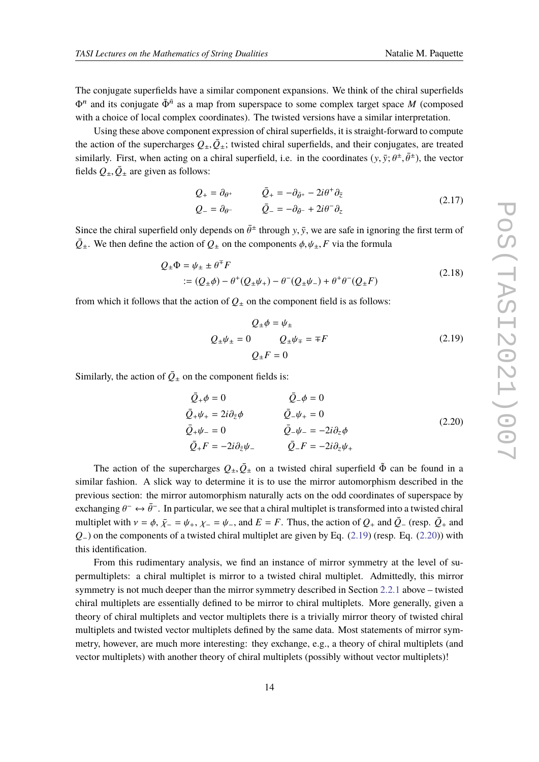The conjugate superfields have a similar component expansions. We think of the chiral superfields $\Phi^n$ and its conjugate $\bar{\Phi}^{\bar{n}}$ as a map from superspace to some complex target space $M$ (composed with a choice of local complex coordinates). The twisted versions have a similar interpretation.

Using these above component expression of chiral superfields, it is straight-forward to compute the action of the supercharges $Q_\pm, \bar{Q}_\pm$; twisted chiral superfields, and their conjugates, are treated similarly. First, when acting on a chiral superfield, i.e. in the coordinates $(y, \bar{y}; \theta^\pm, \bar{\theta}^\pm)$, the vector fields $Q_\pm, \bar{Q}_\pm$ are given as follows:

$$
\begin{aligned}
Q_+ &= \partial_{\theta^+} \qquad & \bar{Q}_+ &= -\partial_{\bar{\theta}^+} - 2i\theta^+ \partial_{\bar{z}} \\
Q_- &= \partial_{\theta^-} \qquad & \bar{Q}_- &= -\partial_{\bar{\theta}^-} + 2i\theta^- \partial_{z}
\end{aligned}
\tag{2.17}
$$

Since the chiral superfield only depends on $\bar{\theta}^\pm$ through $y, \bar{y}$, we are safe in ignoring the first term of $\bar{Q}_\pm$. We then define the action of $Q_\pm$ on the components $\phi, \psi_\pm, F$ via the formula

$$
\begin{aligned}
Q_\pm \Phi &= \psi_\pm \pm \theta^\mp F \\
&:= (Q_\pm \phi) - \theta^+ (Q_\pm \psi_+) - \theta^- (Q_\pm \psi_-) + \theta^+ \theta^- (Q_\pm F)
\end{aligned}
\tag{2.18}
$$

from which it follows that the action of $Q_\pm$ on the component field is as follows:

$$
\begin{gathered}
Q_\pm \phi = \psi_\pm \\
Q_\pm \psi_\pm = 0 \qquad Q_\pm \psi_\mp = \mp F \\
Q_\pm F = 0
\end{gathered}
\tag{2.19}
$$

Similarly, the action of $\bar{Q}_\pm$ on the component fields is:

$$
\begin{aligned}
\bar{Q}_+ \phi &= 0 & \bar{Q}_- \phi &= 0 \\
\bar{Q}_+ \psi_+ &= 2i\partial_{\bar{z}} \phi & \bar{Q}_- \psi_+ &= 0 \\
\bar{Q}_+ \psi_- &= 0 & \bar{Q}_- \psi_- &= -2i\partial_z \phi \\
\bar{Q}_+ F &= -2i\partial_{\bar{z}} \psi_- & \bar{Q}_- F &= -2i\partial_z \psi_+
\end{aligned}
\tag{2.20}
$$

The action of the supercharges $Q_\pm, \bar{Q}_\pm$ on a twisted chiral superfield $\tilde{\Phi}$ can be found in a similar fashion. A slick way to determine it is to use the mirror automorphism described in the previous section: the mirror automorphism naturally acts on the odd coordinates of superspace by exchanging $\theta^- \leftrightarrow \bar{\theta}^-$. In particular, we see that a chiral multiplet is transformed into a twisted chiral multiplet with $v = \phi$, $\bar{\chi}_- = \psi_+$, $\chi_- = \psi_-$, and $E = F$. Thus, the action of $Q_+$ and $\bar{Q}_-$ (resp. $\bar{Q}_+$ and $Q_-$) on the components of a twisted chiral multiplet are given by Eq. (2.19) (resp. Eq. (2.20)) with this identification.

From this rudimentary analysis, we find an instance of mirror symmetry at the level of supermultiplets: a chiral multiplet is mirror to a twisted chiral multiplet. Admittedly, this mirror symmetry is not much deeper than the mirror symmetry described in Section 2.2.1 above – twisted chiral multiplets are essentially defined to be mirror to chiral multiplets. More generally, given a theory of chiral multiplets and vector multiplets there is a trivially mirror theory of twisted chiral multiplets and twisted vector multiplets defined by the same data. Most statements of mirror symmetry, however, are much more interesting: they exchange, e.g., a theory of chiral multiplets (and vector multiplets) with another theory of chiral multiplets (possibly without vector multiplets)!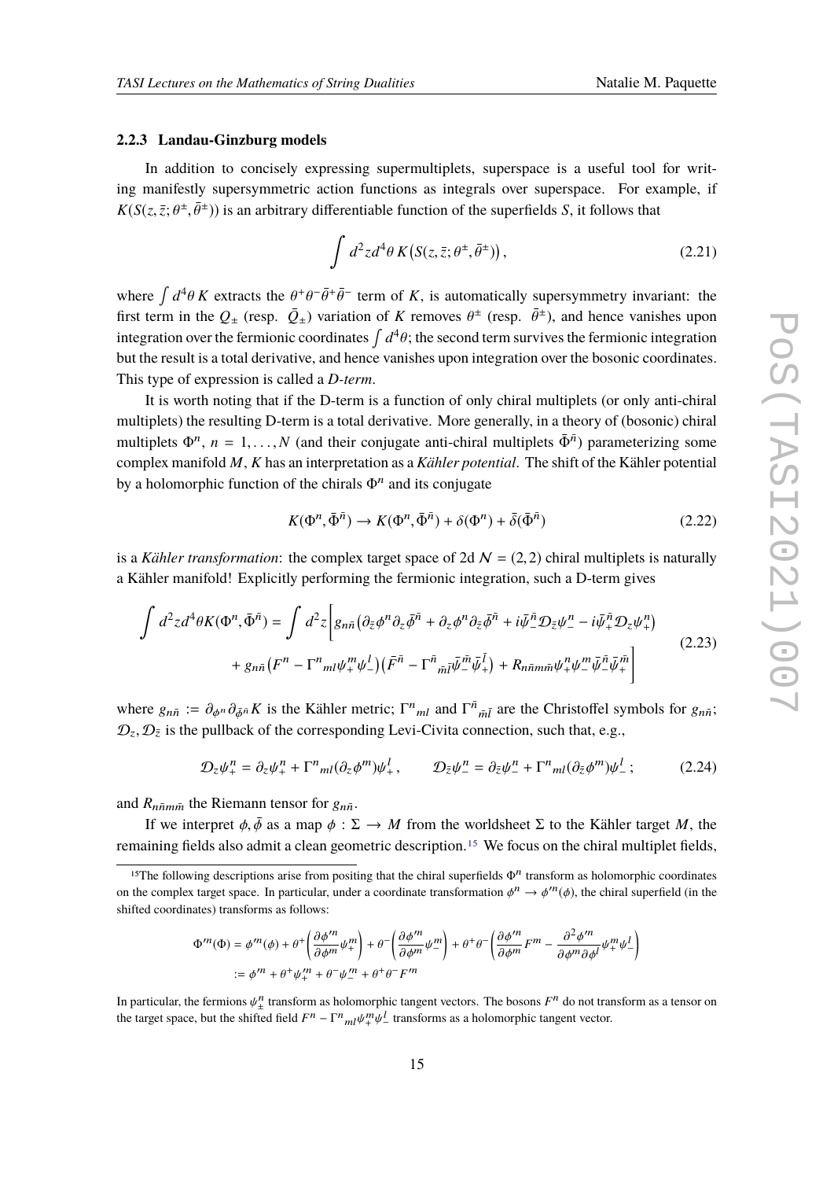### 2.2.3 Landau-Ginzburg models

In addition to concisely expressing supermultiplets, superspace is a useful tool for writing manifestly supersymmetric action functions as integrals over superspace. For example, if $K(S(z,\bar{z};\theta^\pm,\bar{\theta}^\pm))$ is an arbitrary differentiable function of the superfields $S$, it follows that

$$\int d^2z d^4\theta\, K\big(S(z,\bar{z};\theta^\pm,\bar{\theta}^\pm)\big)\,, \tag{2.21}$$

where $\int d^4\theta\, K$ extracts the $\theta^+\theta^-\bar{\theta}^+\bar{\theta}^-$ term of $K$, is automatically supersymmetry invariant: the first term in the $Q_\pm$ (resp. $\bar{Q}_\pm$) variation of $K$ removes $\theta^\pm$ (resp. $\bar{\theta}^\pm$), and hence vanishes upon integration over the fermionic coordinates $\int d^4\theta$; the second term survives the fermionic integration but the result is a total derivative, and hence vanishes upon integration over the bosonic coordinates. This type of expression is called a *D-term*.

It is worth noting that if the D-term is a function of only chiral multiplets (or only anti-chiral multiplets) the resulting D-term is a total derivative. More generally, in a theory of (bosonic) chiral multiplets $\Phi^n$, $n = 1,\ldots,N$ (and their conjugate anti-chiral multiplets $\bar{\Phi}^{\bar{n}}$) parameterizing some complex manifold $M$, $K$ has an interpretation as a *Kähler potential*. The shift of the Kähler potential by a holomorphic function of the chirals $\Phi^n$ and its conjugate

$$K(\Phi^n,\bar{\Phi}^{\bar{n}}) \to K(\Phi^n,\bar{\Phi}^{\bar{n}}) + \delta(\Phi^n) + \bar{\delta}(\bar{\Phi}^{\bar{n}}) \tag{2.22}$$

is a *Kähler transformation*: the complex target space of 2d $\mathcal{N}=(2,2)$ chiral multiplets is naturally a Kähler manifold! Explicitly performing the fermionic integration, such a D-term gives

$$\begin{aligned}\int d^2z d^4\theta K(\Phi^n,\bar{\Phi}^{\bar{n}}) = \int d^2z \bigg[ & g_{n\bar{n}}\big(\partial_{\bar{z}}\phi^n\partial_z\bar{\phi}^{\bar{n}} + \partial_z\phi^n\partial_{\bar{z}}\bar{\phi}^{\bar{n}} + i\bar{\psi}_-^{\bar{n}}\mathcal{D}_{\bar{z}}\psi_-^n - i\bar{\psi}_+^{\bar{n}}\mathcal{D}_z\psi_+^n\big) \\ & + g_{n\bar{n}}\big(F^n - \Gamma^n{}_{ml}\psi_+^m\psi_-^l\big)\big(\bar{F}^{\bar{n}} - \Gamma^{\bar{n}}{}_{\bar{m}\bar{l}}\bar{\psi}_-^{\bar{m}}\bar{\psi}_+^{\bar{l}}\big) + R_{n\bar{n}m\bar{m}}\psi_+^n\psi_-^m\bar{\psi}_-^{\bar{n}}\bar{\psi}_+^{\bar{m}}\bigg]\end{aligned} \tag{2.23}$$

where $g_{n\bar{n}} := \partial_{\phi^n}\partial_{\bar{\phi}^{\bar{n}}}K$ is the Kähler metric; $\Gamma^n{}_{ml}$ and $\Gamma^{\bar{n}}{}_{\bar{m}\bar{l}}$ are the Christoffel symbols for $g_{n\bar{n}}$; $\mathcal{D}_z, \mathcal{D}_{\bar{z}}$ is the pullback of the corresponding Levi-Civita connection, such that, e.g.,

$$\mathcal{D}_z\psi_+^n = \partial_z\psi_+^n + \Gamma^n{}_{ml}(\partial_z\phi^m)\psi_+^l\,, \qquad \mathcal{D}_{\bar{z}}\psi_-^n = \partial_{\bar{z}}\psi_-^n + \Gamma^n{}_{ml}(\partial_{\bar{z}}\phi^m)\psi_-^l\,; \tag{2.24}$$

and $R_{n\bar{n}m\bar{m}}$ the Riemann tensor for $g_{n\bar{n}}$.

If we interpret $\phi,\bar{\phi}$ as a map $\phi:\Sigma\to M$ from the worldsheet $\Sigma$ to the Kähler target $M$, the remaining fields also admit a clean geometric description.[15] We focus on the chiral multiplet fields,

[15] The following descriptions arise from positing that the chiral superfields $\Phi^n$ transform as holomorphic coordinates on the complex target space. In particular, under a coordinate transformation $\phi^n \to \phi'^n(\phi)$, the chiral superfield (in the shifted coordinates) transforms as follows:

$$\begin{aligned}\Phi'^n(\Phi) &= \phi'^n(\phi) + \theta^+\left(\frac{\partial\phi'^n}{\partial\phi^m}\psi_+^m\right) + \theta^-\left(\frac{\partial\phi'^n}{\partial\phi^m}\psi_-^m\right) + \theta^+\theta^-\left(\frac{\partial\phi'^n}{\partial\phi^m}F^m - \frac{\partial^2\phi'^n}{\partial\phi^m\partial\phi^l}\psi_+^m\psi_-^l\right) \\ &:= \phi'^n + \theta^+\psi_+'^n + \theta^-\psi_-'^n + \theta^+\theta^- F'^n\end{aligned}$$

In particular, the fermions $\psi_\pm^n$ transform as holomorphic tangent vectors. The bosons $F^n$ do not transform as a tensor on the target space, but the shifted field $F^n - \Gamma^n{}_{ml}\psi_+^m\psi_-^l$ transforms as a holomorphic tangent vector.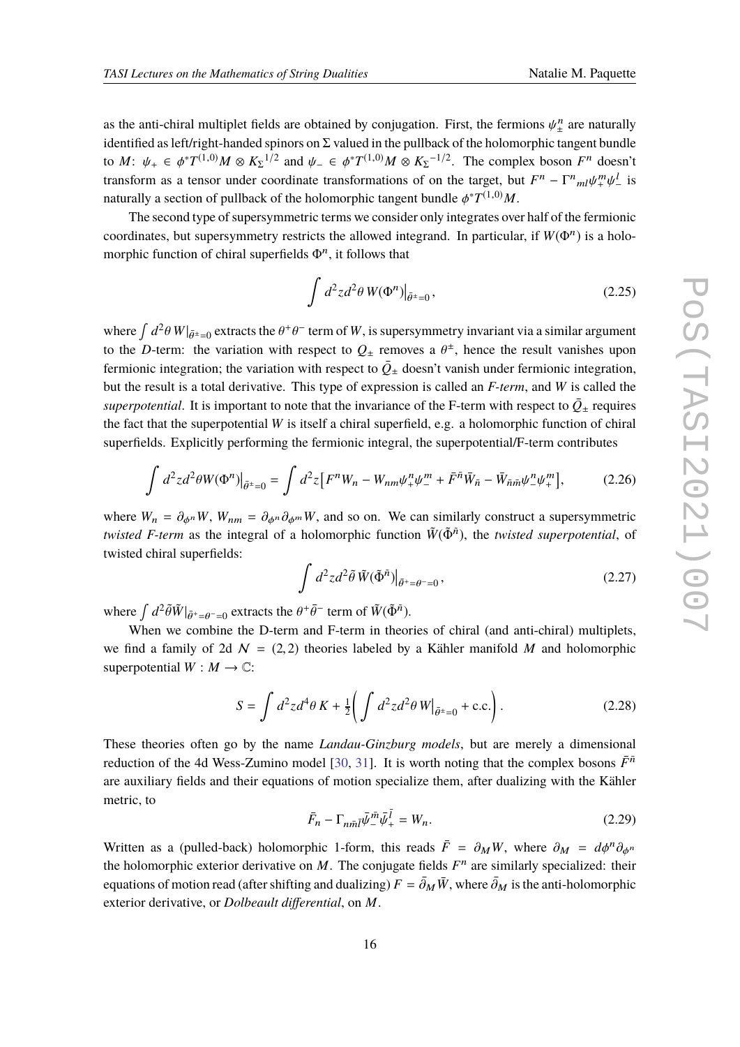as the anti-chiral multiplet fields are obtained by conjugation. First, the fermions $\psi^n_\pm$ are naturally identified as left/right-handed spinors on $\Sigma$ valued in the pullback of the holomorphic tangent bundle to $M$: $\psi_+ \in \phi^* T^{(1,0)}M \otimes K_\Sigma{}^{1/2}$ and $\psi_- \in \phi^* T^{(1,0)}M \otimes K_\Sigma{}^{-1/2}$. The complex boson $F^n$ doesn't transform as a tensor under coordinate transformations of on the target, but $F^n - \Gamma^n{}_{ml}\psi^m_+\psi^l_-$ is naturally a section of pullback of the holomorphic tangent bundle $\phi^* T^{(1,0)}M$.

The second type of supersymmetric terms we consider only integrates over half of the fermionic coordinates, but supersymmetry restricts the allowed integrand. In particular, if $W(\Phi^n)$ is a holomorphic function of chiral superfields $\Phi^n$, it follows that

$$\int d^2z d^2\theta\, W(\Phi^n)\big|_{\bar\theta^\pm=0}, \tag{2.25}$$

where $\int d^2\theta\, W|_{\bar\theta^\pm=0}$ extracts the $\theta^+\theta^-$ term of $W$, is supersymmetry invariant via a similar argument to the $D$-term: the variation with respect to $Q_\pm$ removes a $\theta^\pm$, hence the result vanishes upon fermionic integration; the variation with respect to $\bar Q_\pm$ doesn't vanish under fermionic integration, but the result is a total derivative. This type of expression is called an *F-term*, and $W$ is called the *superpotential*. It is important to note that the invariance of the F-term with respect to $\bar Q_\pm$ requires the fact that the superpotential $W$ is itself a chiral superfield, e.g. a holomorphic function of chiral superfields. Explicitly performing the fermionic integral, the superpotential/F-term contributes

$$\int d^2z d^2\theta W(\Phi^n)\big|_{\bar\theta^\pm=0} = \int d^2z \big[F^n W_n - W_{nm}\psi^n_+\psi^m_- + \bar F^{\bar n}\bar W_{\bar n} - \bar W_{\bar n\bar m}\psi^n_-\psi^m_+\big], \tag{2.26}$$

where $W_n = \partial_{\phi^n} W$, $W_{nm} = \partial_{\phi^n}\partial_{\phi^m} W$, and so on. We can similarly construct a supersymmetric *twisted F-term* as the integral of a holomorphic function $\tilde W(\tilde\Phi^{\bar n})$, the *twisted superpotential*, of twisted chiral superfields:

$$\int d^2z d^2\tilde\theta\, \tilde W(\tilde\Phi^{\bar n})\big|_{\bar\theta^+=\theta^-=0}, \tag{2.27}$$

where $\int d^2\tilde\theta \tilde W|_{\bar\theta^+=\theta^-=0}$ extracts the $\theta^+\bar\theta^-$ term of $\tilde W(\tilde\Phi^{\bar n})$.

When we combine the D-term and F-term in theories of chiral (and anti-chiral) multiplets, we find a family of 2d $\mathcal{N} = (2,2)$ theories labeled by a Kähler manifold $M$ and holomorphic superpotential $W : M \to \mathbb{C}$:

$$S = \int d^2z d^4\theta\, K + \tfrac{1}{2}\left(\int d^2z d^2\theta\, W\big|_{\bar\theta^\pm=0} + \text{c.c.}\right). \tag{2.28}$$

These theories often go by the name *Landau-Ginzburg models*, but are merely a dimensional reduction of the 4d Wess-Zumino model [30, 31]. It is worth noting that the complex bosons $\bar F^{\bar n}$ are auxiliary fields and their equations of motion specialize them, after dualizing with the Kähler metric, to

$$\bar F_n - \Gamma_{n\bar m\bar l}\bar\psi^{\bar m}_-\bar\psi^{\bar l}_+ = W_n. \tag{2.29}$$

Written as a (pulled-back) holomorphic 1-form, this reads $\bar F = \partial_M W$, where $\partial_M = d\phi^n\partial_{\phi^n}$ the holomorphic exterior derivative on $M$. The conjugate fields $F^n$ are similarly specialized: their equations of motion read (after shifting and dualizing) $F = \bar\partial_M \bar W$, where $\bar\partial_M$ is the anti-holomorphic exterior derivative, or *Dolbeault differential*, on $M$.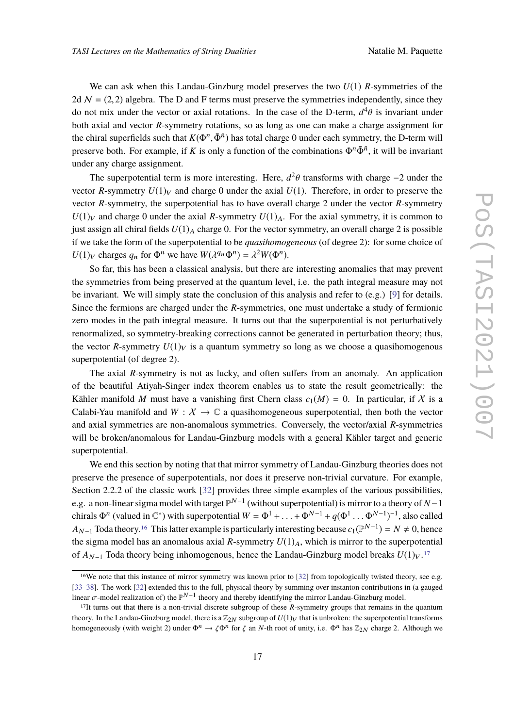We can ask when this Landau-Ginzburg model preserves the two $U(1)$ $R$-symmetries of the 2d $\mathcal{N} = (2,2)$ algebra. The D and F terms must preserve the symmetries independently, since they do not mix under the vector or axial rotations. In the case of the D-term, $d^4\theta$ is invariant under both axial and vector $R$-symmetry rotations, so as long as one can make a charge assignment for the chiral superfields such that $K(\Phi^n, \bar{\Phi}^{\bar{n}})$ has total charge 0 under each symmetry, the D-term will preserve both. For example, if $K$ is only a function of the combinations $\Phi^n\bar{\Phi}^{\bar{n}}$, it will be invariant under any charge assignment.

The superpotential term is more interesting. Here, $d^2\theta$ transforms with charge $-2$ under the vector $R$-symmetry $U(1)_V$ and charge 0 under the axial $U(1)$. Therefore, in order to preserve the vector $R$-symmetry, the superpotential has to have overall charge 2 under the vector $R$-symmetry $U(1)_V$ and charge 0 under the axial $R$-symmetry $U(1)_A$. For the axial symmetry, it is common to just assign all chiral fields $U(1)_A$ charge 0. For the vector symmetry, an overall charge 2 is possible if we take the form of the superpotential to be *quasihomogeneous* (of degree 2): for some choice of $U(1)_V$ charges $q_n$ for $\Phi^n$ we have $W(\lambda^{q_n}\Phi^n) = \lambda^2 W(\Phi^n)$.

So far, this has been a classical analysis, but there are interesting anomalies that may prevent the symmetries from being preserved at the quantum level, i.e. the path integral measure may not be invariant. We will simply state the conclusion of this analysis and refer to (e.g.) [9] for details. Since the fermions are charged under the $R$-symmetries, one must undertake a study of fermionic zero modes in the path integral measure. It turns out that the superpotential is not perturbatively renormalized, so symmetry-breaking corrections cannot be generated in perturbation theory; thus, the vector $R$-symmetry $U(1)_V$ is a quantum symmetry so long as we choose a quasihomogenous superpotential (of degree 2).

The axial $R$-symmetry is not as lucky, and often suffers from an anomaly. An application of the beautiful Atiyah-Singer index theorem enables us to state the result geometrically: the Kähler manifold $M$ must have a vanishing first Chern class $c_1(M) = 0$. In particular, if $\mathcal{X}$ is a Calabi-Yau manifold and $W : \mathcal{X} \to \mathbb{C}$ a quasihomogeneous superpotential, then both the vector and axial symmetries are non-anomalous symmetries. Conversely, the vector/axial $R$-symmetries will be broken/anomalous for Landau-Ginzburg models with a general Kähler target and generic superpotential.

We end this section by noting that that mirror symmetry of Landau-Ginzburg theories does not preserve the presence of superpotentials, nor does it preserve non-trivial curvature. For example, Section 2.2.2 of the classic work [32] provides three simple examples of the various possibilities, e.g. a non-linear sigma model with target $\mathbb{P}^{N-1}$ (without superpotential) is mirror to a theory of $N-1$ chirals $\Phi^n$ (valued in $\mathbb{C}^*$) with superpotential $W = \Phi^1 + \ldots + \Phi^{N-1} + q(\Phi^1 \ldots \Phi^{N-1})^{-1}$, also called $A_{N-1}$ Toda theory.[16] This latter example is particularly interesting because $c_1(\mathbb{P}^{N-1}) = N \neq 0$, hence the sigma model has an anomalous axial $R$-symmetry $U(1)_A$, which is mirror to the superpotential of $A_{N-1}$ Toda theory being inhomogenous, hence the Landau-Ginzburg model breaks $U(1)_V$.[17]

---

[16] We note that this instance of mirror symmetry was known prior to [32] from topologically twisted theory, see e.g. [33–38]. The work [32] extended this to the full, physical theory by summing over instanton contributions in (a gauged linear $\sigma$-model realization of) the $\mathbb{P}^{N-1}$ theory and thereby identifying the mirror Landau-Ginzburg model.

[17] It turns out that there is a non-trivial discrete subgroup of these $R$-symmetry groups that remains in the quantum theory. In the Landau-Ginzburg model, there is a $\mathbb{Z}_{2N}$ subgroup of $U(1)_V$ that is unbroken: the superpotential transforms homogeneously (with weight 2) under $\Phi^n \to \zeta\Phi^n$ for $\zeta$ an $N$-th root of unity, i.e. $\Phi^n$ has $\mathbb{Z}_{2N}$ charge 2. Although we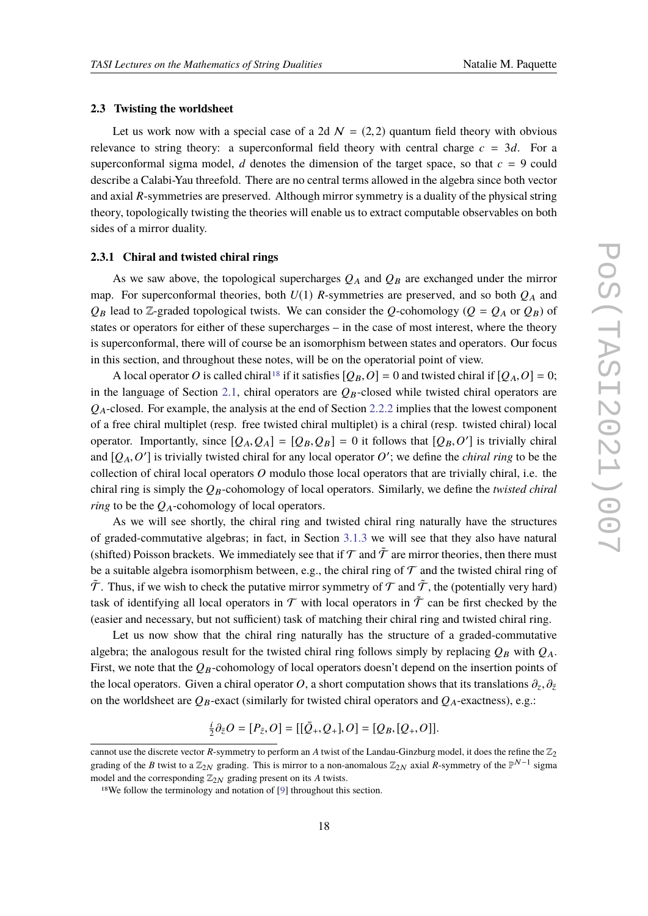### 2.3 Twisting the worldsheet

Let us work now with a special case of a 2d $\mathcal{N} = (2,2)$ quantum field theory with obvious relevance to string theory: a superconformal field theory with central charge $c = 3d$. For a superconformal sigma model, $d$ denotes the dimension of the target space, so that $c = 9$ could describe a Calabi-Yau threefold. There are no central terms allowed in the algebra since both vector and axial $R$-symmetries are preserved. Although mirror symmetry is a duality of the physical string theory, topologically twisting the theories will enable us to extract computable observables on both sides of a mirror duality.

#### 2.3.1 Chiral and twisted chiral rings

As we saw above, the topological supercharges $Q_A$ and $Q_B$ are exchanged under the mirror map. For superconformal theories, both $U(1)$ $R$-symmetries are preserved, and so both $Q_A$ and $Q_B$ lead to $\mathbb{Z}$-graded topological twists. We can consider the $Q$-cohomology ($Q = Q_A$ or $Q_B$) of states or operators for either of these supercharges – in the case of most interest, where the theory is superconformal, there will of course be an isomorphism between states and operators. Our focus in this section, and throughout these notes, will be on the operatorial point of view.

A local operator $O$ is called chiral[18] if it satisfies $[Q_B, O] = 0$ and twisted chiral if $[Q_A, O] = 0$; in the language of Section 2.1, chiral operators are $Q_B$-closed while twisted chiral operators are $Q_A$-closed. For example, the analysis at the end of Section 2.2.2 implies that the lowest component of a free chiral multiplet (resp. free twisted chiral multiplet) is a chiral (resp. twisted chiral) local operator. Importantly, since $[Q_A, Q_A] = [Q_B, Q_B] = 0$ it follows that $[Q_B, O']$ is trivially chiral and $[Q_A, O']$ is trivially twisted chiral for any local operator $O'$; we define the *chiral ring* to be the collection of chiral local operators $O$ modulo those local operators that are trivially chiral, i.e. the chiral ring is simply the $Q_B$-cohomology of local operators. Similarly, we define the *twisted chiral ring* to be the $Q_A$-cohomology of local operators.

As we will see shortly, the chiral ring and twisted chiral ring naturally have the structures of graded-commutative algebras; in fact, in Section 3.1.3 we will see that they also have natural (shifted) Poisson brackets. We immediately see that if $\mathcal{T}$ and $\tilde{\mathcal{T}}$ are mirror theories, then there must be a suitable algebra isomorphism between, e.g., the chiral ring of $\mathcal{T}$ and the twisted chiral ring of $\tilde{\mathcal{T}}$. Thus, if we wish to check the putative mirror symmetry of $\mathcal{T}$ and $\tilde{\mathcal{T}}$, the (potentially very hard) task of identifying all local operators in $\mathcal{T}$ with local operators in $\tilde{\mathcal{T}}$ can be first checked by the (easier and necessary, but not sufficient) task of matching their chiral ring and twisted chiral ring.

Let us now show that the chiral ring naturally has the structure of a graded-commutative algebra; the analogous result for the twisted chiral ring follows simply by replacing $Q_B$ with $Q_A$. First, we note that the $Q_B$-cohomology of local operators doesn't depend on the insertion points of the local operators. Given a chiral operator $O$, a short computation shows that its translations $\partial_z, \partial_{\bar{z}}$ on the worldsheet are $Q_B$-exact (similarly for twisted chiral operators and $Q_A$-exactness), e.g.:

$$\tfrac{i}{2}\partial_{\bar{z}} O = [P_{\bar{z}}, O] = [[\bar{Q}_+, Q_+], O] = [Q_B, [Q_+, O]].$$

---

cannot use the discrete vector $R$-symmetry to perform an $A$ twist of the Landau-Ginzburg model, it does the refine the $\mathbb{Z}_2$ grading of the $B$ twist to a $\mathbb{Z}_{2N}$ grading. This is mirror to a non-anomalous $\mathbb{Z}_{2N}$ axial $R$-symmetry of the $\mathbb{P}^{N-1}$ sigma model and the corresponding $\mathbb{Z}_{2N}$ grading present on its $A$ twists.

[18] We follow the terminology and notation of [9] throughout this section.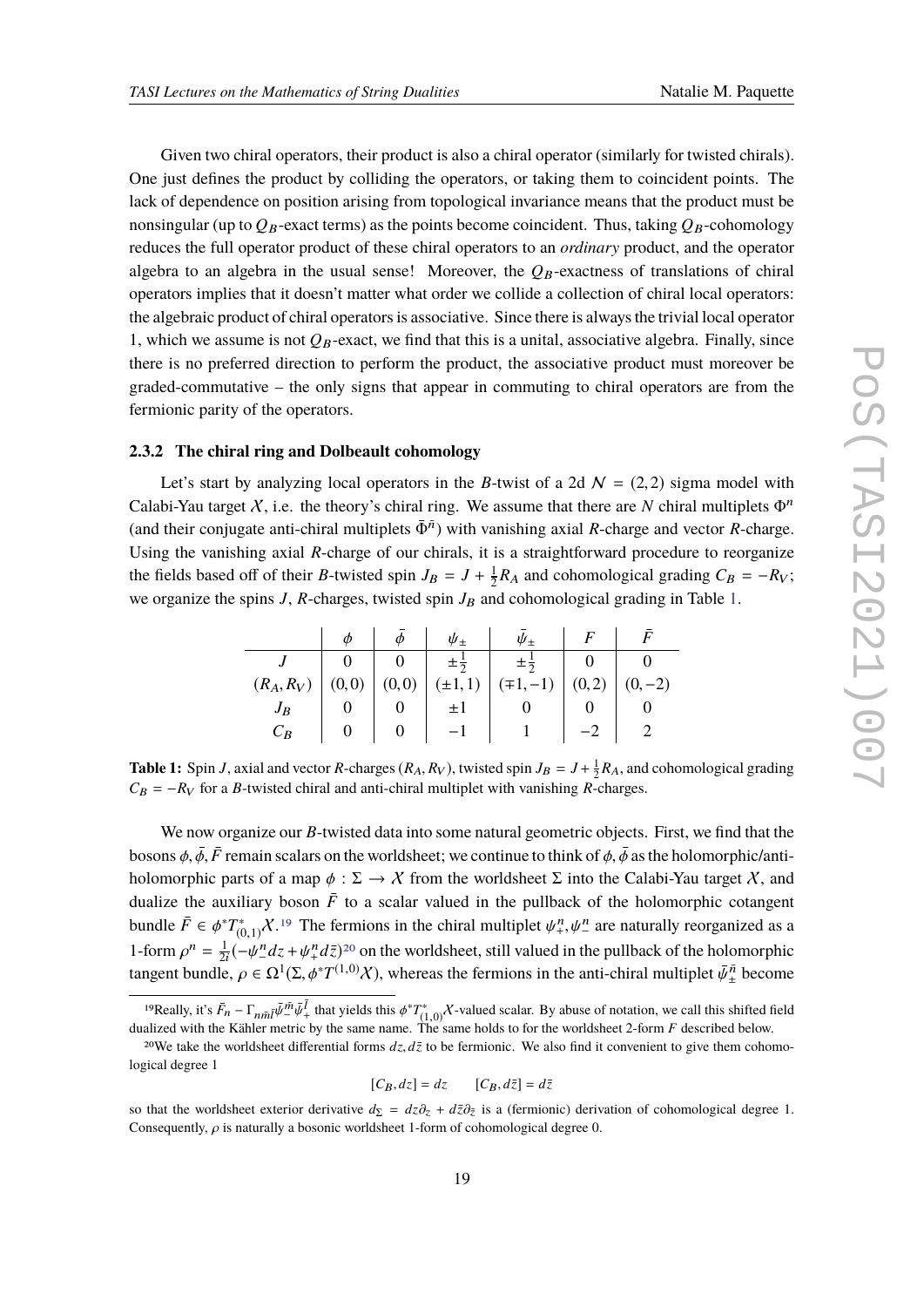Given two chiral operators, their product is also a chiral operator (similarly for twisted chirals). One just defines the product by colliding the operators, or taking them to coincident points. The lack of dependence on position arising from topological invariance means that the product must be nonsingular (up to $Q_B$-exact terms) as the points become coincident. Thus, taking $Q_B$-cohomology reduces the full operator product of these chiral operators to an *ordinary* product, and the operator algebra to an algebra in the usual sense! Moreover, the $Q_B$-exactness of translations of chiral operators implies that it doesn't matter what order we collide a collection of chiral local operators: the algebraic product of chiral operators is associative. Since there is always the trivial local operator 1, which we assume is not $Q_B$-exact, we find that this is a unital, associative algebra. Finally, since there is no preferred direction to perform the product, the associative product must moreover be graded-commutative – the only signs that appear in commuting to chiral operators are from the fermionic parity of the operators.

### 2.3.2 The chiral ring and Dolbeault cohomology

Let's start by analyzing local operators in the $B$-twist of a 2d $\mathcal{N} = (2,2)$ sigma model with Calabi-Yau target $X$, i.e. the theory's chiral ring. We assume that there are $N$ chiral multiplets $\Phi^n$ (and their conjugate anti-chiral multiplets $\bar{\Phi}^{\bar{n}}$) with vanishing axial $R$-charge and vector $R$-charge. Using the vanishing axial $R$-charge of our chirals, it is a straightforward procedure to reorganize the fields based off of their $B$-twisted spin $J_B = J + \frac{1}{2}R_A$ and cohomological grading $C_B = -R_V$; we organize the spins $J$, $R$-charges, twisted spin $J_B$ and cohomological grading in Table 1.

| | $\phi$ | $\bar{\phi}$ | $\psi_\pm$ | $\bar{\psi}_\pm$ | $F$ | $\bar{F}$ |
|---|---|---|---|---|---|---|
| $J$ | 0 | 0 | $\pm\frac{1}{2}$ | $\pm\frac{1}{2}$ | 0 | 0 |
| $(R_A, R_V)$ | $(0,0)$ | $(0,0)$ | $(\pm 1, 1)$ | $(\mp 1, -1)$ | $(0,2)$ | $(0,-2)$ |
| $J_B$ | 0 | 0 | $\pm 1$ | 0 | 0 | 0 |
| $C_B$ | 0 | 0 | $-1$ | 1 | $-2$ | 2 |

**Table 1:** Spin $J$, axial and vector $R$-charges $(R_A, R_V)$, twisted spin $J_B = J + \frac{1}{2}R_A$, and cohomological grading $C_B = -R_V$ for a $B$-twisted chiral and anti-chiral multiplet with vanishing $R$-charges.

We now organize our $B$-twisted data into some natural geometric objects. First, we find that the bosons $\phi, \bar{\phi}, \bar{F}$ remain scalars on the worldsheet; we continue to think of $\phi, \bar{\phi}$ as the holomorphic/anti-holomorphic parts of a map $\phi : \Sigma \to X$ from the worldsheet $\Sigma$ into the Calabi-Yau target $X$, and dualize the auxiliary boson $\bar{F}$ to a scalar valued in the pullback of the holomorphic cotangent bundle $\bar{F} \in \phi^* T^*_{(0,1)} X$.[19] The fermions in the chiral multiplet $\psi^n_+, \psi^n_-$ are naturally reorganized as a 1-form $\rho^n = \frac{1}{2i}(-\psi^n_- dz + \psi^n_+ d\bar{z})$[20] on the worldsheet, still valued in the pullback of the holomorphic tangent bundle, $\rho \in \Omega^1(\Sigma, \phi^* T^{(1,0)} X)$, whereas the fermions in the anti-chiral multiplet $\bar{\psi}^{\bar{n}}_\pm$ become

[19] Really, it's $\bar{F}_n - \Gamma_{n\bar{m}\bar{l}} \bar{\psi}^{\bar{m}}_- \bar{\psi}^{\bar{l}}_+$ that yields this $\phi^* T^*_{(1,0)} X$-valued scalar. By abuse of notation, we call this shifted field dualized with the Kähler metric by the same name. The same holds to for the worldsheet 2-form $F$ described below.

[20] We take the worldsheet differential forms $dz, d\bar{z}$ to be fermionic. We also find it convenient to give them cohomological degree 1

$$[C_B, dz] = dz \qquad [C_B, d\bar{z}] = d\bar{z}$$

so that the worldsheet exterior derivative $d_\Sigma = dz\partial_z + d\bar{z}\partial_{\bar{z}}$ is a (fermionic) derivation of cohomological degree 1. Consequently, $\rho$ is naturally a bosonic worldsheet 1-form of cohomological degree 0.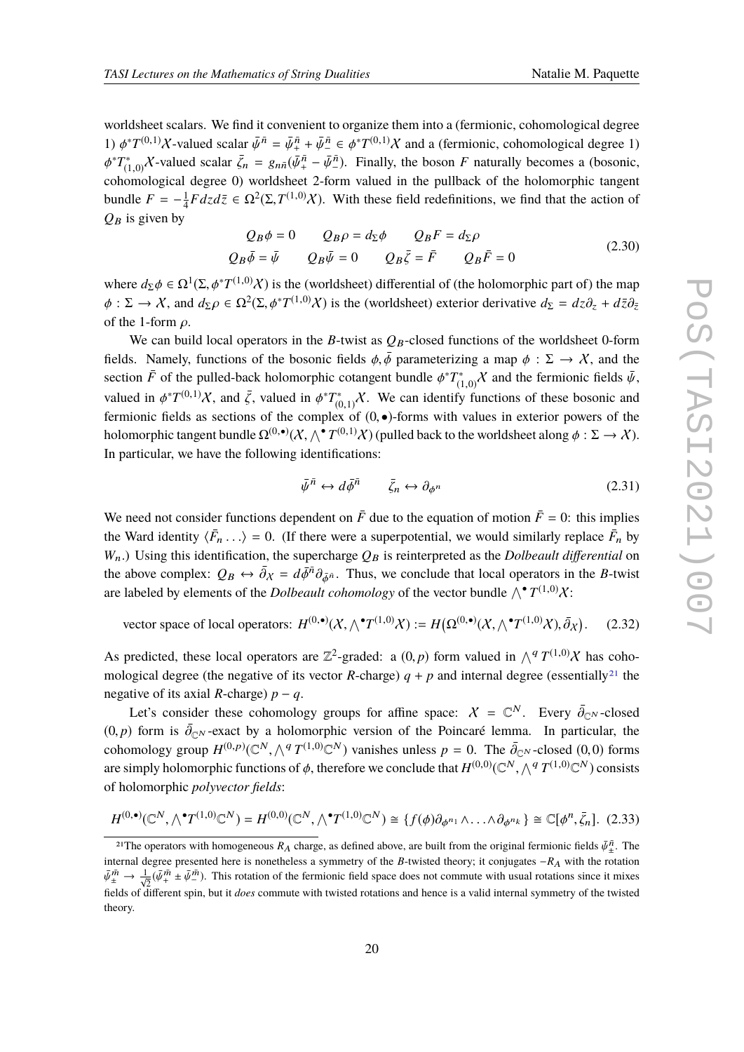worldsheet scalars. We find it convenient to organize them into a (fermionic, cohomological degree 1) $\phi^* T^{(0,1)}\mathcal{X}$-valued scalar $\bar\psi^{\bar n} = \bar\psi^{\bar n}_+ + \bar\psi^{\bar n}_- \in \phi^* T^{(0,1)}\mathcal{X}$ and a (fermionic, cohomological degree 1) $\phi^* T^*_{(1,0)}\mathcal{X}$-valued scalar $\bar\zeta_n = g_{n\bar n}(\bar\psi^{\bar n}_+ - \bar\psi^{\bar n}_-)$. Finally, the boson $F$ naturally becomes a (bosonic, cohomological degree 0) worldsheet 2-form valued in the pullback of the holomorphic tangent bundle $F = -\frac{1}{4} F dz d\bar z \in \Omega^2(\Sigma, T^{(1,0)}\mathcal{X})$. With these field redefinitions, we find that the action of $Q_B$ is given by

$$
\begin{array}{cccc}
Q_B \phi = 0 & Q_B \rho = d_\Sigma \phi & Q_B F = d_\Sigma \rho & \\
Q_B \bar\phi = \bar\psi & Q_B \bar\psi = 0 & Q_B \bar\zeta = \bar F & Q_B \bar F = 0
\end{array}
\tag{2.30}
$$

where $d_\Sigma \phi \in \Omega^1(\Sigma, \phi^* T^{(1,0)}\mathcal{X})$ is the (worldsheet) differential of (the holomorphic part of) the map $\phi : \Sigma \to \mathcal{X}$, and $d_\Sigma \rho \in \Omega^2(\Sigma, \phi^* T^{(1,0)}\mathcal{X})$ is the (worldsheet) exterior derivative $d_\Sigma = dz\partial_z + d\bar z \partial_{\bar z}$ of the 1-form $\rho$.

We can build local operators in the $B$-twist as $Q_B$-closed functions of the worldsheet 0-form fields. Namely, functions of the bosonic fields $\phi, \bar\phi$ parameterizing a map $\phi : \Sigma \to \mathcal{X}$, and the section $\bar F$ of the pulled-back holomorphic cotangent bundle $\phi^* T^*_{(1,0)}\mathcal{X}$ and the fermionic fields $\bar\psi$, valued in $\phi^* T^{(0,1)}\mathcal{X}$, and $\bar\zeta$, valued in $\phi^* T^*_{(0,1)}\mathcal{X}$. We can identify functions of these bosonic and fermionic fields as sections of the complex of $(0,\bullet)$-forms with values in exterior powers of the holomorphic tangent bundle $\Omega^{(0,\bullet)}(\mathcal{X}, \bigwedge^\bullet T^{(0,1)}\mathcal{X})$ (pulled back to the worldsheet along $\phi : \Sigma \to \mathcal{X}$). In particular, we have the following identifications:

$$
\bar\psi^{\bar n} \leftrightarrow d\bar\phi^{\bar n} \qquad \bar\zeta_n \leftrightarrow \partial_{\phi^n}
\tag{2.31}
$$

We need not consider functions dependent on $\bar F$ due to the equation of motion $\bar F = 0$: this implies the Ward identity $\langle \bar F_n \ldots \rangle = 0$. (If there were a superpotential, we would similarly replace $\bar F_n$ by $W_n$.) Using this identification, the supercharge $Q_B$ is reinterpreted as the *Dolbeault differential* on the above complex: $Q_B \leftrightarrow \bar\partial_{\mathcal{X}} = d\bar\phi^{\bar n}\partial_{\bar\phi^{\bar n}}$. Thus, we conclude that local operators in the $B$-twist are labeled by elements of the *Dolbeault cohomology* of the vector bundle $\bigwedge^\bullet T^{(1,0)}\mathcal{X}$:

$$
\text{vector space of local operators: } H^{(0,\bullet)}(\mathcal{X}, \textstyle\bigwedge^\bullet T^{(1,0)}\mathcal{X}) := H\big(\Omega^{(0,\bullet)}(\mathcal{X}, \bigwedge^\bullet T^{(1,0)}\mathcal{X}), \bar\partial_{\mathcal{X}}\big).
\tag{2.32}
$$

As predicted, these local operators are $\mathbb{Z}^2$-graded: a $(0,p)$ form valued in $\bigwedge^q T^{(1,0)}\mathcal{X}$ has cohomological degree (the negative of its vector $R$-charge) $q + p$ and internal degree (essentially[21] the negative of its axial $R$-charge) $p - q$.

Let's consider these cohomology groups for affine space: $\mathcal{X} = \mathbb{C}^N$. Every $\bar\partial_{\mathbb{C}^N}$-closed $(0,p)$ form is $\bar\partial_{\mathbb{C}^N}$-exact by a holomorphic version of the Poincaré lemma. In particular, the cohomology group $H^{(0,p)}(\mathbb{C}^N, \bigwedge^q T^{(1,0)}\mathbb{C}^N)$ vanishes unless $p = 0$. The $\bar\partial_{\mathbb{C}^N}$-closed $(0,0)$ forms are simply holomorphic functions of $\phi$, therefore we conclude that $H^{(0,0)}(\mathbb{C}^N, \bigwedge^q T^{(1,0)}\mathbb{C}^N)$ consists of holomorphic *polyvector fields*:

$$
H^{(0,\bullet)}(\mathbb{C}^N, \textstyle\bigwedge^\bullet T^{(1,0)}\mathbb{C}^N) = H^{(0,0)}(\mathbb{C}^N, \bigwedge^\bullet T^{(1,0)}\mathbb{C}^N) \cong \{f(\phi)\partial_{\phi^{n_1}} \wedge \ldots \wedge \partial_{\phi^{n_k}}\} \cong \mathbb{C}[\phi^n, \bar\zeta_n].
\tag{2.33}
$$

---

[21] The operators with homogeneous $R_A$ charge, as defined above, are built from the original fermionic fields $\bar\psi^{\bar n}_\pm$. The internal degree presented here is nonetheless a symmetry of the $B$-twisted theory; it conjugates $-R_A$ with the rotation $\bar\psi^{\bar m}_\pm \to \frac{1}{\sqrt{2}}(\bar\psi^{\bar m}_+ \pm \bar\psi^{\bar m}_-)$. This rotation of the fermionic field space does not commute with usual rotations since it mixes fields of different spin, but it *does* commute with twisted rotations and hence is a valid internal symmetry of the twisted theory.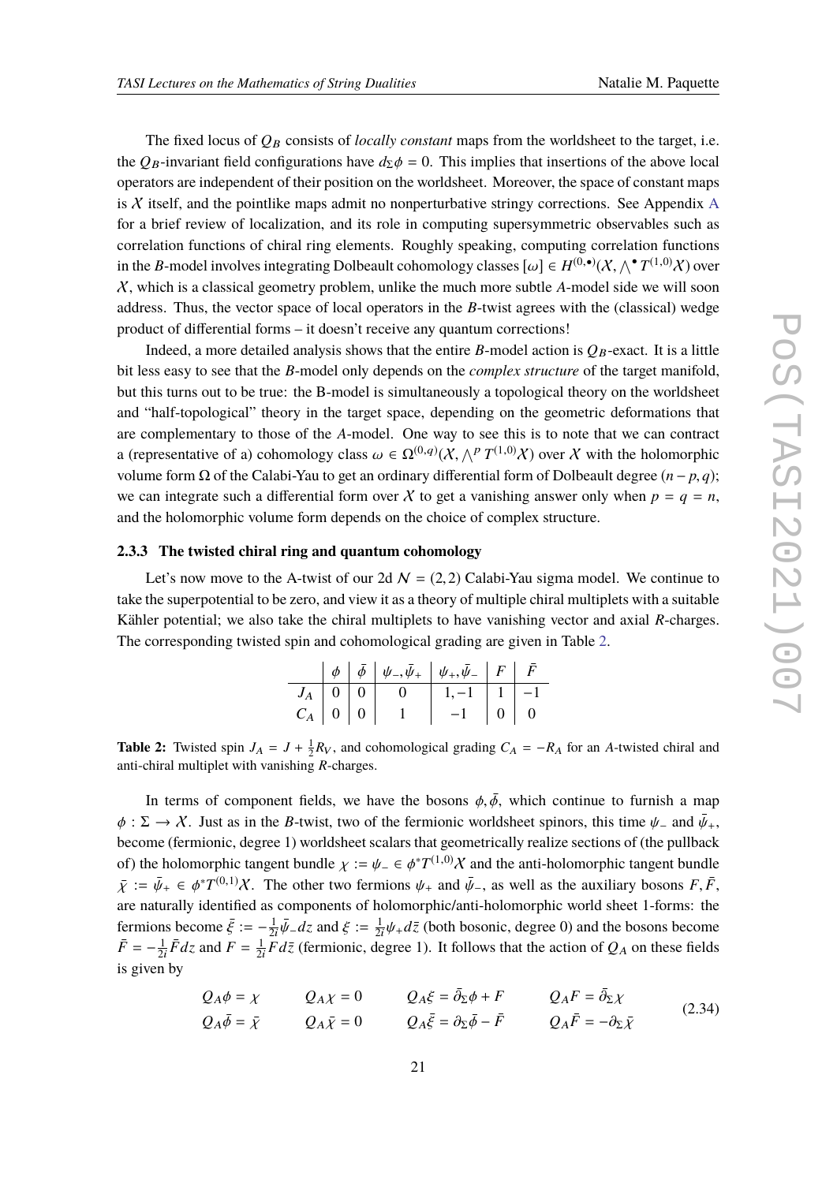The fixed locus of $Q_B$ consists of *locally constant* maps from the worldsheet to the target, i.e. the $Q_B$-invariant field configurations have $d_\Sigma \phi = 0$. This implies that insertions of the above local operators are independent of their position on the worldsheet. Moreover, the space of constant maps is $\mathcal{X}$ itself, and the pointlike maps admit no nonperturbative stringy corrections. See Appendix A for a brief review of localization, and its role in computing supersymmetric observables such as correlation functions of chiral ring elements. Roughly speaking, computing correlation functions in the $B$-model involves integrating Dolbeault cohomology classes $[\omega] \in H^{(0,\bullet)}(\mathcal{X}, \bigwedge^\bullet T^{(1,0)}\mathcal{X})$ over $\mathcal{X}$, which is a classical geometry problem, unlike the much more subtle $A$-model side we will soon address. Thus, the vector space of local operators in the $B$-twist agrees with the (classical) wedge product of differential forms – it doesn't receive any quantum corrections!

Indeed, a more detailed analysis shows that the entire $B$-model action is $Q_B$-exact. It is a little bit less easy to see that the $B$-model only depends on the *complex structure* of the target manifold, but this turns out to be true: the B-model is simultaneously a topological theory on the worldsheet and "half-topological" theory in the target space, depending on the geometric deformations that are complementary to those of the $A$-model. One way to see this is to note that we can contract a (representative of a) cohomology class $\omega \in \Omega^{(0,q)}(\mathcal{X}, \bigwedge^p T^{(1,0)}\mathcal{X})$ over $\mathcal{X}$ with the holomorphic volume form $\Omega$ of the Calabi-Yau to get an ordinary differential form of Dolbeault degree $(n-p, q)$; we can integrate such a differential form over $\mathcal{X}$ to get a vanishing answer only when $p = q = n$, and the holomorphic volume form depends on the choice of complex structure.

### 2.3.3 The twisted chiral ring and quantum cohomology

Let's now move to the A-twist of our 2d $\mathcal{N} = (2,2)$ Calabi-Yau sigma model. We continue to take the superpotential to be zero, and view it as a theory of multiple chiral multiplets with a suitable Kähler potential; we also take the chiral multiplets to have vanishing vector and axial $R$-charges. The corresponding twisted spin and cohomological grading are given in Table 2.

| | $\phi$ | $\bar{\phi}$ | $\psi_-, \bar{\psi}_+$ | $\psi_+, \bar{\psi}_-$ | $F$ | $\bar{F}$ |
|---|---|---|---|---|---|---|
| $J_A$ | 0 | 0 | 0 | $1, -1$ | 1 | $-1$ |
| $C_A$ | 0 | 0 | 1 | $-1$ | 0 | 0 |

**Table 2:** Twisted spin $J_A = J + \frac{1}{2}R_V$, and cohomological grading $C_A = -R_A$ for an $A$-twisted chiral and anti-chiral multiplet with vanishing $R$-charges.

In terms of component fields, we have the bosons $\phi, \bar{\phi}$, which continue to furnish a map $\phi : \Sigma \to \mathcal{X}$. Just as in the $B$-twist, two of the fermionic worldsheet spinors, this time $\psi_-$ and $\bar{\psi}_+$, become (fermionic, degree 1) worldsheet scalars that geometrically realize sections of (the pullback of) the holomorphic tangent bundle $\chi := \psi_- \in \phi^* T^{(1,0)}\mathcal{X}$ and the anti-holomorphic tangent bundle $\bar{\chi} := \bar{\psi}_+ \in \phi^* T^{(0,1)}\mathcal{X}$. The other two fermions $\psi_+$ and $\bar{\psi}_-$, as well as the auxiliary bosons $F, \bar{F}$, are naturally identified as components of holomorphic/anti-holomorphic world sheet 1-forms: the fermions become $\bar{\xi} := -\frac{1}{2i}\bar{\psi}_- dz$ and $\xi := \frac{1}{2i}\psi_+ d\bar{z}$ (both bosonic, degree 0) and the bosons become $\bar{F} = -\frac{1}{2i}\bar{F} dz$ and $F = \frac{1}{2i} F d\bar{z}$ (fermionic, degree 1). It follows that the action of $Q_A$ on these fields is given by

$$
\begin{aligned}
Q_A \phi &= \chi & \quad Q_A \chi &= 0 & \quad Q_A \xi &= \bar{\partial}_\Sigma \phi + F & \quad Q_A F &= \bar{\partial}_\Sigma \chi \\
Q_A \bar{\phi} &= \bar{\chi} & \quad Q_A \bar{\chi} &= 0 & \quad Q_A \bar{\xi} &= \partial_\Sigma \bar{\phi} - \bar{F} & \quad Q_A \bar{F} &= -\partial_\Sigma \bar{\chi}
\end{aligned}
\tag{2.34}
$$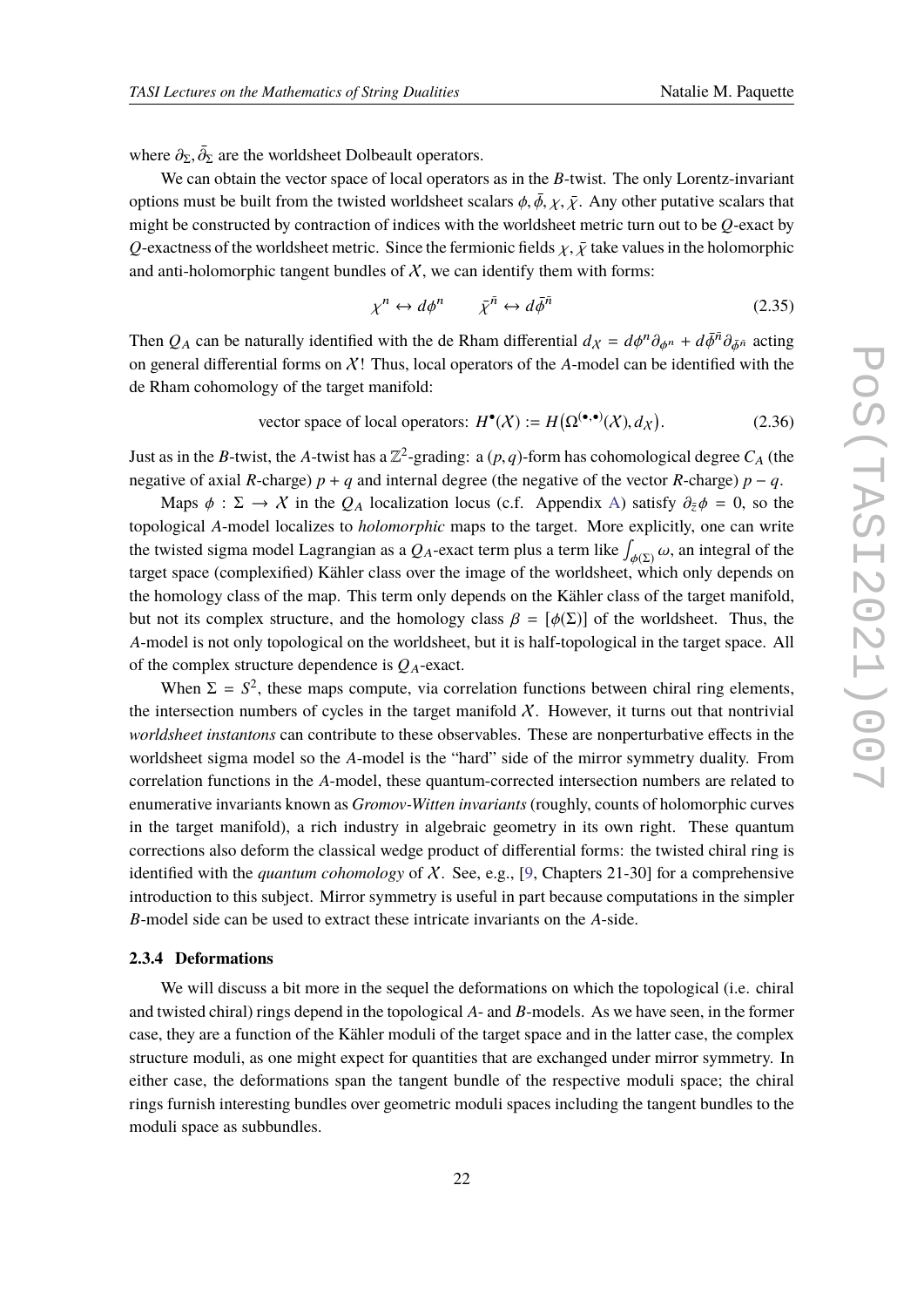where $\partial_\Sigma, \bar{\partial}_\Sigma$ are the worldsheet Dolbeault operators.

We can obtain the vector space of local operators as in the $B$-twist. The only Lorentz-invariant options must be built from the twisted worldsheet scalars $\phi, \bar{\phi}, \chi, \bar{\chi}$. Any other putative scalars that might be constructed by contraction of indices with the worldsheet metric turn out to be $Q$-exact by $Q$-exactness of the worldsheet metric. Since the fermionic fields $\chi, \bar{\chi}$ take values in the holomorphic and anti-holomorphic tangent bundles of $\mathcal{X}$, we can identify them with forms:

$$\chi^n \leftrightarrow d\phi^n \qquad \bar{\chi}^{\bar{n}} \leftrightarrow d\bar{\phi}^{\bar{n}} \tag{2.35}$$

Then $Q_A$ can be naturally identified with the de Rham differential $d_\mathcal{X} = d\phi^n \partial_{\phi^n} + d\bar{\phi}^{\bar{n}} \partial_{\bar{\phi}^{\bar{n}}}$ acting on general differential forms on $\mathcal{X}$! Thus, local operators of the $A$-model can be identified with the de Rham cohomology of the target manifold:

$$\text{vector space of local operators: } H^\bullet(\mathcal{X}) := H\big(\Omega^{(\bullet,\bullet)}(\mathcal{X}), d_\mathcal{X}\big). \tag{2.36}$$

Just as in the $B$-twist, the $A$-twist has a $\mathbb{Z}^2$-grading: a $(p,q)$-form has cohomological degree $C_A$ (the negative of axial $R$-charge) $p+q$ and internal degree (the negative of the vector $R$-charge) $p-q$.

Maps $\phi : \Sigma \to \mathcal{X}$ in the $Q_A$ localization locus (c.f. Appendix A) satisfy $\partial_{\bar{z}}\phi = 0$, so the topological $A$-model localizes to *holomorphic* maps to the target. More explicitly, one can write the twisted sigma model Lagrangian as a $Q_A$-exact term plus a term like $\int_{\phi(\Sigma)} \omega$, an integral of the target space (complexified) Kähler class over the image of the worldsheet, which only depends on the homology class of the map. This term only depends on the Kähler class of the target manifold, but not its complex structure, and the homology class $\beta = [\phi(\Sigma)]$ of the worldsheet. Thus, the $A$-model is not only topological on the worldsheet, but it is half-topological in the target space. All of the complex structure dependence is $Q_A$-exact.

When $\Sigma = S^2$, these maps compute, via correlation functions between chiral ring elements, the intersection numbers of cycles in the target manifold $\mathcal{X}$. However, it turns out that nontrivial *worldsheet instantons* can contribute to these observables. These are nonperturbative effects in the worldsheet sigma model so the $A$-model is the "hard" side of the mirror symmetry duality. From correlation functions in the $A$-model, these quantum-corrected intersection numbers are related to enumerative invariants known as *Gromov-Witten invariants* (roughly, counts of holomorphic curves in the target manifold), a rich industry in algebraic geometry in its own right. These quantum corrections also deform the classical wedge product of differential forms: the twisted chiral ring is identified with the *quantum cohomology* of $\mathcal{X}$. See, e.g., [9, Chapters 21-30] for a comprehensive introduction to this subject. Mirror symmetry is useful in part because computations in the simpler $B$-model side can be used to extract these intricate invariants on the $A$-side.

#### 2.3.4 Deformations

We will discuss a bit more in the sequel the deformations on which the topological (i.e. chiral and twisted chiral) rings depend in the topological $A$- and $B$-models. As we have seen, in the former case, they are a function of the Kähler moduli of the target space and in the latter case, the complex structure moduli, as one might expect for quantities that are exchanged under mirror symmetry. In either case, the deformations span the tangent bundle of the respective moduli space; the chiral rings furnish interesting bundles over geometric moduli spaces including the tangent bundles to the moduli space as subbundles.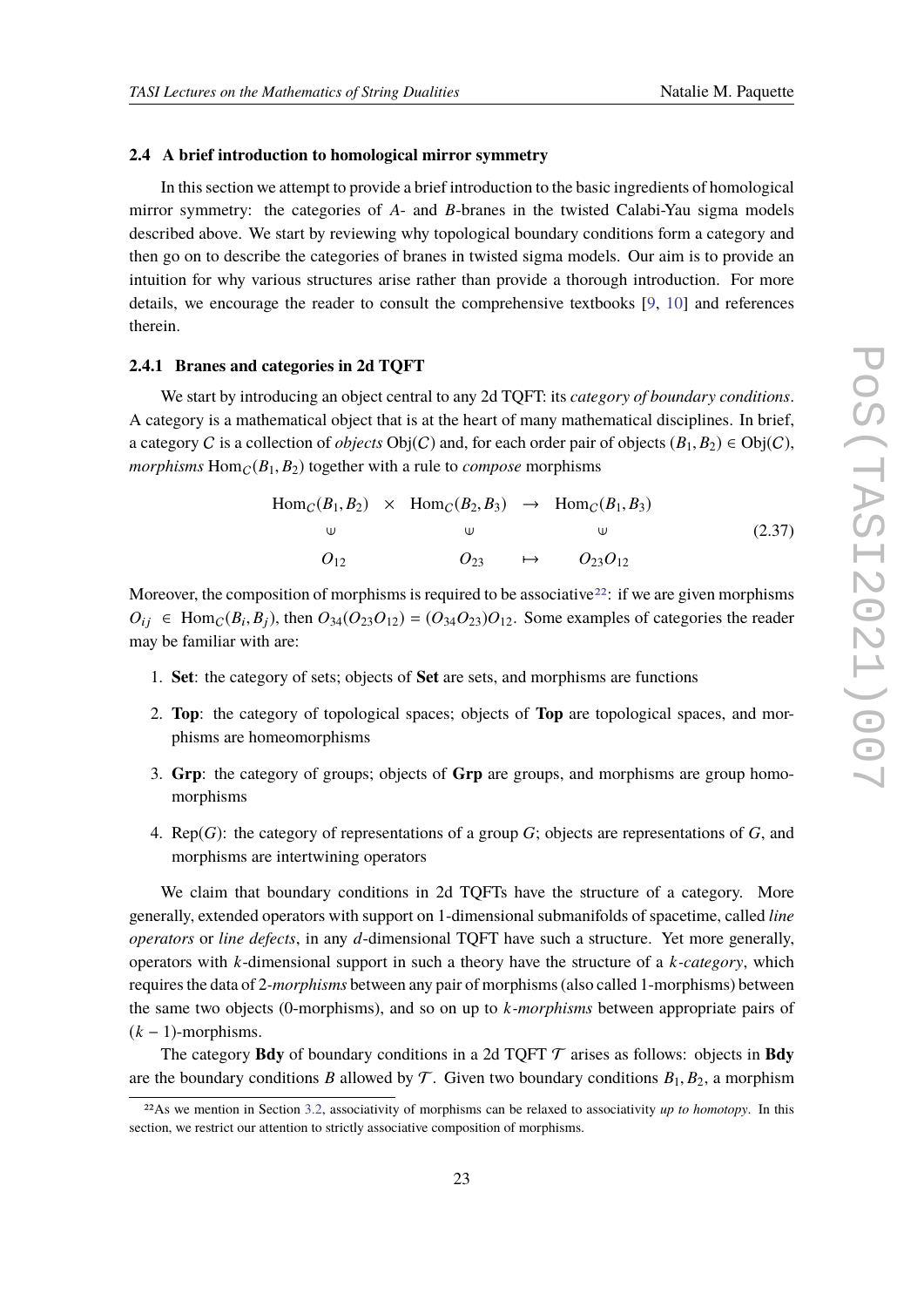### 2.4 A brief introduction to homological mirror symmetry

In this section we attempt to provide a brief introduction to the basic ingredients of homological mirror symmetry: the categories of $A$- and $B$-branes in the twisted Calabi-Yau sigma models described above. We start by reviewing why topological boundary conditions form a category and then go on to describe the categories of branes in twisted sigma models. Our aim is to provide an intuition for why various structures arise rather than provide a thorough introduction. For more details, we encourage the reader to consult the comprehensive textbooks [9, 10] and references therein.

#### 2.4.1 Branes and categories in 2d TQFT

We start by introducing an object central to any 2d TQFT: its *category of boundary conditions*. A category is a mathematical object that is at the heart of many mathematical disciplines. In brief, a category $C$ is a collection of *objects* $\mathrm{Obj}(C)$ and, for each order pair of objects $(B_1, B_2) \in \mathrm{Obj}(C)$, *morphisms* $\mathrm{Hom}_C(B_1, B_2)$ together with a rule to *compose* morphisms

$$\begin{array}{ccccc} \mathrm{Hom}_C(B_1,B_2) & \times & \mathrm{Hom}_C(B_2,B_3) & \to & \mathrm{Hom}_C(B_1,B_3) \\ \Psi & & \Psi & & \Psi \\ O_{12} & & O_{23} & \mapsto & O_{23}O_{12} \end{array} \tag{2.37}$$

Moreover, the composition of morphisms is required to be associative[22]: if we are given morphisms $O_{ij} \in \mathrm{Hom}_C(B_i, B_j)$, then $O_{34}(O_{23}O_{12}) = (O_{34}O_{23})O_{12}$. Some examples of categories the reader may be familiar with are:

1. **Set**: the category of sets; objects of **Set** are sets, and morphisms are functions
2. **Top**: the category of topological spaces; objects of **Top** are topological spaces, and morphisms are homeomorphisms
3. **Grp**: the category of groups; objects of **Grp** are groups, and morphisms are group homomorphisms
4. $\mathrm{Rep}(G)$: the category of representations of a group $G$; objects are representations of $G$, and morphisms are intertwining operators

We claim that boundary conditions in 2d TQFTs have the structure of a category. More generally, extended operators with support on 1-dimensional submanifolds of spacetime, called *line operators* or *line defects*, in any $d$-dimensional TQFT have such a structure. Yet more generally, operators with $k$-dimensional support in such a theory have the structure of a $k$*-category*, which requires the data of 2*-morphisms* between any pair of morphisms (also called 1-morphisms) between the same two objects (0-morphisms), and so on up to $k$*-morphisms* between appropriate pairs of $(k-1)$-morphisms.

The category **Bdy** of boundary conditions in a 2d TQFT $\mathcal{T}$ arises as follows: objects in **Bdy** are the boundary conditions $B$ allowed by $\mathcal{T}$. Given two boundary conditions $B_1, B_2$, a morphism

[22] As we mention in Section 3.2, associativity of morphisms can be relaxed to associativity *up to homotopy*. In this section, we restrict our attention to strictly associative composition of morphisms.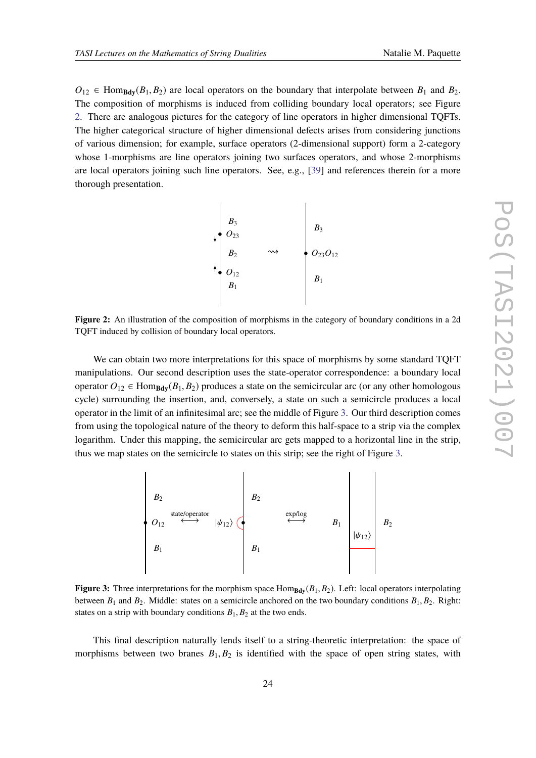$O_{12} \in \mathrm{Hom}_{\mathbf{Bdy}}(B_1, B_2)$ are local operators on the boundary that interpolate between $B_1$ and $B_2$. The composition of morphisms is induced from colliding boundary local operators; see Figure 2. There are analogous pictures for the category of line operators in higher dimensional TQFTs. The higher categorical structure of higher dimensional defects arises from considering junctions of various dimension; for example, surface operators (2-dimensional support) form a 2-category whose 1-morphisms are line operators joining two surfaces operators, and whose 2-morphisms are local operators joining such line operators. See, e.g., [39] and references therein for a more thorough presentation.

**Figure 2:** An illustration of the composition of morphisms in the category of boundary conditions in a 2d TQFT induced by collision of boundary local operators.

We can obtain two more interpretations for this space of morphisms by some standard TQFT manipulations. Our second description uses the state-operator correspondence: a boundary local operator $O_{12} \in \mathrm{Hom}_{\mathbf{Bdy}}(B_1, B_2)$ produces a state on the semicircular arc (or any other homologous cycle) surrounding the insertion, and, conversely, a state on such a semicircle produces a local operator in the limit of an infinitesimal arc; see the middle of Figure 3. Our third description comes from using the topological nature of the theory to deform this half-space to a strip via the complex logarithm. Under this mapping, the semicircular arc gets mapped to a horizontal line in the strip, thus we map states on the semicircle to states on this strip; see the right of Figure 3.

**Figure 3:** Three interpretations for the morphism space $\mathrm{Hom}_{\mathbf{Bdy}}(B_1, B_2)$. Left: local operators interpolating between $B_1$ and $B_2$. Middle: states on a semicircle anchored on the two boundary conditions $B_1, B_2$. Right: states on a strip with boundary conditions $B_1, B_2$ at the two ends.

This final description naturally lends itself to a string-theoretic interpretation: the space of morphisms between two branes $B_1, B_2$ is identified with the space of open string states, with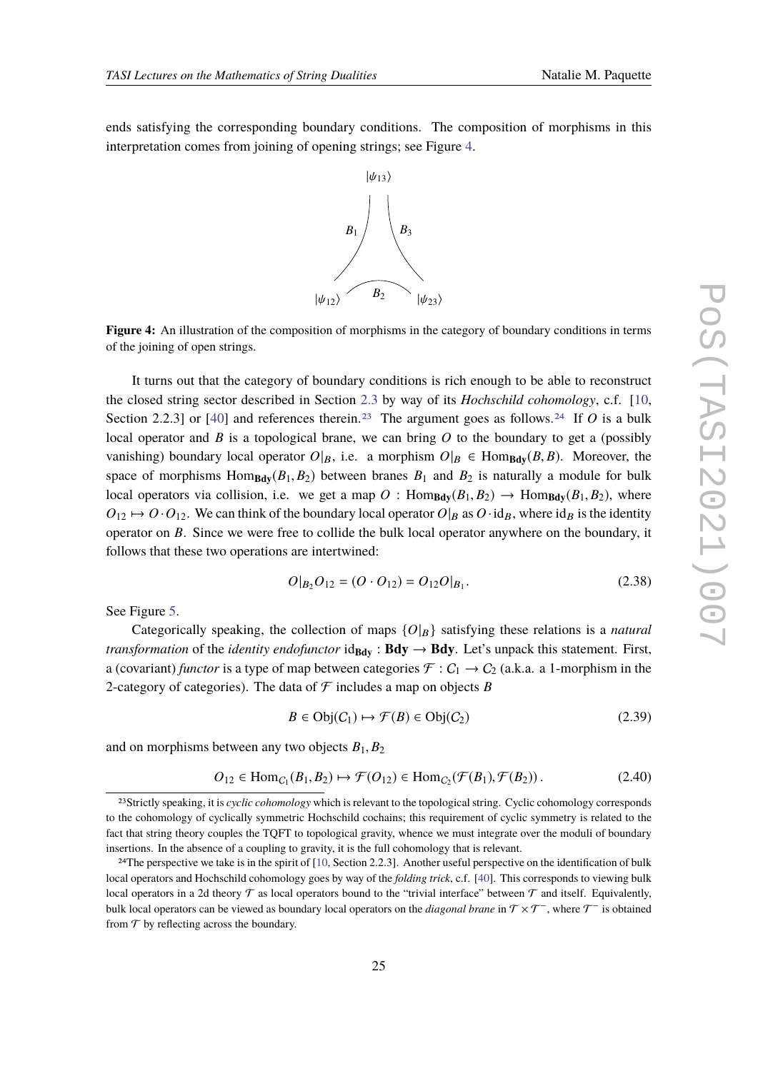ends satisfying the corresponding boundary conditions. The composition of morphisms in this interpretation comes from joining of opening strings; see Figure 4.

**Figure 4:** An illustration of the composition of morphisms in the category of boundary conditions in terms of the joining of open strings.

It turns out that the category of boundary conditions is rich enough to be able to reconstruct the closed string sector described in Section 2.3 by way of its *Hochschild cohomology*, c.f. [10, Section 2.2.3] or [40] and references therein.[23] The argument goes as follows.[24] If $O$ is a bulk local operator and $B$ is a topological brane, we can bring $O$ to the boundary to get a (possibly vanishing) boundary local operator $O|_B$, i.e. a morphism $O|_B \in \mathrm{Hom}_{\mathbf{Bdy}}(B, B)$. Moreover, the space of morphisms $\mathrm{Hom}_{\mathbf{Bdy}}(B_1, B_2)$ between branes $B_1$ and $B_2$ is naturally a module for bulk local operators via collision, i.e. we get a map $O : \mathrm{Hom}_{\mathbf{Bdy}}(B_1, B_2) \to \mathrm{Hom}_{\mathbf{Bdy}}(B_1, B_2)$, where $O_{12} \mapsto O \cdot O_{12}$. We can think of the boundary local operator $O|_B$ as $O \cdot \mathrm{id}_B$, where $\mathrm{id}_B$ is the identity operator on $B$. Since we were free to collide the bulk local operator anywhere on the boundary, it follows that these two operations are intertwined:

$$O|_{B_2} O_{12} = (O \cdot O_{12}) = O_{12} O|_{B_1}. \tag{2.38}$$

See Figure 5.

Categorically speaking, the collection of maps $\{O|_B\}$ satisfying these relations is a *natural transformation* of the *identity endofunctor* $\mathrm{id}_{\mathbf{Bdy}} : \mathbf{Bdy} \to \mathbf{Bdy}$. Let's unpack this statement. First, a (covariant) *functor* is a type of map between categories $\mathcal{F} : C_1 \to C_2$ (a.k.a. a 1-morphism in the 2-category of categories). The data of $\mathcal{F}$ includes a map on objects $B$

$$B \in \mathrm{Obj}(C_1) \mapsto \mathcal{F}(B) \in \mathrm{Obj}(C_2) \tag{2.39}$$

and on morphisms between any two objects $B_1, B_2$

$$O_{12} \in \mathrm{Hom}_{C_1}(B_1, B_2) \mapsto \mathcal{F}(O_{12}) \in \mathrm{Hom}_{C_2}(\mathcal{F}(B_1), \mathcal{F}(B_2))\,. \tag{2.40}$$

---

[23] Strictly speaking, it is *cyclic cohomology* which is relevant to the topological string. Cyclic cohomology corresponds to the cohomology of cyclically symmetric Hochschild cochains; this requirement of cyclic symmetry is related to the fact that string theory couples the TQFT to topological gravity, whence we must integrate over the moduli of boundary insertions. In the absence of a coupling to gravity, it is the full cohomology that is relevant.

[24] The perspective we take is in the spirit of [10, Section 2.2.3]. Another useful perspective on the identification of bulk local operators and Hochschild cohomology goes by way of the *folding trick*, c.f. [40]. This corresponds to viewing bulk local operators in a 2d theory $\mathcal{T}$ as local operators bound to the "trivial interface" between $\mathcal{T}$ and itself. Equivalently, bulk local operators can be viewed as boundary local operators on the *diagonal brane* in $\mathcal{T} \times \mathcal{T}^-$, where $\mathcal{T}^-$ is obtained from $\mathcal{T}$ by reflecting across the boundary.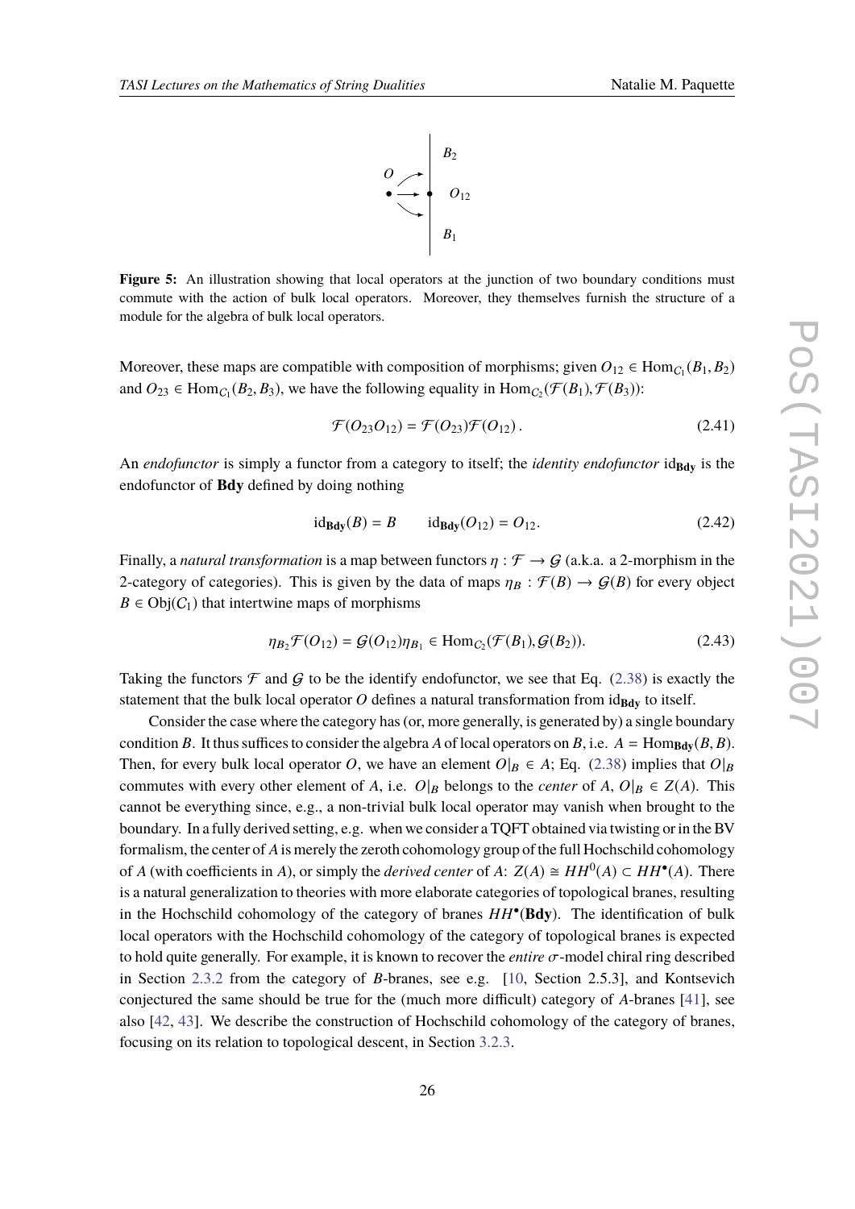**Figure 5:** An illustration showing that local operators at the junction of two boundary conditions must commute with the action of bulk local operators. Moreover, they themselves furnish the structure of a module for the algebra of bulk local operators.

Moreover, these maps are compatible with composition of morphisms; given $O_{12} \in \mathrm{Hom}_{C_1}(B_1, B_2)$ and $O_{23} \in \mathrm{Hom}_{C_1}(B_2, B_3)$, we have the following equality in $\mathrm{Hom}_{C_2}(\mathcal{F}(B_1), \mathcal{F}(B_3))$:

$$\mathcal{F}(O_{23}O_{12}) = \mathcal{F}(O_{23})\mathcal{F}(O_{12})\,. \tag{2.41}$$

An *endofunctor* is simply a functor from a category to itself; the *identity endofunctor* $\mathrm{id}_{\mathbf{Bdy}}$ is the endofunctor of **Bdy** defined by doing nothing

$$\mathrm{id}_{\mathbf{Bdy}}(B) = B \qquad \mathrm{id}_{\mathbf{Bdy}}(O_{12}) = O_{12}. \tag{2.42}$$

Finally, a *natural transformation* is a map between functors $\eta : \mathcal{F} \to \mathcal{G}$ (a.k.a. a 2-morphism in the 2-category of categories). This is given by the data of maps $\eta_B : \mathcal{F}(B) \to \mathcal{G}(B)$ for every object $B \in \mathrm{Obj}(C_1)$ that intertwine maps of morphisms

$$\eta_{B_2}\mathcal{F}(O_{12}) = \mathcal{G}(O_{12})\eta_{B_1} \in \mathrm{Hom}_{C_2}(\mathcal{F}(B_1), \mathcal{G}(B_2)). \tag{2.43}$$

Taking the functors $\mathcal{F}$ and $\mathcal{G}$ to be the identify endofunctor, we see that Eq. (2.38) is exactly the statement that the bulk local operator $O$ defines a natural transformation from $\mathrm{id}_{\mathbf{Bdy}}$ to itself.

Consider the case where the category has (or, more generally, is generated by) a single boundary condition $B$. It thus suffices to consider the algebra $A$ of local operators on $B$, i.e. $A = \mathrm{Hom}_{\mathbf{Bdy}}(B, B)$. Then, for every bulk local operator $O$, we have an element $O|_B \in A$; Eq. (2.38) implies that $O|_B$ commutes with every other element of $A$, i.e. $O|_B$ belongs to the *center* of $A$, $O|_B \in Z(A)$. This cannot be everything since, e.g., a non-trivial bulk local operator may vanish when brought to the boundary. In a fully derived setting, e.g. when we consider a TQFT obtained via twisting or in the BV formalism, the center of $A$ is merely the zeroth cohomology group of the full Hochschild cohomology of $A$ (with coefficients in $A$), or simply the *derived center* of $A$: $Z(A) \cong HH^0(A) \subset HH^\bullet(A)$. There is a natural generalization to theories with more elaborate categories of topological branes, resulting in the Hochschild cohomology of the category of branes $HH^\bullet(\mathbf{Bdy})$. The identification of bulk local operators with the Hochschild cohomology of the category of topological branes is expected to hold quite generally. For example, it is known to recover the *entire* $\sigma$-model chiral ring described in Section 2.3.2 from the category of $B$-branes, see e.g. [10, Section 2.5.3], and Kontsevich conjectured the same should be true for the (much more difficult) category of $A$-branes [41], see also [42, 43]. We describe the construction of Hochschild cohomology of the category of branes, focusing on its relation to topological descent, in Section 3.2.3.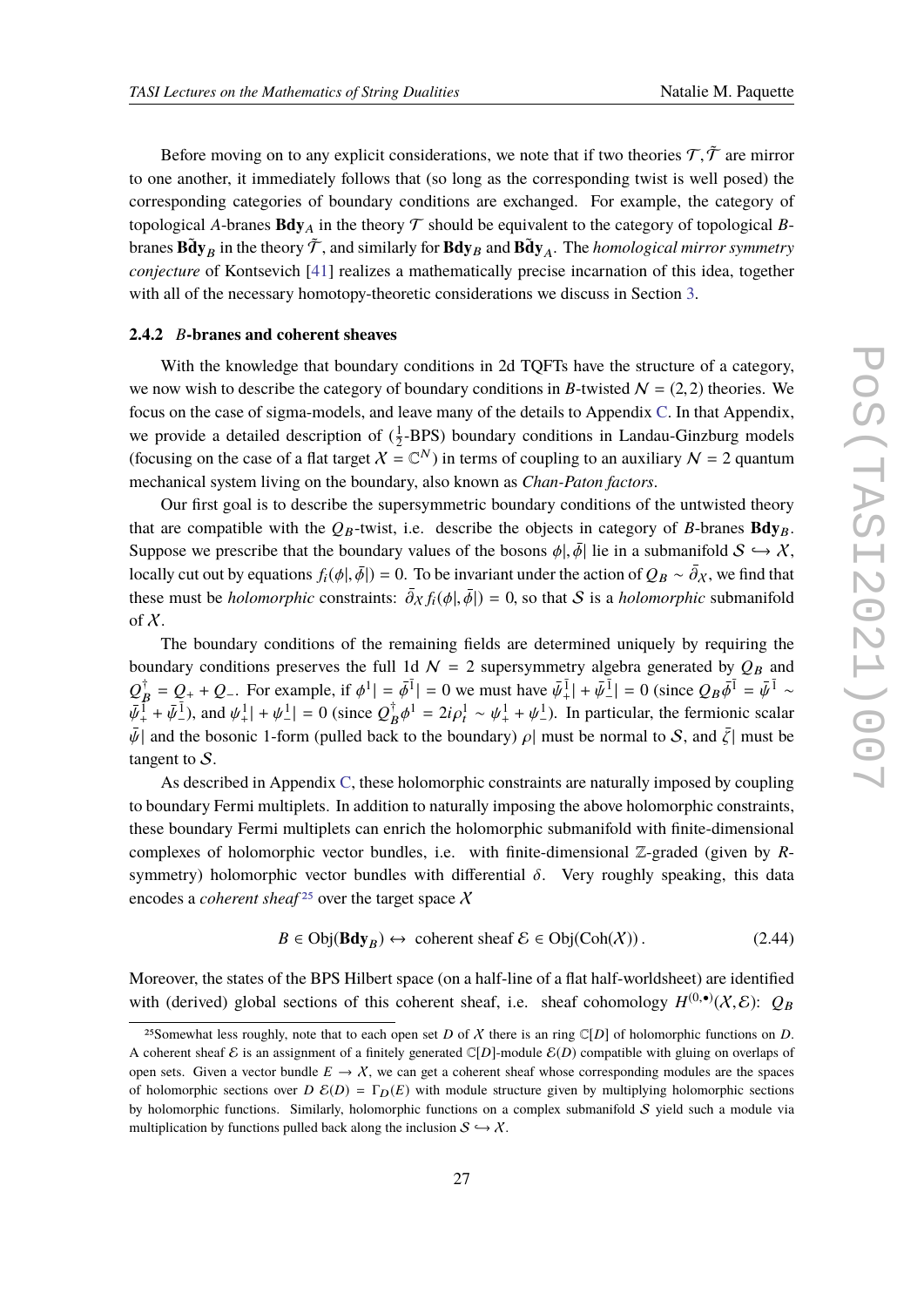Before moving on to any explicit considerations, we note that if two theories $\mathcal{T}, \tilde{\mathcal{T}}$ are mirror to one another, it immediately follows that (so long as the corresponding twist is well posed) the corresponding categories of boundary conditions are exchanged. For example, the category of topological $A$-branes $\mathbf{Bdy}_A$ in the theory $\mathcal{T}$ should be equivalent to the category of topological $B$-branes $\tilde{\mathbf{Bdy}}_B$ in the theory $\tilde{\mathcal{T}}$, and similarly for $\mathbf{Bdy}_B$ and $\tilde{\mathbf{Bdy}}_A$. The *homological mirror symmetry conjecture* of Kontsevich [41] realizes a mathematically precise incarnation of this idea, together with all of the necessary homotopy-theoretic considerations we discuss in Section 3.

### 2.4.2 $B$-branes and coherent sheaves

With the knowledge that boundary conditions in 2d TQFTs have the structure of a category, we now wish to describe the category of boundary conditions in $B$-twisted $\mathcal{N} = (2,2)$ theories. We focus on the case of sigma-models, and leave many of the details to Appendix C. In that Appendix, we provide a detailed description of ($\frac{1}{2}$-BPS) boundary conditions in Landau-Ginzburg models (focusing on the case of a flat target $\mathcal{X} = \mathbb{C}^N$) in terms of coupling to an auxiliary $\mathcal{N} = 2$ quantum mechanical system living on the boundary, also known as *Chan-Paton factors*.

Our first goal is to describe the supersymmetric boundary conditions of the untwisted theory that are compatible with the $Q_B$-twist, i.e. describe the objects in category of $B$-branes $\mathbf{Bdy}_B$. Suppose we prescribe that the boundary values of the bosons $\phi|, \bar{\phi}|$ lie in a submanifold $\mathcal{S} \hookrightarrow \mathcal{X}$, locally cut out by equations $f_i(\phi|, \bar{\phi}|) = 0$. To be invariant under the action of $Q_B \sim \bar{\partial}_{\mathcal{X}}$, we find that these must be *holomorphic* constraints: $\bar{\partial}_{\mathcal{X}} f_i(\phi|, \bar{\phi}|) = 0$, so that $\mathcal{S}$ is a *holomorphic* submanifold of $\mathcal{X}$.

The boundary conditions of the remaining fields are determined uniquely by requiring the boundary conditions preserves the full 1d $\mathcal{N} = 2$ supersymmetry algebra generated by $Q_B$ and $Q_B^\dagger = Q_+ + Q_-$. For example, if $\phi^1| = \bar{\phi}^{\bar{1}}| = 0$ we must have $\bar{\psi}_+^{\bar{1}}| + \bar{\psi}_-^{\bar{1}}| = 0$ (since $Q_B \bar{\phi}^{\bar{1}} = \bar{\psi}^{\bar{1}} \sim \bar{\psi}_+^{\bar{1}} + \bar{\psi}_-^{\bar{1}}$), and $\psi_+^1| + \psi_-^1| = 0$ (since $Q_B^\dagger \phi^1 = 2i\rho_t^1 \sim \psi_+^1 + \psi_-^1$). In particular, the fermionic scalar $\bar{\psi}|$ and the bosonic 1-form (pulled back to the boundary) $\rho|$ must be normal to $\mathcal{S}$, and $\bar{\zeta}|$ must be tangent to $\mathcal{S}$.

As described in Appendix C, these holomorphic constraints are naturally imposed by coupling to boundary Fermi multiplets. In addition to naturally imposing the above holomorphic constraints, these boundary Fermi multiplets can enrich the holomorphic submanifold with finite-dimensional complexes of holomorphic vector bundles, i.e. with finite-dimensional $\mathbb{Z}$-graded (given by $R$-symmetry) holomorphic vector bundles with differential $\delta$. Very roughly speaking, this data encodes a *coherent sheaf* [25] over the target space $\mathcal{X}$

$$B \in \mathrm{Obj}(\mathbf{Bdy}_B) \leftrightarrow \text{ coherent sheaf } \mathcal{E} \in \mathrm{Obj}(\mathrm{Coh}(\mathcal{X}))\,. \tag{2.44}$$

Moreover, the states of the BPS Hilbert space (on a half-line of a flat half-worldsheet) are identified with (derived) global sections of this coherent sheaf, i.e. sheaf cohomology $H^{(0,\bullet)}(\mathcal{X}, \mathcal{E})$: $Q_B$

[25] Somewhat less roughly, note that to each open set $D$ of $\mathcal{X}$ there is an ring $\mathbb{C}[D]$ of holomorphic functions on $D$. A coherent sheaf $\mathcal{E}$ is an assignment of a finitely generated $\mathbb{C}[D]$-module $\mathcal{E}(D)$ compatible with gluing on overlaps of open sets. Given a vector bundle $E \to \mathcal{X}$, we can get a coherent sheaf whose corresponding modules are the spaces of holomorphic sections over $D$ $\mathcal{E}(D) = \Gamma_D(E)$ with module structure given by multiplying holomorphic sections by holomorphic functions. Similarly, holomorphic functions on a complex submanifold $\mathcal{S}$ yield such a module via multiplication by functions pulled back along the inclusion $\mathcal{S} \hookrightarrow \mathcal{X}$.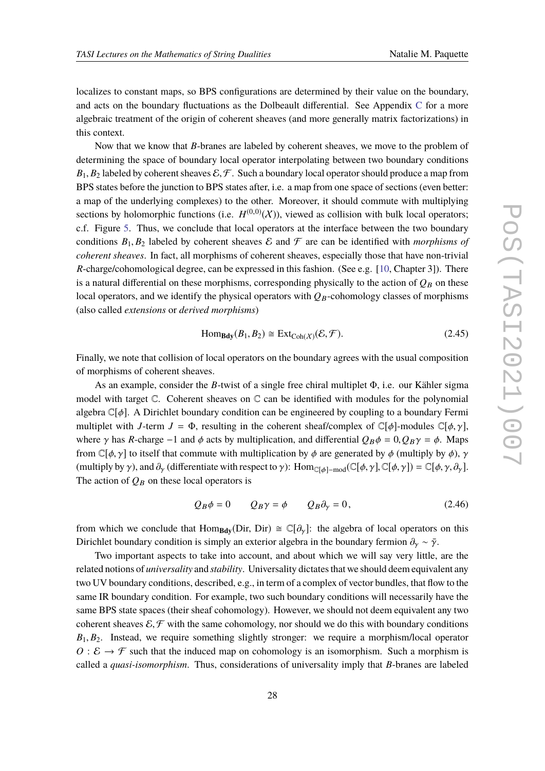localizes to constant maps, so BPS configurations are determined by their value on the boundary, and acts on the boundary fluctuations as the Dolbeault differential. See Appendix C for a more algebraic treatment of the origin of coherent sheaves (and more generally matrix factorizations) in this context.

Now that we know that $B$-branes are labeled by coherent sheaves, we move to the problem of determining the space of boundary local operator interpolating between two boundary conditions $B_1, B_2$ labeled by coherent sheaves $\mathcal{E}, \mathcal{F}$. Such a boundary local operator should produce a map from BPS states before the junction to BPS states after, i.e. a map from one space of sections (even better: a map of the underlying complexes) to the other. Moreover, it should commute with multiplying sections by holomorphic functions (i.e. $H^{(0,0)}(\mathcal{X})$), viewed as collision with bulk local operators; c.f. Figure 5. Thus, we conclude that local operators at the interface between the two boundary conditions $B_1, B_2$ labeled by coherent sheaves $\mathcal{E}$ and $\mathcal{F}$ are can be identified with *morphisms of coherent sheaves*. In fact, all morphisms of coherent sheaves, especially those that have non-trivial $R$-charge/cohomological degree, can be expressed in this fashion. (See e.g. [10, Chapter 3]). There is a natural differential on these morphisms, corresponding physically to the action of $Q_B$ on these local operators, and we identify the physical operators with $Q_B$-cohomology classes of morphisms (also called *extensions* or *derived morphisms*)

$$\mathrm{Hom}_{\mathbf{Bdy}}(B_1, B_2) \cong \mathrm{Ext}_{\mathrm{Coh}(\mathcal{X})}(\mathcal{E}, \mathcal{F}). \tag{2.45}$$

Finally, we note that collision of local operators on the boundary agrees with the usual composition of morphisms of coherent sheaves.

As an example, consider the $B$-twist of a single free chiral multiplet $\Phi$, i.e. our Kähler sigma model with target $\mathbb{C}$. Coherent sheaves on $\mathbb{C}$ can be identified with modules for the polynomial algebra $\mathbb{C}[\phi]$. A Dirichlet boundary condition can be engineered by coupling to a boundary Fermi multiplet with $J$-term $J = \Phi$, resulting in the coherent sheaf/complex of $\mathbb{C}[\phi]$-modules $\mathbb{C}[\phi, \gamma]$, where $\gamma$ has $R$-charge $-1$ and $\phi$ acts by multiplication, and differential $Q_B \phi = 0, Q_B \gamma = \phi$. Maps from $\mathbb{C}[\phi, \gamma]$ to itself that commute with multiplication by $\phi$ are generated by $\phi$ (multiply by $\phi$), $\gamma$ (multiply by $\gamma$), and $\partial_\gamma$ (differentiate with respect to $\gamma$): $\mathrm{Hom}_{\mathbb{C}[\phi]-\mathrm{mod}}(\mathbb{C}[\phi, \gamma], \mathbb{C}[\phi, \gamma]) = \mathbb{C}[\phi, \gamma, \partial_\gamma]$. The action of $Q_B$ on these local operators is

$$Q_B \phi = 0 \qquad Q_B \gamma = \phi \qquad Q_B \partial_\gamma = 0\,, \tag{2.46}$$

from which we conclude that $\mathrm{Hom}_{\mathbf{Bdy}}(\mathrm{Dir}, \mathrm{Dir}) \cong \mathbb{C}[\partial_\gamma]$: the algebra of local operators on this Dirichlet boundary condition is simply an exterior algebra in the boundary fermion $\partial_\gamma \sim \bar{\gamma}$.

Two important aspects to take into account, and about which we will say very little, are the related notions of *universality* and *stability*. Universality dictates that we should deem equivalent any two UV boundary conditions, described, e.g., in term of a complex of vector bundles, that flow to the same IR boundary condition. For example, two such boundary conditions will necessarily have the same BPS state spaces (their sheaf cohomology). However, we should not deem equivalent any two coherent sheaves $\mathcal{E}, \mathcal{F}$ with the same cohomology, nor should we do this with boundary conditions $B_1, B_2$. Instead, we require something slightly stronger: we require a morphism/local operator $O : \mathcal{E} \to \mathcal{F}$ such that the induced map on cohomology is an isomorphism. Such a morphism is called a *quasi-isomorphism*. Thus, considerations of universality imply that $B$-branes are labeled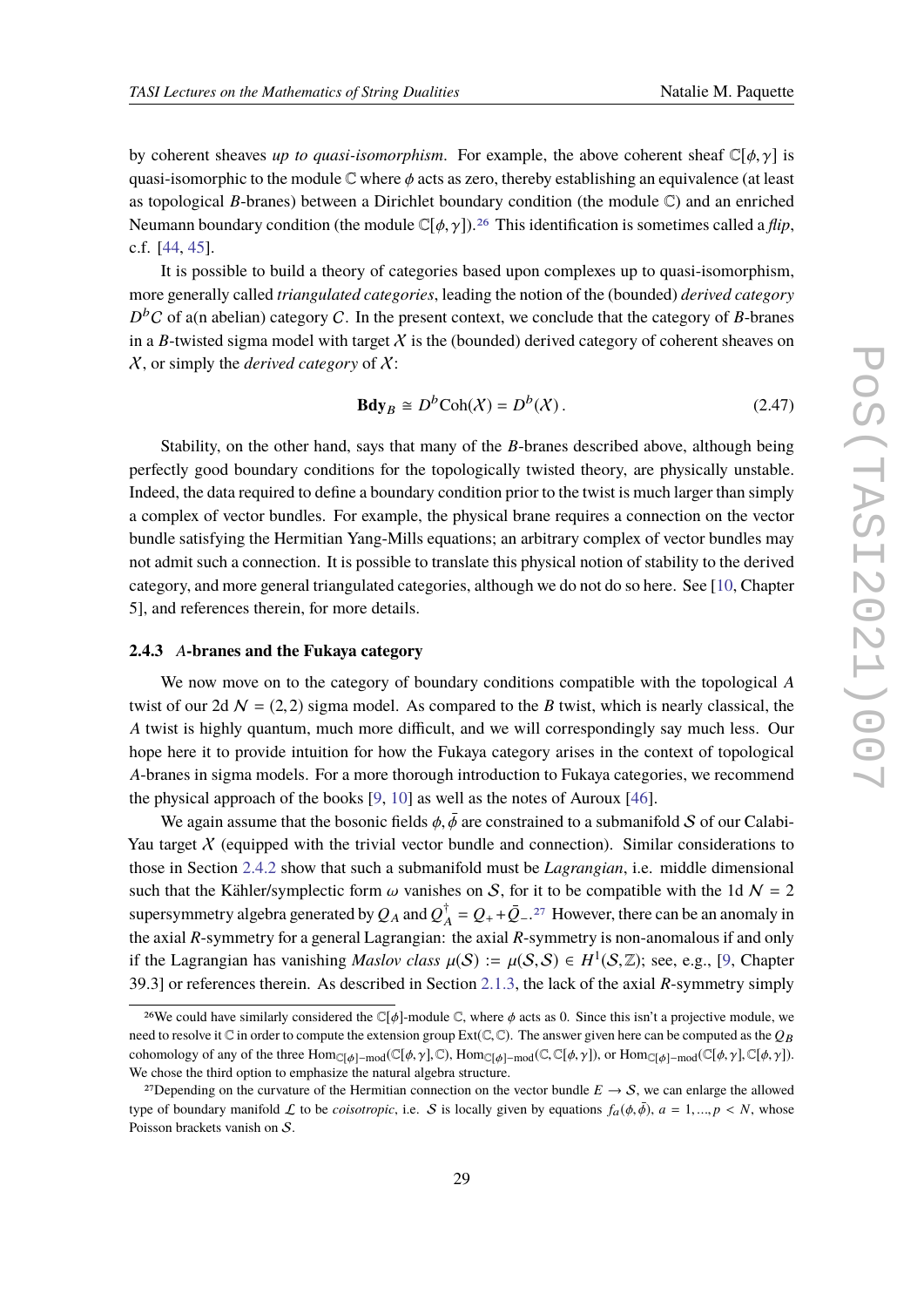by coherent sheaves *up to quasi-isomorphism*. For example, the above coherent sheaf $\mathbb{C}[\phi, \gamma]$ is quasi-isomorphic to the module $\mathbb{C}$ where $\phi$ acts as zero, thereby establishing an equivalence (at least as topological $B$-branes) between a Dirichlet boundary condition (the module $\mathbb{C}$) and an enriched Neumann boundary condition (the module $\mathbb{C}[\phi, \gamma]$).[26] This identification is sometimes called a *flip*, c.f. [44, 45].

It is possible to build a theory of categories based upon complexes up to quasi-isomorphism, more generally called *triangulated categories*, leading the notion of the (bounded) *derived category* $D^b C$ of a(n abelian) category $C$. In the present context, we conclude that the category of $B$-branes in a $B$-twisted sigma model with target $X$ is the (bounded) derived category of coherent sheaves on $X$, or simply the *derived category* of $X$:

$$\mathbf{Bdy}_B \cong D^b \mathrm{Coh}(X) = D^b(X)\,. \tag{2.47}$$

Stability, on the other hand, says that many of the $B$-branes described above, although being perfectly good boundary conditions for the topologically twisted theory, are physically unstable. Indeed, the data required to define a boundary condition prior to the twist is much larger than simply a complex of vector bundles. For example, the physical brane requires a connection on the vector bundle satisfying the Hermitian Yang-Mills equations; an arbitrary complex of vector bundles may not admit such a connection. It is possible to translate this physical notion of stability to the derived category, and more general triangulated categories, although we do not do so here. See [10, Chapter 5], and references therein, for more details.

### 2.4.3 *A*-branes and the Fukaya category

We now move on to the category of boundary conditions compatible with the topological $A$ twist of our 2d $\mathcal{N} = (2,2)$ sigma model. As compared to the $B$ twist, which is nearly classical, the $A$ twist is highly quantum, much more difficult, and we will correspondingly say much less. Our hope here it to provide intuition for how the Fukaya category arises in the context of topological $A$-branes in sigma models. For a more thorough introduction to Fukaya categories, we recommend the physical approach of the books [9, 10] as well as the notes of Auroux [46].

We again assume that the bosonic fields $\phi, \bar{\phi}$ are constrained to a submanifold $\mathcal{S}$ of our Calabi-Yau target $X$ (equipped with the trivial vector bundle and connection). Similar considerations to those in Section 2.4.2 show that such a submanifold must be *Lagrangian*, i.e. middle dimensional such that the Kähler/symplectic form $\omega$ vanishes on $\mathcal{S}$, for it to be compatible with the 1d $\mathcal{N} = 2$ supersymmetry algebra generated by $Q_A$ and $Q_A^\dagger = Q_+ + \bar{Q}_-$.[27] However, there can be an anomaly in the axial $R$-symmetry for a general Lagrangian: the axial $R$-symmetry is non-anomalous if and only if the Lagrangian has vanishing *Maslov class* $\mu(\mathcal{S}) := \mu(\mathcal{S}, \mathcal{S}) \in H^1(\mathcal{S}, \mathbb{Z})$; see, e.g., [9, Chapter 39.3] or references therein. As described in Section 2.1.3, the lack of the axial $R$-symmetry simply

[26] We could have similarly considered the $\mathbb{C}[\phi]$-module $\mathbb{C}$, where $\phi$ acts as 0. Since this isn't a projective module, we need to resolve it $\mathbb{C}$ in order to compute the extension group $\mathrm{Ext}(\mathbb{C}, \mathbb{C})$. The answer given here can be computed as the $Q_B$ cohomology of any of the three $\mathrm{Hom}_{\mathbb{C}[\phi]-\mathrm{mod}}(\mathbb{C}[\phi, \gamma], \mathbb{C})$, $\mathrm{Hom}_{\mathbb{C}[\phi]-\mathrm{mod}}(\mathbb{C}, \mathbb{C}[\phi, \gamma])$, or $\mathrm{Hom}_{\mathbb{C}[\phi]-\mathrm{mod}}(\mathbb{C}[\phi, \gamma], \mathbb{C}[\phi, \gamma])$. We chose the third option to emphasize the natural algebra structure.

[27] Depending on the curvature of the Hermitian connection on the vector bundle $E \to \mathcal{S}$, we can enlarge the allowed type of boundary manifold $\mathcal{L}$ to be *coisotropic*, i.e. $\mathcal{S}$ is locally given by equations $f_a(\phi, \bar{\phi})$, $a = 1, \ldots, p < N$, whose Poisson brackets vanish on $\mathcal{S}$.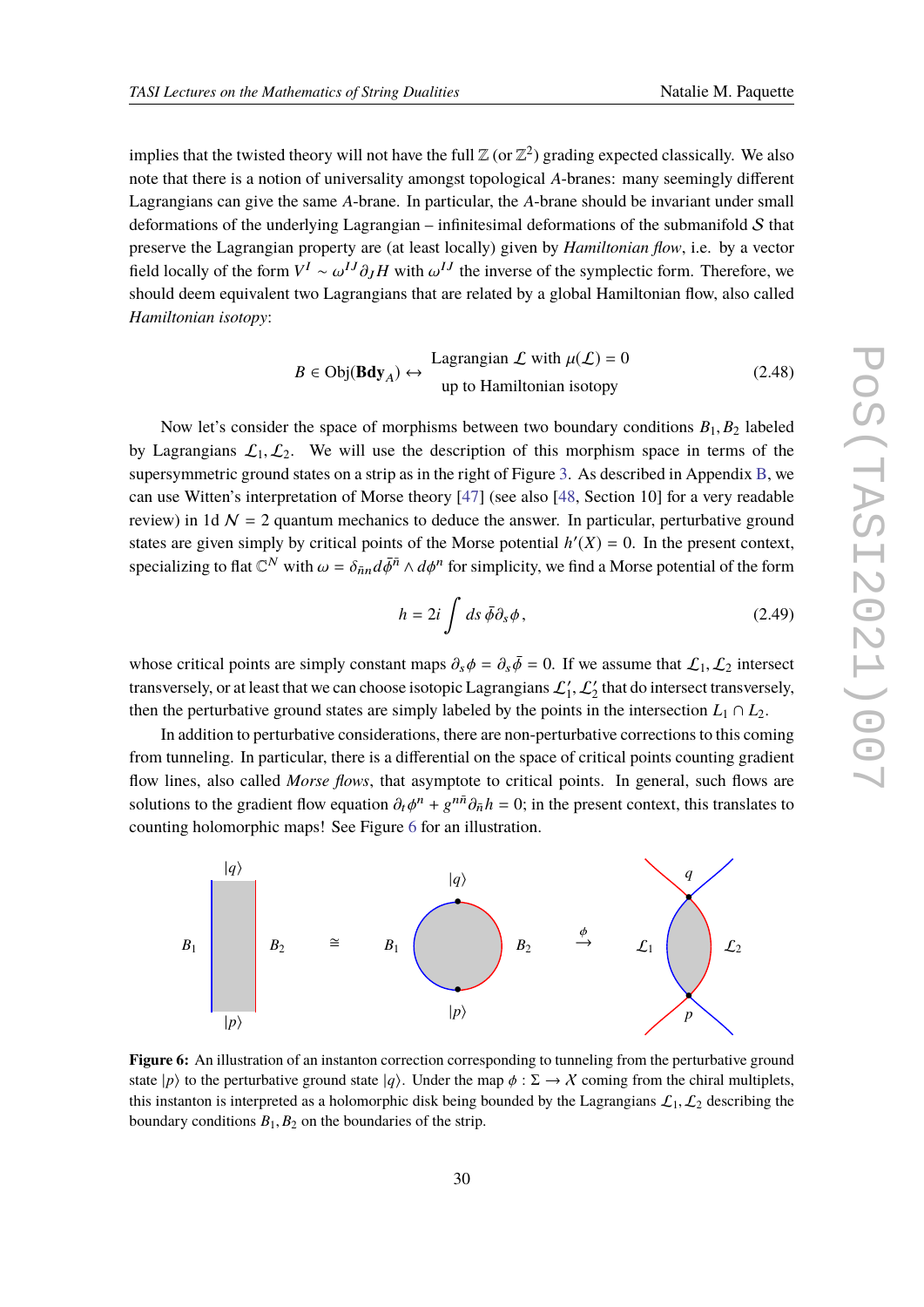implies that the twisted theory will not have the full $\mathbb{Z}$ (or $\mathbb{Z}^2$) grading expected classically. We also note that there is a notion of universality amongst topological $A$-branes: many seemingly different Lagrangians can give the same $A$-brane. In particular, the $A$-brane should be invariant under small deformations of the underlying Lagrangian – infinitesimal deformations of the submanifold $\mathcal{S}$ that preserve the Lagrangian property are (at least locally) given by *Hamiltonian flow*, i.e. by a vector field locally of the form $V^I \sim \omega^{IJ}\partial_J H$ with $\omega^{IJ}$ the inverse of the symplectic form. Therefore, we should deem equivalent two Lagrangians that are related by a global Hamiltonian flow, also called *Hamiltonian isotopy*:

$$B \in \mathrm{Obj}(\mathbf{Bdy}_A) \leftrightarrow \begin{array}{c} \text{Lagrangian } \mathcal{L} \text{ with } \mu(\mathcal{L}) = 0 \\ \text{up to Hamiltonian isotopy} \end{array} \tag{2.48}$$

Now let's consider the space of morphisms between two boundary conditions $B_1, B_2$ labeled by Lagrangians $\mathcal{L}_1, \mathcal{L}_2$. We will use the description of this morphism space in terms of the supersymmetric ground states on a strip as in the right of Figure 3. As described in Appendix B, we can use Witten's interpretation of Morse theory [47] (see also [48, Section 10] for a very readable review) in 1d $\mathcal{N} = 2$ quantum mechanics to deduce the answer. In particular, perturbative ground states are given simply by critical points of the Morse potential $h'(X) = 0$. In the present context, specializing to flat $\mathbb{C}^N$ with $\omega = \delta_{\bar{n}n} d\bar{\phi}^{\bar{n}} \wedge d\phi^n$ for simplicity, we find a Morse potential of the form

$$h = 2i \int ds\, \bar{\phi}\partial_s \phi\,, \tag{2.49}$$

whose critical points are simply constant maps $\partial_s\phi = \partial_s\bar{\phi} = 0$. If we assume that $\mathcal{L}_1, \mathcal{L}_2$ intersect transversely, or at least that we can choose isotopic Lagrangians $\mathcal{L}_1', \mathcal{L}_2'$ that do intersect transversely, then the perturbative ground states are simply labeled by the points in the intersection $L_1 \cap L_2$.

In addition to perturbative considerations, there are non-perturbative corrections to this coming from tunneling. In particular, there is a differential on the space of critical points counting gradient flow lines, also called *Morse flows*, that asymptote to critical points. In general, such flows are solutions to the gradient flow equation $\partial_t \phi^n + g^{n\bar{n}}\partial_{\bar{n}} h = 0$; in the present context, this translates to counting holomorphic maps! See Figure 6 for an illustration.

**Figure 6:** An illustration of an instanton correction corresponding to tunneling from the perturbative ground state $|p\rangle$ to the perturbative ground state $|q\rangle$. Under the map $\phi : \Sigma \to X$ coming from the chiral multiplets, this instanton is interpreted as a holomorphic disk being bounded by the Lagrangians $\mathcal{L}_1, \mathcal{L}_2$ describing the boundary conditions $B_1, B_2$ on the boundaries of the strip.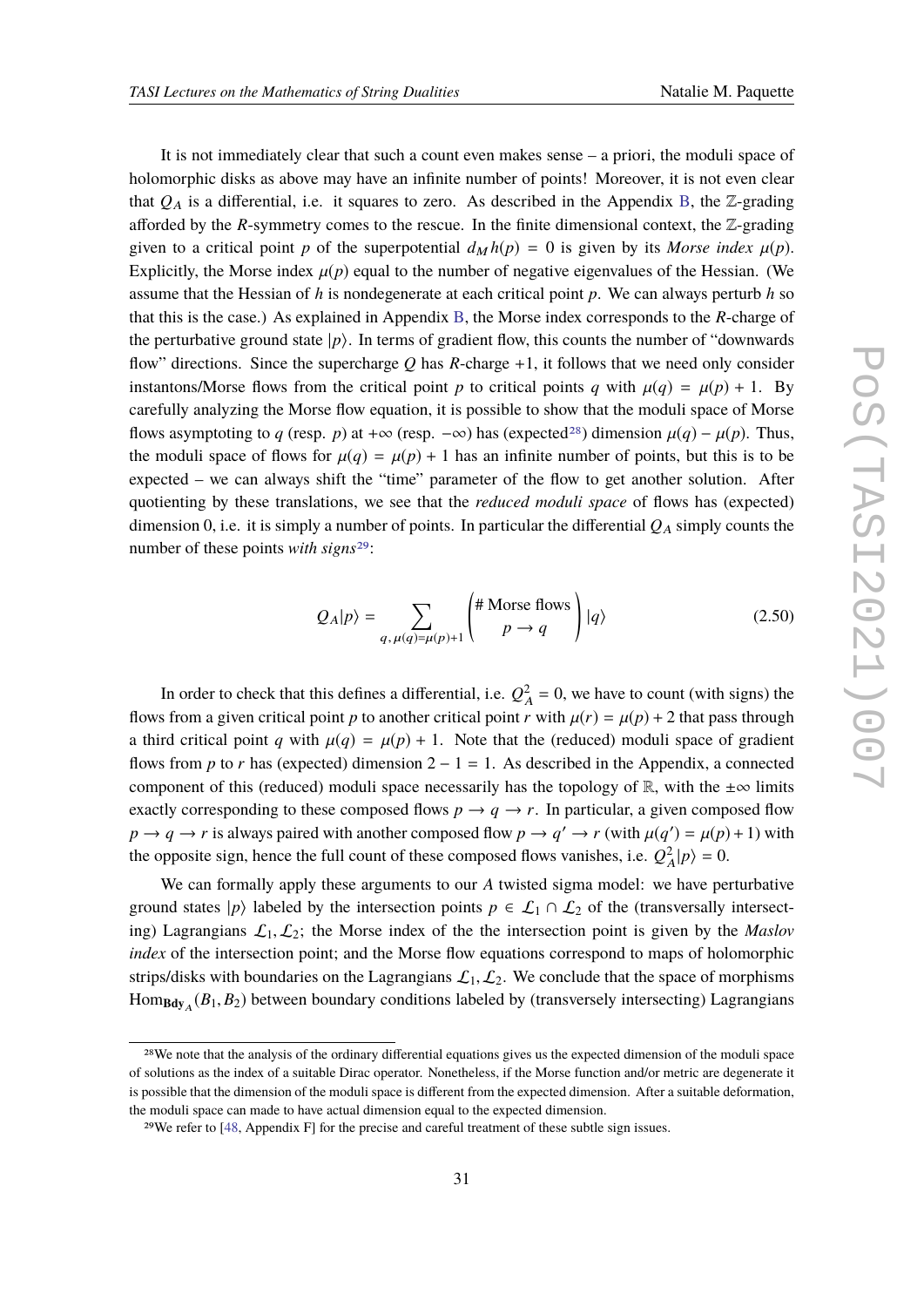It is not immediately clear that such a count even makes sense – a priori, the moduli space of holomorphic disks as above may have an infinite number of points! Moreover, it is not even clear that $Q_A$ is a differential, i.e. it squares to zero. As described in the Appendix B, the $\mathbb{Z}$-grading afforded by the $R$-symmetry comes to the rescue. In the finite dimensional context, the $\mathbb{Z}$-grading given to a critical point $p$ of the superpotential $d_M h(p) = 0$ is given by its *Morse index* $\mu(p)$. Explicitly, the Morse index $\mu(p)$ equal to the number of negative eigenvalues of the Hessian. (We assume that the Hessian of $h$ is nondegenerate at each critical point $p$. We can always perturb $h$ so that this is the case.) As explained in Appendix B, the Morse index corresponds to the $R$-charge of the perturbative ground state $|p\rangle$. In terms of gradient flow, this counts the number of "downwards flow" directions. Since the supercharge $Q$ has $R$-charge $+1$, it follows that we need only consider instantons/Morse flows from the critical point $p$ to critical points $q$ with $\mu(q) = \mu(p) + 1$. By carefully analyzing the Morse flow equation, it is possible to show that the moduli space of Morse flows asymptoting to $q$ (resp. $p$) at $+\infty$ (resp. $-\infty$) has (expected[28]) dimension $\mu(q) - \mu(p)$. Thus, the moduli space of flows for $\mu(q) = \mu(p) + 1$ has an infinite number of points, but this is to be expected – we can always shift the "time" parameter of the flow to get another solution. After quotienting by these translations, we see that the *reduced moduli space* of flows has (expected) dimension 0, i.e. it is simply a number of points. In particular the differential $Q_A$ simply counts the number of these points *with signs*[29]:

$$Q_A|p\rangle = \sum_{q,\, \mu(q)=\mu(p)+1} \begin{pmatrix} \#\text{ Morse flows} \\ p \to q \end{pmatrix} |q\rangle \tag{2.50}$$

In order to check that this defines a differential, i.e. $Q_A^2 = 0$, we have to count (with signs) the flows from a given critical point $p$ to another critical point $r$ with $\mu(r) = \mu(p) + 2$ that pass through a third critical point $q$ with $\mu(q) = \mu(p) + 1$. Note that the (reduced) moduli space of gradient flows from $p$ to $r$ has (expected) dimension $2 - 1 = 1$. As described in the Appendix, a connected component of this (reduced) moduli space necessarily has the topology of $\mathbb{R}$, with the $\pm\infty$ limits exactly corresponding to these composed flows $p \to q \to r$. In particular, a given composed flow $p \to q \to r$ is always paired with another composed flow $p \to q' \to r$ (with $\mu(q') = \mu(p) + 1$) with the opposite sign, hence the full count of these composed flows vanishes, i.e. $Q_A^2|p\rangle = 0$.

We can formally apply these arguments to our $A$ twisted sigma model: we have perturbative ground states $|p\rangle$ labeled by the intersection points $p \in \mathcal{L}_1 \cap \mathcal{L}_2$ of the (transversally intersecting) Lagrangians $\mathcal{L}_1, \mathcal{L}_2$; the Morse index of the the intersection point is given by the *Maslov index* of the intersection point; and the Morse flow equations correspond to maps of holomorphic strips/disks with boundaries on the Lagrangians $\mathcal{L}_1, \mathcal{L}_2$. We conclude that the space of morphisms $\mathrm{Hom}_{\mathbf{Bdy}_A}(B_1, B_2)$ between boundary conditions labeled by (transversely intersecting) Lagrangians

[28]We note that the analysis of the ordinary differential equations gives us the expected dimension of the moduli space of solutions as the index of a suitable Dirac operator. Nonetheless, if the Morse function and/or metric are degenerate it is possible that the dimension of the moduli space is different from the expected dimension. After a suitable deformation, the moduli space can made to have actual dimension equal to the expected dimension.

[29]We refer to [48, Appendix F] for the precise and careful treatment of these subtle sign issues.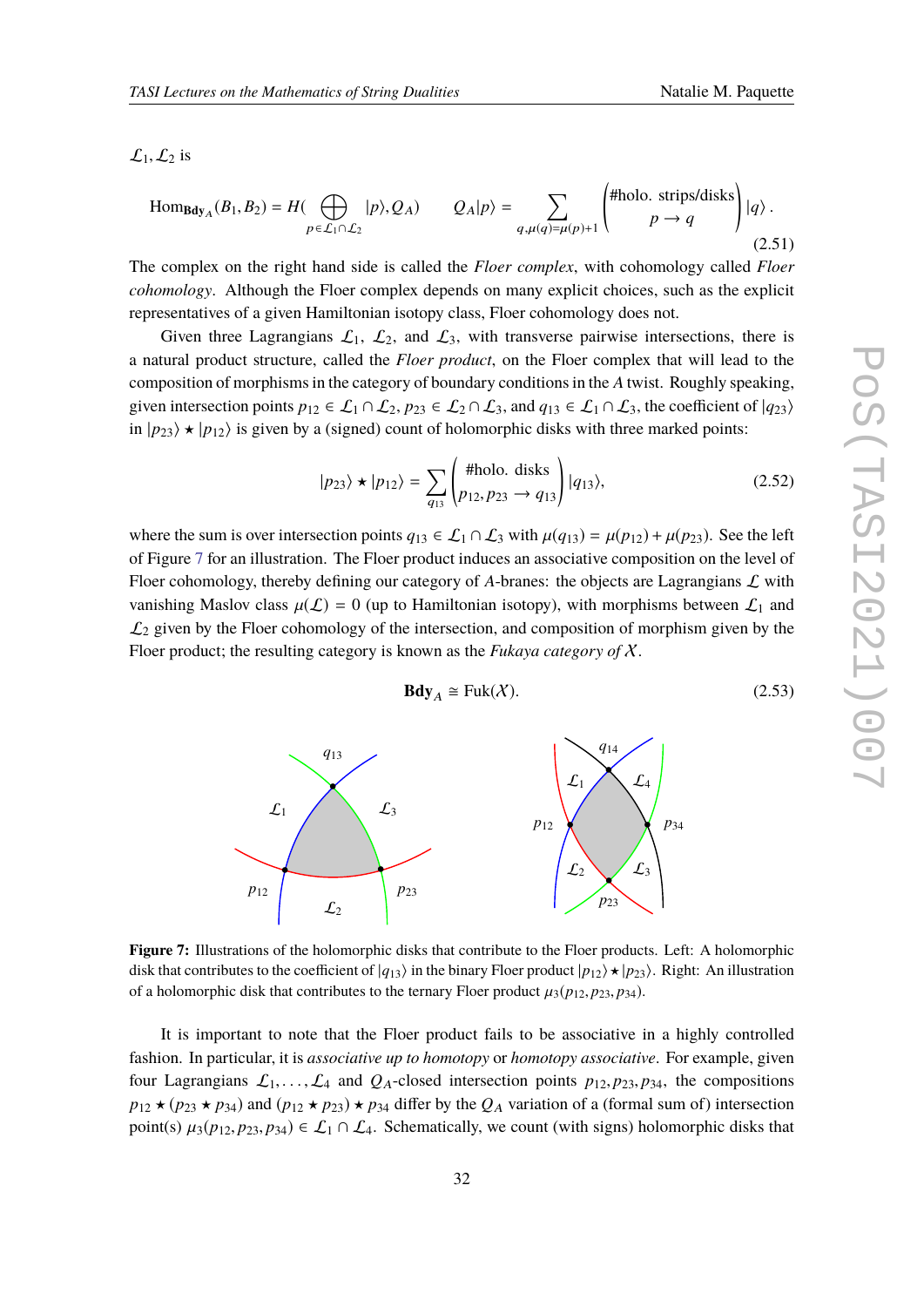$\mathcal{L}_1, \mathcal{L}_2$ is

$$\mathrm{Hom}_{\mathbf{Bdy}_A}(B_1, B_2) = H(\bigoplus_{p \in \mathcal{L}_1 \cap \mathcal{L}_2} |p\rangle, Q_A) \qquad Q_A|p\rangle = \sum_{q, \mu(q)=\mu(p)+1} \begin{pmatrix} \#\text{holo. strips/disks} \\ p \to q \end{pmatrix} |q\rangle\,. \tag{2.51}$$

The complex on the right hand side is called the *Floer complex*, with cohomology called *Floer cohomology*. Although the Floer complex depends on many explicit choices, such as the explicit representatives of a given Hamiltonian isotopy class, Floer cohomology does not.

Given three Lagrangians $\mathcal{L}_1$, $\mathcal{L}_2$, and $\mathcal{L}_3$, with transverse pairwise intersections, there is a natural product structure, called the *Floer product*, on the Floer complex that will lead to the composition of morphisms in the category of boundary conditions in the $A$ twist. Roughly speaking, given intersection points $p_{12} \in \mathcal{L}_1 \cap \mathcal{L}_2$, $p_{23} \in \mathcal{L}_2 \cap \mathcal{L}_3$, and $q_{13} \in \mathcal{L}_1 \cap \mathcal{L}_3$, the coefficient of $|q_{23}\rangle$ in $|p_{23}\rangle \star |p_{12}\rangle$ is given by a (signed) count of holomorphic disks with three marked points:

$$|p_{23}\rangle \star |p_{12}\rangle = \sum_{q_{13}} \begin{pmatrix} \#\text{holo. disks} \\ p_{12}, p_{23} \to q_{13} \end{pmatrix} |q_{13}\rangle, \tag{2.52}$$

where the sum is over intersection points $q_{13} \in \mathcal{L}_1 \cap \mathcal{L}_3$ with $\mu(q_{13}) = \mu(p_{12}) + \mu(p_{23})$. See the left of Figure 7 for an illustration. The Floer product induces an associative composition on the level of Floer cohomology, thereby defining our category of $A$-branes: the objects are Lagrangians $\mathcal{L}$ with vanishing Maslov class $\mu(\mathcal{L}) = 0$ (up to Hamiltonian isotopy), with morphisms between $\mathcal{L}_1$ and $\mathcal{L}_2$ given by the Floer cohomology of the intersection, and composition of morphism given by the Floer product; the resulting category is known as the *Fukaya category of* $\mathcal{X}$.

$$\mathbf{Bdy}_A \cong \mathrm{Fuk}(\mathcal{X}). \tag{2.53}$$

**Figure 7:** Illustrations of the holomorphic disks that contribute to the Floer products. Left: A holomorphic disk that contributes to the coefficient of $|q_{13}\rangle$ in the binary Floer product $|p_{12}\rangle \star |p_{23}\rangle$. Right: An illustration of a holomorphic disk that contributes to the ternary Floer product $\mu_3(p_{12}, p_{23}, p_{34})$.

It is important to note that the Floer product fails to be associative in a highly controlled fashion. In particular, it is *associative up to homotopy* or *homotopy associative*. For example, given four Lagrangians $\mathcal{L}_1, \ldots, \mathcal{L}_4$ and $Q_A$-closed intersection points $p_{12}, p_{23}, p_{34}$, the compositions $p_{12} \star (p_{23} \star p_{34})$ and $(p_{12} \star p_{23}) \star p_{34}$ differ by the $Q_A$ variation of a (formal sum of) intersection point(s) $\mu_3(p_{12}, p_{23}, p_{34}) \in \mathcal{L}_1 \cap \mathcal{L}_4$. Schematically, we count (with signs) holomorphic disks that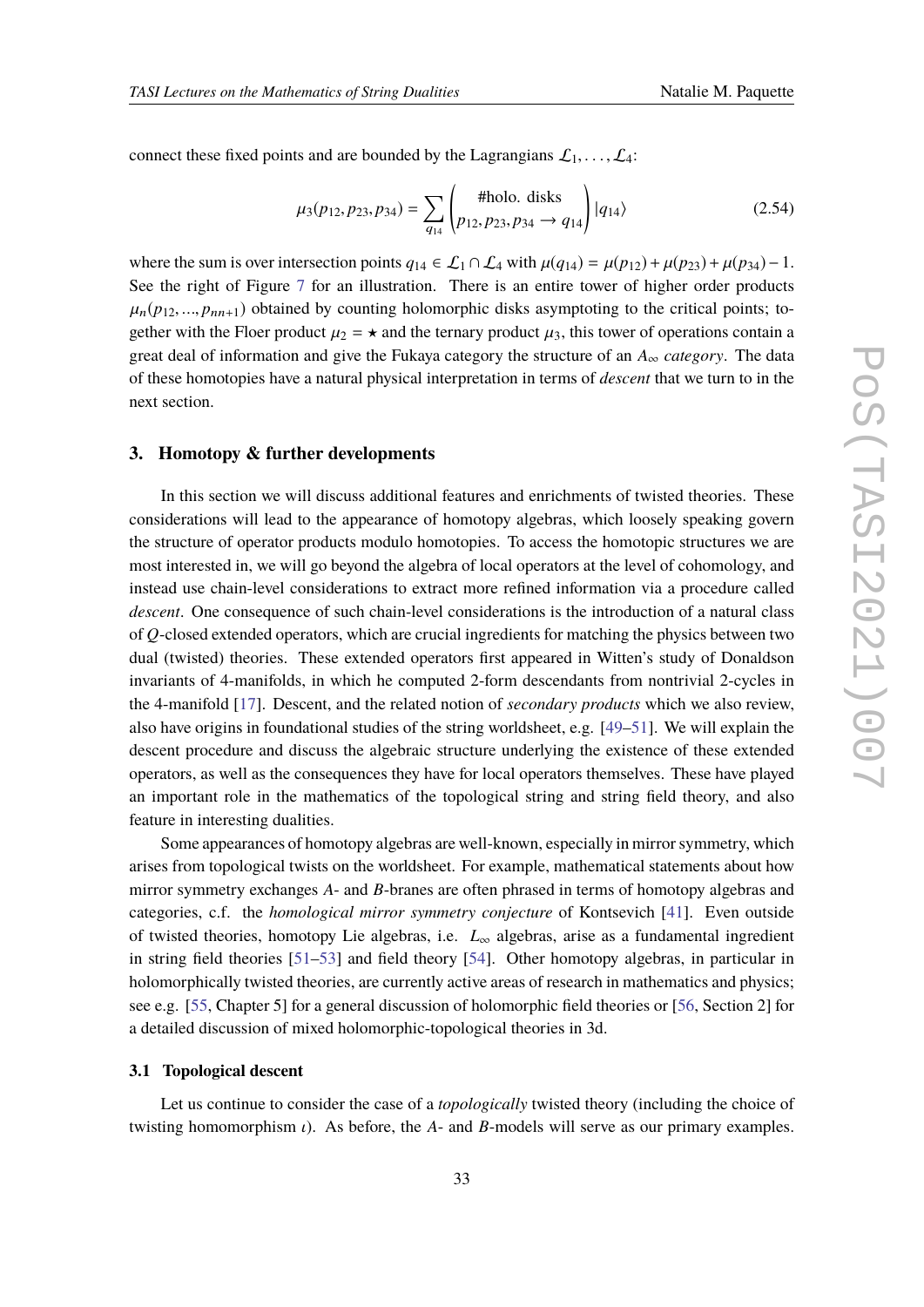connect these fixed points and are bounded by the Lagrangians $\mathcal{L}_1, \ldots, \mathcal{L}_4$:

$$\mu_3(p_{12}, p_{23}, p_{34}) = \sum_{q_{14}} \begin{pmatrix} \text{\#holo. disks} \\ p_{12}, p_{23}, p_{34} \to q_{14} \end{pmatrix} |q_{14}\rangle \tag{2.54}$$

where the sum is over intersection points $q_{14} \in \mathcal{L}_1 \cap \mathcal{L}_4$ with $\mu(q_{14}) = \mu(p_{12}) + \mu(p_{23}) + \mu(p_{34}) - 1$. See the right of Figure 7 for an illustration. There is an entire tower of higher order products $\mu_n(p_{12}, ..., p_{nn+1})$ obtained by counting holomorphic disks asymptoting to the critical points; together with the Floer product $\mu_2 = \star$ and the ternary product $\mu_3$, this tower of operations contain a great deal of information and give the Fukaya category the structure of an $A_\infty$ *category*. The data of these homotopies have a natural physical interpretation in terms of *descent* that we turn to in the next section.

## 3. Homotopy & further developments

In this section we will discuss additional features and enrichments of twisted theories. These considerations will lead to the appearance of homotopy algebras, which loosely speaking govern the structure of operator products modulo homotopies. To access the homotopic structures we are most interested in, we will go beyond the algebra of local operators at the level of cohomology, and instead use chain-level considerations to extract more refined information via a procedure called *descent*. One consequence of such chain-level considerations is the introduction of a natural class of $Q$-closed extended operators, which are crucial ingredients for matching the physics between two dual (twisted) theories. These extended operators first appeared in Witten's study of Donaldson invariants of 4-manifolds, in which he computed 2-form descendants from nontrivial 2-cycles in the 4-manifold [17]. Descent, and the related notion of *secondary products* which we also review, also have origins in foundational studies of the string worldsheet, e.g. [49–51]. We will explain the descent procedure and discuss the algebraic structure underlying the existence of these extended operators, as well as the consequences they have for local operators themselves. These have played an important role in the mathematics of the topological string and string field theory, and also feature in interesting dualities.

Some appearances of homotopy algebras are well-known, especially in mirror symmetry, which arises from topological twists on the worldsheet. For example, mathematical statements about how mirror symmetry exchanges $A$- and $B$-branes are often phrased in terms of homotopy algebras and categories, c.f. the *homological mirror symmetry conjecture* of Kontsevich [41]. Even outside of twisted theories, homotopy Lie algebras, i.e. $L_\infty$ algebras, arise as a fundamental ingredient in string field theories [51–53] and field theory [54]. Other homotopy algebras, in particular in holomorphically twisted theories, are currently active areas of research in mathematics and physics; see e.g. [55, Chapter 5] for a general discussion of holomorphic field theories or [56, Section 2] for a detailed discussion of mixed holomorphic-topological theories in 3d.

### 3.1 Topological descent

Let us continue to consider the case of a *topologically* twisted theory (including the choice of twisting homomorphism $\iota$). As before, the $A$- and $B$-models will serve as our primary examples.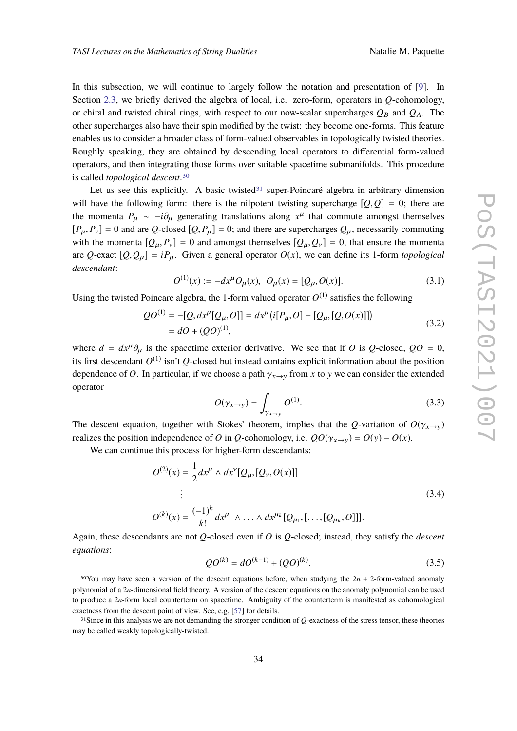In this subsection, we will continue to largely follow the notation and presentation of [9]. In Section 2.3, we briefly derived the algebra of local, i.e. zero-form, operators in $Q$-cohomology, or chiral and twisted chiral rings, with respect to our now-scalar supercharges $Q_B$ and $Q_A$. The other supercharges also have their spin modified by the twist: they become one-forms. This feature enables us to consider a broader class of form-valued observables in topologically twisted theories. Roughly speaking, they are obtained by descending local operators to differential form-valued operators, and then integrating those forms over suitable spacetime submanifolds. This procedure is called *topological descent*.[30]

Let us see this explicitly. A basic twisted[31] super-Poincaré algebra in arbitrary dimension will have the following form: there is the nilpotent twisting supercharge $[Q,Q] = 0$; there are the momenta $P_\mu \sim -i\partial_\mu$ generating translations along $x^\mu$ that commute amongst themselves $[P_\mu, P_\nu] = 0$ and are $Q$-closed $[Q, P_\mu] = 0$; and there are supercharges $Q_\mu$, necessarily commuting with the momenta $[Q_\mu, P_\nu] = 0$ and amongst themselves $[Q_\mu, Q_\nu] = 0$, that ensure the momenta are $Q$-exact $[Q, Q_\mu] = iP_\mu$. Given a general operator $O(x)$, we can define its 1-form *topological descendant*:

$$O^{(1)}(x) := -dx^\mu O_\mu(x), \;\; O_\mu(x) = [Q_\mu, O(x)]. \tag{3.1}$$

Using the twisted Poincare algebra, the 1-form valued operator $O^{(1)}$ satisfies the following

$$\begin{aligned} QO^{(1)} &= -[Q, dx^\mu [Q_\mu, O]] = dx^\mu \big( i[P_\mu, O] - [Q_\mu, [Q, O(x)]] \big) \\ &= dO + (QO)^{(1)}, \end{aligned} \tag{3.2}$$

where $d = dx^\mu \partial_\mu$ is the spacetime exterior derivative. We see that if $O$ is $Q$-closed, $QO = 0$, its first descendant $O^{(1)}$ isn't $Q$-closed but instead contains explicit information about the position dependence of $O$. In particular, if we choose a path $\gamma_{x\to y}$ from $x$ to $y$ we can consider the extended operator

$$O(\gamma_{x\to y}) = \int_{\gamma_{x\to y}} O^{(1)}. \tag{3.3}$$

The descent equation, together with Stokes' theorem, implies that the $Q$-variation of $O(\gamma_{x\to y})$ realizes the position independence of $O$ in $Q$-cohomology, i.e. $QO(\gamma_{x\to y}) = O(y) - O(x)$.

We can continue this process for higher-form descendants:

$$\begin{aligned} O^{(2)}(x) &= \frac{1}{2} dx^\mu \wedge dx^\nu [Q_\mu, [Q_\nu, O(x)]] \\ &\;\;\vdots \\ O^{(k)}(x) &= \frac{(-1)^k}{k!} dx^{\mu_1} \wedge \ldots \wedge dx^{\mu_k} [Q_{\mu_1}, [\ldots, [Q_{\mu_k}, O]]]. \end{aligned} \tag{3.4}$$

Again, these descendants are not $Q$-closed even if $O$ is $Q$-closed; instead, they satisfy the *descent equations*:

$$QO^{(k)} = dO^{(k-1)} + (QO)^{(k)}. \tag{3.5}$$

---

[30] You may have seen a version of the descent equations before, when studying the $2n+2$-form-valued anomaly polynomial of a $2n$-dimensional field theory. A version of the descent equations on the anomaly polynomial can be used to produce a $2n$-form local counterterm on spacetime. Ambiguity of the counterterm is manifested as cohomological exactness from the descent point of view. See, e.g, [57] for details.

[31] Since in this analysis we are not demanding the stronger condition of $Q$-exactness of the stress tensor, these theories may be called weakly topologically-twisted.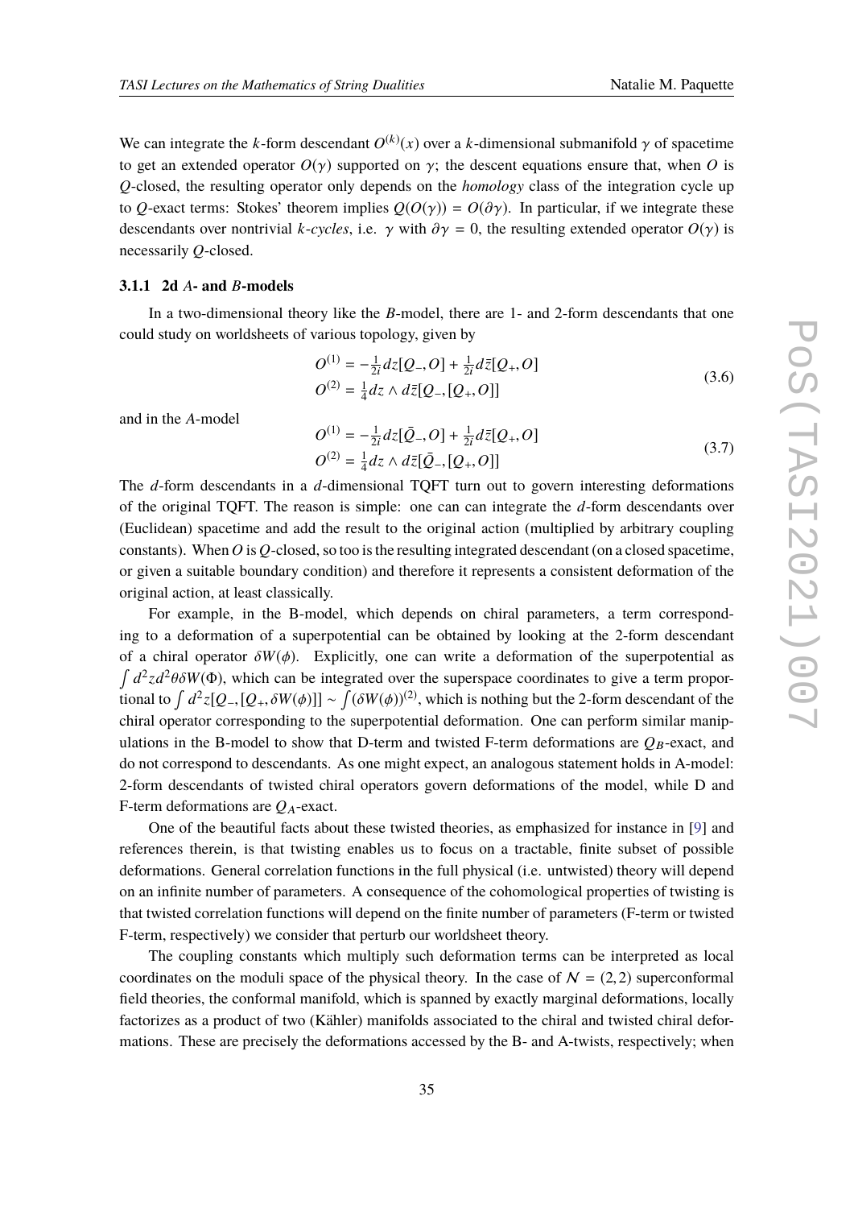We can integrate the $k$-form descendant $O^{(k)}(x)$ over a $k$-dimensional submanifold $\gamma$ of spacetime to get an extended operator $O(\gamma)$ supported on $\gamma$; the descent equations ensure that, when $O$ is $Q$-closed, the resulting operator only depends on the *homology* class of the integration cycle up to $Q$-exact terms: Stokes' theorem implies $Q(O(\gamma)) = O(\partial\gamma)$. In particular, if we integrate these descendants over nontrivial $k$-*cycles*, i.e. $\gamma$ with $\partial\gamma = 0$, the resulting extended operator $O(\gamma)$ is necessarily $Q$-closed.

### 3.1.1 2d *A*- and *B*-models

In a two-dimensional theory like the *B*-model, there are 1- and 2-form descendants that one could study on worldsheets of various topology, given by

$$
\begin{aligned}
O^{(1)} &= -\tfrac{1}{2i} dz[Q_-, O] + \tfrac{1}{2i} d\bar{z}[Q_+, O] \\
O^{(2)} &= \tfrac{1}{4} dz \wedge d\bar{z}[Q_-, [Q_+, O]]
\end{aligned}
\tag{3.6}
$$

and in the *A*-model

$$
\begin{aligned}
O^{(1)} &= -\tfrac{1}{2i} dz[\bar{Q}_-, O] + \tfrac{1}{2i} d\bar{z}[Q_+, O] \\
O^{(2)} &= \tfrac{1}{4} dz \wedge d\bar{z}[\bar{Q}_-, [Q_+, O]]
\end{aligned}
\tag{3.7}
$$

The $d$-form descendants in a $d$-dimensional TQFT turn out to govern interesting deformations of the original TQFT. The reason is simple: one can can integrate the $d$-form descendants over (Euclidean) spacetime and add the result to the original action (multiplied by arbitrary coupling constants). When $O$ is $Q$-closed, so too is the resulting integrated descendant (on a closed spacetime, or given a suitable boundary condition) and therefore it represents a consistent deformation of the original action, at least classically.

For example, in the B-model, which depends on chiral parameters, a term corresponding to a deformation of a superpotential can be obtained by looking at the 2-form descendant of a chiral operator $\delta W(\phi)$. Explicitly, one can write a deformation of the superpotential as $\int d^2z d^2\theta \delta W(\Phi)$, which can be integrated over the superspace coordinates to give a term proportional to $\int d^2z[Q_-, [Q_+, \delta W(\phi)]] \sim \int (\delta W(\phi))^{(2)}$, which is nothing but the 2-form descendant of the chiral operator corresponding to the superpotential deformation. One can perform similar manipulations in the B-model to show that D-term and twisted F-term deformations are $Q_B$-exact, and do not correspond to descendants. As one might expect, an analogous statement holds in A-model: 2-form descendants of twisted chiral operators govern deformations of the model, while D and F-term deformations are $Q_A$-exact.

One of the beautiful facts about these twisted theories, as emphasized for instance in [9] and references therein, is that twisting enables us to focus on a tractable, finite subset of possible deformations. General correlation functions in the full physical (i.e. untwisted) theory will depend on an infinite number of parameters. A consequence of the cohomological properties of twisting is that twisted correlation functions will depend on the finite number of parameters (F-term or twisted F-term, respectively) we consider that perturb our worldsheet theory.

The coupling constants which multiply such deformation terms can be interpreted as local coordinates on the moduli space of the physical theory. In the case of $\mathcal{N} = (2, 2)$ superconformal field theories, the conformal manifold, which is spanned by exactly marginal deformations, locally factorizes as a product of two (Kähler) manifolds associated to the chiral and twisted chiral deformations. These are precisely the deformations accessed by the B- and A-twists, respectively; when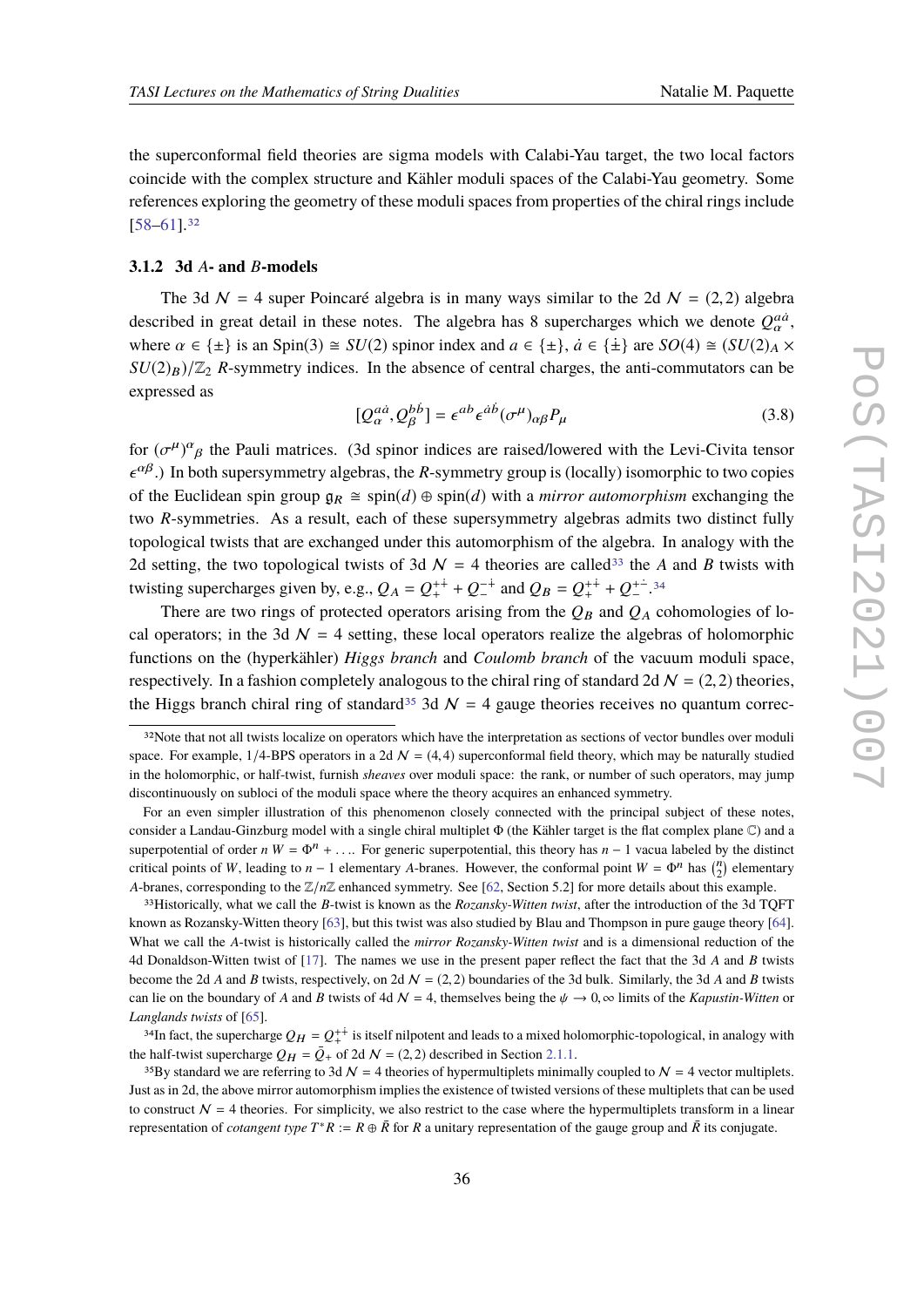the superconformal field theories are sigma models with Calabi-Yau target, the two local factors coincide with the complex structure and Kähler moduli spaces of the Calabi-Yau geometry. Some references exploring the geometry of these moduli spaces from properties of the chiral rings include [58–61].[32]

#### 3.1.2 3d *A*- and *B*-models

The 3d $\mathcal{N} = 4$ super Poincaré algebra is in many ways similar to the 2d $\mathcal{N} = (2,2)$ algebra described in great detail in these notes. The algebra has 8 supercharges which we denote $Q^{a\dot{a}}_\alpha$, where $\alpha \in \{\pm\}$ is an Spin(3) $\cong SU(2)$ spinor index and $a \in \{\pm\}$, $\dot{a} \in \{\dot{\pm}\}$ are $SO(4) \cong (SU(2)_A \times SU(2)_B)/\mathbb{Z}_2$ $R$-symmetry indices. In the absence of central charges, the anti-commutators can be expressed as

$$[Q^{a\dot{a}}_\alpha, Q^{b\dot{b}}_\beta] = \epsilon^{ab}\epsilon^{\dot{a}\dot{b}}(\sigma^\mu)_{\alpha\beta}P_\mu \tag{3.8}$$

for $(\sigma^\mu)^\alpha{}_\beta$ the Pauli matrices. (3d spinor indices are raised/lowered with the Levi-Civita tensor $\epsilon^{\alpha\beta}$.) In both supersymmetry algebras, the $R$-symmetry group is (locally) isomorphic to two copies of the Euclidean spin group $\mathfrak{g}_R \cong \mathrm{spin}(d) \oplus \mathrm{spin}(d)$ with a *mirror automorphism* exchanging the two $R$-symmetries. As a result, each of these supersymmetry algebras admits two distinct fully topological twists that are exchanged under this automorphism of the algebra. In analogy with the 2d setting, the two topological twists of 3d $\mathcal{N} = 4$ theories are called[33] the $A$ and $B$ twists with twisting supercharges given by, e.g., $Q_A = Q^{+\dot{+}}_+ + Q^{-\dot{+}}_-$ and $Q_B = Q^{+\dot{+}}_+ + Q^{+\dot{-}}_-$.[34]

There are two rings of protected operators arising from the $Q_B$ and $Q_A$ cohomologies of local operators; in the 3d $\mathcal{N} = 4$ setting, these local operators realize the algebras of holomorphic functions on the (hyperkähler) *Higgs branch* and *Coulomb branch* of the vacuum moduli space, respectively. In a fashion completely analogous to the chiral ring of standard 2d $\mathcal{N} = (2,2)$ theories, the Higgs branch chiral ring of standard[35] 3d $\mathcal{N} = 4$ gauge theories receives no quantum correc-

---

[32] Note that not all twists localize on operators which have the interpretation as sections of vector bundles over moduli space. For example, 1/4-BPS operators in a 2d $\mathcal{N} = (4,4)$ superconformal field theory, which may be naturally studied in the holomorphic, or half-twist, furnish *sheaves* over moduli space: the rank, or number of such operators, may jump discontinuously on subloci of the moduli space where the theory acquires an enhanced symmetry.

For an even simpler illustration of this phenomenon less closely connected with the principal subject of these notes, consider a Landau-Ginzburg model with a single chiral multiplet $\Phi$ (the Kähler target is the flat complex plane $\mathbb{C}$) and a superpotential of order $n$ $W = \Phi^n + \ldots$. For generic superpotential, this theory has $n-1$ vacua labeled by the distinct critical points of $W$, leading to $n-1$ elementary $A$-branes. However, the conformal point $W = \Phi^n$ has $\binom{n}{2}$ elementary $A$-branes, corresponding to the $\mathbb{Z}/n\mathbb{Z}$ enhanced symmetry. See [62, Section 5.2] for more details about this example.

[33] Historically, what we call the $B$-twist is known as the *Rozansky-Witten twist*, after the introduction of the 3d TQFT known as Rozansky-Witten theory [63], but this twist was also studied by Blau and Thompson in pure gauge theory [64]. What we call the $A$-twist is historically called the *mirror Rozansky-Witten twist* and is a dimensional reduction of the 4d Donaldson-Witten twist of [17]. The names we use in the present paper reflect the fact that the 3d $A$ and $B$ twists become the 2d $A$ and $B$ twists, respectively, on 2d $\mathcal{N} = (2,2)$ boundaries of the 3d bulk. Similarly, the 3d $A$ and $B$ twists can lie on the boundary of $A$ and $B$ twists of 4d $\mathcal{N} = 4$, themselves being the $\psi \to 0, \infty$ limits of the *Kapustin-Witten* or *Langlands twists* of [65].

[34] In fact, the supercharge $Q_H = Q^{+\dot{+}}_+$ is itself nilpotent and leads to a mixed holomorphic-topological, in analogy with the half-twist supercharge $Q_H = \bar{Q}_+$ of 2d $\mathcal{N} = (2,2)$ described in Section 2.1.1.

[35] By standard we are referring to 3d $\mathcal{N} = 4$ theories of hypermultiplets minimally coupled to $\mathcal{N} = 4$ vector multiplets. Just as in 2d, the above mirror automorphism implies the existence of twisted versions of these multiplets that can be used to construct $\mathcal{N} = 4$ theories. For simplicity, we also restrict to the case where the hypermultiplets transform in a linear representation of *cotangent type* $T^*R := R \oplus \bar{R}$ for $R$ a unitary representation of the gauge group and $\bar{R}$ its conjugate.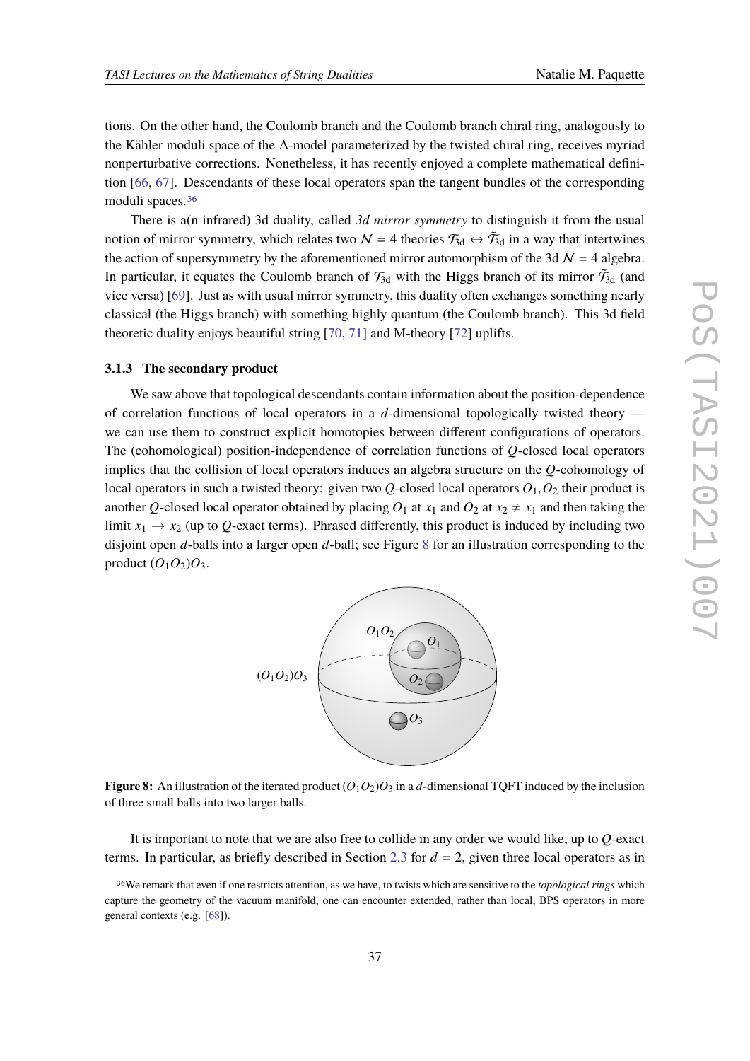tions. On the other hand, the Coulomb branch and the Coulomb branch chiral ring, analogously to the Kähler moduli space of the A-model parameterized by the twisted chiral ring, receives myriad nonperturbative corrections. Nonetheless, it has recently enjoyed a complete mathematical definition [66, 67]. Descendants of these local operators span the tangent bundles of the corresponding moduli spaces.[36]

There is a(n infrared) 3d duality, called *3d mirror symmetry* to distinguish it from the usual notion of mirror symmetry, which relates two $\mathcal{N} = 4$ theories $\mathcal{T}_{3d} \leftrightarrow \tilde{\mathcal{T}}_{3d}$ in a way that intertwines the action of supersymmetry by the aforementioned mirror automorphism of the 3d $\mathcal{N} = 4$ algebra. In particular, it equates the Coulomb branch of $\mathcal{T}_{3d}$ with the Higgs branch of its mirror $\tilde{\mathcal{T}}_{3d}$ (and vice versa) [69]. Just as with usual mirror symmetry, this duality often exchanges something nearly classical (the Higgs branch) with something highly quantum (the Coulomb branch). This 3d field theoretic duality enjoys beautiful string [70, 71] and M-theory [72] uplifts.

### 3.1.3 The secondary product

We saw above that topological descendants contain information about the position-dependence of correlation functions of local operators in a $d$-dimensional topologically twisted theory — we can use them to construct explicit homotopies between different configurations of operators. The (cohomological) position-independence of correlation functions of $Q$-closed local operators implies that the collision of local operators induces an algebra structure on the $Q$-cohomology of local operators in such a twisted theory: given two $Q$-closed local operators $O_1, O_2$ their product is another $Q$-closed local operator obtained by placing $O_1$ at $x_1$ and $O_2$ at $x_2 \neq x_1$ and then taking the limit $x_1 \to x_2$ (up to $Q$-exact terms). Phrased differently, this product is induced by including two disjoint open $d$-balls into a larger open $d$-ball; see Figure 8 for an illustration corresponding to the product $(O_1 O_2) O_3$.

**Figure 8:** An illustration of the iterated product $(O_1 O_2) O_3$ in a $d$-dimensional TQFT induced by the inclusion of three small balls into two larger balls.

It is important to note that we are also free to collide in any order we would like, up to $Q$-exact terms. In particular, as briefly described in Section 2.3 for $d = 2$, given three local operators as in

[36] We remark that even if one restricts attention, as we have, to twists which are sensitive to the *topological rings* which capture the geometry of the vacuum manifold, one can encounter extended, rather than local, BPS operators in more general contexts (e.g. [68]).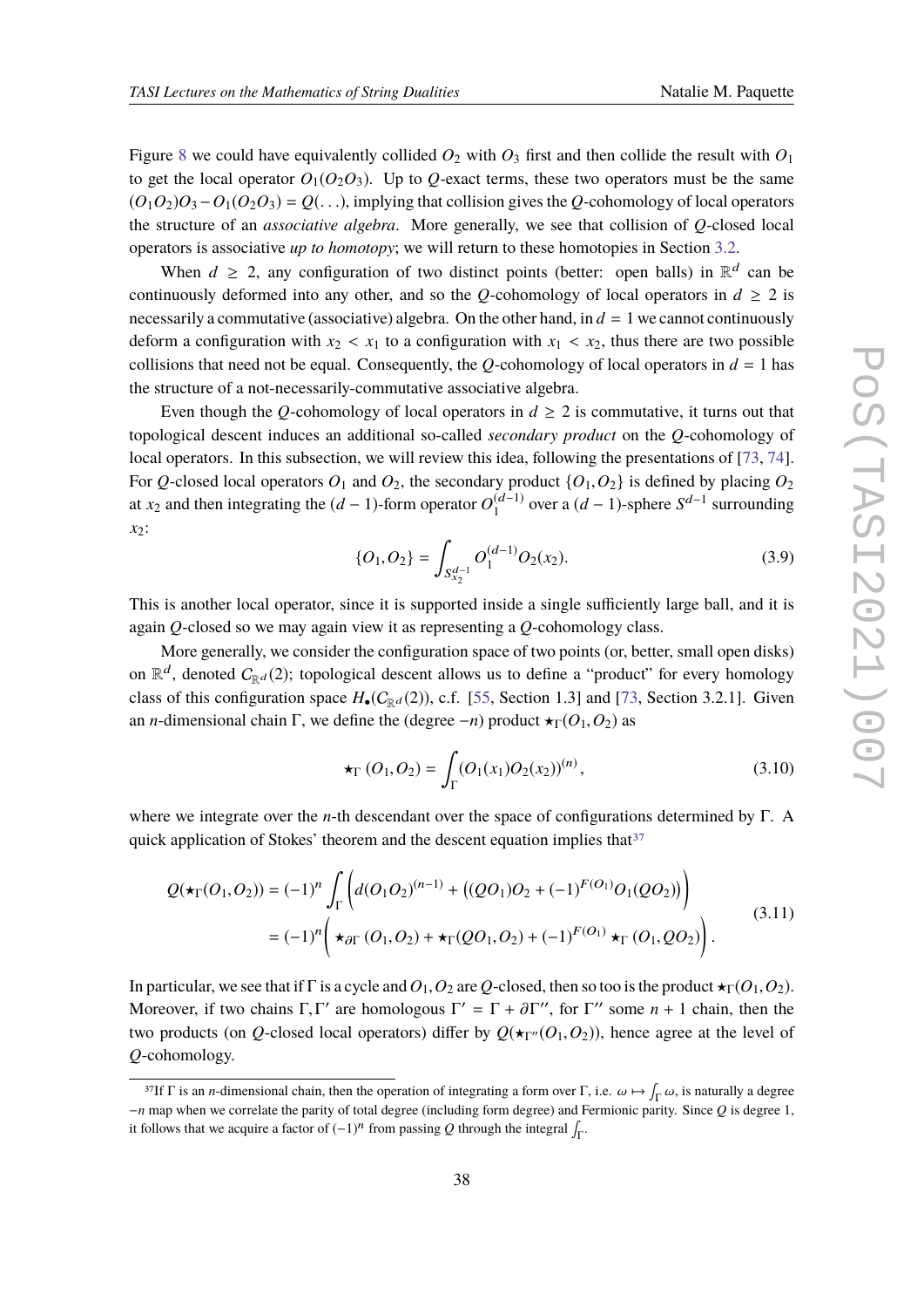Figure 8 we could have equivalently collided $O_2$ with $O_3$ first and then collide the result with $O_1$ to get the local operator $O_1(O_2O_3)$. Up to $Q$-exact terms, these two operators must be the same $(O_1O_2)O_3 - O_1(O_2O_3) = Q(\ldots)$, implying that collision gives the $Q$-cohomology of local operators the structure of an *associative algebra*. More generally, we see that collision of $Q$-closed local operators is associative *up to homotopy*; we will return to these homotopies in Section 3.2.

When $d \geq 2$, any configuration of two distinct points (better: open balls) in $\mathbb{R}^d$ can be continuously deformed into any other, and so the $Q$-cohomology of local operators in $d \geq 2$ is necessarily a commutative (associative) algebra. On the other hand, in $d = 1$ we cannot continuously deform a configuration with $x_2 < x_1$ to a configuration with $x_1 < x_2$, thus there are two possible collisions that need not be equal. Consequently, the $Q$-cohomology of local operators in $d = 1$ has the structure of a not-necessarily-commutative associative algebra.

Even though the $Q$-cohomology of local operators in $d \geq 2$ is commutative, it turns out that topological descent induces an additional so-called *secondary product* on the $Q$-cohomology of local operators. In this subsection, we will review this idea, following the presentations of [73, 74]. For $Q$-closed local operators $O_1$ and $O_2$, the secondary product $\{O_1, O_2\}$ is defined by placing $O_2$ at $x_2$ and then integrating the $(d-1)$-form operator $O_1^{(d-1)}$ over a $(d-1)$-sphere $S^{d-1}$ surrounding $x_2$:

$$\{O_1, O_2\} = \int_{S^{d-1}_{x_2}} O_1^{(d-1)} O_2(x_2). \tag{3.9}$$

This is another local operator, since it is supported inside a single sufficiently large ball, and it is again $Q$-closed so we may again view it as representing a $Q$-cohomology class.

More generally, we consider the configuration space of two points (or, better, small open disks) on $\mathbb{R}^d$, denoted $C_{\mathbb{R}^d}(2)$; topological descent allows us to define a "product" for every homology class of this configuration space $H_\bullet(C_{\mathbb{R}^d}(2))$, c.f. [55, Section 1.3] and [73, Section 3.2.1]. Given an $n$-dimensional chain $\Gamma$, we define the (degree $-n$) product $\star_\Gamma(O_1, O_2)$ as

$$\star_\Gamma\,(O_1, O_2) = \int_\Gamma (O_1(x_1)O_2(x_2))^{(n)}, \tag{3.10}$$

where we integrate over the $n$-th descendant over the space of configurations determined by $\Gamma$. A quick application of Stokes' theorem and the descent equation implies that[37]

$$\begin{aligned} Q(\star_\Gamma(O_1, O_2)) &= (-1)^n \int_\Gamma \left( d(O_1O_2)^{(n-1)} + \left( (QO_1)O_2 + (-1)^{F(O_1)} O_1(QO_2) \right) \right) \\ &= (-1)^n \bigg( \star_{\partial\Gamma}\,(O_1, O_2) + \star_\Gamma(QO_1, O_2) + (-1)^{F(O_1)} \star_\Gamma\,(O_1, QO_2) \bigg). \end{aligned} \tag{3.11}$$

In particular, we see that if $\Gamma$ is a cycle and $O_1, O_2$ are $Q$-closed, then so too is the product $\star_\Gamma(O_1, O_2)$. Moreover, if two chains $\Gamma, \Gamma'$ are homologous $\Gamma' = \Gamma + \partial\Gamma''$, for $\Gamma''$ some $n+1$ chain, then the two products (on $Q$-closed local operators) differ by $Q(\star_{\Gamma''}(O_1, O_2))$, hence agree at the level of $Q$-cohomology.

---

[37] If $\Gamma$ is an $n$-dimensional chain, then the operation of integrating a form over $\Gamma$, i.e. $\omega \mapsto \int_\Gamma \omega$, is naturally a degree $-n$ map when we correlate the parity of total degree (including form degree) and Fermionic parity. Since $Q$ is degree 1, it follows that we acquire a factor of $(-1)^n$ from passing $Q$ through the integral $\int_\Gamma$.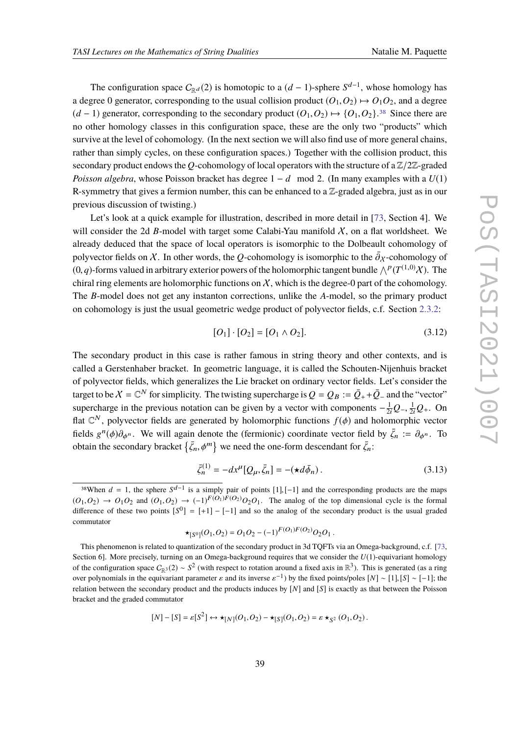The configuration space $C_{\mathbb{R}^d}(2)$ is homotopic to a $(d-1)$-sphere $S^{d-1}$, whose homology has a degree 0 generator, corresponding to the usual collision product $(O_1, O_2) \mapsto O_1 O_2$, and a degree $(d-1)$ generator, corresponding to the secondary product $(O_1, O_2) \mapsto \{O_1, O_2\}$.[38] Since there are no other homology classes in this configuration space, these are the only two "products" which survive at the level of cohomology. (In the next section we will also find use of more general chains, rather than simply cycles, on these configuration spaces.) Together with the collision product, this secondary product endows the $Q$-cohomology of local operators with the structure of a $\mathbb{Z}/2\mathbb{Z}$-graded *Poisson algebra*, whose Poisson bracket has degree $1-d \mod 2$. (In many examples with a $U(1)$ R-symmetry that gives a fermion number, this can be enhanced to a $\mathbb{Z}$-graded algebra, just as in our previous discussion of twisting.)

Let's look at a quick example for illustration, described in more detail in [73, Section 4]. We will consider the 2d $B$-model with target some Calabi-Yau manifold $\mathcal{X}$, on a flat worldsheet. We already deduced that the space of local operators is isomorphic to the Dolbeault cohomology of polyvector fields on $\mathcal{X}$. In other words, the $Q$-cohomology is isomorphic to the $\bar{\partial}_{\mathcal{X}}$-cohomology of $(0,q)$-forms valued in arbitrary exterior powers of the holomorphic tangent bundle $\bigwedge^p(T^{(1,0)}\mathcal{X})$. The chiral ring elements are holomorphic functions on $\mathcal{X}$, which is the degree-0 part of the cohomology. The $B$-model does not get any instanton corrections, unlike the $A$-model, so the primary product on cohomology is just the usual geometric wedge product of polyvector fields, c.f. Section 2.3.2:

$$[O_1] \cdot [O_2] = [O_1 \wedge O_2]. \tag{3.12}$$

The secondary product in this case is rather famous in string theory and other contexts, and is called a Gerstenhaber bracket. In geometric language, it is called the Schouten-Nijenhuis bracket of polyvector fields, which generalizes the Lie bracket on ordinary vector fields. Let's consider the target to be $\mathcal{X} = \mathbb{C}^N$ for simplicity. The twisting supercharge is $Q = Q_B := \bar{Q}_+ + \bar{Q}_-$ and the "vector" supercharge in the previous notation can be given by a vector with components $-\frac{1}{2i}Q_-, \frac{1}{2i}Q_+$. On flat $\mathbb{C}^N$, polyvector fields are generated by holomorphic functions $f(\phi)$ and holomorphic vector fields $g^n(\phi)\partial_{\phi^n}$. We will again denote the (fermionic) coordinate vector field by $\bar{\zeta}_n := \partial_{\phi^n}$. To obtain the secondary bracket $\{\bar{\zeta}_n, \phi^m\}$ we need the one-form descendant for $\bar{\zeta}_n$:

$$\bar{\zeta}_n^{(1)} = -dx^\mu [Q_\mu, \bar{\zeta}_n] = -(\star d\bar{\phi}_n). \tag{3.13}$$

[38] When $d = 1$, the sphere $S^{d-1}$ is a simply pair of points $[1], [-1]$ and the corresponding products are the maps $(O_1, O_2) \to O_1 O_2$ and $(O_1, O_2) \to (-1)^{F(O_1)F(O_2)} O_2 O_1$. The analog of the top dimensional cycle is the formal difference of these two points $[S^0] = [+1] - [-1]$ and so the analog of the secondary product is the usual graded commutator

$$\star_{[S^0]}(O_1, O_2) = O_1 O_2 - (-1)^{F(O_1)F(O_2)} O_2 O_1 .$$

This phenomenon is related to quantization of the secondary product in 3d TQFTs via an Omega-background, c.f. [73, Section 6]. More precisely, turning on an Omega-background requires that we consider the $U(1)$-equivariant homology of the configuration space $C_{\mathbb{R}^3}(2) \sim S^2$ (with respect to rotation around a fixed axis in $\mathbb{R}^3$). This is generated (as a ring over polynomials in the equivariant parameter $\varepsilon$ and its inverse $\varepsilon^{-1}$) by the fixed points/poles $[N] \sim [1], [S] \sim [-1]$; the relation between the secondary product and the products induces by $[N]$ and $[S]$ is exactly as that between the Poisson bracket and the graded commutator

$$[N] - [S] = \varepsilon[S^2] \leftrightarrow \star_{[N]}(O_1, O_2) - \star_{[S]}(O_1, O_2) = \varepsilon \star_{S^2}(O_1, O_2).$$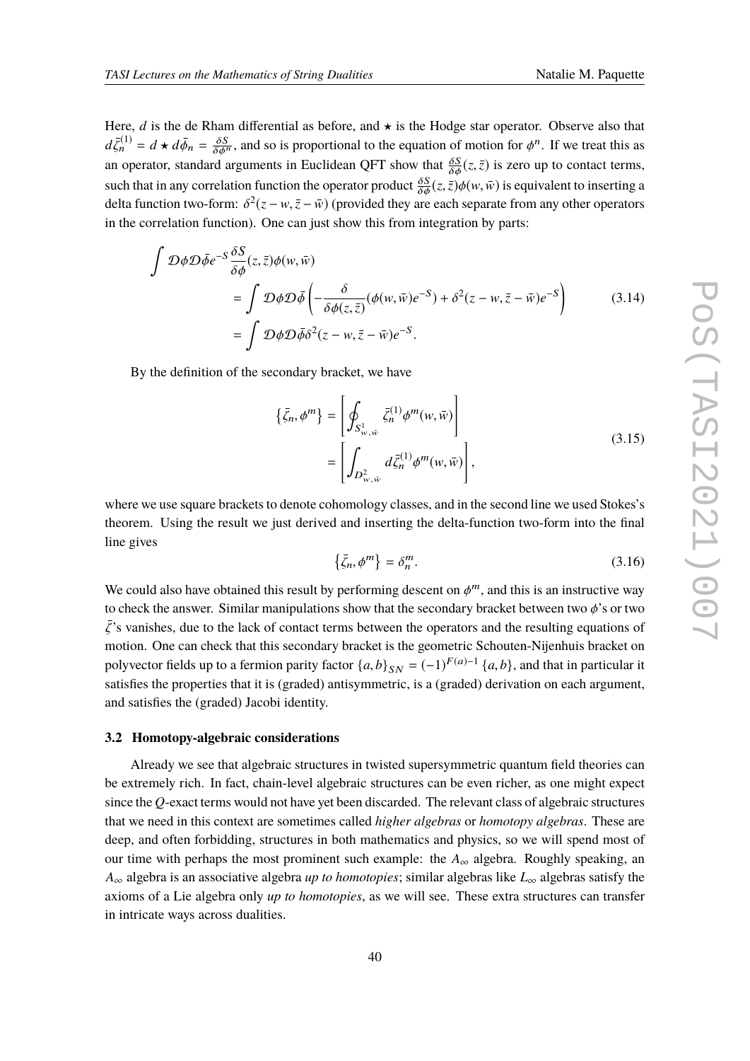Here, $d$ is the de Rham differential as before, and $\star$ is the Hodge star operator. Observe also that $d\bar{\zeta}_n^{(1)} = d \star d\bar{\phi}_n = \frac{\delta S}{\delta \phi^n}$, and so is proportional to the equation of motion for $\phi^n$. If we treat this as an operator, standard arguments in Euclidean QFT show that $\frac{\delta S}{\delta \phi}(z, \bar{z})$ is zero up to contact terms, such that in any correlation function the operator product $\frac{\delta S}{\delta \phi}(z, \bar{z})\phi(w, \bar{w})$ is equivalent to inserting a delta function two-form: $\delta^2(z - w, \bar{z} - \bar{w})$ (provided they are each separate from any other operators in the correlation function). One can just show this from integration by parts:

$$
\begin{aligned}
\int \mathcal{D}\phi \mathcal{D}\bar{\phi} e^{-S} \frac{\delta S}{\delta \phi}(z, \bar{z})\phi(w, \bar{w}) \\
&= \int \mathcal{D}\phi \mathcal{D}\bar{\phi} \left( -\frac{\delta}{\delta \phi(z, \bar{z})}(\phi(w, \bar{w})e^{-S}) + \delta^2(z - w, \bar{z} - \bar{w})e^{-S} \right) \\
&= \int \mathcal{D}\phi \mathcal{D}\bar{\phi} \delta^2(z - w, \bar{z} - \bar{w})e^{-S}.
\end{aligned}
\tag{3.14}
$$

By the definition of the secondary bracket, we have

$$
\begin{aligned}
\{\bar{\zeta}_n, \phi^m\} &= \left[ \oint_{S^1_{w,\bar{w}}} \bar{\zeta}_n^{(1)} \phi^m(w, \bar{w}) \right] \\
&= \left[ \int_{D^2_{w,\bar{w}}} d\bar{\zeta}_n^{(1)} \phi^m(w, \bar{w}) \right],
\end{aligned}
\tag{3.15}
$$

where we use square brackets to denote cohomology classes, and in the second line we used Stokes's theorem. Using the result we just derived and inserting the delta-function two-form into the final line gives

$$
\{\bar{\zeta}_n, \phi^m\} = \delta_n^m. \tag{3.16}
$$

We could also have obtained this result by performing descent on $\phi^m$, and this is an instructive way to check the answer. Similar manipulations show that the secondary bracket between two $\phi$'s or two $\bar{\zeta}$'s vanishes, due to the lack of contact terms between the operators and the resulting equations of motion. One can check that this secondary bracket is the geometric Schouten-Nijenhuis bracket on polyvector fields up to a fermion parity factor $\{a, b\}_{SN} = (-1)^{F(a)-1}\{a, b\}$, and that in particular it satisfies the properties that it is (graded) antisymmetric, is a (graded) derivation on each argument, and satisfies the (graded) Jacobi identity.

### 3.2 Homotopy-algebraic considerations

Already we see that algebraic structures in twisted supersymmetric quantum field theories can be extremely rich. In fact, chain-level algebraic structures can be even richer, as one might expect since the $Q$-exact terms would not have yet been discarded. The relevant class of algebraic structures that we need in this context are sometimes called *higher algebras* or *homotopy algebras*. These are deep, and often forbidding, structures in both mathematics and physics, so we will spend most of our time with perhaps the most prominent such example: the $A_\infty$ algebra. Roughly speaking, an $A_\infty$ algebra is an associative algebra *up to homotopies*; similar algebras like $L_\infty$ algebras satisfy the axioms of a Lie algebra only *up to homotopies*, as we will see. These extra structures can transfer in intricate ways across dualities.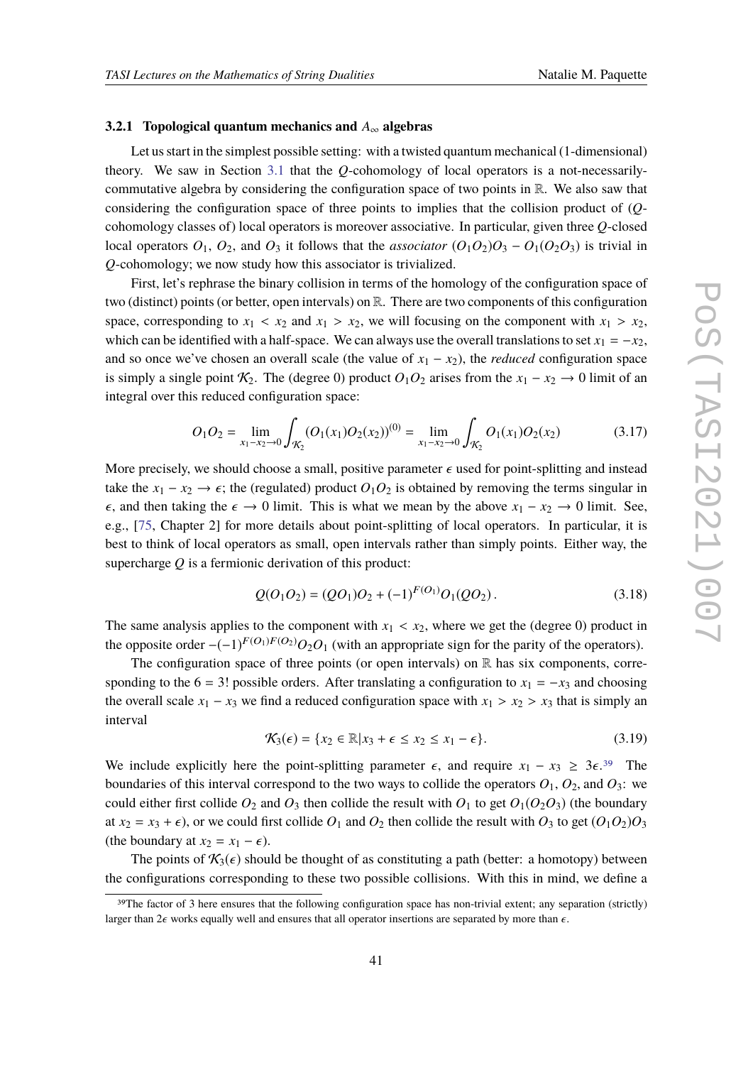#### 3.2.1 Topological quantum mechanics and $A_\infty$ algebras

Let us start in the simplest possible setting: with a twisted quantum mechanical (1-dimensional) theory. We saw in Section 3.1 that the $Q$-cohomology of local operators is a not-necessarily-commutative algebra by considering the configuration space of two points in $\mathbb{R}$. We also saw that considering the configuration space of three points to implies that the collision product of ($Q$-cohomology classes of) local operators is moreover associative. In particular, given three $Q$-closed local operators $O_1$, $O_2$, and $O_3$ it follows that the *associator* $(O_1O_2)O_3 - O_1(O_2O_3)$ is trivial in $Q$-cohomology; we now study how this associator is trivialized.

First, let's rephrase the binary collision in terms of the homology of the configuration space of two (distinct) points (or better, open intervals) on $\mathbb{R}$. There are two components of this configuration space, corresponding to $x_1 < x_2$ and $x_1 > x_2$, we will focusing on the component with $x_1 > x_2$, which can be identified with a half-space. We can always use the overall translations to set $x_1 = -x_2$, and so once we've chosen an overall scale (the value of $x_1 - x_2$), the *reduced* configuration space is simply a single point $\mathcal{K}_2$. The (degree 0) product $O_1O_2$ arises from the $x_1 - x_2 \to 0$ limit of an integral over this reduced configuration space:

$$O_1O_2 = \lim_{x_1 - x_2 \to 0} \int_{\mathcal{K}_2} (O_1(x_1)O_2(x_2))^{(0)} = \lim_{x_1 - x_2 \to 0} \int_{\mathcal{K}_2} O_1(x_1)O_2(x_2) \tag{3.17}$$

More precisely, we should choose a small, positive parameter $\epsilon$ used for point-splitting and instead take the $x_1 - x_2 \to \epsilon$; the (regulated) product $O_1O_2$ is obtained by removing the terms singular in $\epsilon$, and then taking the $\epsilon \to 0$ limit. This is what we mean by the above $x_1 - x_2 \to 0$ limit. See, e.g., [75, Chapter 2] for more details about point-splitting of local operators. In particular, it is best to think of local operators as small, open intervals rather than simply points. Either way, the supercharge $Q$ is a fermionic derivation of this product:

$$Q(O_1O_2) = (QO_1)O_2 + (-1)^{F(O_1)}O_1(QO_2)\,. \tag{3.18}$$

The same analysis applies to the component with $x_1 < x_2$, where we get the (degree 0) product in the opposite order $-(-1)^{F(O_1)F(O_2)}O_2O_1$ (with an appropriate sign for the parity of the operators).

The configuration space of three points (or open intervals) on $\mathbb{R}$ has six components, corresponding to the $6 = 3!$ possible orders. After translating a configuration to $x_1 = -x_3$ and choosing the overall scale $x_1 - x_3$ we find a reduced configuration space with $x_1 > x_2 > x_3$ that is simply an interval

$$\mathcal{K}_3(\epsilon) = \{x_2 \in \mathbb{R} | x_3 + \epsilon \leq x_2 \leq x_1 - \epsilon\}. \tag{3.19}$$

We include explicitly here the point-splitting parameter $\epsilon$, and require $x_1 - x_3 \geq 3\epsilon$.[39] The boundaries of this interval correspond to the two ways to collide the operators $O_1$, $O_2$, and $O_3$: we could either first collide $O_2$ and $O_3$ then collide the result with $O_1$ to get $O_1(O_2O_3)$ (the boundary at $x_2 = x_3 + \epsilon$), or we could first collide $O_1$ and $O_2$ then collide the result with $O_3$ to get $(O_1O_2)O_3$ (the boundary at $x_2 = x_1 - \epsilon$).

The points of $\mathcal{K}_3(\epsilon)$ should be thought of as constituting a path (better: a homotopy) between the configurations corresponding to these two possible collisions. With this in mind, we define a

[39] The factor of 3 here ensures that the following configuration space has non-trivial extent; any separation (strictly) larger than $2\epsilon$ works equally well and ensures that all operator insertions are separated by more than $\epsilon$.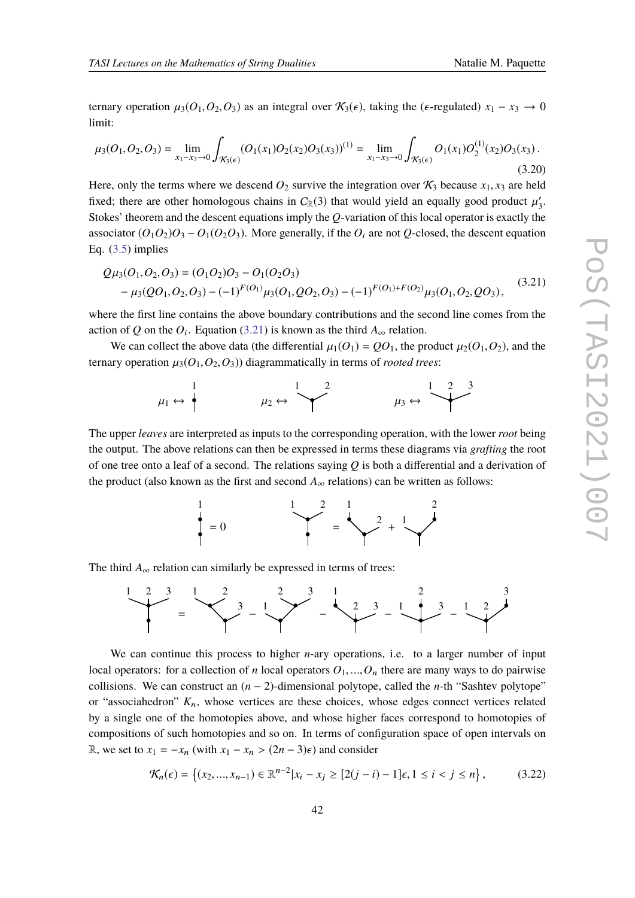ternary operation $\mu_3(O_1, O_2, O_3)$ as an integral over $\mathcal{K}_3(\epsilon)$, taking the ($\epsilon$-regulated) $x_1 - x_3 \to 0$ limit:

$$\mu_3(O_1, O_2, O_3) = \lim_{x_1 - x_3 \to 0} \int_{\mathcal{K}_3(\epsilon)} (O_1(x_1) O_2(x_2) O_3(x_3))^{(1)} = \lim_{x_1 - x_3 \to 0} \int_{\mathcal{K}_3(\epsilon)} O_1(x_1) O_2^{(1)}(x_2) O_3(x_3)\,. \tag{3.20}$$

Here, only the terms where we descend $O_2$ survive the integration over $\mathcal{K}_3$ because $x_1, x_3$ are held fixed; there are other homologous chains in $C_{\mathbb{R}}(3)$ that would yield an equally good product $\mu_3'$. Stokes' theorem and the descent equations imply the $Q$-variation of this local operator is exactly the associator $(O_1 O_2) O_3 - O_1 (O_2 O_3)$. More generally, if the $O_i$ are not $Q$-closed, the descent equation Eq. (3.5) implies

$$\begin{aligned} Q\mu_3(O_1, O_2, O_3) &= (O_1 O_2) O_3 - O_1 (O_2 O_3) \\ &\quad - \mu_3(QO_1, O_2, O_3) - (-1)^{F(O_1)} \mu_3(O_1, QO_2, O_3) - (-1)^{F(O_1) + F(O_2)} \mu_3(O_1, O_2, QO_3)\,, \end{aligned} \tag{3.21}$$

where the first line contains the above boundary contributions and the second line comes from the action of $Q$ on the $O_i$. Equation (3.21) is known as the third $A_\infty$ relation.

We can collect the above data (the differential $\mu_1(O_1) = QO_1$, the product $\mu_2(O_1, O_2)$, and the ternary operation $\mu_3(O_1, O_2, O_3)$) diagrammatically in terms of *rooted trees*:

[Diagram: $\mu_1 \leftrightarrow$ (tree with one leaf 1), $\mu_2 \leftrightarrow$ (tree with leaves 1, 2), $\mu_3 \leftrightarrow$ (tree with leaves 1, 2, 3)]

The upper *leaves* are interpreted as inputs to the corresponding operation, with the lower *root* being the output. The above relations can then be expressed in terms these diagrams via *grafting* the root of one tree onto a leaf of a second. The relations saying $Q$ is both a differential and a derivation of the product (also known as the first and second $A_\infty$ relations) can be written as follows:

[Diagram: (tree with leaf 1 and two vertices) $= 0$; (tree with leaves 1, 2 and vertex on root) $=$ (tree with vertex on leaf 1, leaf 2) $+$ (tree with leaf 1, vertex on leaf 2)]

The third $A_\infty$ relation can similarly be expressed in terms of trees:

[Diagram: (tree with leaves 1, 2, 3 and vertex on root) $=$ (tree 1,2 grafted, leaf 3) $-$ (leaf 1, tree 2,3 grafted) $-$ (vertex on leaf 1, leaves 2, 3) $-$ (leaf 1, vertex on leaf 2, leaf 3) $-$ (leaves 1, 2, vertex on leaf 3)]

We can continue this process to higher $n$-ary operations, i.e. to a larger number of input local operators: for a collection of $n$ local operators $O_1, \ldots, O_n$ there are many ways to do pairwise collisions. We can construct an $(n-2)$-dimensional polytope, called the $n$-th "Sashtev polytope" or "associahedron" $K_n$, whose vertices are these choices, whose edges connect vertices related by a single one of the homotopies above, and whose higher faces correspond to homotopies of compositions of such homotopies and so on. In terms of configuration space of open intervals on $\mathbb{R}$, we set to $x_1 = -x_n$ (with $x_1 - x_n > (2n-3)\epsilon$) and consider

$$\mathcal{K}_n(\epsilon) = \left\{ (x_2, \ldots, x_{n-1}) \in \mathbb{R}^{n-2} | x_i - x_j \geq [2(j-i) - 1]\epsilon, 1 \leq i < j \leq n \right\}, \tag{3.22}$$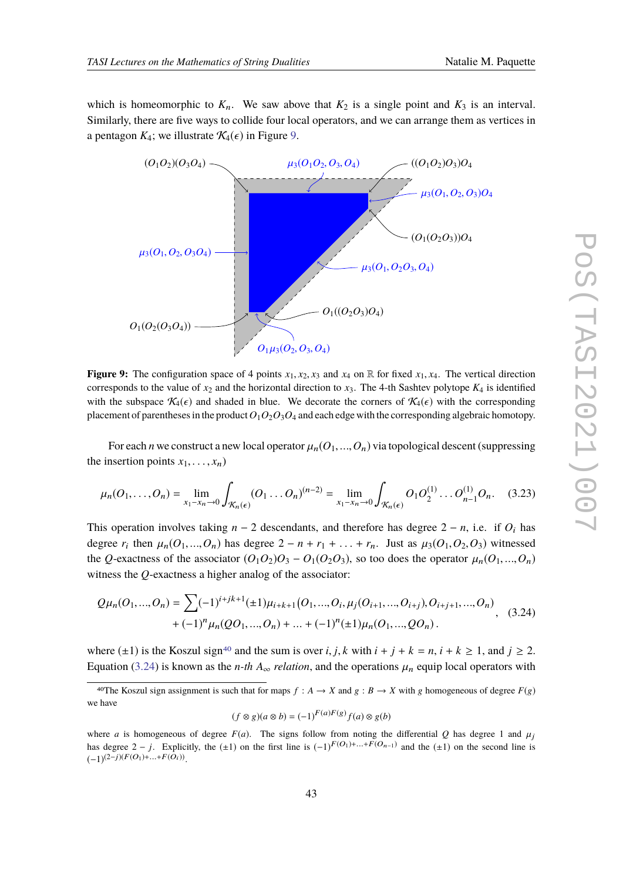which is homeomorphic to $K_n$. We saw above that $K_2$ is a single point and $K_3$ is an interval. Similarly, there are five ways to collide four local operators, and we can arrange them as vertices in a pentagon $K_4$; we illustrate $\mathcal{K}_4(\epsilon)$ in Figure 9.

**Figure 9:** The configuration space of 4 points $x_1, x_2, x_3$ and $x_4$ on $\mathbb{R}$ for fixed $x_1, x_4$. The vertical direction corresponds to the value of $x_2$ and the horizontal direction to $x_3$. The 4-th Sashtev polytope $K_4$ is identified with the subspace $\mathcal{K}_4(\epsilon)$ and shaded in blue. We decorate the corners of $\mathcal{K}_4(\epsilon)$ with the corresponding placement of parentheses in the product $O_1O_2O_3O_4$ and each edge with the corresponding algebraic homotopy.

For each $n$ we construct a new local operator $\mu_n(O_1, ..., O_n)$ via topological descent (suppressing the insertion points $x_1, \ldots, x_n$)

$$\mu_n(O_1, \ldots, O_n) = \lim_{x_1 - x_n \to 0} \int_{\mathcal{K}_n(\epsilon)} (O_1 \ldots O_n)^{(n-2)} = \lim_{x_1 - x_n \to 0} \int_{\mathcal{K}_n(\epsilon)} O_1 O_2^{(1)} \ldots O_{n-1}^{(1)} O_n . \tag{3.23}$$

This operation involves taking $n-2$ descendants, and therefore has degree $2-n$, i.e. if $O_i$ has degree $r_i$ then $\mu_n(O_1, ..., O_n)$ has degree $2 - n + r_1 + \ldots + r_n$. Just as $\mu_3(O_1, O_2, O_3)$ witnessed the $Q$-exactness of the associator $(O_1O_2)O_3 - O_1(O_2O_3)$, so too does the operator $\mu_n(O_1, ..., O_n)$ witness the $Q$-exactness a higher analog of the associator:

$$\begin{aligned} Q\mu_n(O_1, ..., O_n) = & \sum (-1)^{i+jk+1} (\pm 1) \mu_{i+k+1}\big(O_1, ..., O_i, \mu_j(O_{i+1}, ..., O_{i+j}), O_{i+j+1}, ..., O_n\big) \\ & + (-1)^n \mu_n(QO_1, ..., O_n) + \ldots + (-1)^n (\pm 1) \mu_n(O_1, ..., QO_n) . \end{aligned} , \tag{3.24}$$

where $(\pm 1)$ is the Koszul sign[40] and the sum is over $i, j, k$ with $i + j + k = n$, $i + k \geq 1$, and $j \geq 2$. Equation (3.24) is known as the *n-th* $A_\infty$ *relation*, and the operations $\mu_n$ equip local operators with

[40] The Koszul sign assignment is such that for maps $f : A \to X$ and $g : B \to X$ with $g$ homogeneous of degree $F(g)$ we have

$$(f \otimes g)(a \otimes b) = (-1)^{F(a)F(g)} f(a) \otimes g(b)$$

where $a$ is homogeneous of degree $F(a)$. The signs follow from noting the differential $Q$ has degree 1 and $\mu_j$ has degree $2-j$. Explicitly, the $(\pm 1)$ on the first line is $(-1)^{F(O_1)+\ldots+F(O_{n-1})}$ and the $(\pm 1)$ on the second line is $(-1)^{(2-j)(F(O_1)+\ldots+F(O_i))}$.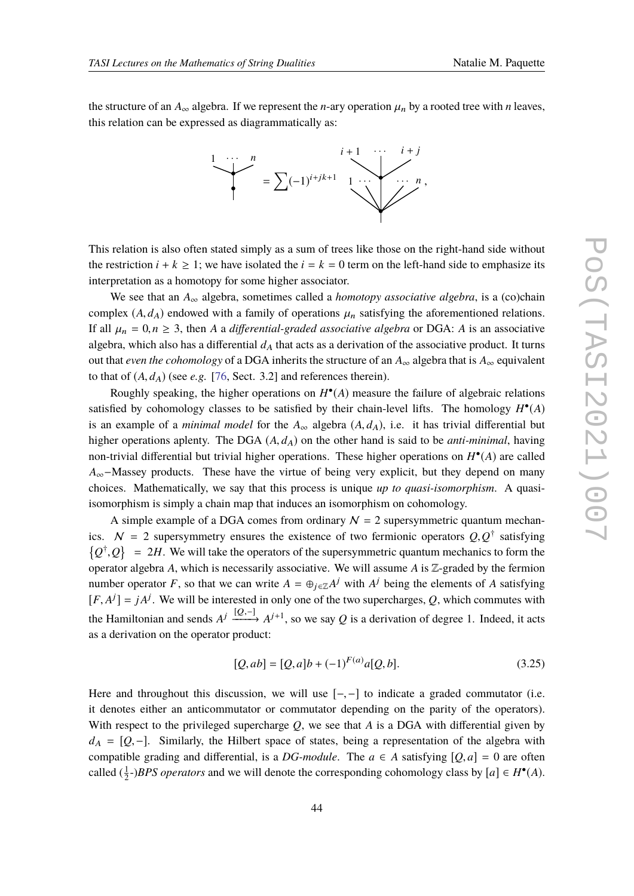the structure of an $A_\infty$ algebra. If we represent the $n$-ary operation $\mu_n$ by a rooted tree with $n$ leaves, this relation can be expressed as diagrammatically as:

$$
\text{(tree with leaves } 1 \cdots n \text{, composed with } \mu_1\text{)} = \sum (-1)^{i+jk+1} \; \text{(tree with leaves } 1 \cdots, \; i+1 \cdots i+j, \; \cdots n\text{)},
$$

This relation is also often stated simply as a sum of trees like those on the right-hand side without the restriction $i + k \geq 1$; we have isolated the $i = k = 0$ term on the left-hand side to emphasize its interpretation as a homotopy for some higher associator.

We see that an $A_\infty$ algebra, sometimes called a *homotopy associative algebra*, is a (co)chain complex $(A, d_A)$ endowed with a family of operations $\mu_n$ satisfying the aforementioned relations. If all $\mu_n = 0, n \geq 3$, then $A$ a *differential-graded associative algebra* or DGA: $A$ is an associative algebra, which also has a differential $d_A$ that acts as a derivation of the associative product. It turns out that *even the cohomology* of a DGA inherits the structure of an $A_\infty$ algebra that is $A_\infty$ equivalent to that of $(A, d_A)$ (see *e.g.* [76, Sect. 3.2] and references therein).

Roughly speaking, the higher operations on $H^\bullet(A)$ measure the failure of algebraic relations satisfied by cohomology classes to be satisfied by their chain-level lifts. The homology $H^\bullet(A)$ is an example of a *minimal model* for the $A_\infty$ algebra $(A, d_A)$, i.e. it has trivial differential but higher operations aplenty. The DGA $(A, d_A)$ on the other hand is said to be *anti-minimal*, having non-trivial differential but trivial higher operations. These higher operations on $H^\bullet(A)$ are called $A_\infty-$Massey products. These have the virtue of being very explicit, but they depend on many choices. Mathematically, we say that this process is unique *up to quasi-isomorphism*. A quasi-isomorphism is simply a chain map that induces an isomorphism on cohomology.

A simple example of a DGA comes from ordinary $\mathcal{N} = 2$ supersymmetric quantum mechanics. $\mathcal{N} = 2$ supersymmetry ensures the existence of two fermionic operators $Q, Q^\dagger$ satisfying $\{Q^\dagger, Q\} = 2H$. We will take the operators of the supersymmetric quantum mechanics to form the operator algebra $A$, which is necessarily associative. We will assume $A$ is $\mathbb{Z}$-graded by the fermion number operator $F$, so that we can write $A = \oplus_{j\in\mathbb{Z}} A^j$ with $A^j$ being the elements of $A$ satisfying $[F, A^j] = jA^j$. We will be interested in only one of the two supercharges, $Q$, which commutes with the Hamiltonian and sends $A^j \xrightarrow{[Q,-]} A^{j+1}$, so we say $Q$ is a derivation of degree 1. Indeed, it acts as a derivation on the operator product:

$$
[Q, ab] = [Q, a]b + (-1)^{F(a)} a[Q, b]. \tag{3.25}
$$

Here and throughout this discussion, we will use $[-, -]$ to indicate a graded commutator (i.e. it denotes either an anticommutator or commutator depending on the parity of the operators). With respect to the privileged supercharge $Q$, we see that $A$ is a DGA with differential given by $d_A = [Q, -]$. Similarly, the Hilbert space of states, being a representation of the algebra with compatible grading and differential, is a *DG-module*. The $a \in A$ satisfying $[Q, a] = 0$ are often called $(\frac{1}{2}$-)*BPS operators* and we will denote the corresponding cohomology class by $[a] \in H^\bullet(A)$.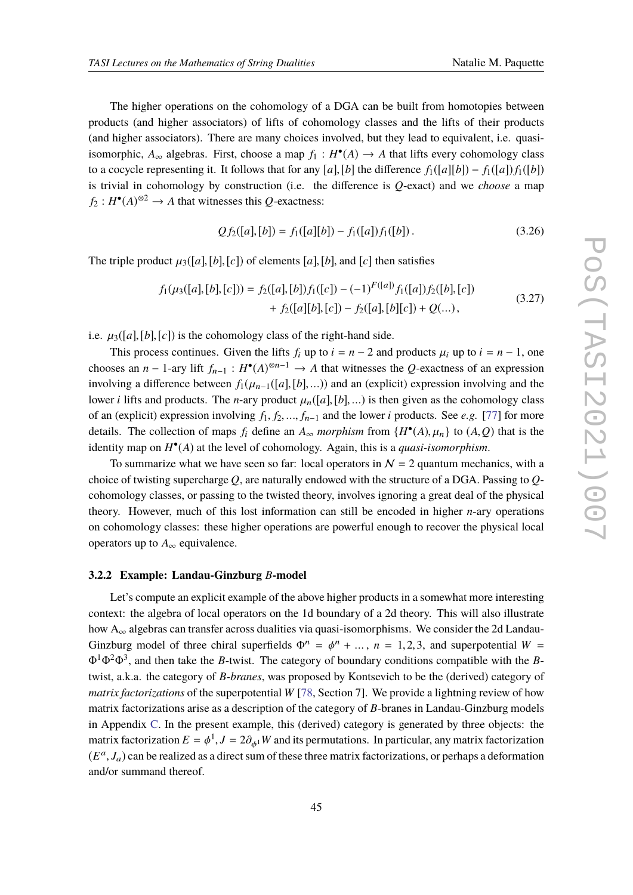The higher operations on the cohomology of a DGA can be built from homotopies between products (and higher associators) of lifts of cohomology classes and the lifts of their products (and higher associators). There are many choices involved, but they lead to equivalent, i.e. quasi-isomorphic, $A_\infty$ algebras. First, choose a map $f_1 : H^\bullet(A) \to A$ that lifts every cohomology class to a cocycle representing it. It follows that for any $[a],[b]$ the difference $f_1([a][b]) - f_1([a])f_1([b])$ is trivial in cohomology by construction (i.e. the difference is $Q$-exact) and we *choose* a map $f_2 : H^\bullet(A)^{\otimes 2} \to A$ that witnesses this $Q$-exactness:

$$Q f_2([a],[b]) = f_1([a][b]) - f_1([a])f_1([b])\,. \tag{3.26}$$

The triple product $\mu_3([a],[b],[c])$ of elements $[a],[b]$, and $[c]$ then satisfies

$$\begin{aligned} f_1(\mu_3([a],[b],[c])) = f_2([a],[b])f_1([c]) - (-1)^{F([a])} f_1([a])f_2([b],[c]) \\ + f_2([a][b],[c]) - f_2([a],[b][c]) + Q(\ldots)\,, \end{aligned} \tag{3.27}$$

i.e. $\mu_3([a],[b],[c])$ is the cohomology class of the right-hand side.

This process continues. Given the lifts $f_i$ up to $i = n-2$ and products $\mu_i$ up to $i = n-1$, one chooses an $n-1$-ary lift $f_{n-1} : H^\bullet(A)^{\otimes n-1} \to A$ that witnesses the $Q$-exactness of an expression involving a difference between $f_1(\mu_{n-1}([a],[b],\ldots))$ and an (explicit) expression involving and the lower $i$ lifts and products. The $n$-ary product $\mu_n([a],[b],\ldots)$ is then given as the cohomology class of an (explicit) expression involving $f_1, f_2, \ldots, f_{n-1}$ and the lower $i$ products. See *e.g.* [77] for more details. The collection of maps $f_i$ define an $A_\infty$ *morphism* from $\{H^\bullet(A), \mu_n\}$ to $(A, Q)$ that is the identity map on $H^\bullet(A)$ at the level of cohomology. Again, this is a *quasi-isomorphism*.

To summarize what we have seen so far: local operators in $\mathcal{N} = 2$ quantum mechanics, with a choice of twisting supercharge $Q$, are naturally endowed with the structure of a DGA. Passing to $Q$-cohomology classes, or passing to the twisted theory, involves ignoring a great deal of the physical theory. However, much of this lost information can still be encoded in higher $n$-ary operations on cohomology classes: these higher operations are powerful enough to recover the physical local operators up to $A_\infty$ equivalence.

#### 3.2.2 Example: Landau-Ginzburg $B$-model

Let's compute an explicit example of the above higher products in a somewhat more interesting context: the algebra of local operators on the 1d boundary of a 2d theory. This will also illustrate how $A_\infty$ algebras can transfer across dualities via quasi-isomorphisms. We consider the 2d Landau-Ginzburg model of three chiral superfields $\Phi^n = \phi^n + \ldots$, $n = 1,2,3$, and superpotential $W = \Phi^1\Phi^2\Phi^3$, and then take the $B$-twist. The category of boundary conditions compatible with the $B$-twist, a.k.a. the category of *B-branes*, was proposed by Kontsevich to be the (derived) category of *matrix factorizations* of the superpotential $W$ [78, Section 7]. We provide a lightning review of how matrix factorizations arise as a description of the category of $B$-branes in Landau-Ginzburg models in Appendix C. In the present example, this (derived) category is generated by three objects: the matrix factorization $E = \phi^1, J = 2\partial_{\phi^1} W$ and its permutations. In particular, any matrix factorization $(E^a, J_a)$ can be realized as a direct sum of these three matrix factorizations, or perhaps a deformation and/or summand thereof.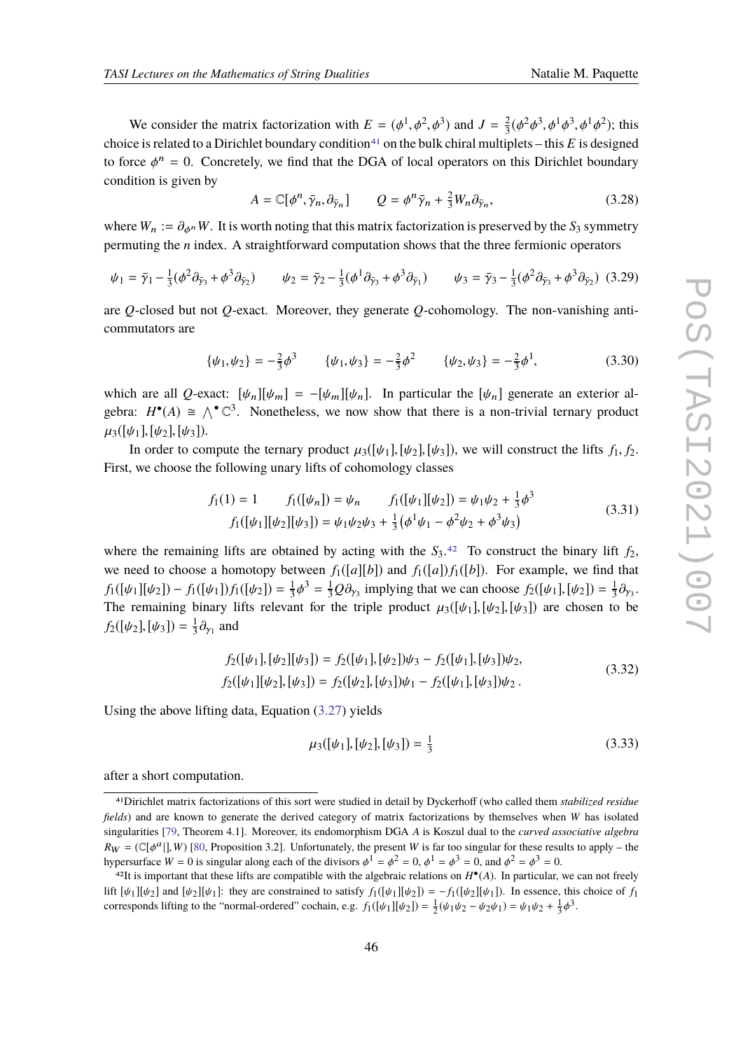We consider the matrix factorization with $E = (\phi^1, \phi^2, \phi^3)$ and $J = \frac{2}{3}(\phi^2\phi^3, \phi^1\phi^3, \phi^1\phi^2)$; this choice is related to a Dirichlet boundary condition[41] on the bulk chiral multiplets – this $E$ is designed to force $\phi^n = 0$. Concretely, we find that the DGA of local operators on this Dirichlet boundary condition is given by

$$A = \mathbb{C}[\phi^n, \bar{\gamma}_n, \partial_{\bar{\gamma}_n}] \qquad Q = \phi^n \bar{\gamma}_n + \tfrac{2}{3} W_n \partial_{\bar{\gamma}_n}, \tag{3.28}$$

where $W_n := \partial_{\phi^n} W$. It is worth noting that this matrix factorization is preserved by the $S_3$ symmetry permuting the $n$ index. A straightforward computation shows that the three fermionic operators

$$\psi_1 = \bar{\gamma}_1 - \tfrac{1}{3}(\phi^2\partial_{\bar{\gamma}_3} + \phi^3\partial_{\bar{\gamma}_2}) \qquad \psi_2 = \bar{\gamma}_2 - \tfrac{1}{3}(\phi^1\partial_{\bar{\gamma}_3} + \phi^3\partial_{\bar{\gamma}_1}) \qquad \psi_3 = \bar{\gamma}_3 - \tfrac{1}{3}(\phi^2\partial_{\bar{\gamma}_3} + \phi^3\partial_{\bar{\gamma}_2}) \tag{3.29}$$

are $Q$-closed but not $Q$-exact. Moreover, they generate $Q$-cohomology. The non-vanishing anticommutators are

$$\{\psi_1, \psi_2\} = -\tfrac{2}{3}\phi^3 \qquad \{\psi_1, \psi_3\} = -\tfrac{2}{3}\phi^2 \qquad \{\psi_2, \psi_3\} = -\tfrac{2}{3}\phi^1, \tag{3.30}$$

which are all $Q$-exact: $[\psi_n][\psi_m] = -[\psi_m][\psi_n]$. In particular the $[\psi_n]$ generate an exterior algebra: $H^\bullet(A) \cong \bigwedge^\bullet \mathbb{C}^3$. Nonetheless, we now show that there is a non-trivial ternary product $\mu_3([\psi_1], [\psi_2], [\psi_3])$.

In order to compute the ternary product $\mu_3([\psi_1], [\psi_2], [\psi_3])$, we will construct the lifts $f_1, f_2$. First, we choose the following unary lifts of cohomology classes

$$\begin{gathered} f_1(1) = 1 \qquad f_1([\psi_n]) = \psi_n \qquad f_1([\psi_1][\psi_2]) = \psi_1\psi_2 + \tfrac{1}{3}\phi^3 \\ f_1([\psi_1][\psi_2][\psi_3]) = \psi_1\psi_2\psi_3 + \tfrac{1}{3}\left(\phi^1\psi_1 - \phi^2\psi_2 + \phi^3\psi_3\right) \end{gathered} \tag{3.31}$$

where the remaining lifts are obtained by acting with the $S_3$.[42] To construct the binary lift $f_2$, we need to choose a homotopy between $f_1([a][b])$ and $f_1([a])f_1([b])$. For example, we find that $f_1([\psi_1][\psi_2]) - f_1([\psi_1])f_1([\psi_2]) = \frac{1}{3}\phi^3 = \frac{1}{3}Q\partial_{\gamma_3}$ implying that we can choose $f_2([\psi_1], [\psi_2]) = \frac{1}{3}\partial_{\gamma_3}$. The remaining binary lifts relevant for the triple product $\mu_3([\psi_1], [\psi_2], [\psi_3])$ are chosen to be $f_2([\psi_2], [\psi_3]) = \frac{1}{3}\partial_{\gamma_1}$ and

$$\begin{gathered} f_2([\psi_1], [\psi_2][\psi_3]) = f_2([\psi_1], [\psi_2])\psi_3 - f_2([\psi_1], [\psi_3])\psi_2, \\ f_2([\psi_1][\psi_2], [\psi_3]) = f_2([\psi_2], [\psi_3])\psi_1 - f_2([\psi_1], [\psi_3])\psi_2\,. \end{gathered} \tag{3.32}$$

Using the above lifting data, Equation (3.27) yields

$$\mu_3([\psi_1], [\psi_2], [\psi_3]) = \tfrac{1}{3} \tag{3.33}$$

after a short computation.

---

[41] Dirichlet matrix factorizations of this sort were studied in detail by Dyckerhoff (who called them *stabilized residue fields*) and are known to generate the derived category of matrix factorizations by themselves when $W$ has isolated singularities [79, Theorem 4.1]. Moreover, its endomorphism DGA $A$ is Koszul dual to the *curved associative algebra* $R_W = (\mathbb{C}[\phi^a|], W)$ [80, Proposition 3.2]. Unfortunately, the present $W$ is far too singular for these results to apply – the hypersurface $W = 0$ is singular along each of the divisors $\phi^1 = \phi^2 = 0$, $\phi^1 = \phi^3 = 0$, and $\phi^2 = \phi^3 = 0$.

[42] It is important that these lifts are compatible with the algebraic relations on $H^\bullet(A)$. In particular, we can not freely lift $[\psi_1][\psi_2]$ and $[\psi_2][\psi_1]$: they are constrained to satisfy $f_1([\psi_1][\psi_2]) = -f_1([\psi_2][\psi_1])$. In essence, this choice of $f_1$ corresponds lifting to the "normal-ordered" cochain, e.g. $f_1([\psi_1][\psi_2]) = \frac{1}{2}(\psi_1\psi_2 - \psi_2\psi_1) = \psi_1\psi_2 + \frac{1}{3}\phi^3$.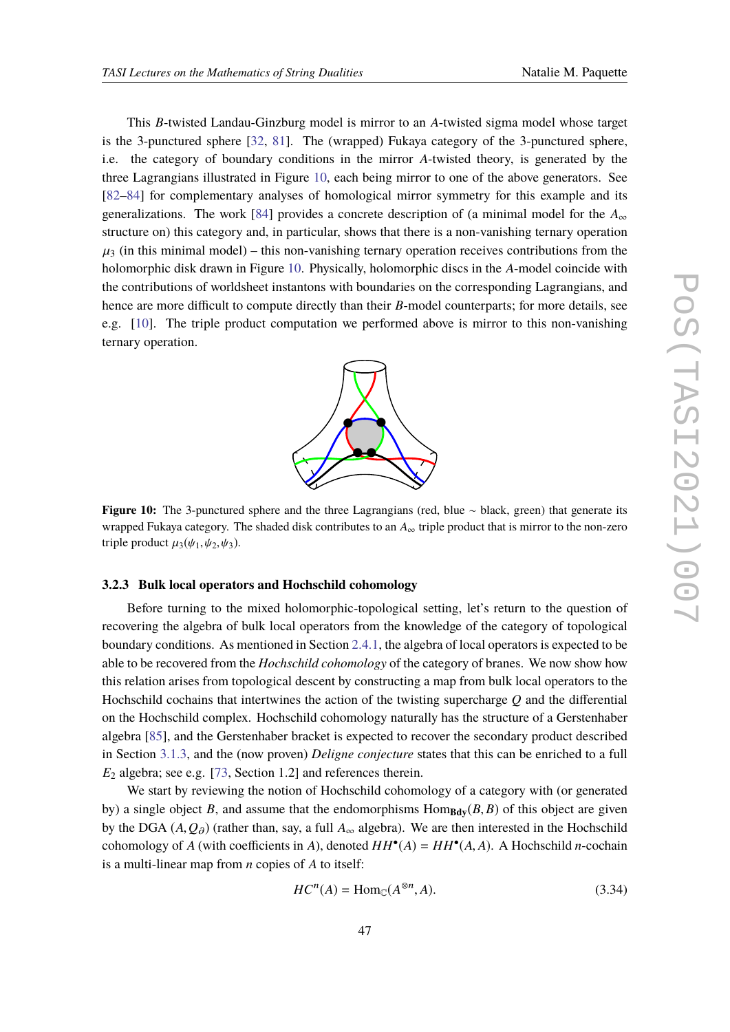This $B$-twisted Landau-Ginzburg model is mirror to an $A$-twisted sigma model whose target is the 3-punctured sphere [32, 81]. The (wrapped) Fukaya category of the 3-punctured sphere, i.e. the category of boundary conditions in the mirror $A$-twisted theory, is generated by the three Lagrangians illustrated in Figure 10, each being mirror to one of the above generators. See [82–84] for complementary analyses of homological mirror symmetry for this example and its generalizations. The work [84] provides a concrete description of (a minimal model for the $A_\infty$ structure on) this category and, in particular, shows that there is a non-vanishing ternary operation $\mu_3$ (in this minimal model) – this non-vanishing ternary operation receives contributions from the holomorphic disk drawn in Figure 10. Physically, holomorphic discs in the $A$-model coincide with the contributions of worldsheet instantons with boundaries on the corresponding Lagrangians, and hence are more difficult to compute directly than their $B$-model counterparts; for more details, see e.g. [10]. The triple product computation we performed above is mirror to this non-vanishing ternary operation.

**Figure 10:** The 3-punctured sphere and the three Lagrangians (red, blue ~ black, green) that generate its wrapped Fukaya category. The shaded disk contributes to an $A_\infty$ triple product that is mirror to the non-zero triple product $\mu_3(\psi_1, \psi_2, \psi_3)$.

### 3.2.3 Bulk local operators and Hochschild cohomology

Before turning to the mixed holomorphic-topological setting, let's return to the question of recovering the algebra of bulk local operators from the knowledge of the category of topological boundary conditions. As mentioned in Section 2.4.1, the algebra of local operators is expected to be able to be recovered from the *Hochschild cohomology* of the category of branes. We now show how this relation arises from topological descent by constructing a map from bulk local operators to the Hochschild cochains that intertwines the action of the twisting supercharge $Q$ and the differential on the Hochschild complex. Hochschild cohomology naturally has the structure of a Gerstenhaber algebra [85], and the Gerstenhaber bracket is expected to recover the secondary product described in Section 3.1.3, and the (now proven) *Deligne conjecture* states that this can be enriched to a full $E_2$ algebra; see e.g. [73, Section 1.2] and references therein.

We start by reviewing the notion of Hochschild cohomology of a category with (or generated by) a single object $B$, and assume that the endomorphisms $\mathrm{Hom}_{\mathbf{Bdy}}(B, B)$ of this object are given by the DGA $(A, Q_\partial)$ (rather than, say, a full $A_\infty$ algebra). We are then interested in the Hochschild cohomology of $A$ (with coefficients in $A$), denoted $HH^\bullet(A) = HH^\bullet(A, A)$. A Hochschild $n$-cochain is a multi-linear map from $n$ copies of $A$ to itself:

$$HC^n(A) = \mathrm{Hom}_{\mathbb{C}}(A^{\otimes n}, A). \tag{3.34}$$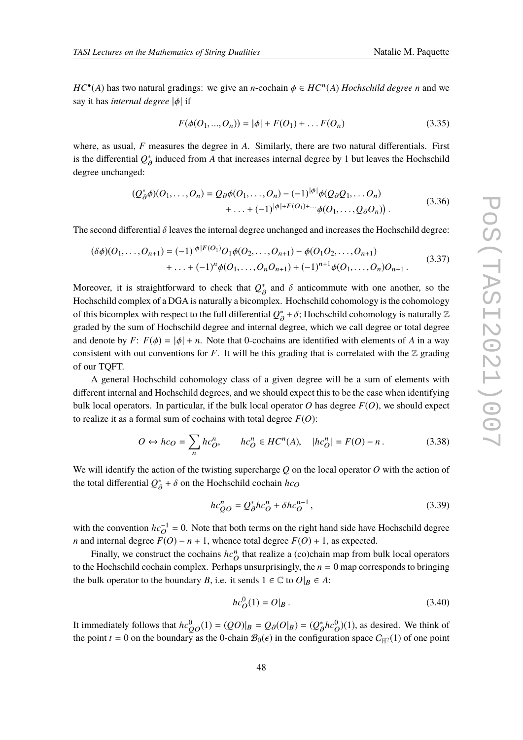$HC^\bullet(A)$ has two natural gradings: we give an $n$-cochain $\phi \in HC^n(A)$ *Hochschild degree n* and we say it has *internal degree* $|\phi|$ if

$$F(\phi(O_1, ..., O_n)) = |\phi| + F(O_1) + \ldots F(O_n) \tag{3.35}$$

where, as usual, $F$ measures the degree in $A$. Similarly, there are two natural differentials. First is the differential $Q_\partial^*$ induced from $A$ that increases internal degree by 1 but leaves the Hochschild degree unchanged:

$$\begin{aligned}(Q_\partial^*\phi)(O_1, \ldots, O_n) = Q_\partial \phi(O_1, \ldots, O_n) - (-1)^{|\phi|}\phi(Q_\partial Q_1, \ldots O_n) \\ + \ldots + (-1)^{|\phi| + F(O_1) + \cdots}\phi(O_1, \ldots, Q_\partial O_n)\big) .\end{aligned} \tag{3.36}$$

The second differential $\delta$ leaves the internal degree unchanged and increases the Hochschild degree:

$$\begin{aligned}(\delta\phi)(O_1, \ldots, O_{n+1}) = (-1)^{|\phi| F(O_1)} O_1 \phi(O_2, \ldots, O_{n+1}) - \phi(O_1 O_2, \ldots, O_{n+1}) \\ + \ldots + (-1)^n \phi(O_1, \ldots, O_n O_{n+1}) + (-1)^{n+1}\phi(O_1, \ldots, O_n) O_{n+1} .\end{aligned} \tag{3.37}$$

Moreover, it is straightforward to check that $Q_\partial^*$ and $\delta$ anticommute with one another, so the Hochschild complex of a DGA is naturally a bicomplex. Hochschild cohomology is the cohomology of this bicomplex with respect to the full differential $Q_\partial^* + \delta$; Hochschild cohomology is naturally $\mathbb{Z}$ graded by the sum of Hochschild degree and internal degree, which we call degree or total degree and denote by $F$: $F(\phi) = |\phi| + n$. Note that 0-cochains are identified with elements of $A$ in a way consistent with out conventions for $F$. It will be this grading that is correlated with the $\mathbb{Z}$ grading of our TQFT.

A general Hochschild cohomology class of a given degree will be a sum of elements with different internal and Hochschild degrees, and we should expect this to be the case when identifying bulk local operators. In particular, if the bulk local operator $O$ has degree $F(O)$, we should expect to realize it as a formal sum of cochains with total degree $F(O)$:

$$O \leftrightarrow hc_O = \sum_n hc_O^n, \qquad hc_O^n \in HC^n(A), \quad |hc_O^n| = F(O) - n . \tag{3.38}$$

We will identify the action of the twisting supercharge $Q$ on the local operator $O$ with the action of the total differential $Q_\partial^* + \delta$ on the Hochschild cochain $hc_O$

$$hc_{QO}^n = Q_\partial^* hc_O^n + \delta hc_O^{n-1} , \tag{3.39}$$

with the convention $hc_O^{-1} = 0$. Note that both terms on the right hand side have Hochschild degree $n$ and internal degree $F(O) - n + 1$, whence total degree $F(O) + 1$, as expected.

Finally, we construct the cochains $hc_O^n$ that realize a (co)chain map from bulk local operators to the Hochschild cochain complex. Perhaps unsurprisingly, the $n = 0$ map corresponds to bringing the bulk operator to the boundary $B$, i.e. it sends $1 \in \mathbb{C}$ to $O|_B \in A$:

$$hc_O^0(1) = O|_B . \tag{3.40}$$

It immediately follows that $hc_{QO}^0(1) = (QO)|_B = Q_\partial(O|_B) = (Q_\partial^* hc_O^0)(1)$, as desired. We think of the point $t = 0$ on the boundary as the 0-chain $\mathcal{B}_0(\epsilon)$ in the configuration space $C_{\mathbb{H}^2}(1)$ of one point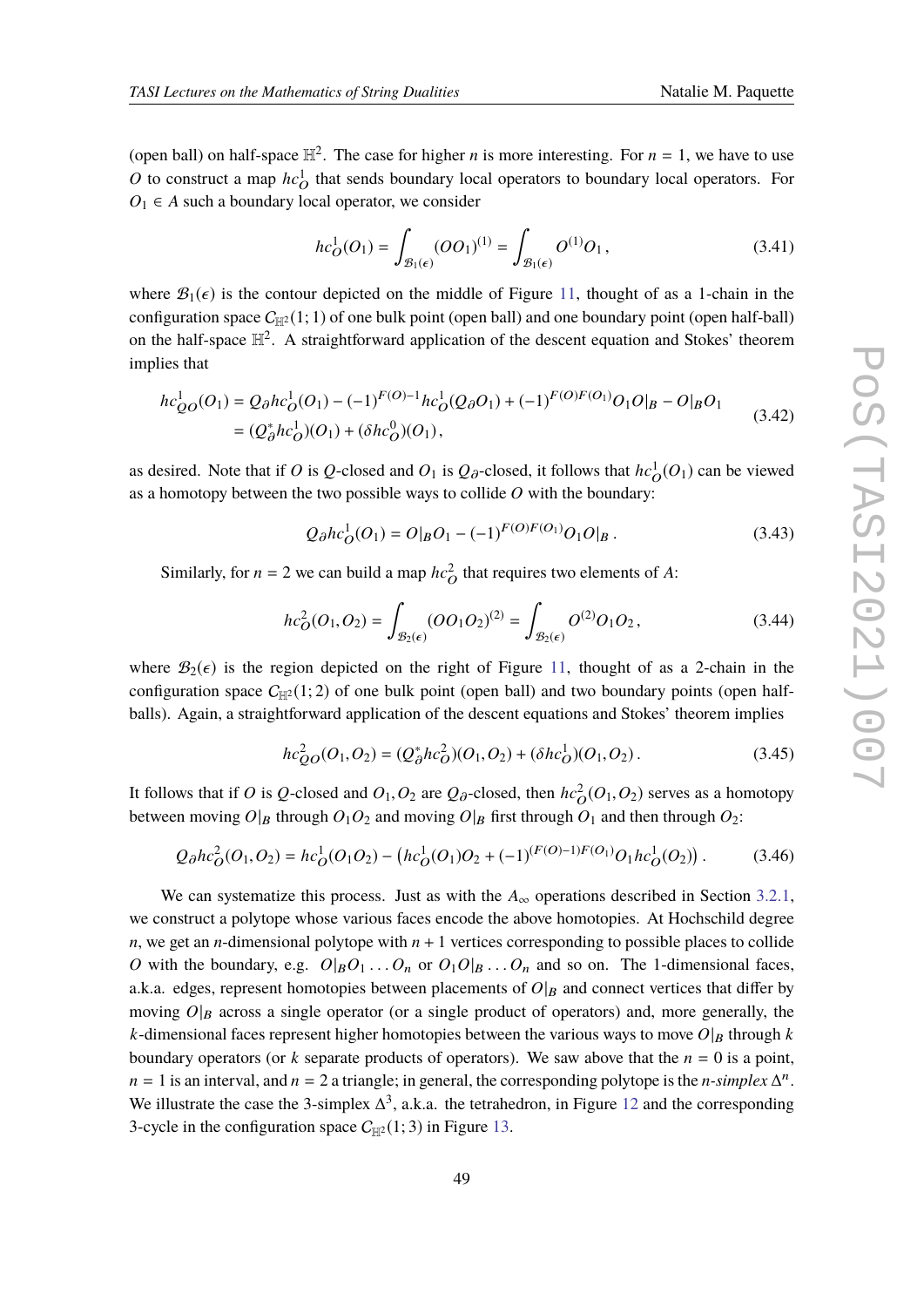(open ball) on half-space $\mathbb{H}^2$. The case for higher $n$ is more interesting. For $n = 1$, we have to use $O$ to construct a map $hc^1_O$ that sends boundary local operators to boundary local operators. For $O_1 \in A$ such a boundary local operator, we consider

$$hc^1_O(O_1) = \int_{\mathcal{B}_1(\epsilon)} (OO_1)^{(1)} = \int_{\mathcal{B}_1(\epsilon)} O^{(1)} O_1 \,, \tag{3.41}$$

where $\mathcal{B}_1(\epsilon)$ is the contour depicted on the middle of Figure 11, thought of as a 1-chain in the configuration space $C_{\mathbb{H}^2}(1;1)$ of one bulk point (open ball) and one boundary point (open half-ball) on the half-space $\mathbb{H}^2$. A straightforward application of the descent equation and Stokes' theorem implies that

$$\begin{aligned} hc^1_{QO}(O_1) &= Q_\partial hc^1_O(O_1) - (-1)^{F(O)-1} hc^1_O(Q_\partial O_1) + (-1)^{F(O)F(O_1)} O_1 O|_B - O|_B O_1 \\ &= (Q^*_\partial hc^1_O)(O_1) + (\delta hc^0_O)(O_1)\,, \end{aligned} \tag{3.42}$$

as desired. Note that if $O$ is $Q$-closed and $O_1$ is $Q_\partial$-closed, it follows that $hc^1_O(O_1)$ can be viewed as a homotopy between the two possible ways to collide $O$ with the boundary:

$$Q_\partial hc^1_O(O_1) = O|_B O_1 - (-1)^{F(O)F(O_1)} O_1 O|_B\,. \tag{3.43}$$

Similarly, for $n = 2$ we can build a map $hc^2_O$ that requires two elements of $A$:

$$hc^2_O(O_1, O_2) = \int_{\mathcal{B}_2(\epsilon)} (OO_1O_2)^{(2)} = \int_{\mathcal{B}_2(\epsilon)} O^{(2)} O_1 O_2\,, \tag{3.44}$$

where $\mathcal{B}_2(\epsilon)$ is the region depicted on the right of Figure 11, thought of as a 2-chain in the configuration space $C_{\mathbb{H}^2}(1;2)$ of one bulk point (open ball) and two boundary points (open half-balls). Again, a straightforward application of the descent equations and Stokes' theorem implies

$$hc^2_{QO}(O_1, O_2) = (Q^*_\partial hc^2_O)(O_1, O_2) + (\delta hc^1_O)(O_1, O_2)\,. \tag{3.45}$$

It follows that if $O$ is $Q$-closed and $O_1, O_2$ are $Q_\partial$-closed, then $hc^2_O(O_1, O_2)$ serves as a homotopy between moving $O|_B$ through $O_1 O_2$ and moving $O|_B$ first through $O_1$ and then through $O_2$:

$$Q_\partial hc^2_O(O_1, O_2) = hc^1_O(O_1 O_2) - \left(hc^1_O(O_1) O_2 + (-1)^{(F(O)-1)F(O_1)} O_1 hc^1_O(O_2)\right). \tag{3.46}$$

We can systematize this process. Just as with the $A_\infty$ operations described in Section 3.2.1, we construct a polytope whose various faces encode the above homotopies. At Hochschild degree $n$, we get an $n$-dimensional polytope with $n + 1$ vertices corresponding to possible places to collide $O$ with the boundary, e.g. $O|_B O_1 \ldots O_n$ or $O_1 O|_B \ldots O_n$ and so on. The 1-dimensional faces, a.k.a. edges, represent homotopies between placements of $O|_B$ and connect vertices that differ by moving $O|_B$ across a single operator (or a single product of operators) and, more generally, the $k$-dimensional faces represent higher homotopies between the various ways to move $O|_B$ through $k$ boundary operators (or $k$ separate products of operators). We saw above that the $n = 0$ is a point, $n = 1$ is an interval, and $n = 2$ a triangle; in general, the corresponding polytope is the *n-simplex* $\Delta^n$. We illustrate the case the 3-simplex $\Delta^3$, a.k.a. the tetrahedron, in Figure 12 and the corresponding 3-cycle in the configuration space $C_{\mathbb{H}^2}(1;3)$ in Figure 13.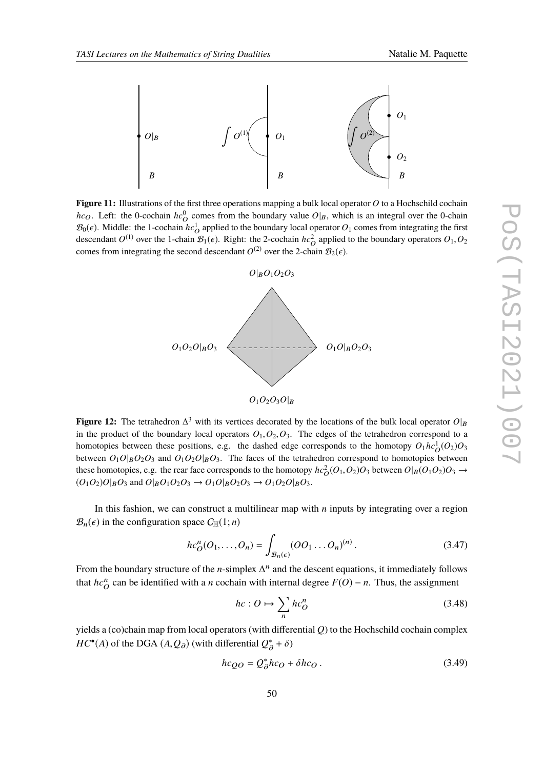**Figure 11:** Illustrations of the first three operations mapping a bulk local operator $O$ to a Hochschild cochain $hc_O$. Left: the 0-cochain $hc^0_O$ comes from the boundary value $O|_B$, which is an integral over the 0-chain $\mathcal{B}_0(\epsilon)$. Middle: the 1-cochain $hc^1_O$ applied to the boundary local operator $O_1$ comes from integrating the first descendant $O^{(1)}$ over the 1-chain $\mathcal{B}_1(\epsilon)$. Right: the 2-cochain $hc^2_O$ applied to the boundary operators $O_1, O_2$ comes from integrating the second descendant $O^{(2)}$ over the 2-chain $\mathcal{B}_2(\epsilon)$.

**Figure 12:** The tetrahedron $\Delta^3$ with its vertices decorated by the locations of the bulk local operator $O|_B$ in the product of the boundary local operators $O_1, O_2, O_3$. The edges of the tetrahedron correspond to a homotopies between these positions, e.g. the dashed edge corresponds to the homotopy $O_1 hc^1_O(O_2)O_3$ between $O_1 O|_B O_2 O_3$ and $O_1 O_2 O|_B O_3$. The faces of the tetrahedron correspond to homotopies between these homotopies, e.g. the rear face corresponds to the homotopy $hc^2_O(O_1, O_2)O_3$ between $O|_B(O_1O_2)O_3 \to (O_1O_2)O|_BO_3$ and $O|_BO_1O_2O_3 \to O_1O|_BO_2O_3 \to O_1O_2O|_BO_3$.

In this fashion, we can construct a multilinear map with $n$ inputs by integrating over a region $\mathcal{B}_n(\epsilon)$ in the configuration space $C_{\mathbb{H}}(1;n)$

$$hc^n_O(O_1, \dots, O_n) = \int_{\mathcal{B}_n(\epsilon)} (OO_1 \dots O_n)^{(n)} . \tag{3.47}$$

From the boundary structure of the $n$-simplex $\Delta^n$ and the descent equations, it immediately follows that $hc^n_O$ can be identified with a $n$ cochain with internal degree $F(O) - n$. Thus, the assignment

$$hc : O \mapsto \sum_n hc^n_O \tag{3.48}$$

yields a (co)chain map from local operators (with differential $Q$) to the Hochschild cochain complex $HC^\bullet(A)$ of the DGA $(A, Q_\partial)$ (with differential $Q^*_\partial + \delta$)

$$hc_{QO} = Q^*_\partial hc_O + \delta hc_O . \tag{3.49}$$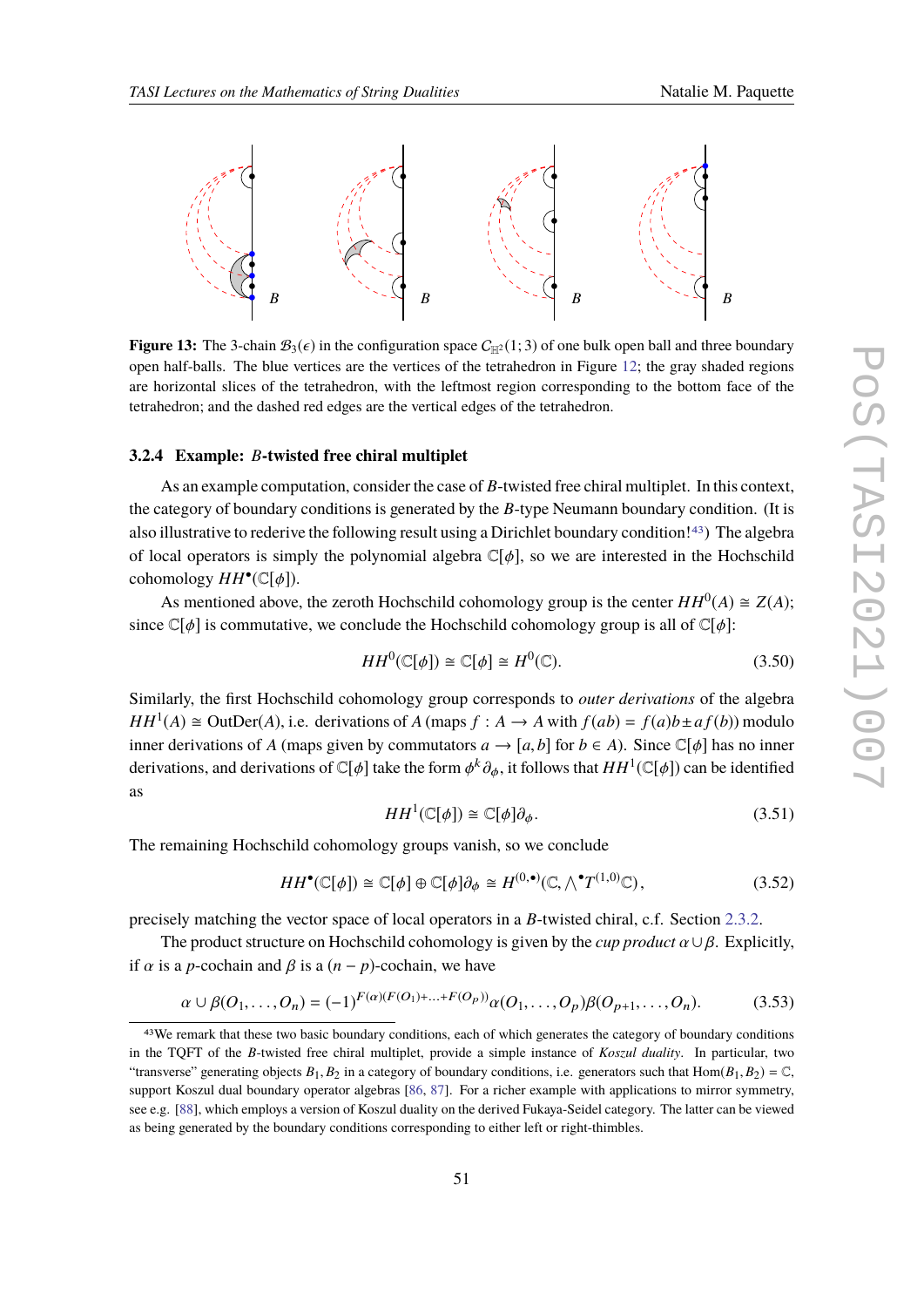**Figure 13:** The 3-chain $\mathcal{B}_3(\epsilon)$ in the configuration space $C_{\mathbb{H}^2}(1;3)$ of one bulk open ball and three boundary open half-balls. The blue vertices are the vertices of the tetrahedron in Figure 12; the gray shaded regions are horizontal slices of the tetrahedron, with the leftmost region corresponding to the bottom face of the tetrahedron; and the dashed red edges are the vertical edges of the tetrahedron.

#### 3.2.4 Example: $B$-twisted free chiral multiplet

As an example computation, consider the case of $B$-twisted free chiral multiplet. In this context, the category of boundary conditions is generated by the $B$-type Neumann boundary condition. (It is also illustrative to rederive the following result using a Dirichlet boundary condition![43]) The algebra of local operators is simply the polynomial algebra $\mathbb{C}[\phi]$, so we are interested in the Hochschild cohomology $HH^\bullet(\mathbb{C}[\phi])$.

As mentioned above, the zeroth Hochschild cohomology group is the center $HH^0(A) \cong Z(A)$; since $\mathbb{C}[\phi]$ is commutative, we conclude the Hochschild cohomology group is all of $\mathbb{C}[\phi]$:

$$HH^0(\mathbb{C}[\phi]) \cong \mathbb{C}[\phi] \cong H^0(\mathbb{C}). \tag{3.50}$$

Similarly, the first Hochschild cohomology group corresponds to *outer derivations* of the algebra $HH^1(A) \cong \mathrm{OutDer}(A)$, i.e. derivations of $A$ (maps $f : A \to A$ with $f(ab) = f(a)b \pm af(b)$) modulo inner derivations of $A$ (maps given by commutators $a \to [a, b]$ for $b \in A$). Since $\mathbb{C}[\phi]$ has no inner derivations, and derivations of $\mathbb{C}[\phi]$ take the form $\phi^k \partial_\phi$, it follows that $HH^1(\mathbb{C}[\phi])$ can be identified as

$$HH^1(\mathbb{C}[\phi]) \cong \mathbb{C}[\phi]\partial_\phi. \tag{3.51}$$

The remaining Hochschild cohomology groups vanish, so we conclude

$$HH^\bullet(\mathbb{C}[\phi]) \cong \mathbb{C}[\phi] \oplus \mathbb{C}[\phi]\partial_\phi \cong H^{(0,\bullet)}(\mathbb{C}, \textstyle\bigwedge^\bullet T^{(1,0)}\mathbb{C}), \tag{3.52}$$

precisely matching the vector space of local operators in a $B$-twisted chiral, c.f. Section 2.3.2.

The product structure on Hochschild cohomology is given by the *cup product* $\alpha \cup \beta$. Explicitly, if $\alpha$ is a $p$-cochain and $\beta$ is a $(n-p)$-cochain, we have

$$\alpha \cup \beta(O_1, \ldots, O_n) = (-1)^{F(\alpha)(F(O_1)+\ldots+F(O_p))} \alpha(O_1, \ldots, O_p)\beta(O_{p+1}, \ldots, O_n). \tag{3.53}$$

[43] We remark that these two basic boundary conditions, each of which generates the category of boundary conditions in the TQFT of the $B$-twisted free chiral multiplet, provide a simple instance of *Koszul duality*. In particular, two "transverse" generating objects $B_1, B_2$ in a category of boundary conditions, i.e. generators such that $\mathrm{Hom}(B_1, B_2) = \mathbb{C}$, support Koszul dual boundary operator algebras [86, 87]. For a richer example with applications to mirror symmetry, see e.g. [88], which employs a version of Koszul duality on the derived Fukaya-Seidel category. The latter can be viewed as being generated by the boundary conditions corresponding to either left or right-thimbles.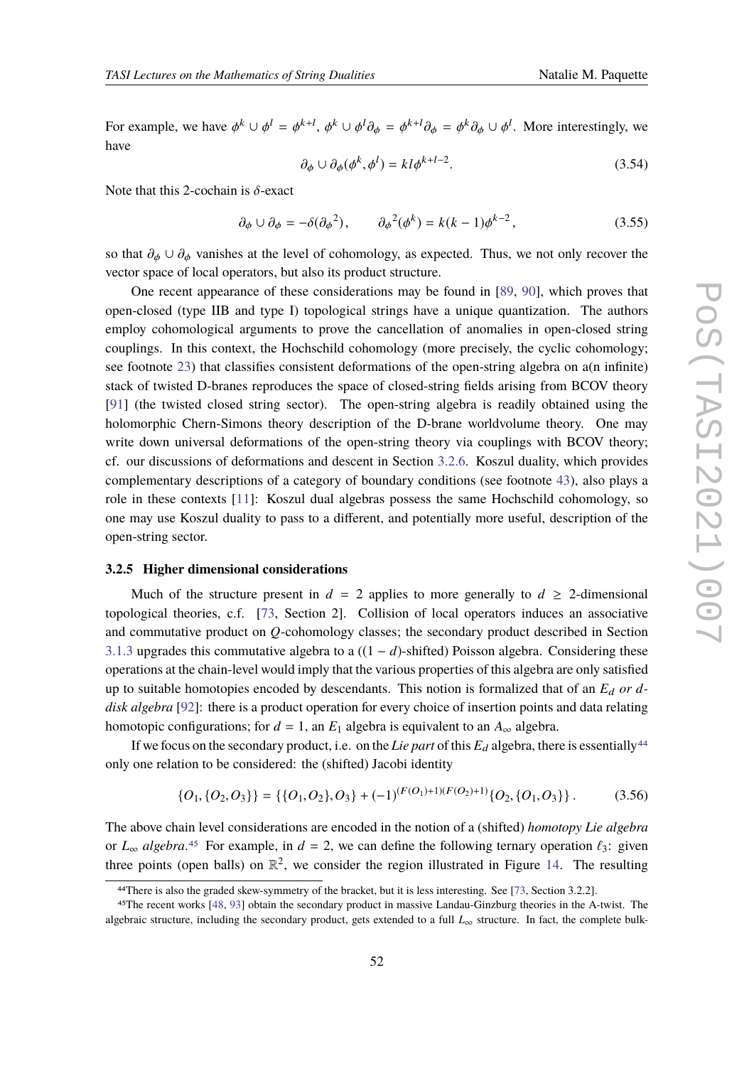For example, we have $\phi^k \cup \phi^l = \phi^{k+l}$, $\phi^k \cup \phi^l \partial_\phi = \phi^{k+l}\partial_\phi = \phi^k \partial_\phi \cup \phi^l$. More interestingly, we have

$$\partial_\phi \cup \partial_\phi(\phi^k, \phi^l) = kl\phi^{k+l-2}. \tag{3.54}$$

Note that this 2-cochain is $\delta$-exact

$$\partial_\phi \cup \partial_\phi = -\delta({\partial_\phi}^2)\,, \qquad {\partial_\phi}^2(\phi^k) = k(k-1)\phi^{k-2}\,, \tag{3.55}$$

so that $\partial_\phi \cup \partial_\phi$ vanishes at the level of cohomology, as expected. Thus, we not only recover the vector space of local operators, but also its product structure.

One recent appearance of these considerations may be found in [89, 90], which proves that open-closed (type IIB and type I) topological strings have a unique quantization. The authors employ cohomological arguments to prove the cancellation of anomalies in open-closed string couplings. In this context, the Hochschild cohomology (more precisely, the cyclic cohomology; see footnote 23) that classifies consistent deformations of the open-string algebra on a(n infinite) stack of twisted D-branes reproduces the space of closed-string fields arising from BCOV theory [91] (the twisted closed string sector). The open-string algebra is readily obtained using the holomorphic Chern-Simons theory description of the D-brane worldvolume theory. One may write down universal deformations of the open-string theory via couplings with BCOV theory; cf. our discussions of deformations and descent in Section 3.2.6. Koszul duality, which provides complementary descriptions of a category of boundary conditions (see footnote 43), also plays a role in these contexts [11]: Koszul dual algebras possess the same Hochschild cohomology, so one may use Koszul duality to pass to a different, and potentially more useful, description of the open-string sector.

### 3.2.5 Higher dimensional considerations

Much of the structure present in $d = 2$ applies to more generally to $d \geq 2$-dimensional topological theories, c.f. [73, Section 2]. Collision of local operators induces an associative and commutative product on $Q$-cohomology classes; the secondary product described in Section 3.1.3 upgrades this commutative algebra to a $((1-d)$-shifted) Poisson algebra. Considering these operations at the chain-level would imply that the various properties of this algebra are only satisfied up to suitable homotopies encoded by descendants. This notion is formalized that of an *$E_d$ or $d$-disk algebra* [92]: there is a product operation for every choice of insertion points and data relating homotopic configurations; for $d = 1$, an $E_1$ algebra is equivalent to an $A_\infty$ algebra.

If we focus on the secondary product, i.e. on the *Lie part* of this $E_d$ algebra, there is essentially[44] only one relation to be considered: the (shifted) Jacobi identity

$$\{O_1, \{O_2, O_3\}\} = \{\{O_1, O_2\}, O_3\} + (-1)^{(F(O_1)+1)(F(O_2)+1)}\{O_2, \{O_1, O_3\}\}\,. \tag{3.56}$$

The above chain level considerations are encoded in the notion of a (shifted) *homotopy Lie algebra* or *$L_\infty$ algebra*.[45] For example, in $d = 2$, we can define the following ternary operation $\ell_3$: given three points (open balls) on $\mathbb{R}^2$, we consider the region illustrated in Figure 14. The resulting

[44] There is also the graded skew-symmetry of the bracket, but it is less interesting. See [73, Section 3.2.2].

[45] The recent works [48, 93] obtain the secondary product in massive Landau-Ginzburg theories in the A-twist. The algebraic structure, including the secondary product, gets extended to a full $L_\infty$ structure. In fact, the complete bulk-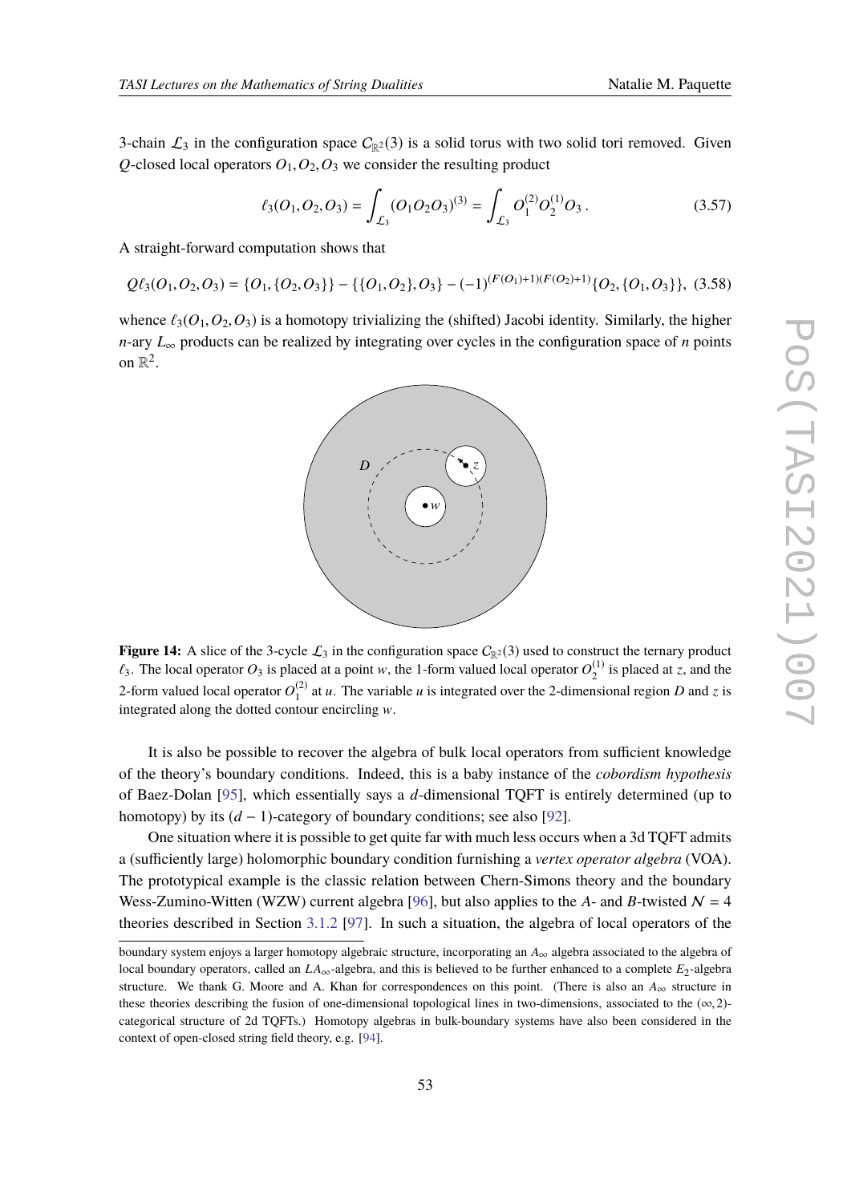3-chain $\mathcal{L}_3$ in the configuration space $C_{\mathbb{R}^2}(3)$ is a solid torus with two solid tori removed. Given $Q$-closed local operators $O_1, O_2, O_3$ we consider the resulting product

$$\ell_3(O_1, O_2, O_3) = \int_{\mathcal{L}_3} (O_1 O_2 O_3)^{(3)} = \int_{\mathcal{L}_3} O_1^{(2)} O_2^{(1)} O_3 \,. \tag{3.57}$$

A straight-forward computation shows that

$$Q\ell_3(O_1, O_2, O_3) = \{O_1, \{O_2, O_3\}\} - \{\{O_1, O_2\}, O_3\} - (-1)^{(F(O_1)+1)(F(O_2)+1)}\{O_2, \{O_1, O_3\}\}, \tag{3.58}$$

whence $\ell_3(O_1, O_2, O_3)$ is a homotopy trivializing the (shifted) Jacobi identity. Similarly, the higher $n$-ary $L_\infty$ products can be realized by integrating over cycles in the configuration space of $n$ points on $\mathbb{R}^2$.

**Figure 14:** A slice of the 3-cycle $\mathcal{L}_3$ in the configuration space $C_{\mathbb{R}^2}(3)$ used to construct the ternary product $\ell_3$. The local operator $O_3$ is placed at a point $w$, the 1-form valued local operator $O_2^{(1)}$ is placed at $z$, and the 2-form valued local operator $O_1^{(2)}$ at $u$. The variable $u$ is integrated over the 2-dimensional region $D$ and $z$ is integrated along the dotted contour encircling $w$.

It is also be possible to recover the algebra of bulk local operators from sufficient knowledge of the theory's boundary conditions. Indeed, this is a baby instance of the *cobordism hypothesis* of Baez-Dolan [95], which essentially says a $d$-dimensional TQFT is entirely determined (up to homotopy) by its $(d-1)$-category of boundary conditions; see also [92].

One situation where it is possible to get quite far with much less occurs when a 3d TQFT admits a (sufficiently large) holomorphic boundary condition furnishing a *vertex operator algebra* (VOA). The prototypical example is the classic relation between Chern-Simons theory and the boundary Wess-Zumino-Witten (WZW) current algebra [96], but also applies to the $A$- and $B$-twisted $\mathcal{N} = 4$ theories described in Section 3.1.2 [97]. In such a situation, the algebra of local operators of the

boundary system enjoys a larger homotopy algebraic structure, incorporating an $A_\infty$ algebra associated to the algebra of local boundary operators, called an $LA_\infty$-algebra, and this is believed to be further enhanced to a complete $E_2$-algebra structure. We thank G. Moore and A. Khan for correspondences on this point. (There is also an $A_\infty$ structure in these theories describing the fusion of one-dimensional topological lines in two-dimensions, associated to the $(\infty, 2)$-categorical structure of 2d TQFTs.) Homotopy algebras in bulk-boundary systems have also been considered in the context of open-closed string field theory, e.g. [94].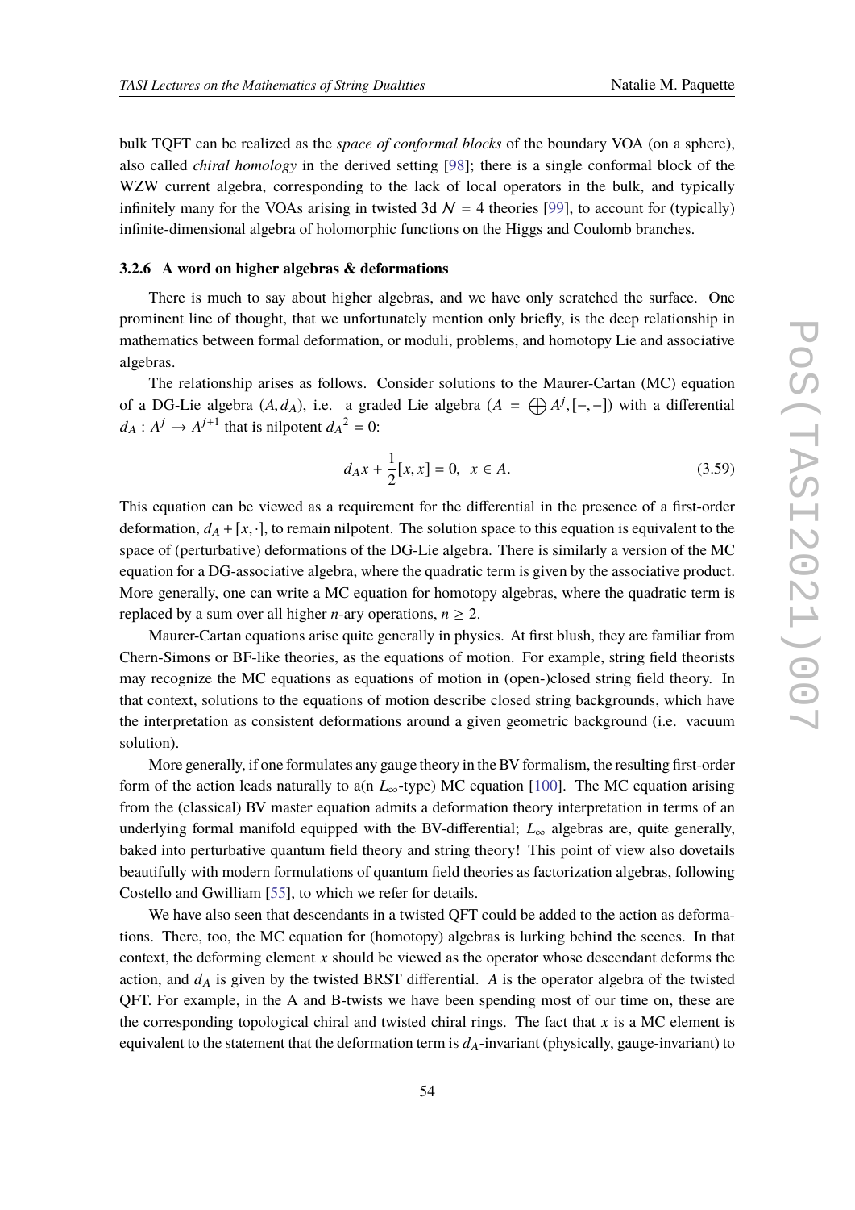bulk TQFT can be realized as the *space of conformal blocks* of the boundary VOA (on a sphere), also called *chiral homology* in the derived setting [98]; there is a single conformal block of the WZW current algebra, corresponding to the lack of local operators in the bulk, and typically infinitely many for the VOAs arising in twisted 3d $\mathcal{N} = 4$ theories [99], to account for (typically) infinite-dimensional algebra of holomorphic functions on the Higgs and Coulomb branches.

#### 3.2.6 A word on higher algebras & deformations

There is much to say about higher algebras, and we have only scratched the surface. One prominent line of thought, that we unfortunately mention only briefly, is the deep relationship in mathematics between formal deformation, or moduli, problems, and homotopy Lie and associative algebras.

The relationship arises as follows. Consider solutions to the Maurer-Cartan (MC) equation of a DG-Lie algebra $(A, d_A)$, i.e. a graded Lie algebra ($A = \bigoplus A^j, [-,-]$) with a differential $d_A : A^j \to A^{j+1}$ that is nilpotent ${d_A}^2 = 0$:

$$d_A x + \frac{1}{2}[x, x] = 0, \quad x \in A. \tag{3.59}$$

This equation can be viewed as a requirement for the differential in the presence of a first-order deformation, $d_A + [x, \cdot]$, to remain nilpotent. The solution space to this equation is equivalent to the space of (perturbative) deformations of the DG-Lie algebra. There is similarly a version of the MC equation for a DG-associative algebra, where the quadratic term is given by the associative product. More generally, one can write a MC equation for homotopy algebras, where the quadratic term is replaced by a sum over all higher $n$-ary operations, $n \geq 2$.

Maurer-Cartan equations arise quite generally in physics. At first blush, they are familiar from Chern-Simons or BF-like theories, as the equations of motion. For example, string field theorists may recognize the MC equations as equations of motion in (open-)closed string field theory. In that context, solutions to the equations of motion describe closed string backgrounds, which have the interpretation as consistent deformations around a given geometric background (i.e. vacuum solution).

More generally, if one formulates any gauge theory in the BV formalism, the resulting first-order form of the action leads naturally to a(n $L_\infty$-type) MC equation [100]. The MC equation arising from the (classical) BV master equation admits a deformation theory interpretation in terms of an underlying formal manifold equipped with the BV-differential; $L_\infty$ algebras are, quite generally, baked into perturbative quantum field theory and string theory! This point of view also dovetails beautifully with modern formulations of quantum field theories as factorization algebras, following Costello and Gwilliam [55], to which we refer for details.

We have also seen that descendants in a twisted QFT could be added to the action as deformations. There, too, the MC equation for (homotopy) algebras is lurking behind the scenes. In that context, the deforming element $x$ should be viewed as the operator whose descendant deforms the action, and $d_A$ is given by the twisted BRST differential. $A$ is the operator algebra of the twisted QFT. For example, in the A and B-twists we have been spending most of our time on, these are the corresponding topological chiral and twisted chiral rings. The fact that $x$ is a MC element is equivalent to the statement that the deformation term is $d_A$-invariant (physically, gauge-invariant) to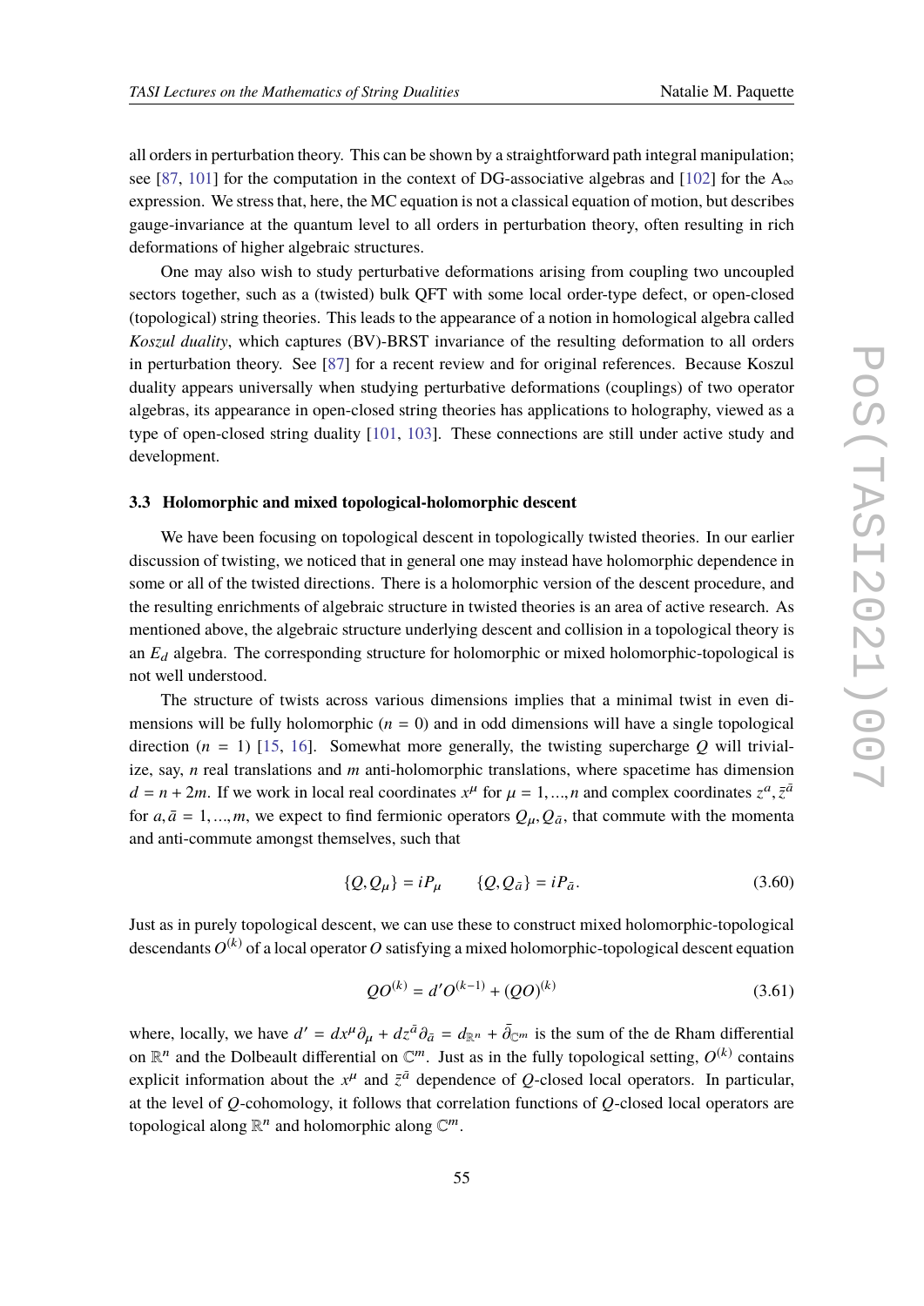all orders in perturbation theory. This can be shown by a straightforward path integral manipulation; see [87, 101] for the computation in the context of DG-associative algebras and [102] for the $A_\infty$ expression. We stress that, here, the MC equation is not a classical equation of motion, but describes gauge-invariance at the quantum level to all orders in perturbation theory, often resulting in rich deformations of higher algebraic structures.

One may also wish to study perturbative deformations arising from coupling two uncoupled sectors together, such as a (twisted) bulk QFT with some local order-type defect, or open-closed (topological) string theories. This leads to the appearance of a notion in homological algebra called *Koszul duality*, which captures (BV)-BRST invariance of the resulting deformation to all orders in perturbation theory. See [87] for a recent review and for original references. Because Koszul duality appears universally when studying perturbative deformations (couplings) of two operator algebras, its appearance in open-closed string theories has applications to holography, viewed as a type of open-closed string duality [101, 103]. These connections are still under active study and development.

### 3.3 Holomorphic and mixed topological-holomorphic descent

We have been focusing on topological descent in topologically twisted theories. In our earlier discussion of twisting, we noticed that in general one may instead have holomorphic dependence in some or all of the twisted directions. There is a holomorphic version of the descent procedure, and the resulting enrichments of algebraic structure in twisted theories is an area of active research. As mentioned above, the algebraic structure underlying descent and collision in a topological theory is an $E_d$ algebra. The corresponding structure for holomorphic or mixed holomorphic-topological is not well understood.

The structure of twists across various dimensions implies that a minimal twist in even dimensions will be fully holomorphic ($n = 0$) and in odd dimensions will have a single topological direction ($n = 1$) [15, 16]. Somewhat more generally, the twisting supercharge $Q$ will trivialize, say, $n$ real translations and $m$ anti-holomorphic translations, where spacetime has dimension $d = n + 2m$. If we work in local real coordinates $x^\mu$ for $\mu = 1, ..., n$ and complex coordinates $z^a, \bar{z}^{\bar{a}}$ for $a, \bar{a} = 1, ..., m$, we expect to find fermionic operators $Q_\mu, Q_{\bar{a}}$, that commute with the momenta and anti-commute amongst themselves, such that

$$\{Q, Q_\mu\} = iP_\mu \qquad \{Q, Q_{\bar{a}}\} = iP_{\bar{a}}. \tag{3.60}$$

Just as in purely topological descent, we can use these to construct mixed holomorphic-topological descendants $O^{(k)}$ of a local operator $O$ satisfying a mixed holomorphic-topological descent equation

$$QO^{(k)} = d'O^{(k-1)} + (QO)^{(k)} \tag{3.61}$$

where, locally, we have $d' = dx^\mu \partial_\mu + dz^{\bar{a}}\partial_{\bar{a}} = d_{\mathbb{R}^n} + \bar{\partial}_{\mathbb{C}^m}$ is the sum of the de Rham differential on $\mathbb{R}^n$ and the Dolbeault differential on $\mathbb{C}^m$. Just as in the fully topological setting, $O^{(k)}$ contains explicit information about the $x^\mu$ and $\bar{z}^{\bar{a}}$ dependence of $Q$-closed local operators. In particular, at the level of $Q$-cohomology, it follows that correlation functions of $Q$-closed local operators are topological along $\mathbb{R}^n$ and holomorphic along $\mathbb{C}^m$.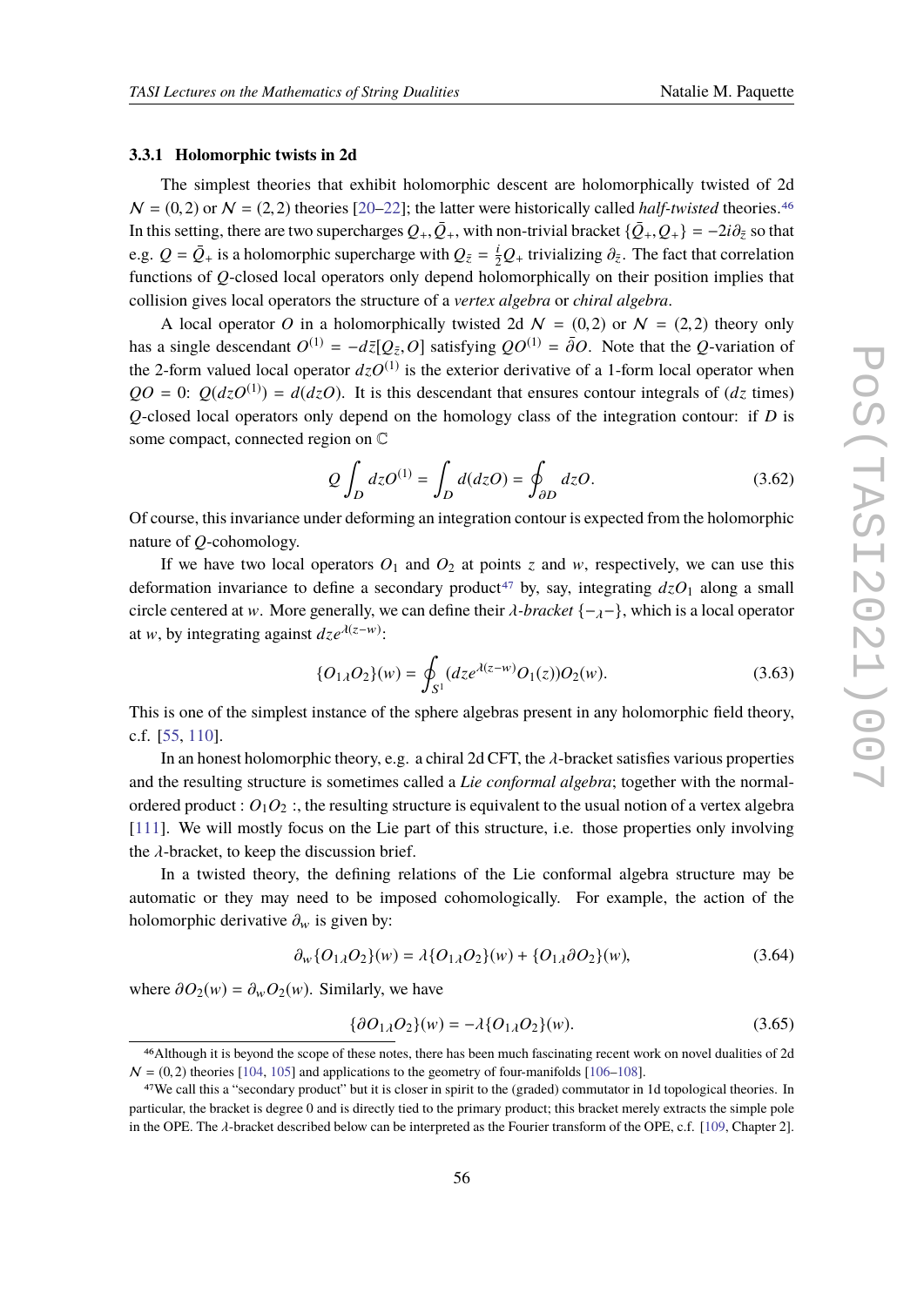### 3.3.1 Holomorphic twists in 2d

The simplest theories that exhibit holomorphic descent are holomorphically twisted of 2d $\mathcal{N} = (0,2)$ or $\mathcal{N} = (2,2)$ theories [20–22]; the latter were historically called *half-twisted* theories.[46] In this setting, there are two supercharges $Q_+, \bar{Q}_+$, with non-trivial bracket $\{\bar{Q}_+, Q_+\} = -2i\partial_{\bar{z}}$ so that e.g. $Q = \bar{Q}_+$ is a holomorphic supercharge with $Q_{\bar{z}} = \frac{i}{2}Q_+$ trivializing $\partial_{\bar{z}}$. The fact that correlation functions of $Q$-closed local operators only depend holomorphically on their position implies that collision gives local operators the structure of a *vertex algebra* or *chiral algebra*.

A local operator $O$ in a holomorphically twisted 2d $\mathcal{N} = (0,2)$ or $\mathcal{N} = (2,2)$ theory only has a single descendant $O^{(1)} = -d\bar{z}[Q_{\bar{z}}, O]$ satisfying $QO^{(1)} = \bar{\partial}O$. Note that the $Q$-variation of the 2-form valued local operator $dzO^{(1)}$ is the exterior derivative of a 1-form local operator when $QO = 0$: $Q(dzO^{(1)}) = d(dzO)$. It is this descendant that ensures contour integrals of ($dz$ times) $Q$-closed local operators only depend on the homology class of the integration contour: if $D$ is some compact, connected region on $\mathbb{C}$

$$Q\int_D dzO^{(1)} = \int_D d(dzO) = \oint_{\partial D} dzO. \tag{3.62}$$

Of course, this invariance under deforming an integration contour is expected from the holomorphic nature of $Q$-cohomology.

If we have two local operators $O_1$ and $O_2$ at points $z$ and $w$, respectively, we can use this deformation invariance to define a secondary product[47] by, say, integrating $dzO_1$ along a small circle centered at $w$. More generally, we can define their $\lambda$-*bracket* $\{-_\lambda-\}$, which is a local operator at $w$, by integrating against $dze^{\lambda(z-w)}$:

$$\{O_{1\lambda}O_2\}(w) = \oint_{S^1}(dze^{\lambda(z-w)}O_1(z))O_2(w). \tag{3.63}$$

This is one of the simplest instance of the sphere algebras present in any holomorphic field theory, c.f. [55, 110].

In an honest holomorphic theory, e.g. a chiral 2d CFT, the $\lambda$-bracket satisfies various properties and the resulting structure is sometimes called a *Lie conformal algebra*; together with the normal-ordered product $:O_1O_2:$, the resulting structure is equivalent to the usual notion of a vertex algebra [111]. We will mostly focus on the Lie part of this structure, i.e. those properties only involving the $\lambda$-bracket, to keep the discussion brief.

In a twisted theory, the defining relations of the Lie conformal algebra structure may be automatic or they may need to be imposed cohomologically. For example, the action of the holomorphic derivative $\partial_w$ is given by:

$$\partial_w\{O_{1\lambda}O_2\}(w) = \lambda\{O_{1\lambda}O_2\}(w) + \{O_{1\lambda}\partial O_2\}(w), \tag{3.64}$$

where $\partial O_2(w) = \partial_w O_2(w)$. Similarly, we have

$$\{\partial O_{1\lambda}O_2\}(w) = -\lambda\{O_{1\lambda}O_2\}(w). \tag{3.65}$$

---

[46] Although it is beyond the scope of these notes, there has been much fascinating recent work on novel dualities of 2d $\mathcal{N} = (0,2)$ theories [104, 105] and applications to the geometry of four-manifolds [106–108].

[47] We call this a "secondary product" but it is closer in spirit to the (graded) commutator in 1d topological theories. In particular, the bracket is degree 0 and is directly tied to the primary product; this bracket merely extracts the simple pole in the OPE. The $\lambda$-bracket described below can be interpreted as the Fourier transform of the OPE, c.f. [109, Chapter 2].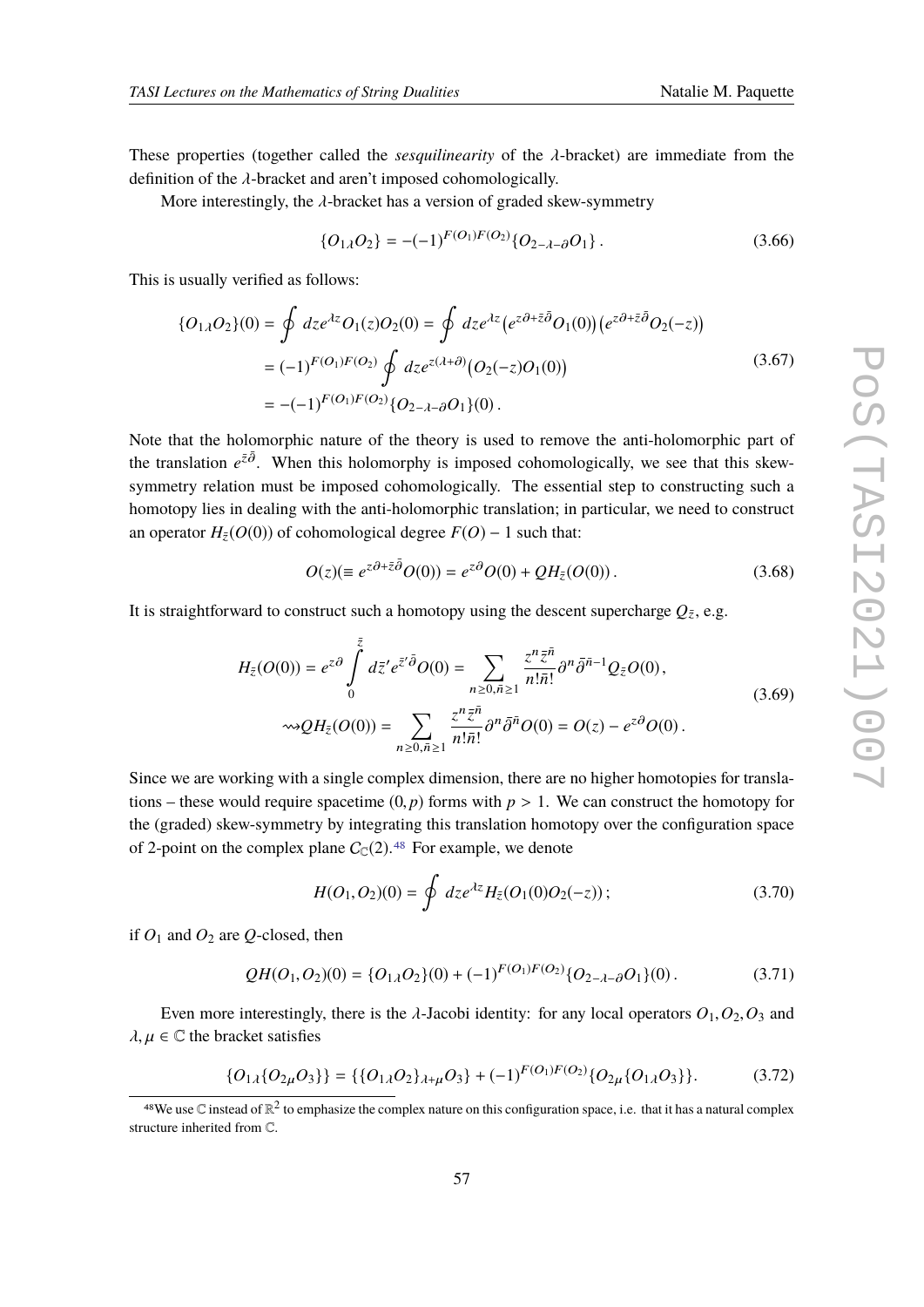These properties (together called the *sesquilinearity* of the $\lambda$-bracket) are immediate from the definition of the $\lambda$-bracket and aren't imposed cohomologically.

More interestingly, the $\lambda$-bracket has a version of graded skew-symmetry

$$\{O_{1\lambda}O_2\} = -(-1)^{F(O_1)F(O_2)}\{O_{2-\lambda-\partial}O_1\}\,. \tag{3.66}$$

This is usually verified as follows:

$$\begin{aligned}
\{O_{1\lambda}O_2\}(0) &= \oint dz e^{\lambda z} O_1(z) O_2(0) = \oint dz e^{\lambda z}\big(e^{z\partial + \bar{z}\bar{\partial}}O_1(0)\big)\big(e^{z\partial+\bar{z}\bar{\partial}}O_2(-z)\big) \\
&= (-1)^{F(O_1)F(O_2)} \oint dz e^{z(\lambda+\partial)}\big(O_2(-z)O_1(0)\big) \\
&= -(-1)^{F(O_1)F(O_2)}\{O_{2-\lambda-\partial}O_1\}(0)\,.
\end{aligned} \tag{3.67}$$

Note that the holomorphic nature of the theory is used to remove the anti-holomorphic part of the translation $e^{\bar{z}\bar{\partial}}$. When this holomorphy is imposed cohomologically, we see that this skew-symmetry relation must be imposed cohomologically. The essential step to constructing such a homotopy lies in dealing with the anti-holomorphic translation; in particular, we need to construct an operator $H_{\bar{z}}(O(0))$ of cohomological degree $F(O) - 1$ such that:

$$O(z)(\equiv e^{z\partial + \bar{z}\bar{\partial}}O(0)) = e^{z\partial}O(0) + QH_{\bar{z}}(O(0))\,. \tag{3.68}$$

It is straightforward to construct such a homotopy using the descent supercharge $Q_{\bar{z}}$, e.g.

$$\begin{aligned}
H_{\bar{z}}(O(0)) = e^{z\partial}\int_0^{\bar{z}} d\bar{z}' e^{\bar{z}'\bar{\partial}}O(0) &= \sum_{n\geq 0, \bar{n}\geq 1} \frac{z^n \bar{z}^{\bar{n}}}{n!\bar{n}!}\partial^n\bar{\partial}^{\bar{n}-1}Q_{\bar{z}}O(0)\,, \\
\rightsquigarrow QH_{\bar{z}}(O(0)) &= \sum_{n\geq 0, \bar{n}\geq 1} \frac{z^n \bar{z}^{\bar{n}}}{n!\bar{n}!}\partial^n\bar{\partial}^{\bar{n}}O(0) = O(z) - e^{z\partial}O(0)\,.
\end{aligned} \tag{3.69}$$

Since we are working with a single complex dimension, there are no higher homotopies for translations – these would require spacetime $(0, p)$ forms with $p > 1$. We can construct the homotopy for the (graded) skew-symmetry by integrating this translation homotopy over the configuration space of 2-point on the complex plane $C_{\mathbb{C}}(2)$.[48] For example, we denote

$$H(O_1, O_2)(0) = \oint dz e^{\lambda z} H_{\bar{z}}(O_1(0)O_2(-z))\,; \tag{3.70}$$

if $O_1$ and $O_2$ are $Q$-closed, then

$$QH(O_1, O_2)(0) = \{O_{1\lambda}O_2\}(0) + (-1)^{F(O_1)F(O_2)}\{O_{2-\lambda-\partial}O_1\}(0)\,. \tag{3.71}$$

Even more interestingly, there is the $\lambda$-Jacobi identity: for any local operators $O_1, O_2, O_3$ and $\lambda, \mu \in \mathbb{C}$ the bracket satisfies

$$\{O_{1\lambda}\{O_{2\mu}O_3\}\} = \{\{O_{1\lambda}O_2\}_{\lambda+\mu}O_3\} + (-1)^{F(O_1)F(O_2)}\{O_{2\mu}\{O_{1\lambda}O_3\}\}. \tag{3.72}$$

---

[48] We use $\mathbb{C}$ instead of $\mathbb{R}^2$ to emphasize the complex nature on this configuration space, i.e. that it has a natural complex structure inherited from $\mathbb{C}$.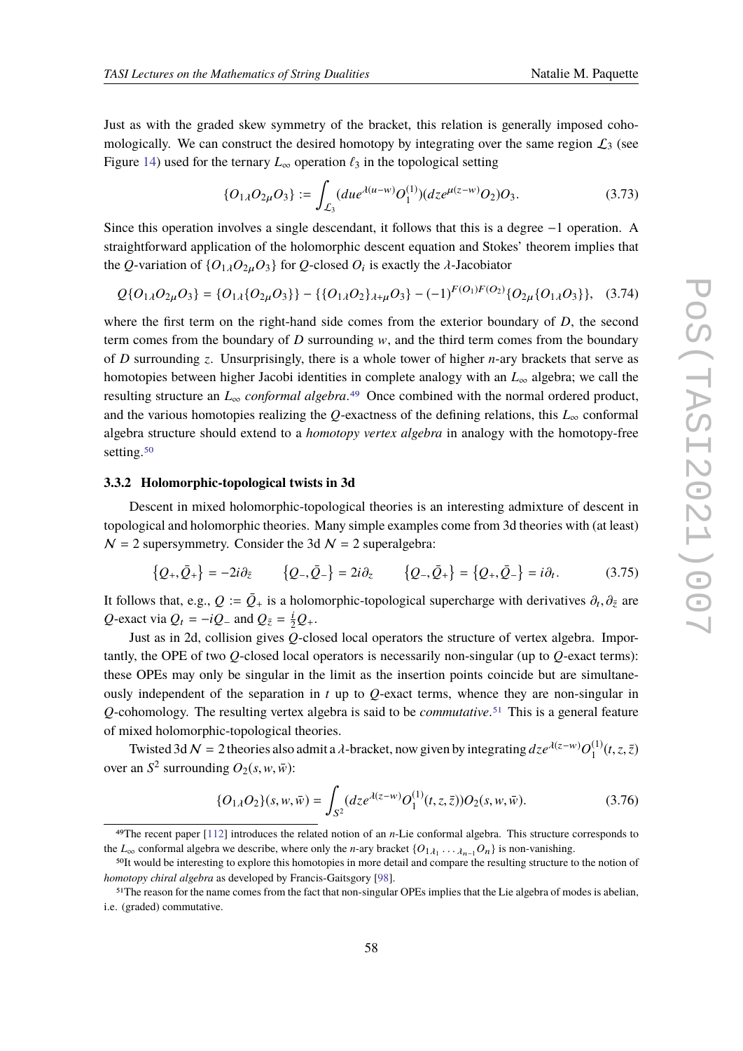Just as with the graded skew symmetry of the bracket, this relation is generally imposed cohomologically. We can construct the desired homotopy by integrating over the same region $\mathcal{L}_3$ (see Figure 14) used for the ternary $L_\infty$ operation $\ell_3$ in the topological setting

$$\{O_{1\lambda}O_{2\mu}O_3\} := \int_{\mathcal{L}_3} (du e^{\lambda(u-w)} O_1^{(1)})(dz e^{\mu(z-w)} O_2) O_3. \tag{3.73}$$

Since this operation involves a single descendant, it follows that this is a degree $-1$ operation. A straightforward application of the holomorphic descent equation and Stokes' theorem implies that the $Q$-variation of $\{O_{1\lambda}O_{2\mu}O_3\}$ for $Q$-closed $O_i$ is exactly the $\lambda$-Jacobiator

$$Q\{O_{1\lambda}O_{2\mu}O_3\} = \{O_{1\lambda}\{O_{2\mu}O_3\}\} - \{\{O_{1\lambda}O_2\}_{\lambda+\mu}O_3\} - (-1)^{F(O_1)F(O_2)}\{O_{2\mu}\{O_{1\lambda}O_3\}\}, \tag{3.74}$$

where the first term on the right-hand side comes from the exterior boundary of $D$, the second term comes from the boundary of $D$ surrounding $w$, and the third term comes from the boundary of $D$ surrounding $z$. Unsurprisingly, there is a whole tower of higher $n$-ary brackets that serve as homotopies between higher Jacobi identities in complete analogy with an $L_\infty$ algebra; we call the resulting structure an $L_\infty$ *conformal algebra*.[49] Once combined with the normal ordered product, and the various homotopies realizing the $Q$-exactness of the defining relations, this $L_\infty$ conformal algebra structure should extend to a *homotopy vertex algebra* in analogy with the homotopy-free setting.[50]

### 3.3.2 Holomorphic-topological twists in 3d

Descent in mixed holomorphic-topological theories is an interesting admixture of descent in topological and holomorphic theories. Many simple examples come from 3d theories with (at least) $\mathcal{N} = 2$ supersymmetry. Consider the 3d $\mathcal{N} = 2$ superalgebra:

$$\{Q_+, \bar{Q}_+\} = -2i\partial_{\bar{z}} \qquad \{Q_-, \bar{Q}_-\} = 2i\partial_z \qquad \{Q_-, \bar{Q}_+\} = \{Q_+, \bar{Q}_-\} = i\partial_t. \tag{3.75}$$

It follows that, e.g., $Q := \bar{Q}_+$ is a holomorphic-topological supercharge with derivatives $\partial_t, \partial_{\bar{z}}$ are $Q$-exact via $Q_t = -iQ_-$ and $Q_{\bar{z}} = \frac{i}{2}Q_+$.

Just as in 2d, collision gives $Q$-closed local operators the structure of vertex algebra. Importantly, the OPE of two $Q$-closed local operators is necessarily non-singular (up to $Q$-exact terms): these OPEs may only be singular in the limit as the insertion points coincide but are simultaneously independent of the separation in $t$ up to $Q$-exact terms, whence they are non-singular in $Q$-cohomology. The resulting vertex algebra is said to be *commutative*.[51] This is a general feature of mixed holomorphic-topological theories.

Twisted 3d $\mathcal{N} = 2$ theories also admit a $\lambda$-bracket, now given by integrating $dz e^{\lambda(z-w)} O_1^{(1)}(t, z, \bar{z})$ over an $S^2$ surrounding $O_2(s, w, \bar{w})$:

$$\{O_{1\lambda}O_2\}(s, w, \bar{w}) = \int_{S^2} (dz e^{\lambda(z-w)} O_1^{(1)}(t, z, \bar{z})) O_2(s, w, \bar{w}). \tag{3.76}$$

---

[49] The recent paper [112] introduces the related notion of an $n$-Lie conformal algebra. This structure corresponds to the $L_\infty$ conformal algebra we describe, where only the $n$-ary bracket $\{O_{1\lambda_1} \dots {}_{\lambda_{n-1}} O_n\}$ is non-vanishing.

[50] It would be interesting to explore this homotopies in more detail and compare the resulting structure to the notion of *homotopy chiral algebra* as developed by Francis-Gaitsgory [98].

[51] The reason for the name comes from the fact that non-singular OPEs implies that the Lie algebra of modes is abelian, i.e. (graded) commutative.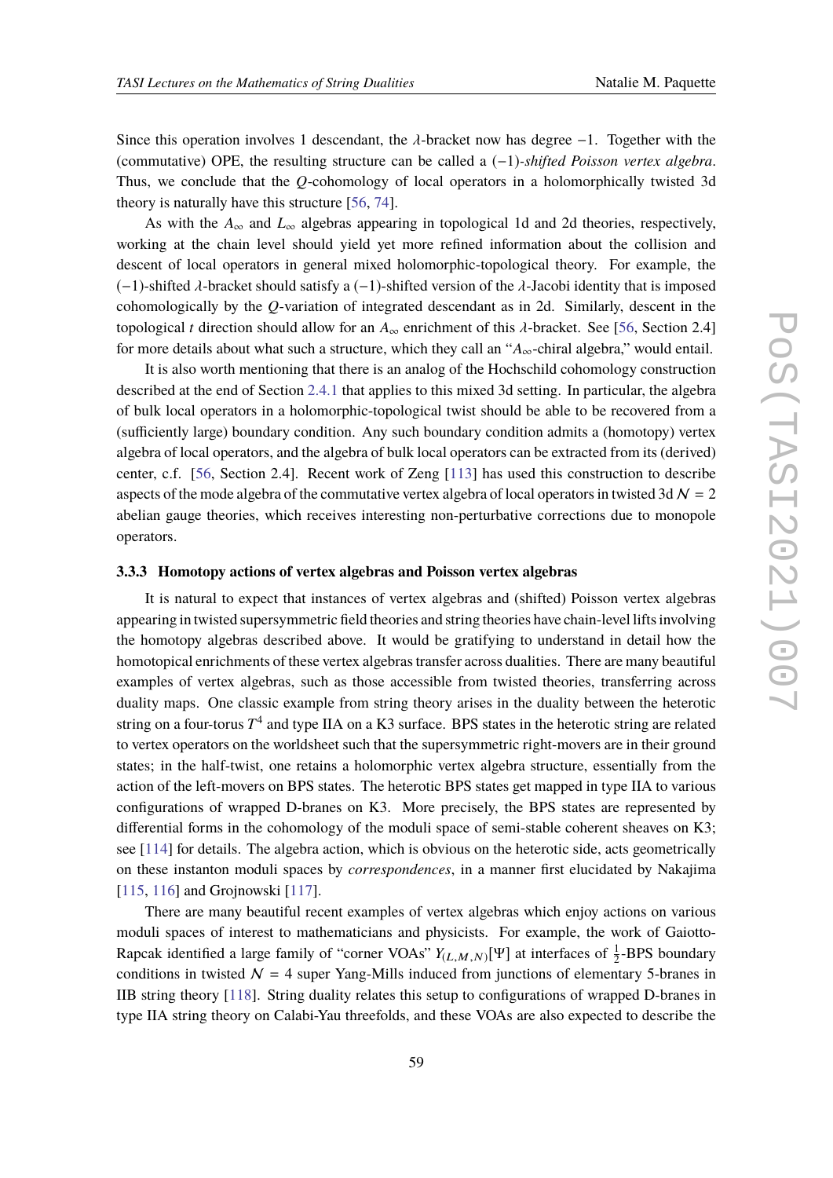Since this operation involves 1 descendant, the $\lambda$-bracket now has degree $-1$. Together with the (commutative) OPE, the resulting structure can be called a $(-1)$-*shifted Poisson vertex algebra*. Thus, we conclude that the $Q$-cohomology of local operators in a holomorphically twisted 3d theory is naturally have this structure [56, 74].

As with the $A_\infty$ and $L_\infty$ algebras appearing in topological 1d and 2d theories, respectively, working at the chain level should yield yet more refined information about the collision and descent of local operators in general mixed holomorphic-topological theory. For example, the $(-1)$-shifted $\lambda$-bracket should satisfy a $(-1)$-shifted version of the $\lambda$-Jacobi identity that is imposed cohomologically by the $Q$-variation of integrated descendant as in 2d. Similarly, descent in the topological $t$ direction should allow for an $A_\infty$ enrichment of this $\lambda$-bracket. See [56, Section 2.4] for more details about what such a structure, which they call an "$A_\infty$-chiral algebra," would entail.

It is also worth mentioning that there is an analog of the Hochschild cohomology construction described at the end of Section 2.4.1 that applies to this mixed 3d setting. In particular, the algebra of bulk local operators in a holomorphic-topological twist should be able to be recovered from a (sufficiently large) boundary condition. Any such boundary condition admits a (homotopy) vertex algebra of local operators, and the algebra of bulk local operators can be extracted from its (derived) center, c.f. [56, Section 2.4]. Recent work of Zeng [113] has used this construction to describe aspects of the mode algebra of the commutative vertex algebra of local operators in twisted 3d $\mathcal{N} = 2$ abelian gauge theories, which receives interesting non-perturbative corrections due to monopole operators.

#### 3.3.3 Homotopy actions of vertex algebras and Poisson vertex algebras

It is natural to expect that instances of vertex algebras and (shifted) Poisson vertex algebras appearing in twisted supersymmetric field theories and string theories have chain-level lifts involving the homotopy algebras described above. It would be gratifying to understand in detail how the homotopical enrichments of these vertex algebras transfer across dualities. There are many beautiful examples of vertex algebras, such as those accessible from twisted theories, transferring across duality maps. One classic example from string theory arises in the duality between the heterotic string on a four-torus $T^4$ and type IIA on a K3 surface. BPS states in the heterotic string are related to vertex operators on the worldsheet such that the supersymmetric right-movers are in their ground states; in the half-twist, one retains a holomorphic vertex algebra structure, essentially from the action of the left-movers on BPS states. The heterotic BPS states get mapped in type IIA to various configurations of wrapped D-branes on K3. More precisely, the BPS states are represented by differential forms in the cohomology of the moduli space of semi-stable coherent sheaves on K3; see [114] for details. The algebra action, which is obvious on the heterotic side, acts geometrically on these instanton moduli spaces by *correspondences*, in a manner first elucidated by Nakajima [115, 116] and Grojnowski [117].

There are many beautiful recent examples of vertex algebras which enjoy actions on various moduli spaces of interest to mathematicians and physicists. For example, the work of Gaiotto-Rapcak identified a large family of "corner VOAs" $Y_{(L,M,N)}[\Psi]$ at interfaces of $\frac{1}{2}$-BPS boundary conditions in twisted $\mathcal{N} = 4$ super Yang-Mills induced from junctions of elementary 5-branes in IIB string theory [118]. String duality relates this setup to configurations of wrapped D-branes in type IIA string theory on Calabi-Yau threefolds, and these VOAs are also expected to describe the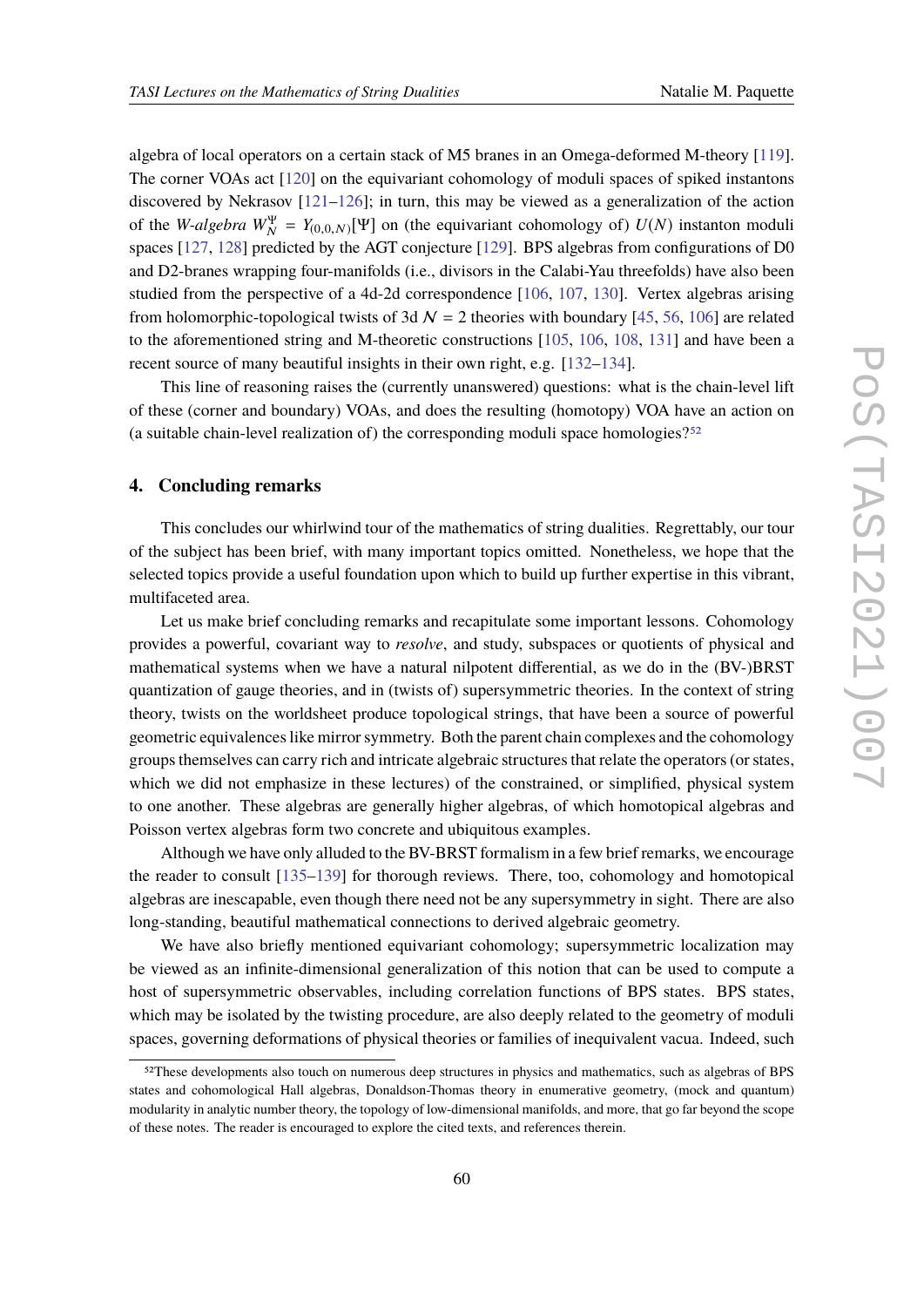algebra of local operators on a certain stack of M5 branes in an Omega-deformed M-theory [119]. The corner VOAs act [120] on the equivariant cohomology of moduli spaces of spiked instantons discovered by Nekrasov [121–126]; in turn, this may be viewed as a generalization of the action of the *W-algebra* $W_N^\Psi = Y_{(0,0,N)}[\Psi]$ on (the equivariant cohomology of) $U(N)$ instanton moduli spaces [127, 128] predicted by the AGT conjecture [129]. BPS algebras from configurations of D0 and D2-branes wrapping four-manifolds (i.e., divisors in the Calabi-Yau threefolds) have also been studied from the perspective of a 4d-2d correspondence [106, 107, 130]. Vertex algebras arising from holomorphic-topological twists of 3d $\mathcal{N} = 2$ theories with boundary [45, 56, 106] are related to the aforementioned string and M-theoretic constructions [105, 106, 108, 131] and have been a recent source of many beautiful insights in their own right, e.g. [132–134].

This line of reasoning raises the (currently unanswered) questions: what is the chain-level lift of these (corner and boundary) VOAs, and does the resulting (homotopy) VOA have an action on (a suitable chain-level realization of) the corresponding moduli space homologies?[52]

## 4. Concluding remarks

This concludes our whirlwind tour of the mathematics of string dualities. Regrettably, our tour of the subject has been brief, with many important topics omitted. Nonetheless, we hope that the selected topics provide a useful foundation upon which to build up further expertise in this vibrant, multifaceted area.

Let us make brief concluding remarks and recapitulate some important lessons. Cohomology provides a powerful, covariant way to *resolve*, and study, subspaces or quotients of physical and mathematical systems when we have a natural nilpotent differential, as we do in the (BV-)BRST quantization of gauge theories, and in (twists of) supersymmetric theories. In the context of string theory, twists on the worldsheet produce topological strings, that have been a source of powerful geometric equivalences like mirror symmetry. Both the parent chain complexes and the cohomology groups themselves can carry rich and intricate algebraic structures that relate the operators (or states, which we did not emphasize in these lectures) of the constrained, or simplified, physical system to one another. These algebras are generally higher algebras, of which homotopical algebras and Poisson vertex algebras form two concrete and ubiquitous examples.

Although we have only alluded to the BV-BRST formalism in a few brief remarks, we encourage the reader to consult [135–139] for thorough reviews. There, too, cohomology and homotopical algebras are inescapable, even though there need not be any supersymmetry in sight. There are also long-standing, beautiful mathematical connections to derived algebraic geometry.

We have also briefly mentioned equivariant cohomology; supersymmetric localization may be viewed as an infinite-dimensional generalization of this notion that can be used to compute a host of supersymmetric observables, including correlation functions of BPS states. BPS states, which may be isolated by the twisting procedure, are also deeply related to the geometry of moduli spaces, governing deformations of physical theories or families of inequivalent vacua. Indeed, such

[52] These developments also touch on numerous deep structures in physics and mathematics, such as algebras of BPS states and cohomological Hall algebras, Donaldson-Thomas theory in enumerative geometry, (mock and quantum) modularity in analytic number theory, the topology of low-dimensional manifolds, and more, that go far beyond the scope of these notes. The reader is encouraged to explore the cited texts, and references therein.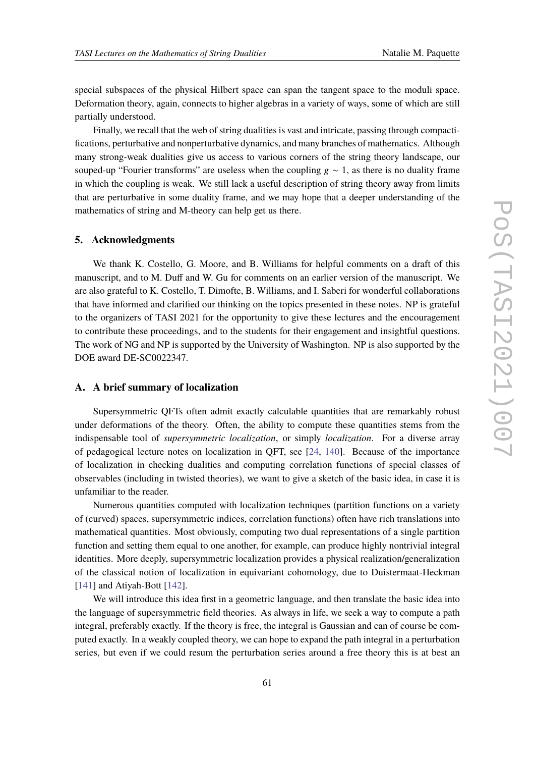special subspaces of the physical Hilbert space can span the tangent space to the moduli space. Deformation theory, again, connects to higher algebras in a variety of ways, some of which are still partially understood.

Finally, we recall that the web of string dualities is vast and intricate, passing through compactifications, perturbative and nonperturbative dynamics, and many branches of mathematics. Although many strong-weak dualities give us access to various corners of the string theory landscape, our souped-up "Fourier transforms" are useless when the coupling $g \sim 1$, as there is no duality frame in which the coupling is weak. We still lack a useful description of string theory away from limits that are perturbative in some duality frame, and we may hope that a deeper understanding of the mathematics of string and M-theory can help get us there.

## 5. Acknowledgments

We thank K. Costello, G. Moore, and B. Williams for helpful comments on a draft of this manuscript, and to M. Duff and W. Gu for comments on an earlier version of the manuscript. We are also grateful to K. Costello, T. Dimofte, B. Williams, and I. Saberi for wonderful collaborations that have informed and clarified our thinking on the topics presented in these notes. NP is grateful to the organizers of TASI 2021 for the opportunity to give these lectures and the encouragement to contribute these proceedings, and to the students for their engagement and insightful questions. The work of NG and NP is supported by the University of Washington. NP is also supported by the DOE award DE-SC0022347.

## A. A brief summary of localization

Supersymmetric QFTs often admit exactly calculable quantities that are remarkably robust under deformations of the theory. Often, the ability to compute these quantities stems from the indispensable tool of *supersymmetric localization*, or simply *localization*. For a diverse array of pedagogical lecture notes on localization in QFT, see [24, 140]. Because of the importance of localization in checking dualities and computing correlation functions of special classes of observables (including in twisted theories), we want to give a sketch of the basic idea, in case it is unfamiliar to the reader.

Numerous quantities computed with localization techniques (partition functions on a variety of (curved) spaces, supersymmetric indices, correlation functions) often have rich translations into mathematical quantities. Most obviously, computing two dual representations of a single partition function and setting them equal to one another, for example, can produce highly nontrivial integral identities. More deeply, supersymmetric localization provides a physical realization/generalization of the classical notion of localization in equivariant cohomology, due to Duistermaat-Heckman [141] and Atiyah-Bott [142].

We will introduce this idea first in a geometric language, and then translate the basic idea into the language of supersymmetric field theories. As always in life, we seek a way to compute a path integral, preferably exactly. If the theory is free, the integral is Gaussian and can of course be computed exactly. In a weakly coupled theory, we can hope to expand the path integral in a perturbation series, but even if we could resum the perturbation series around a free theory this is at best an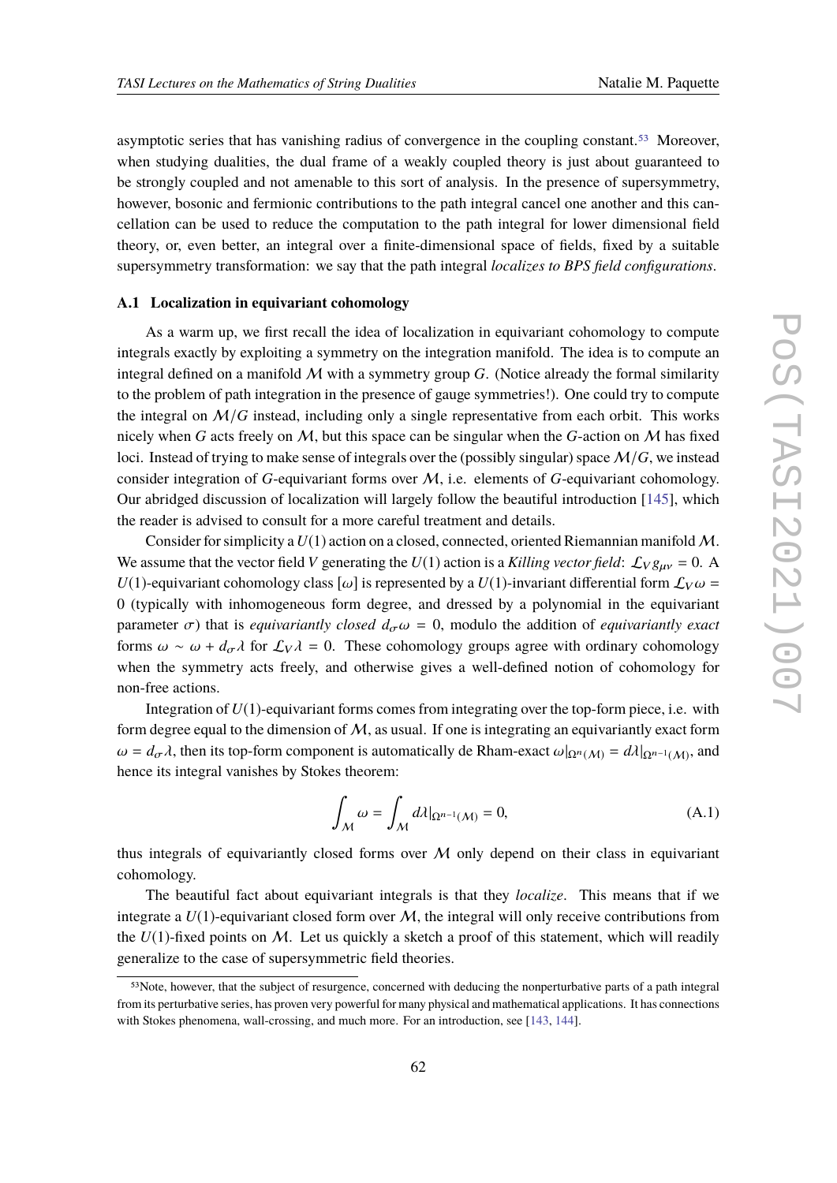asymptotic series that has vanishing radius of convergence in the coupling constant.[53] Moreover, when studying dualities, the dual frame of a weakly coupled theory is just about guaranteed to be strongly coupled and not amenable to this sort of analysis. In the presence of supersymmetry, however, bosonic and fermionic contributions to the path integral cancel one another and this cancellation can be used to reduce the computation to the path integral for lower dimensional field theory, or, even better, an integral over a finite-dimensional space of fields, fixed by a suitable supersymmetry transformation: we say that the path integral *localizes to BPS field configurations*.

### A.1 Localization in equivariant cohomology

As a warm up, we first recall the idea of localization in equivariant cohomology to compute integrals exactly by exploiting a symmetry on the integration manifold. The idea is to compute an integral defined on a manifold $\mathcal{M}$ with a symmetry group $G$. (Notice already the formal similarity to the problem of path integration in the presence of gauge symmetries!). One could try to compute the integral on $\mathcal{M}/G$ instead, including only a single representative from each orbit. This works nicely when $G$ acts freely on $\mathcal{M}$, but this space can be singular when the $G$-action on $\mathcal{M}$ has fixed loci. Instead of trying to make sense of integrals over the (possibly singular) space $\mathcal{M}/G$, we instead consider integration of $G$-equivariant forms over $\mathcal{M}$, i.e. elements of $G$-equivariant cohomology. Our abridged discussion of localization will largely follow the beautiful introduction [145], which the reader is advised to consult for a more careful treatment and details.

Consider for simplicity a $U(1)$ action on a closed, connected, oriented Riemannian manifold $\mathcal{M}$. We assume that the vector field $V$ generating the $U(1)$ action is a *Killing vector field*: $\mathcal{L}_V g_{\mu\nu} = 0$. A $U(1)$-equivariant cohomology class $[\omega]$ is represented by a $U(1)$-invariant differential form $\mathcal{L}_V \omega = 0$ (typically with inhomogeneous form degree, and dressed by a polynomial in the equivariant parameter $\sigma$) that is *equivariantly closed* $d_\sigma \omega = 0$, modulo the addition of *equivariantly exact* forms $\omega \sim \omega + d_\sigma \lambda$ for $\mathcal{L}_V \lambda = 0$. These cohomology groups agree with ordinary cohomology when the symmetry acts freely, and otherwise gives a well-defined notion of cohomology for non-free actions.

Integration of $U(1)$-equivariant forms comes from integrating over the top-form piece, i.e. with form degree equal to the dimension of $\mathcal{M}$, as usual. If one is integrating an equivariantly exact form $\omega = d_\sigma \lambda$, then its top-form component is automatically de Rham-exact $\omega|_{\Omega^n(\mathcal{M})} = d\lambda|_{\Omega^{n-1}(\mathcal{M})}$, and hence its integral vanishes by Stokes theorem:

$$\int_{\mathcal{M}} \omega = \int_{\mathcal{M}} d\lambda|_{\Omega^{n-1}(\mathcal{M})} = 0, \tag{A.1}$$

thus integrals of equivariantly closed forms over $\mathcal{M}$ only depend on their class in equivariant cohomology.

The beautiful fact about equivariant integrals is that they *localize*. This means that if we integrate a $U(1)$-equivariant closed form over $\mathcal{M}$, the integral will only receive contributions from the $U(1)$-fixed points on $\mathcal{M}$. Let us quickly a sketch a proof of this statement, which will readily generalize to the case of supersymmetric field theories.

---

[53] Note, however, that the subject of resurgence, concerned with deducing the nonperturbative parts of a path integral from its perturbative series, has proven very powerful for many physical and mathematical applications. It has connections with Stokes phenomena, wall-crossing, and much more. For an introduction, see [143, 144].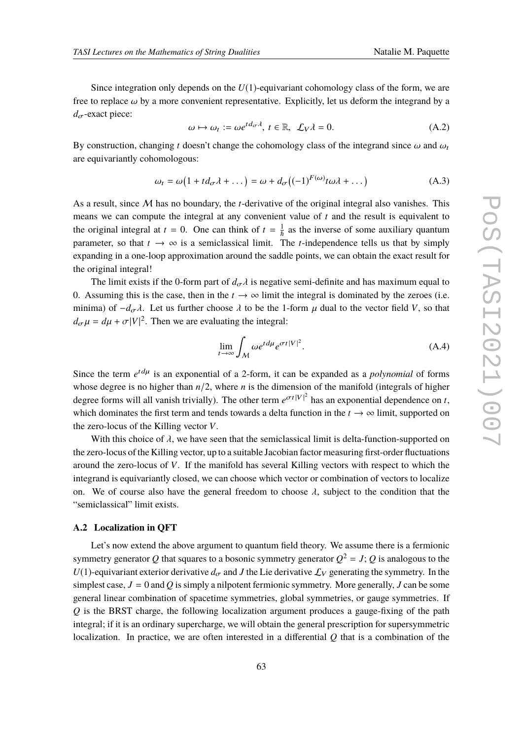Since integration only depends on the $U(1)$-equivariant cohomology class of the form, we are free to replace $\omega$ by a more convenient representative. Explicitly, let us deform the integrand by a $d_\sigma$-exact piece:

$$\omega \mapsto \omega_t := \omega e^{t d_\sigma \lambda},\ t \in \mathbb{R},\ \ \mathcal{L}_V \lambda = 0. \tag{A.2}$$

By construction, changing $t$ doesn't change the cohomology class of the integrand since $\omega$ and $\omega_t$ are equivariantly cohomologous:

$$\omega_t = \omega\big(1 + t d_\sigma \lambda + \dots\big) = \omega + d_\sigma\big((-1)^{F(\omega)} t \omega \lambda + \dots\big) \tag{A.3}$$

As a result, since $\mathcal{M}$ has no boundary, the $t$-derivative of the original integral also vanishes. This means we can compute the integral at any convenient value of $t$ and the result is equivalent to the original integral at $t = 0$. One can think of $t = \frac{1}{\hbar}$ as the inverse of some auxiliary quantum parameter, so that $t \to \infty$ is a semiclassical limit. The $t$-independence tells us that by simply expanding in a one-loop approximation around the saddle points, we can obtain the exact result for the original integral!

The limit exists if the 0-form part of $d_\sigma \lambda$ is negative semi-definite and has maximum equal to 0. Assuming this is the case, then in the $t \to \infty$ limit the integral is dominated by the zeroes (i.e. minima) of $-d_\sigma \lambda$. Let us further choose $\lambda$ to be the 1-form $\mu$ dual to the vector field $V$, so that $d_\sigma \mu = d\mu + \sigma |V|^2$. Then we are evaluating the integral:

$$\lim_{t\to\infty} \int_{\mathcal{M}} \omega e^{t d\mu} e^{\sigma t |V|^2}. \tag{A.4}$$

Since the term $e^{t d\mu}$ is an exponential of a 2-form, it can be expanded as a *polynomial* of forms whose degree is no higher than $n/2$, where $n$ is the dimension of the manifold (integrals of higher degree forms will all vanish trivially). The other term $e^{\sigma t |V|^2}$ has an exponential dependence on $t$, which dominates the first term and tends towards a delta function in the $t \to \infty$ limit, supported on the zero-locus of the Killing vector $V$.

With this choice of $\lambda$, we have seen that the semiclassical limit is delta-function-supported on the zero-locus of the Killing vector, up to a suitable Jacobian factor measuring first-order fluctuations around the zero-locus of $V$. If the manifold has several Killing vectors with respect to which the integrand is equivariantly closed, we can choose which vector or combination of vectors to localize on. We of course also have the general freedom to choose $\lambda$, subject to the condition that the "semiclassical" limit exists.

### A.2 Localization in QFT

Let's now extend the above argument to quantum field theory. We assume there is a fermionic symmetry generator $Q$ that squares to a bosonic symmetry generator $Q^2 = J$; $Q$ is analogous to the $U(1)$-equivariant exterior derivative $d_\sigma$ and $J$ the Lie derivative $\mathcal{L}_V$ generating the symmetry. In the simplest case, $J = 0$ and $Q$ is simply a nilpotent fermionic symmetry. More generally, $J$ can be some general linear combination of spacetime symmetries, global symmetries, or gauge symmetries. If $Q$ is the BRST charge, the following localization argument produces a gauge-fixing of the path integral; if it is an ordinary supercharge, we will obtain the general prescription for supersymmetric localization. In practice, we are often interested in a differential $Q$ that is a combination of the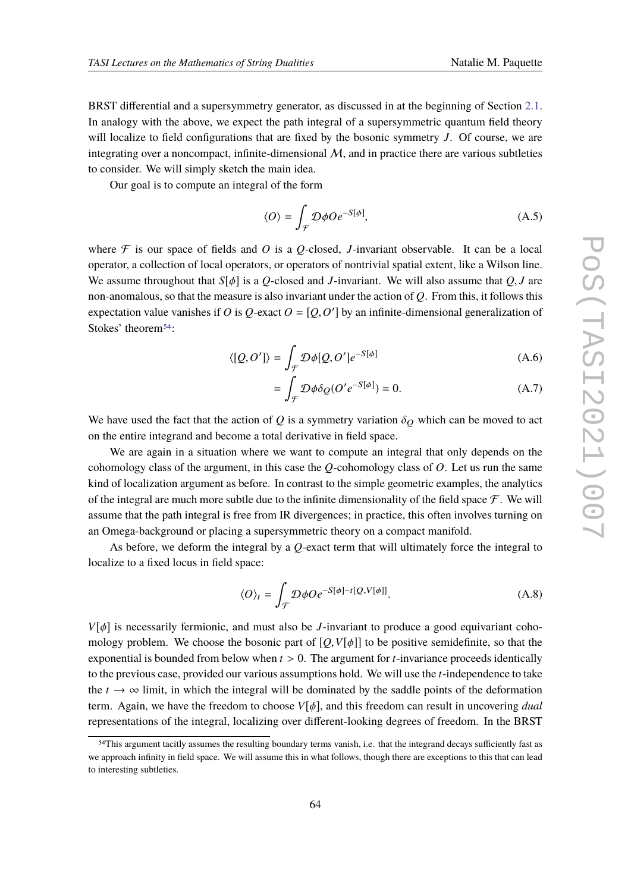BRST differential and a supersymmetry generator, as discussed in at the beginning of Section 2.1. In analogy with the above, we expect the path integral of a supersymmetric quantum field theory will localize to field configurations that are fixed by the bosonic symmetry $J$. Of course, we are integrating over a noncompact, infinite-dimensional $\mathcal{M}$, and in practice there are various subtleties to consider. We will simply sketch the main idea.

Our goal is to compute an integral of the form

$$\langle O \rangle = \int_{\mathcal{F}} \mathcal{D}\phi O e^{-S[\phi]}, \tag{A.5}$$

where $\mathcal{F}$ is our space of fields and $O$ is a $Q$-closed, $J$-invariant observable. It can be a local operator, a collection of local operators, or operators of nontrivial spatial extent, like a Wilson line. We assume throughout that $S[\phi]$ is a $Q$-closed and $J$-invariant. We will also assume that $Q, J$ are non-anomalous, so that the measure is also invariant under the action of $Q$. From this, it follows this expectation value vanishes if $O$ is $Q$-exact $O = [Q, O']$ by an infinite-dimensional generalization of Stokes' theorem[54]:

$$\langle [Q, O'] \rangle = \int_{\mathcal{F}} \mathcal{D}\phi [Q, O'] e^{-S[\phi]} \tag{A.6}$$

$$= \int_{\mathcal{F}} \mathcal{D}\phi \delta_Q (O' e^{-S[\phi]}) = 0. \tag{A.7}$$

We have used the fact that the action of $Q$ is a symmetry variation $\delta_Q$ which can be moved to act on the entire integrand and become a total derivative in field space.

We are again in a situation where we want to compute an integral that only depends on the cohomology class of the argument, in this case the $Q$-cohomology class of $O$. Let us run the same kind of localization argument as before. In contrast to the simple geometric examples, the analytics of the integral are much more subtle due to the infinite dimensionality of the field space $\mathcal{F}$. We will assume that the path integral is free from IR divergences; in practice, this often involves turning on an Omega-background or placing a supersymmetric theory on a compact manifold.

As before, we deform the integral by a $Q$-exact term that will ultimately force the integral to localize to a fixed locus in field space:

$$\langle O \rangle_t = \int_{\mathcal{F}} \mathcal{D}\phi O e^{-S[\phi] - t[Q, V[\phi]]}. \tag{A.8}$$

$V[\phi]$ is necessarily fermionic, and must also be $J$-invariant to produce a good equivariant cohomology problem. We choose the bosonic part of $[Q, V[\phi]]$ to be positive semidefinite, so that the exponential is bounded from below when $t > 0$. The argument for $t$-invariance proceeds identically to the previous case, provided our various assumptions hold. We will use the $t$-independence to take the $t \to \infty$ limit, in which the integral will be dominated by the saddle points of the deformation term. Again, we have the freedom to choose $V[\phi]$, and this freedom can result in uncovering *dual* representations of the integral, localizing over different-looking degrees of freedom. In the BRST

[54] This argument tacitly assumes the resulting boundary terms vanish, i.e. that the integrand decays sufficiently fast as we approach infinity in field space. We will assume this in what follows, though there are exceptions to this that can lead to interesting subtleties.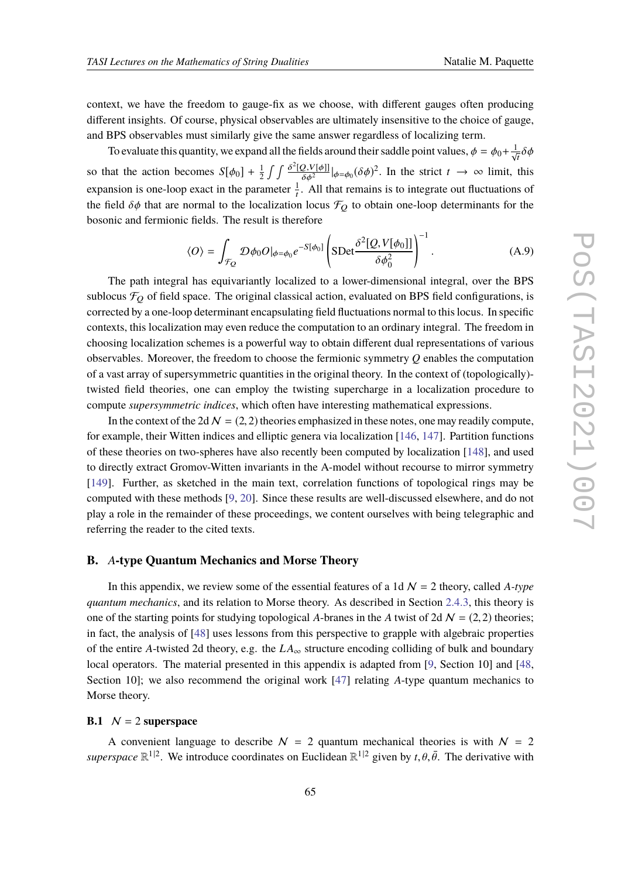context, we have the freedom to gauge-fix as we choose, with different gauges often producing different insights. Of course, physical observables are ultimately insensitive to the choice of gauge, and BPS observables must similarly give the same answer regardless of localizing term.

To evaluate this quantity, we expand all the fields around their saddle point values, $\phi = \phi_0 + \frac{1}{\sqrt{t}}\delta\phi$ so that the action becomes $S[\phi_0] + \frac{1}{2}\int\int \frac{\delta^2[Q,V[\phi]]}{\delta\phi^2}|_{\phi=\phi_0}(\delta\phi)^2$. In the strict $t \to \infty$ limit, this expansion is one-loop exact in the parameter $\frac{1}{t}$. All that remains is to integrate out fluctuations of the field $\delta\phi$ that are normal to the localization locus $\mathcal{F}_Q$ to obtain one-loop determinants for the bosonic and fermionic fields. The result is therefore

$$
\langle O \rangle = \int_{\mathcal{F}_Q} \mathcal{D}\phi_0 O|_{\phi=\phi_0} e^{-S[\phi_0]} \left( \mathrm{SDet} \frac{\delta^2[Q, V[\phi_0]]}{\delta\phi_0^2} \right)^{-1}. \tag{A.9}
$$

The path integral has equivariantly localized to a lower-dimensional integral, over the BPS sublocus $\mathcal{F}_Q$ of field space. The original classical action, evaluated on BPS field configurations, is corrected by a one-loop determinant encapsulating field fluctuations normal to this locus. In specific contexts, this localization may even reduce the computation to an ordinary integral. The freedom in choosing localization schemes is a powerful way to obtain different dual representations of various observables. Moreover, the freedom to choose the fermionic symmetry $Q$ enables the computation of a vast array of supersymmetric quantities in the original theory. In the context of (topologically)-twisted field theories, one can employ the twisting supercharge in a localization procedure to compute *supersymmetric indices*, which often have interesting mathematical expressions.

In the context of the 2d $\mathcal{N} = (2,2)$ theories emphasized in these notes, one may readily compute, for example, their Witten indices and elliptic genera via localization [146, 147]. Partition functions of these theories on two-spheres have also recently been computed by localization [148], and used to directly extract Gromov-Witten invariants in the A-model without recourse to mirror symmetry [149]. Further, as sketched in the main text, correlation functions of topological rings may be computed with these methods [9, 20]. Since these results are well-discussed elsewhere, and do not play a role in the remainder of these proceedings, we content ourselves with being telegraphic and referring the reader to the cited texts.

## B. *A*-type Quantum Mechanics and Morse Theory

In this appendix, we review some of the essential features of a 1d $\mathcal{N} = 2$ theory, called *A-type quantum mechanics*, and its relation to Morse theory. As described in Section 2.4.3, this theory is one of the starting points for studying topological *A*-branes in the *A* twist of 2d $\mathcal{N} = (2,2)$ theories; in fact, the analysis of [48] uses lessons from this perspective to grapple with algebraic properties of the entire *A*-twisted 2d theory, e.g. the $LA_\infty$ structure encoding colliding of bulk and boundary local operators. The material presented in this appendix is adapted from [9, Section 10] and [48, Section 10]; we also recommend the original work [47] relating *A*-type quantum mechanics to Morse theory.

### B.1 $\mathcal{N} = 2$ superspace

A convenient language to describe $\mathcal{N} = 2$ quantum mechanical theories is with $\mathcal{N} = 2$ *superspace* $\mathbb{R}^{1|2}$. We introduce coordinates on Euclidean $\mathbb{R}^{1|2}$ given by $t, \theta, \bar{\theta}$. The derivative with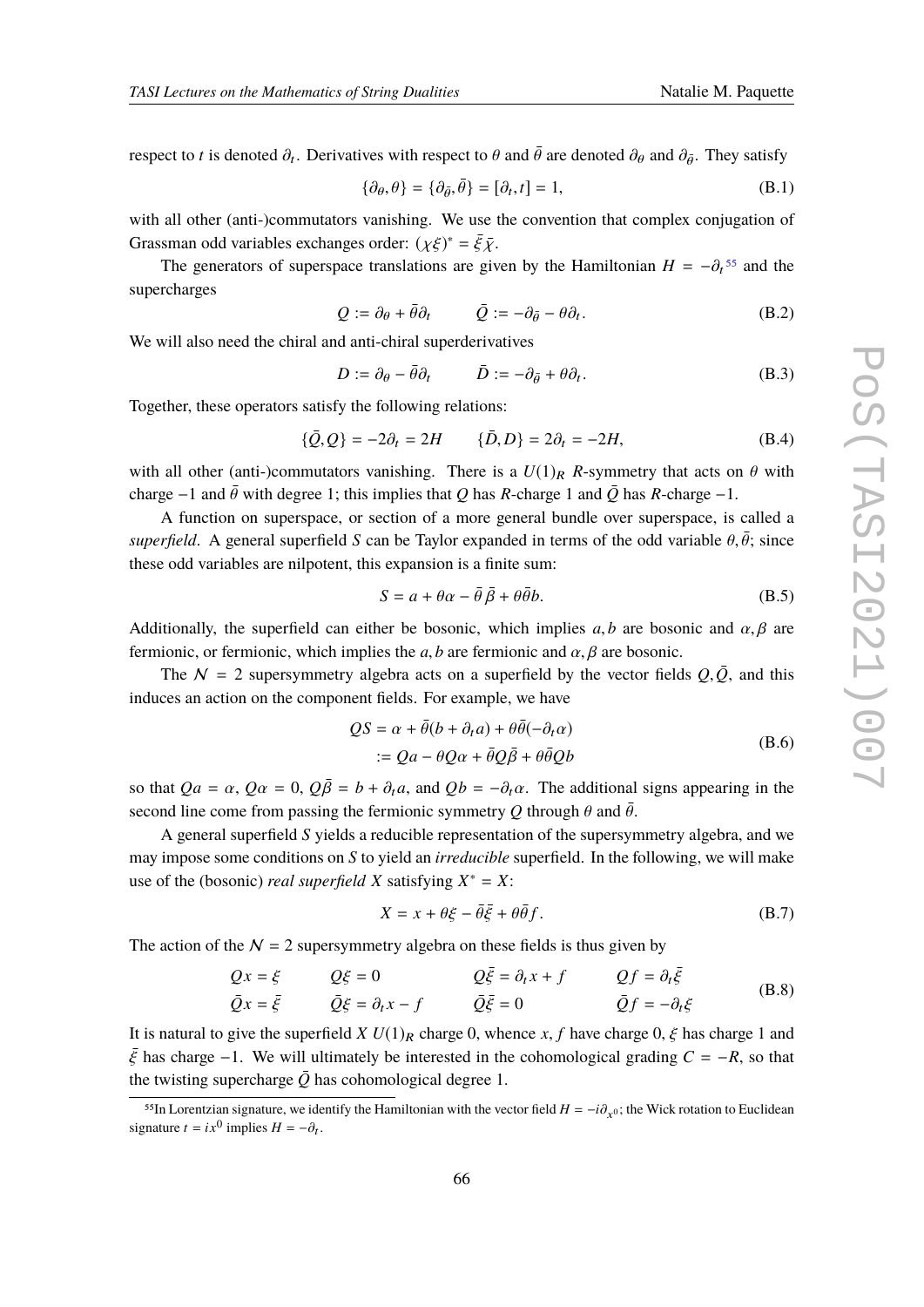respect to $t$ is denoted $\partial_t$. Derivatives with respect to $\theta$ and $\bar{\theta}$ are denoted $\partial_\theta$ and $\partial_{\bar{\theta}}$. They satisfy

$$\{\partial_\theta, \theta\} = \{\partial_{\bar{\theta}}, \bar{\theta}\} = [\partial_t, t] = 1, \tag{B.1}$$

with all other (anti-)commutators vanishing. We use the convention that complex conjugation of Grassman odd variables exchanges order: $(\chi\xi)^* = \bar{\xi}\bar{\chi}$.

The generators of superspace translations are given by the Hamiltonian $H = -\partial_t$[55] and the supercharges

$$Q := \partial_\theta + \bar{\theta}\partial_t \qquad \bar{Q} := -\partial_{\bar{\theta}} - \theta\partial_t. \tag{B.2}$$

We will also need the chiral and anti-chiral superderivatives

$$D := \partial_\theta - \bar{\theta}\partial_t \qquad \bar{D} := -\partial_{\bar{\theta}} + \theta\partial_t. \tag{B.3}$$

Together, these operators satisfy the following relations:

$$\{\bar{Q}, Q\} = -2\partial_t = 2H \qquad \{\bar{D}, D\} = 2\partial_t = -2H, \tag{B.4}$$

with all other (anti-)commutators vanishing. There is a $U(1)_R$ $R$-symmetry that acts on $\theta$ with charge $-1$ and $\bar{\theta}$ with degree 1; this implies that $Q$ has $R$-charge 1 and $\bar{Q}$ has $R$-charge $-1$.

A function on superspace, or section of a more general bundle over superspace, is called a *superfield*. A general superfield $S$ can be Taylor expanded in terms of the odd variable $\theta, \bar{\theta}$; since these odd variables are nilpotent, this expansion is a finite sum:

$$S = a + \theta\alpha - \bar{\theta}\bar{\beta} + \theta\bar{\theta}b. \tag{B.5}$$

Additionally, the superfield can either be bosonic, which implies $a, b$ are bosonic and $\alpha, \beta$ are fermionic, or fermionic, which implies the $a, b$ are fermionic and $\alpha, \beta$ are bosonic.

The $\mathcal{N} = 2$ supersymmetry algebra acts on a superfield by the vector fields $Q, \bar{Q}$, and this induces an action on the component fields. For example, we have

$$\begin{aligned} QS &= \alpha + \bar{\theta}(b + \partial_t a) + \theta\bar{\theta}(-\partial_t \alpha) \\ &:= Qa - \theta Q\alpha + \bar{\theta}Q\bar{\beta} + \theta\bar{\theta}Qb \end{aligned} \tag{B.6}$$

so that $Qa = \alpha$, $Q\alpha = 0$, $Q\bar{\beta} = b + \partial_t a$, and $Qb = -\partial_t\alpha$. The additional signs appearing in the second line come from passing the fermionic symmetry $Q$ through $\theta$ and $\bar{\theta}$.

A general superfield $S$ yields a reducible representation of the supersymmetry algebra, and we may impose some conditions on $S$ to yield an *irreducible* superfield. In the following, we will make use of the (bosonic) *real superfield* $X$ satisfying $X^* = X$:

$$X = x + \theta\xi - \bar{\theta}\bar{\xi} + \theta\bar{\theta}f. \tag{B.7}$$

The action of the $\mathcal{N} = 2$ supersymmetry algebra on these fields is thus given by

$$\begin{array}{llll} Qx = \xi & Q\xi = 0 & Q\bar{\xi} = \partial_t x + f & Qf = \partial_t\bar{\xi} \\ \bar{Q}x = \bar{\xi} & \bar{Q}\xi = \partial_t x - f & \bar{Q}\bar{\xi} = 0 & \bar{Q}f = -\partial_t\xi \end{array} \tag{B.8}$$

It is natural to give the superfield $X$ $U(1)_R$ charge 0, whence $x, f$ have charge 0, $\xi$ has charge 1 and $\bar{\xi}$ has charge $-1$. We will ultimately be interested in the cohomological grading $C = -R$, so that the twisting supercharge $\bar{Q}$ has cohomological degree 1.

[55] In Lorentzian signature, we identify the Hamiltonian with the vector field $H = -i\partial_{x^0}$; the Wick rotation to Euclidean signature $t = ix^0$ implies $H = -\partial_t$.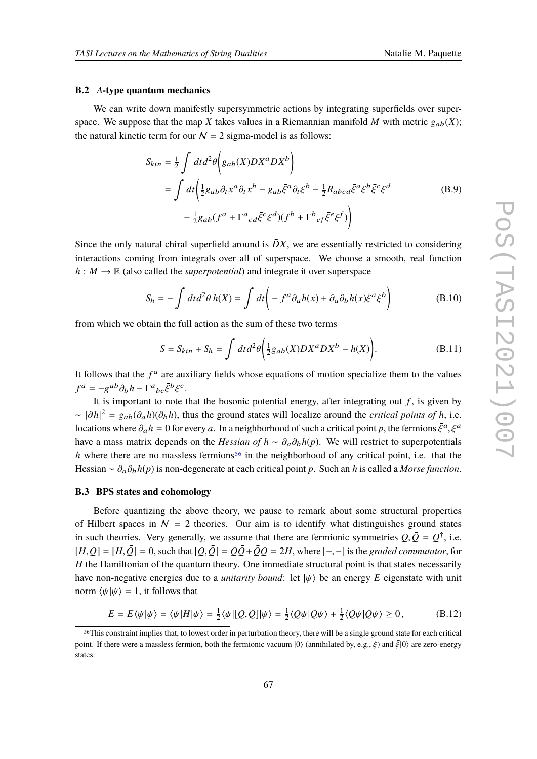### B.2 $A$-type quantum mechanics

We can write down manifestly supersymmetric actions by integrating superfields over superspace. We suppose that the map $X$ takes values in a Riemannian manifold $M$ with metric $g_{ab}(X)$; the natural kinetic term for our $\mathcal{N}=2$ sigma-model is as follows:

$$
\begin{aligned}
S_{kin} &= \frac{1}{2}\int dt d^2\theta \bigg( g_{ab}(X) DX^a \bar{D}X^b \bigg) \\
&= \int dt \bigg( \frac{1}{2} g_{ab}\partial_t x^a \partial_t x^b - g_{ab}\bar{\xi}^a \partial_t \xi^b - \frac{1}{2} R_{abcd}\bar{\xi}^a \xi^b \bar{\xi}^c \xi^d \\
&\qquad - \frac{1}{2} g_{ab}(f^a + \Gamma^a{}_{cd}\bar{\xi}^c \xi^d)(f^b + \Gamma^b{}_{ef}\bar{\xi}^e \xi^f) \bigg)
\end{aligned}
\tag{B.9}
$$

Since the only natural chiral superfield around is $\bar{D}X$, we are essentially restricted to considering interactions coming from integrals over all of superspace. We choose a smooth, real function $h : M \to \mathbb{R}$ (also called the *superpotential*) and integrate it over superspace

$$
S_h = -\int dt d^2\theta\, h(X) = \int dt \bigg( -f^a \partial_a h(x) + \partial_a \partial_b h(x) \bar{\xi}^a \xi^b \bigg)
\tag{B.10}
$$

from which we obtain the full action as the sum of these two terms

$$
S = S_{kin} + S_h = \int dt d^2\theta \bigg( \frac{1}{2} g_{ab}(X) DX^a \bar{D}X^b - h(X) \bigg).
\tag{B.11}
$$

It follows that the $f^a$ are auxiliary fields whose equations of motion specialize them to the values $f^a = -g^{ab}\partial_b h - \Gamma^a{}_{bc}\bar{\xi}^b \xi^c$.

It is important to note that the bosonic potential energy, after integrating out $f$, is given by $\sim |\partial h|^2 = g_{ab}(\partial_a h)(\partial_b h)$, thus the ground states will localize around the *critical points of* $h$, i.e. locations where $\partial_a h = 0$ for every $a$. In a neighborhood of such a critical point $p$, the fermions $\bar{\xi}^a, \xi^a$ have a mass matrix depends on the *Hessian of* $h \sim \partial_a \partial_b h(p)$. We will restrict to superpotentials $h$ where there are no massless fermions[56] in the neighborhood of any critical point, i.e. that the Hessian $\sim \partial_a \partial_b h(p)$ is non-degenerate at each critical point $p$. Such an $h$ is called a *Morse function*.

### B.3 BPS states and cohomology

Before quantizing the above theory, we pause to remark about some structural properties of Hilbert spaces in $\mathcal{N}=2$ theories. Our aim is to identify what distinguishes ground states in such theories. Very generally, we assume that there are fermionic symmetries $Q, \bar{Q} = Q^\dagger$, i.e. $[H, Q] = [H, \bar{Q}] = 0$, such that $[Q, \bar{Q}] = Q\bar{Q} + \bar{Q}Q = 2H$, where $[-,-]$ is the *graded commutator*, for $H$ the Hamiltonian of the quantum theory. One immediate structural point is that states necessarily have non-negative energies due to a *unitarity bound*: let $|\psi\rangle$ be an energy $E$ eigenstate with unit norm $\langle\psi|\psi\rangle = 1$, it follows that

$$
E = E\langle\psi|\psi\rangle = \langle\psi|H|\psi\rangle = \frac{1}{2}\langle\psi|[Q,\bar{Q}]|\psi\rangle = \frac{1}{2}\langle Q\psi|Q\psi\rangle + \frac{1}{2}\langle\bar{Q}\psi|\bar{Q}\psi\rangle \geq 0,
\tag{B.12}
$$

[56] This constraint implies that, to lowest order in perturbation theory, there will be a single ground state for each critical point. If there were a massless fermion, both the fermionic vacuum $|0\rangle$ (annihilated by, e.g., $\xi$) and $\bar{\xi}|0\rangle$ are zero-energy states.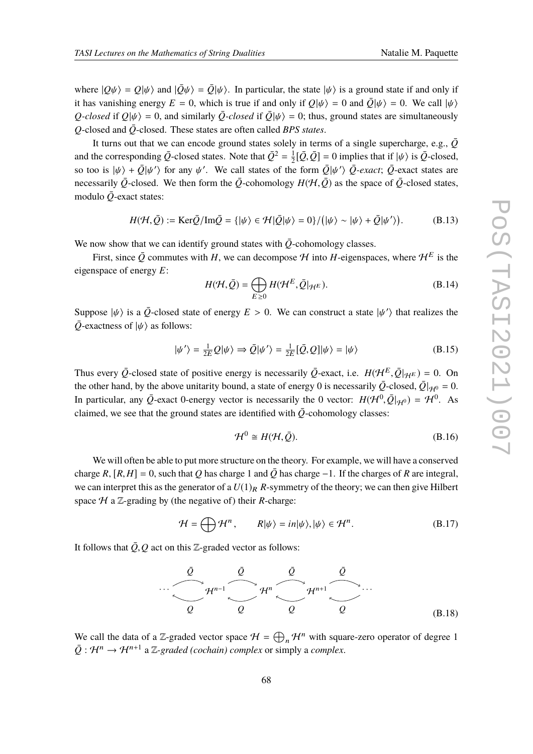where $|Q\psi\rangle = Q|\psi\rangle$ and $|\bar{Q}\psi\rangle = \bar{Q}|\psi\rangle$. In particular, the state $|\psi\rangle$ is a ground state if and only if it has vanishing energy $E = 0$, which is true if and only if $Q|\psi\rangle = 0$ and $\bar{Q}|\psi\rangle = 0$. We call $|\psi\rangle$ *$Q$-closed* if $Q|\psi\rangle = 0$, and similarly *$\bar{Q}$-closed* if $\bar{Q}|\psi\rangle = 0$; thus, ground states are simultaneously $Q$-closed and $\bar{Q}$-closed. These states are often called *BPS states*.

It turns out that we can encode ground states solely in terms of a single supercharge, e.g., $\bar{Q}$ and the corresponding $\bar{Q}$-closed states. Note that $\bar{Q}^2 = \frac{1}{2}[\bar{Q},\bar{Q}] = 0$ implies that if $|\psi\rangle$ is $\bar{Q}$-closed, so too is $|\psi\rangle + \bar{Q}|\psi'\rangle$ for any $\psi'$. We call states of the form $\bar{Q}|\psi'\rangle$ *$\bar{Q}$-exact*; $\bar{Q}$-exact states are necessarily $\bar{Q}$-closed. We then form the $\bar{Q}$-cohomology $H(\mathcal{H},\bar{Q})$ as the space of $\bar{Q}$-closed states, modulo $\bar{Q}$-exact states:

$$H(\mathcal{H},\bar{Q}) := \mathrm{Ker}\bar{Q}/\mathrm{Im}\bar{Q} = \{|\psi\rangle \in \mathcal{H}|\bar{Q}|\psi\rangle = 0\}/\big(|\psi\rangle \sim |\psi\rangle + \bar{Q}|\psi'\rangle\big). \tag{B.13}$$

We now show that we can identify ground states with $\bar{Q}$-cohomology classes.

First, since $\bar{Q}$ commutes with $H$, we can decompose $\mathcal{H}$ into $H$-eigenspaces, where $\mathcal{H}^E$ is the eigenspace of energy $E$:

$$H(\mathcal{H},\bar{Q}) = \bigoplus_{E\geq 0} H(\mathcal{H}^E,\bar{Q}|_{\mathcal{H}^E}). \tag{B.14}$$

Suppose $|\psi\rangle$ is a $\bar{Q}$-closed state of energy $E > 0$. We can construct a state $|\psi'\rangle$ that realizes the $\bar{Q}$-exactness of $|\psi\rangle$ as follows:

$$|\psi'\rangle = \tfrac{1}{2E}Q|\psi\rangle \Rightarrow \bar{Q}|\psi'\rangle = \tfrac{1}{2E}[\bar{Q},Q]|\psi\rangle = |\psi\rangle \tag{B.15}$$

Thus every $\bar{Q}$-closed state of positive energy is necessarily $\bar{Q}$-exact, i.e. $H(\mathcal{H}^E,\bar{Q}|_{\mathcal{H}^E}) = 0$. On the other hand, by the above unitarity bound, a state of energy 0 is necessarily $\bar{Q}$-closed, $\bar{Q}|_{\mathcal{H}^0} = 0$. In particular, any $\bar{Q}$-exact 0-energy vector is necessarily the 0 vector: $H(\mathcal{H}^0,\bar{Q}|_{\mathcal{H}^0}) = \mathcal{H}^0$. As claimed, we see that the ground states are identified with $\bar{Q}$-cohomology classes:

$$\mathcal{H}^0 \cong H(\mathcal{H},\bar{Q}). \tag{B.16}$$

We will often be able to put more structure on the theory. For example, we will have a conserved charge $R$, $[R,H] = 0$, such that $Q$ has charge 1 and $\bar{Q}$ has charge $-1$. If the charges of $R$ are integral, we can interpret this as the generator of a $U(1)_R$ $R$-symmetry of the theory; we can then give Hilbert space $\mathcal{H}$ a $\mathbb{Z}$-grading by (the negative of) their $R$-charge:

$$\mathcal{H} = \bigoplus \mathcal{H}^n, \qquad R|\psi\rangle = in|\psi\rangle, |\psi\rangle \in \mathcal{H}^n. \tag{B.17}$$

It follows that $\bar{Q}, Q$ act on this $\mathbb{Z}$-graded vector as follows:

$$\cdots \underset{Q}{\overset{\bar{Q}}{\rightleftarrows}} \mathcal{H}^{n-1} \underset{Q}{\overset{\bar{Q}}{\rightleftarrows}} \mathcal{H}^{n} \underset{Q}{\overset{\bar{Q}}{\rightleftarrows}} \mathcal{H}^{n+1} \underset{Q}{\overset{\bar{Q}}{\rightleftarrows}} \cdots \tag{B.18}$$

We call the data of a $\mathbb{Z}$-graded vector space $\mathcal{H} = \bigoplus_n \mathcal{H}^n$ with square-zero operator of degree 1 $\bar{Q} : \mathcal{H}^n \to \mathcal{H}^{n+1}$ a *$\mathbb{Z}$-graded (cochain) complex* or simply a *complex*.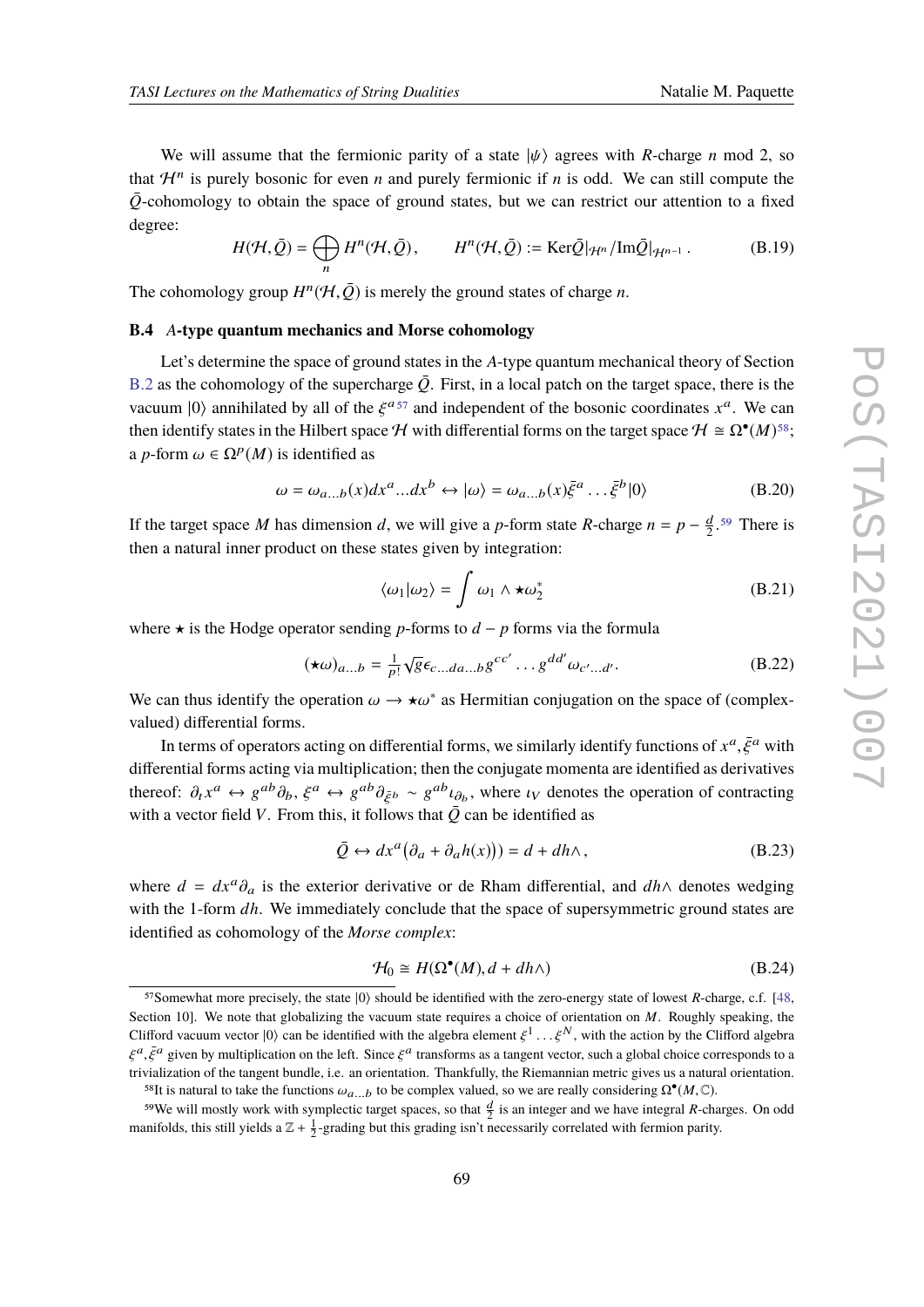We will assume that the fermionic parity of a state $|\psi\rangle$ agrees with $R$-charge $n$ mod 2, so that $\mathcal{H}^n$ is purely bosonic for even $n$ and purely fermionic if $n$ is odd. We can still compute the $\bar{Q}$-cohomology to obtain the space of ground states, but we can restrict our attention to a fixed degree:

$$H(\mathcal{H},\bar{Q}) = \bigoplus_n H^n(\mathcal{H},\bar{Q}), \qquad H^n(\mathcal{H},\bar{Q}) := \mathrm{Ker}\bar{Q}|_{\mathcal{H}^n}/\mathrm{Im}\bar{Q}|_{\mathcal{H}^{n-1}}\,. \tag{B.19}$$

The cohomology group $H^n(\mathcal{H},\bar{Q})$ is merely the ground states of charge $n$.

### B.4 $A$-type quantum mechanics and Morse cohomology

Let's determine the space of ground states in the $A$-type quantum mechanical theory of Section B.2 as the cohomology of the supercharge $\bar{Q}$. First, in a local patch on the target space, there is the vacuum $|0\rangle$ annihilated by all of the $\xi^a$ [57] and independent of the bosonic coordinates $x^a$. We can then identify states in the Hilbert space $\mathcal{H}$ with differential forms on the target space $\mathcal{H} \cong \Omega^\bullet(M)$ [58]; a $p$-form $\omega \in \Omega^p(M)$ is identified as

$$\omega = \omega_{a\ldots b}(x)dx^a...dx^b \leftrightarrow |\omega\rangle = \omega_{a\ldots b}(x)\bar{\xi}^a\ldots\bar{\xi}^b|0\rangle \tag{B.20}$$

If the target space $M$ has dimension $d$, we will give a $p$-form state $R$-charge $n = p - \frac{d}{2}$. [59] There is then a natural inner product on these states given by integration:

$$\langle\omega_1|\omega_2\rangle = \int \omega_1 \wedge \star\omega_2^* \tag{B.21}$$

where $\star$ is the Hodge operator sending $p$-forms to $d-p$ forms via the formula

$$(\star\omega)_{a\ldots b} = \frac{1}{p!}\sqrt{g}\epsilon_{c\ldots da\ldots b}g^{cc'}\ldots g^{dd'}\omega_{c'\ldots d'}. \tag{B.22}$$

We can thus identify the operation $\omega \to \star\omega^*$ as Hermitian conjugation on the space of (complex-valued) differential forms.

In terms of operators acting on differential forms, we similarly identify functions of $x^a, \bar{\xi}^a$ with differential forms acting via multiplication; then the conjugate momenta are identified as derivatives thereof: $\partial_t x^a \leftrightarrow g^{ab}\partial_b$, $\xi^a \leftrightarrow g^{ab}\partial_{\bar{\xi}^b} \sim g^{ab}\iota_{\partial_b}$, where $\iota_V$ denotes the operation of contracting with a vector field $V$. From this, it follows that $\bar{Q}$ can be identified as

$$\bar{Q} \leftrightarrow dx^a\big(\partial_a + \partial_a h(x)\big) = d + dh\wedge, \tag{B.23}$$

where $d = dx^a\partial_a$ is the exterior derivative or de Rham differential, and $dh\wedge$ denotes wedging with the 1-form $dh$. We immediately conclude that the space of supersymmetric ground states are identified as cohomology of the *Morse complex*:

$$\mathcal{H}_0 \cong H(\Omega^\bullet(M), d + dh\wedge) \tag{B.24}$$

---

[57] Somewhat more precisely, the state $|0\rangle$ should be identified with the zero-energy state of lowest $R$-charge, c.f. [48, Section 10]. We note that globalizing the vacuum state requires a choice of orientation on $M$. Roughly speaking, the Clifford vacuum vector $|0\rangle$ can be identified with the algebra element $\xi^1\ldots\xi^N$, with the action by the Clifford algebra $\xi^a, \bar{\xi}^a$ given by multiplication on the left. Since $\xi^a$ transforms as a tangent vector, such a global choice corresponds to a trivialization of the tangent bundle, i.e. an orientation. Thankfully, the Riemannian metric gives us a natural orientation.

[58] It is natural to take the functions $\omega_{a\ldots b}$ to be complex valued, so we are really considering $\Omega^\bullet(M,\mathbb{C})$.

[59] We will mostly work with symplectic target spaces, so that $\frac{d}{2}$ is an integer and we have integral $R$-charges. On odd manifolds, this still yields a $\mathbb{Z}+\frac{1}{2}$-grading but this grading isn't necessarily correlated with fermion parity.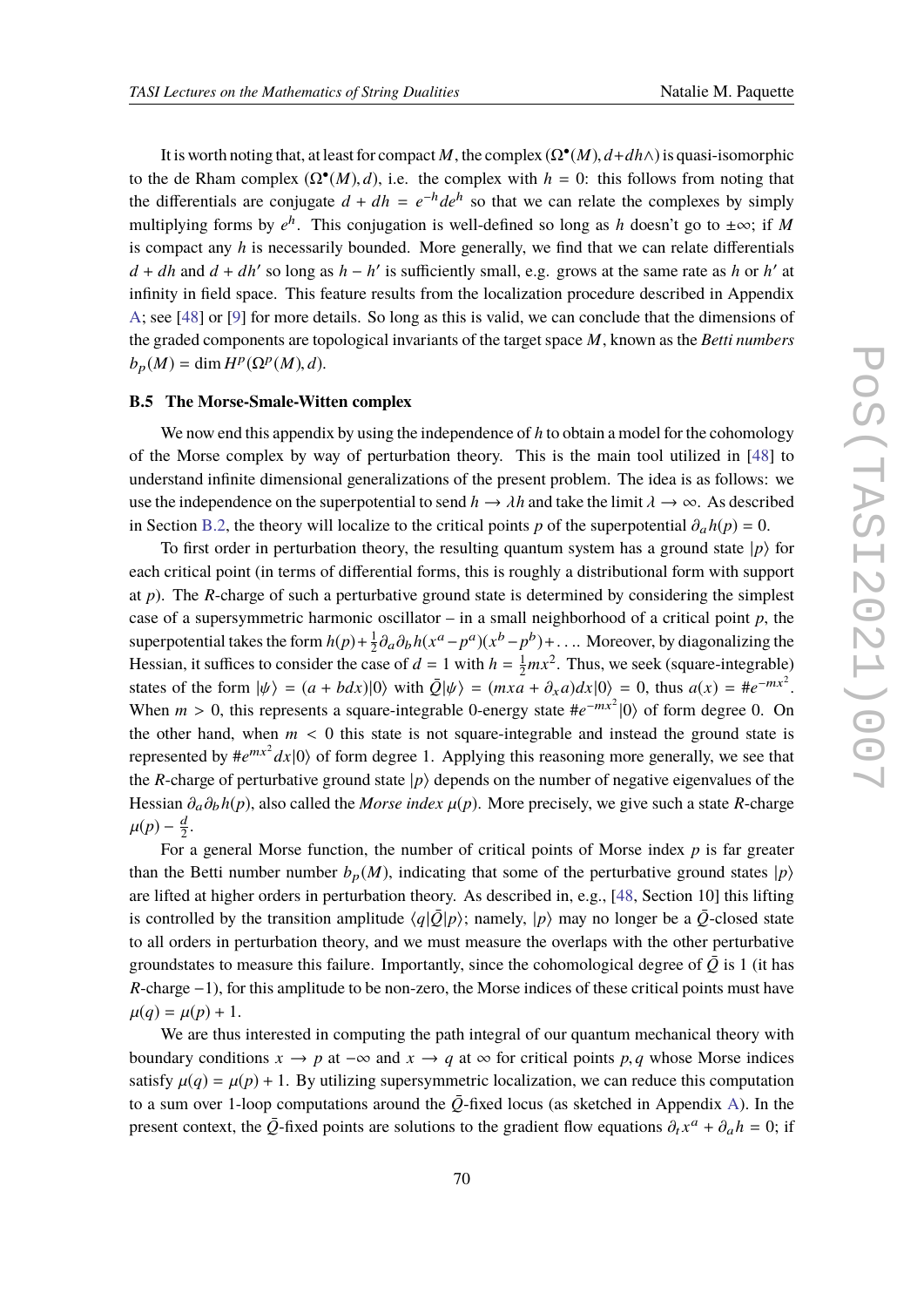It is worth noting that, at least for compact $M$, the complex $(\Omega^\bullet(M), d + dh\wedge)$ is quasi-isomorphic to the de Rham complex $(\Omega^\bullet(M), d)$, i.e. the complex with $h = 0$: this follows from noting that the differentials are conjugate $d + dh = e^{-h} d e^h$ so that we can relate the complexes by simply multiplying forms by $e^h$. This conjugation is well-defined so long as $h$ doesn't go to $\pm\infty$; if $M$ is compact any $h$ is necessarily bounded. More generally, we find that we can relate differentials $d + dh$ and $d + dh'$ so long as $h - h'$ is sufficiently small, e.g. grows at the same rate as $h$ or $h'$ at infinity in field space. This feature results from the localization procedure described in Appendix A; see [48] or [9] for more details. So long as this is valid, we can conclude that the dimensions of the graded components are topological invariants of the target space $M$, known as the *Betti numbers* $b_p(M) = \dim H^p(\Omega^p(M), d)$.

### B.5 The Morse-Smale-Witten complex

We now end this appendix by using the independence of $h$ to obtain a model for the cohomology of the Morse complex by way of perturbation theory. This is the main tool utilized in [48] to understand infinite dimensional generalizations of the present problem. The idea is as follows: we use the independence on the superpotential to send $h \to \lambda h$ and take the limit $\lambda \to \infty$. As described in Section B.2, the theory will localize to the critical points $p$ of the superpotential $\partial_a h(p) = 0$.

To first order in perturbation theory, the resulting quantum system has a ground state $|p\rangle$ for each critical point (in terms of differential forms, this is roughly a distributional form with support at $p$). The $R$-charge of such a perturbative ground state is determined by considering the simplest case of a supersymmetric harmonic oscillator – in a small neighborhood of a critical point $p$, the superpotential takes the form $h(p) + \frac{1}{2}\partial_a\partial_b h(x^a - p^a)(x^b - p^b) + \ldots$. Moreover, by diagonalizing the Hessian, it suffices to consider the case of $d = 1$ with $h = \frac{1}{2}mx^2$. Thus, we seek (square-integrable) states of the form $|\psi\rangle = (a + bdx)|0\rangle$ with $\bar{Q}|\psi\rangle = (mxa + \partial_x a)dx|0\rangle = 0$, thus $a(x) = \# e^{-mx^2}$. When $m > 0$, this represents a square-integrable 0-energy state $\# e^{-mx^2}|0\rangle$ of form degree 0. On the other hand, when $m < 0$ this state is not square-integrable and instead the ground state is represented by $\# e^{mx^2} dx|0\rangle$ of form degree 1. Applying this reasoning more generally, we see that the $R$-charge of perturbative ground state $|p\rangle$ depends on the number of negative eigenvalues of the Hessian $\partial_a\partial_b h(p)$, also called the *Morse index* $\mu(p)$. More precisely, we give such a state $R$-charge $\mu(p) - \frac{d}{2}$.

For a general Morse function, the number of critical points of Morse index $p$ is far greater than the Betti number number $b_p(M)$, indicating that some of the perturbative ground states $|p\rangle$ are lifted at higher orders in perturbation theory. As described in, e.g., [48, Section 10] this lifting is controlled by the transition amplitude $\langle q|\bar{Q}|p\rangle$; namely, $|p\rangle$ may no longer be a $\bar{Q}$-closed state to all orders in perturbation theory, and we must measure the overlaps with the other perturbative groundstates to measure this failure. Importantly, since the cohomological degree of $\bar{Q}$ is 1 (it has $R$-charge $-1$), for this amplitude to be non-zero, the Morse indices of these critical points must have $\mu(q) = \mu(p) + 1$.

We are thus interested in computing the path integral of our quantum mechanical theory with boundary conditions $x \to p$ at $-\infty$ and $x \to q$ at $\infty$ for critical points $p, q$ whose Morse indices satisfy $\mu(q) = \mu(p) + 1$. By utilizing supersymmetric localization, we can reduce this computation to a sum over 1-loop computations around the $\bar{Q}$-fixed locus (as sketched in Appendix A). In the present context, the $\bar{Q}$-fixed points are solutions to the gradient flow equations $\partial_t x^a + \partial_a h = 0$; if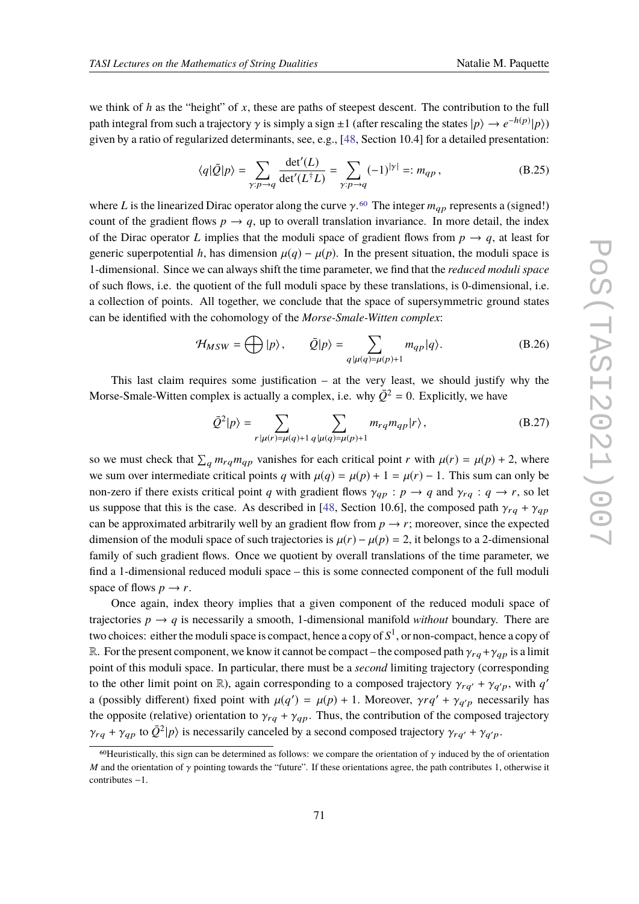we think of $h$ as the "height" of $x$, these are paths of steepest descent. The contribution to the full path integral from such a trajectory $\gamma$ is simply a sign $\pm 1$ (after rescaling the states $|p\rangle \to e^{-h(p)}|p\rangle$) given by a ratio of regularized determinants, see, e.g., [48, Section 10.4] for a detailed presentation:

$$\langle q|\bar{Q}|p\rangle = \sum_{\gamma:p\to q} \frac{\det'(L)}{\det'(L^\dagger L)} = \sum_{\gamma:p\to q} (-1)^{|\gamma|} =: m_{qp}\,, \tag{B.25}$$

where $L$ is the linearized Dirac operator along the curve $\gamma$.[60] The integer $m_{qp}$ represents a (signed!) count of the gradient flows $p \to q$, up to overall translation invariance. In more detail, the index of the Dirac operator $L$ implies that the moduli space of gradient flows from $p \to q$, at least for generic superpotential $h$, has dimension $\mu(q) - \mu(p)$. In the present situation, the moduli space is 1-dimensional. Since we can always shift the time parameter, we find that the *reduced moduli space* of such flows, i.e. the quotient of the full moduli space by these translations, is 0-dimensional, i.e. a collection of points. All together, we conclude that the space of supersymmetric ground states can be identified with the cohomology of the *Morse-Smale-Witten complex*:

$$\mathcal{H}_{MSW} = \bigoplus |p\rangle\,, \qquad \bar{Q}|p\rangle = \sum_{q\,|\mu(q)=\mu(p)+1} m_{qp}|q\rangle. \tag{B.26}$$

This last claim requires some justification – at the very least, we should justify why the Morse-Smale-Witten complex is actually a complex, i.e. why $\bar{Q}^2 = 0$. Explicitly, we have

$$\bar{Q}^2|p\rangle = \sum_{r\,|\mu(r)=\mu(q)+1}\ \sum_{q\,|\mu(q)=\mu(p)+1} m_{rq}m_{qp}|r\rangle\,, \tag{B.27}$$

so we must check that $\sum_q m_{rq}m_{qp}$ vanishes for each critical point $r$ with $\mu(r) = \mu(p) + 2$, where we sum over intermediate critical points $q$ with $\mu(q) = \mu(p) + 1 = \mu(r) - 1$. This sum can only be non-zero if there exists critical point $q$ with gradient flows $\gamma_{qp} : p \to q$ and $\gamma_{rq} : q \to r$, so let us suppose that this is the case. As described in [48, Section 10.6], the composed path $\gamma_{rq} + \gamma_{qp}$ can be approximated arbitrarily well by an gradient flow from $p \to r$; moreover, since the expected dimension of the moduli space of such trajectories is $\mu(r) - \mu(p) = 2$, it belongs to a 2-dimensional family of such gradient flows. Once we quotient by overall translations of the time parameter, we find a 1-dimensional reduced moduli space – this is some connected component of the full moduli space of flows $p \to r$.

Once again, index theory implies that a given component of the reduced moduli space of trajectories $p \to q$ is necessarily a smooth, 1-dimensional manifold *without* boundary. There are two choices: either the moduli space is compact, hence a copy of $S^1$, or non-compact, hence a copy of $\mathbb{R}$. For the present component, we know it cannot be compact – the composed path $\gamma_{rq}+\gamma_{qp}$ is a limit point of this moduli space. In particular, there must be a *second* limiting trajectory (corresponding to the other limit point on $\mathbb{R}$), again corresponding to a composed trajectory $\gamma_{rq'} + \gamma_{q'p}$, with $q'$ a (possibly different) fixed point with $\mu(q') = \mu(p) + 1$. Moreover, $\gamma rq' + \gamma_{q'p}$ necessarily has the opposite (relative) orientation to $\gamma_{rq} + \gamma_{qp}$. Thus, the contribution of the composed trajectory $\gamma_{rq} + \gamma_{qp}$ to $\bar{Q}^2|p\rangle$ is necessarily canceled by a second composed trajectory $\gamma_{rq'} + \gamma_{q'p}$.

[60] Heuristically, this sign can be determined as follows: we compare the orientation of $\gamma$ induced by the of orientation $M$ and the orientation of $\gamma$ pointing towards the "future". If these orientations agree, the path contributes 1, otherwise it contributes $-1$.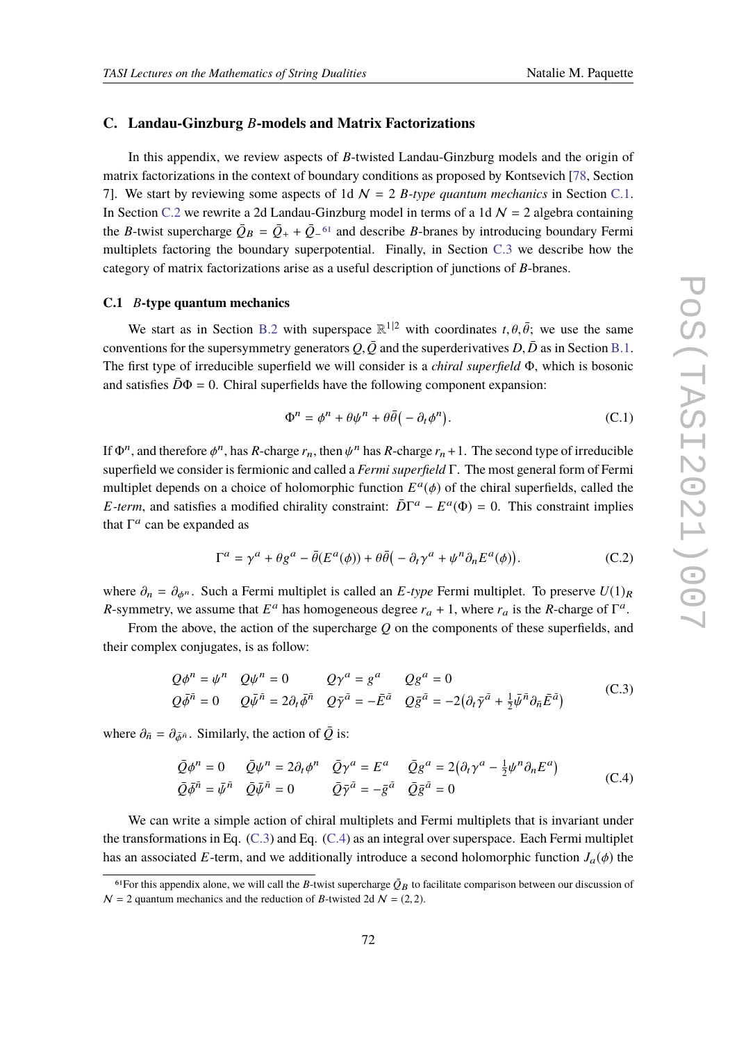## C. Landau-Ginzburg $B$-models and Matrix Factorizations

In this appendix, we review aspects of $B$-twisted Landau-Ginzburg models and the origin of matrix factorizations in the context of boundary conditions as proposed by Kontsevich [78, Section 7]. We start by reviewing some aspects of 1d $\mathcal{N}=2$ *B-type quantum mechanics* in Section C.1. In Section C.2 we rewrite a 2d Landau-Ginzburg model in terms of a 1d $\mathcal{N}=2$ algebra containing the $B$-twist supercharge $\bar{Q}_B = \bar{Q}_+ + \bar{Q}_-$ [61] and describe $B$-branes by introducing boundary Fermi multiplets factoring the boundary superpotential. Finally, in Section C.3 we describe how the category of matrix factorizations arise as a useful description of junctions of $B$-branes.

### C.1 $B$-type quantum mechanics

We start as in Section B.2 with superspace $\mathbb{R}^{1|2}$ with coordinates $t, \theta, \bar{\theta}$; we use the same conventions for the supersymmetry generators $Q, \bar{Q}$ and the superderivatives $D, \bar{D}$ as in Section B.1. The first type of irreducible superfield we will consider is a *chiral superfield* $\Phi$, which is bosonic and satisfies $\bar{D}\Phi = 0$. Chiral superfields have the following component expansion:

$$\Phi^n = \phi^n + \theta\psi^n + \theta\bar{\theta}\big(-\partial_t\phi^n\big). \tag{C.1}$$

If $\Phi^n$, and therefore $\phi^n$, has $R$-charge $r_n$, then $\psi^n$ has $R$-charge $r_n+1$. The second type of irreducible superfield we consider is fermionic and called a *Fermi superfield* $\Gamma$. The most general form of Fermi multiplet depends on a choice of holomorphic function $E^a(\phi)$ of the chiral superfields, called the *E-term*, and satisfies a modified chirality constraint: $\bar{D}\Gamma^a - E^a(\Phi) = 0$. This constraint implies that $\Gamma^a$ can be expanded as

$$\Gamma^a = \gamma^a + \theta g^a - \bar{\theta}(E^a(\phi)) + \theta\bar{\theta}\big(-\partial_t\gamma^a + \psi^n\partial_n E^a(\phi)\big). \tag{C.2}$$

where $\partial_n = \partial_{\phi^n}$. Such a Fermi multiplet is called an *E-type* Fermi multiplet. To preserve $U(1)_R$ $R$-symmetry, we assume that $E^a$ has homogeneous degree $r_a+1$, where $r_a$ is the $R$-charge of $\Gamma^a$.

From the above, the action of the supercharge $Q$ on the components of these superfields, and their complex conjugates, is as follow:

$$\begin{array}{llll} Q\phi^n = \psi^n & Q\psi^n = 0 & Q\gamma^a = g^a & Qg^a = 0 \\ Q\bar{\phi}^{\bar{n}} = 0 & Q\bar{\psi}^{\bar{n}} = 2\partial_t\bar{\phi}^{\bar{n}} & Q\bar{\gamma}^{\bar{a}} = -\bar{E}^{\bar{a}} & Q\bar{g}^{\bar{a}} = -2\big(\partial_t\bar{\gamma}^{\bar{a}} + \frac{1}{2}\bar{\psi}^{\bar{n}}\partial_{\bar{n}}\bar{E}^{\bar{a}}\big) \end{array} \tag{C.3}$$

where $\partial_{\bar{n}} = \partial_{\bar{\phi}^{\bar{n}}}$. Similarly, the action of $\bar{Q}$ is:

$$\begin{array}{llll} \bar{Q}\phi^n = 0 & \bar{Q}\psi^n = 2\partial_t\phi^n & \bar{Q}\gamma^a = E^a & \bar{Q}g^a = 2\big(\partial_t\gamma^a - \frac{1}{2}\psi^n\partial_n E^a\big) \\ \bar{Q}\bar{\phi}^{\bar{n}} = \bar{\psi}^{\bar{n}} & \bar{Q}\bar{\psi}^{\bar{n}} = 0 & \bar{Q}\bar{\gamma}^{\bar{a}} = -\bar{g}^{\bar{a}} & \bar{Q}\bar{g}^{\bar{a}} = 0 \end{array} \tag{C.4}$$

We can write a simple action of chiral multiplets and Fermi multiplets that is invariant under the transformations in Eq. (C.3) and Eq. (C.4) as an integral over superspace. Each Fermi multiplet has an associated $E$-term, and we additionally introduce a second holomorphic function $J_a(\phi)$ the

[61] For this appendix alone, we will call the $B$-twist supercharge $\bar{Q}_B$ to facilitate comparison between our discussion of $\mathcal{N}=2$ quantum mechanics and the reduction of $B$-twisted 2d $\mathcal{N}=(2,2)$.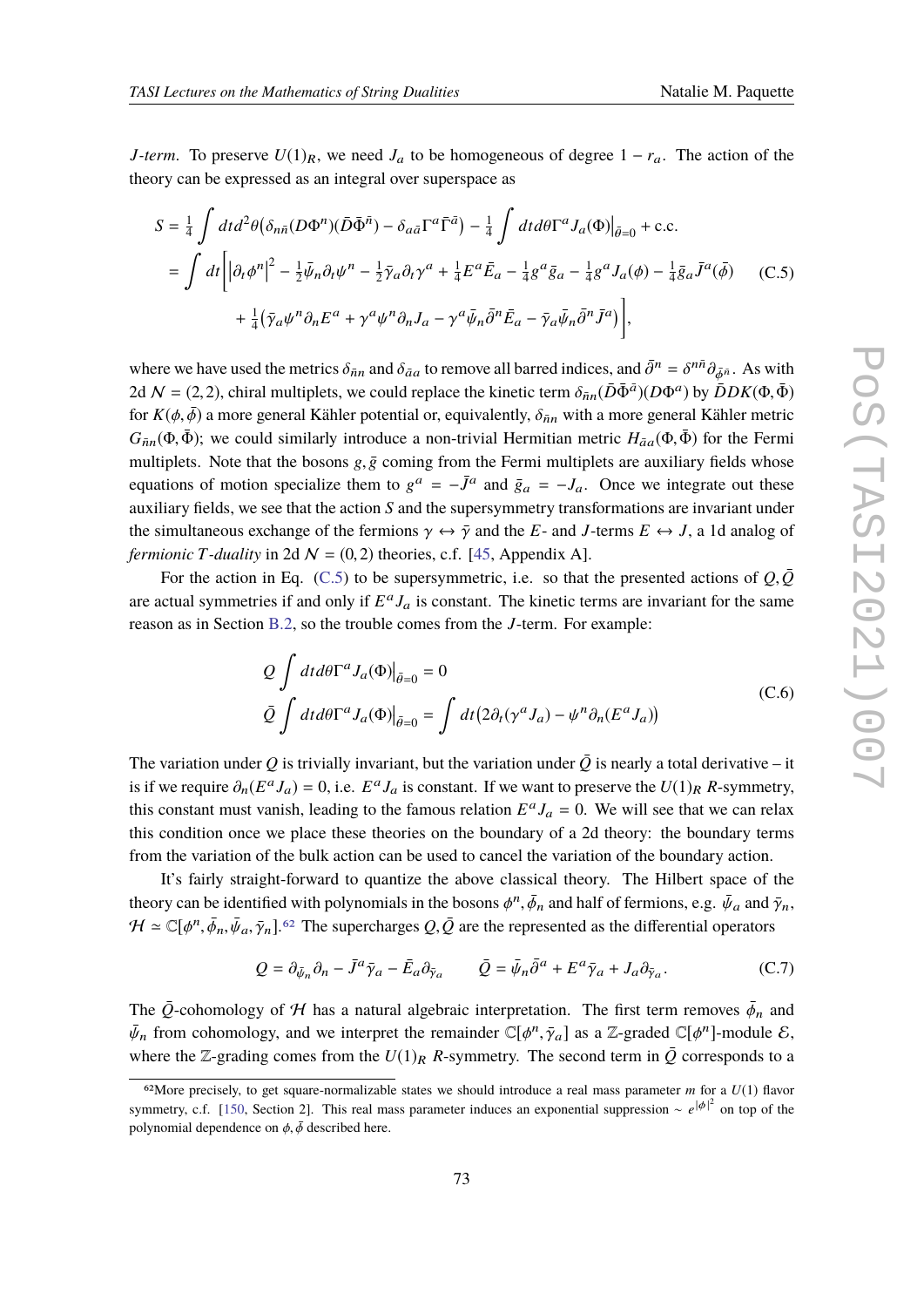*J-term*. To preserve $U(1)_R$, we need $J_a$ to be homogeneous of degree $1-r_a$. The action of the theory can be expressed as an integral over superspace as

$$
\begin{aligned}
S &= \tfrac{1}{4}\int dt d^2\theta \big(\delta_{n\bar{n}}(D\Phi^n)(\bar{D}\bar{\Phi}^{\bar{n}}) - \delta_{a\bar{a}}\Gamma^a\bar{\Gamma}^{\bar{a}}\big) - \tfrac{1}{4}\int dt d\theta \Gamma^a J_a(\Phi)\big|_{\bar{\theta}=0} + \text{c.c.} \\
&= \int dt \bigg[ \big|\partial_t \phi^n\big|^2 - \tfrac{1}{2}\bar{\psi}_n \partial_t \psi^n - \tfrac{1}{2}\bar{\gamma}_a\partial_t\gamma^a + \tfrac{1}{4}E^a\bar{E}_a - \tfrac{1}{4}g^a\bar{g}_a - \tfrac{1}{4}g^a J_a(\phi) - \tfrac{1}{4}\bar{g}_a\bar{J}^a(\bar{\phi}) \\
&\qquad + \tfrac{1}{4}\big(\bar{\gamma}_a\psi^n\partial_n E^a + \gamma^a\psi^n\partial_n J_a - \gamma^a\bar{\psi}_n\bar{\partial}^n\bar{E}_a - \bar{\gamma}_a\bar{\psi}_n\bar{\partial}^n\bar{J}^a\big)\bigg],
\end{aligned}
\tag{C.5}
$$

where we have used the metrics $\delta_{\bar{n}n}$ and $\delta_{\bar{a}a}$ to remove all barred indices, and $\bar{\partial}^n = \delta^{n\bar{n}}\partial_{\bar{\phi}^{\bar{n}}}$. As with 2d $\mathcal{N}=(2,2)$, chiral multiplets, we could replace the kinetic term $\delta_{\bar{n}n}(\bar{D}\bar{\Phi}^{\bar{a}})(D\Phi^a)$ by $\bar{D}DK(\Phi,\bar{\Phi})$ for $K(\phi,\bar{\phi})$ a more general Kähler potential or, equivalently, $\delta_{\bar{n}n}$ with a more general Kähler metric $G_{\bar{n}n}(\Phi,\bar{\Phi})$; we could similarly introduce a non-trivial Hermitian metric $H_{\bar{a}a}(\Phi,\bar{\Phi})$ for the Fermi multiplets. Note that the bosons $g,\bar{g}$ coming from the Fermi multiplets are auxiliary fields whose equations of motion specialize them to $g^a = -\bar{J}^a$ and $\bar{g}_a = -J_a$. Once we integrate out these auxiliary fields, we see that the action $S$ and the supersymmetry transformations are invariant under the simultaneous exchange of the fermions $\gamma \leftrightarrow \bar{\gamma}$ and the $E$- and $J$-terms $E \leftrightarrow J$, a 1d analog of *fermionic T-duality* in 2d $\mathcal{N}=(0,2)$ theories, c.f. [45, Appendix A].

For the action in Eq. (C.5) to be supersymmetric, i.e. so that the presented actions of $Q,\bar{Q}$ are actual symmetries if and only if $E^aJ_a$ is constant. The kinetic terms are invariant for the same reason as in Section B.2, so the trouble comes from the $J$-term. For example:

$$
\begin{aligned}
&Q\int dt d\theta \Gamma^a J_a(\Phi)\big|_{\bar{\theta}=0} = 0 \\
&\bar{Q}\int dt d\theta \Gamma^a J_a(\Phi)\big|_{\bar{\theta}=0} = \int dt\big(2\partial_t(\gamma^a J_a) - \psi^n\partial_n(E^aJ_a)\big)
\end{aligned}
\tag{C.6}
$$

The variation under $Q$ is trivially invariant, but the variation under $\bar{Q}$ is nearly a total derivative – it is if we require $\partial_n(E^aJ_a)=0$, i.e. $E^aJ_a$ is constant. If we want to preserve the $U(1)_R$ $R$-symmetry, this constant must vanish, leading to the famous relation $E^aJ_a = 0$. We will see that we can relax this condition once we place these theories on the boundary of a 2d theory: the boundary terms from the variation of the bulk action can be used to cancel the variation of the boundary action.

It's fairly straight-forward to quantize the above classical theory. The Hilbert space of the theory can be identified with polynomials in the bosons $\phi^n,\bar{\phi}_n$ and half of fermions, e.g. $\bar{\psi}_a$ and $\bar{\gamma}_n$, $\mathcal{H} \simeq \mathbb{C}[\phi^n,\bar{\phi}_n,\bar{\psi}_a,\bar{\gamma}_n]$.[62] The supercharges $Q,\bar{Q}$ are the represented as the differential operators

$$
Q = \partial_{\bar{\psi}_n}\partial_n - \bar{J}^a\bar{\gamma}_a - \bar{E}_a\partial_{\bar{\gamma}_a} \qquad \bar{Q} = \bar{\psi}_n\bar{\partial}^a + E^a\bar{\gamma}_a + J_a\partial_{\bar{\gamma}_a}. \tag{C.7}
$$

The $\bar{Q}$-cohomology of $\mathcal{H}$ has a natural algebraic interpretation. The first term removes $\bar{\phi}_n$ and $\bar{\psi}_n$ from cohomology, and we interpret the remainder $\mathbb{C}[\phi^n,\bar{\gamma}_a]$ as a $\mathbb{Z}$-graded $\mathbb{C}[\phi^n]$-module $\mathcal{E}$, where the $\mathbb{Z}$-grading comes from the $U(1)_R$ $R$-symmetry. The second term in $\bar{Q}$ corresponds to a

[62] More precisely, to get square-normalizable states we should introduce a real mass parameter $m$ for a $U(1)$ flavor symmetry, c.f. [150, Section 2]. This real mass parameter induces an exponential suppression $\sim e^{|\phi|^2}$ on top of the polynomial dependence on $\phi,\bar{\phi}$ described here.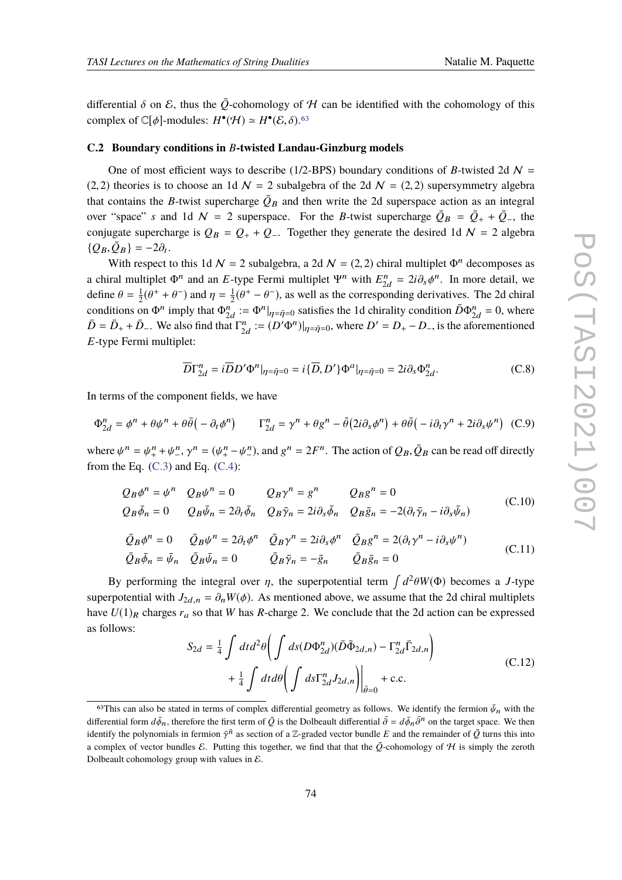differential $\delta$ on $\mathcal{E}$, thus the $\bar{Q}$-cohomology of $\mathcal{H}$ can be identified with the cohomology of this complex of $\mathbb{C}[\phi]$-modules: $H^\bullet(\mathcal{H}) \simeq H^\bullet(\mathcal{E}, \delta)$.[63]

### C.2 Boundary conditions in $B$-twisted Landau-Ginzburg models

One of most efficient ways to describe (1/2-BPS) boundary conditions of $B$-twisted 2d $\mathcal{N} = (2,2)$ theories is to choose an 1d $\mathcal{N} = 2$ subalgebra of the 2d $\mathcal{N} = (2,2)$ supersymmetry algebra that contains the $B$-twist supercharge $\bar{Q}_B$ and then write the 2d superspace action as an integral over "space" $s$ and 1d $\mathcal{N} = 2$ superspace. For the $B$-twist supercharge $\bar{Q}_B = \bar{Q}_+ + \bar{Q}_-$, the conjugate supercharge is $Q_B = Q_+ + Q_-$. Together they generate the desired 1d $\mathcal{N} = 2$ algebra $\{Q_B, \bar{Q}_B\} = -2\partial_t$.

With respect to this 1d $\mathcal{N} = 2$ subalgebra, a 2d $\mathcal{N} = (2,2)$ chiral multiplet $\Phi^n$ decomposes as a chiral multiplet $\Phi^n$ and an $E$-type Fermi multiplet $\Psi^n$ with $E^n_{2d} = 2i\partial_s\phi^n$. In more detail, we define $\theta = \frac{1}{2}(\theta^+ + \theta^-)$ and $\eta = \frac{1}{2}(\theta^+ - \theta^-)$, as well as the corresponding derivatives. The 2d chiral conditions on $\Phi^n$ imply that $\Phi^n_{2d} := \Phi^n|_{\eta=\bar{\eta}=0}$ satisfies the 1d chirality condition $\bar{D}\Phi^n_{2d} = 0$, where $\bar{D} = \bar{D}_+ + \bar{D}_-$. We also find that $\Gamma^n_{2d} := (D'\Phi^n)|_{\eta=\bar{\eta}=0}$, where $D' = D_+ - D_-$, is the aforementioned $E$-type Fermi multiplet:

$$
\overline{D}\Gamma^n_{2d} = i\overline{D}D'\Phi^n|_{\eta=\bar{\eta}=0} = i\{\overline{D}, D'\}\Phi^a|_{\eta=\bar{\eta}=0} = 2i\partial_s\Phi^n_{2d}. \tag{C.8}
$$

In terms of the component fields, we have

$$
\Phi^n_{2d} = \phi^n + \theta\psi^n + \theta\bar{\theta}\big(-\partial_t\phi^n\big) \qquad \Gamma^n_{2d} = \gamma^n + \theta g^n - \bar{\theta}\big(2i\partial_s\phi^n\big) + \theta\bar{\theta}\big(-i\partial_t\gamma^n + 2i\partial_s\psi^n\big) \tag{C.9}
$$

where $\psi^n = \psi^n_+ + \psi^n_-$, $\gamma^n = (\psi^n_+ - \psi^n_-)$, and $g^n = 2F^n$. The action of $Q_B, \bar{Q}_B$ can be read off directly from the Eq. (C.3) and Eq. (C.4):

$$
\begin{aligned}
&Q_B\phi^n = \psi^n \quad Q_B\psi^n = 0 \qquad\quad Q_B\gamma^n = g^n \qquad\; Q_B g^n = 0\\
&Q_B\bar{\phi}_n = 0 \quad\;\; Q_B\bar{\psi}_n = 2\partial_t\bar{\phi}_n \quad Q_B\bar{\gamma}_n = 2i\partial_s\bar{\phi}_n \quad Q_B\bar{g}_n = -2(\partial_t\bar{\gamma}_n - i\partial_s\bar{\psi}_n)
\end{aligned} \tag{C.10}
$$

$$
\begin{aligned}
&\bar{Q}_B\phi^n = 0 \quad\;\; \bar{Q}_B\psi^n = 2\partial_t\phi^n \quad \bar{Q}_B\gamma^n = 2i\partial_s\phi^n \quad \bar{Q}_B g^n = 2(\partial_t\gamma^n - i\partial_s\psi^n)\\
&\bar{Q}_B\bar{\phi}_n = \bar{\psi}_n \quad \bar{Q}_B\bar{\psi}_n = 0 \qquad\quad \bar{Q}_B\bar{\gamma}_n = -\bar{g}_n \qquad \bar{Q}_B\bar{g}_n = 0
\end{aligned} \tag{C.11}
$$

By performing the integral over $\eta$, the superpotential term $\int d^2\theta W(\Phi)$ becomes a $J$-type superpotential with $J_{2d,n} = \partial_n W(\phi)$. As mentioned above, we assume that the 2d chiral multiplets have $U(1)_R$ charges $r_a$ so that $W$ has $R$-charge 2. We conclude that the 2d action can be expressed as follows:

$$
\begin{aligned}
S_{2d} = \tfrac{1}{4}\int dt d^2\theta\bigg(\int ds(D\Phi^n_{2d})(\bar{D}\bar{\Phi}_{2d,n}) - \Gamma^n_{2d}\bar{\Gamma}_{2d,n}\bigg)\\
+ \tfrac{1}{4}\int dt d\theta\bigg(\int ds\Gamma^n_{2d}J_{2d,n}\bigg)\bigg|_{\bar{\theta}=0} + \text{c.c.}
\end{aligned} \tag{C.12}
$$

---

[63] This can also be stated in terms of complex differential geometry as follows. We identify the fermion $\bar{\psi}_n$ with the differential form $d\bar{\phi}_n$, therefore the first term of $\bar{Q}$ is the Dolbeault differential $\bar{\partial} = d\bar{\phi}_n\bar{\partial}^n$ on the target space. We then identify the polynomials in fermion $\bar{\gamma}^{\bar{n}}$ as section of a $\mathbb{Z}$-graded vector bundle $E$ and the remainder of $\bar{Q}$ turns this into a complex of vector bundles $\mathcal{E}$. Putting this together, we find that that the $\bar{Q}$-cohomology of $\mathcal{H}$ is simply the zeroth Dolbeault cohomology group with values in $\mathcal{E}$.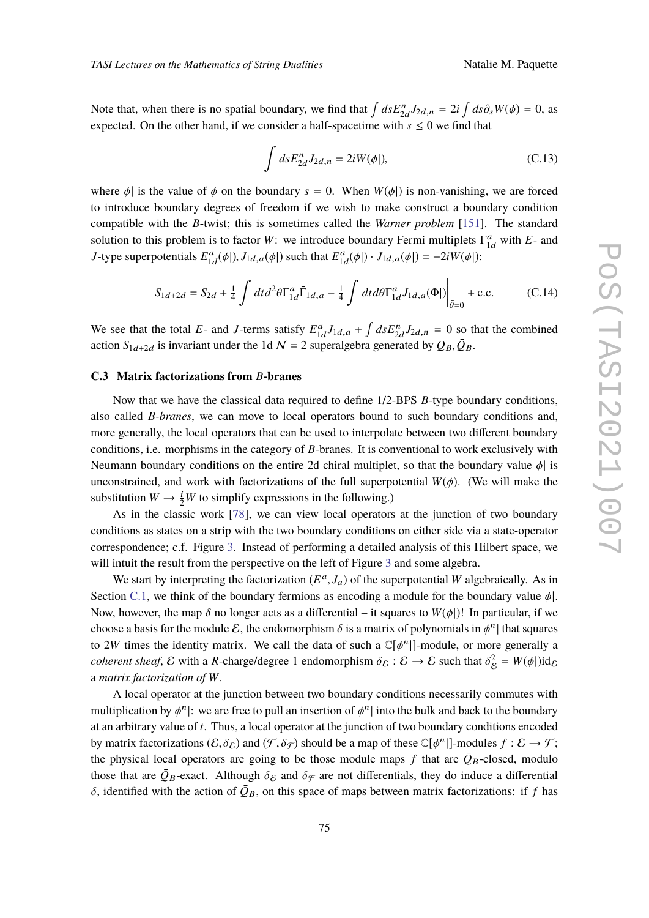Note that, when there is no spatial boundary, we find that $\int ds E^n_{2d} J_{2d,n} = 2i \int ds \partial_s W(\phi) = 0$, as expected. On the other hand, if we consider a half-spacetime with $s \leq 0$ we find that

$$\int ds E^n_{2d} J_{2d,n} = 2iW(\phi|), \tag{C.13}$$

where $\phi|$ is the value of $\phi$ on the boundary $s = 0$. When $W(\phi|)$ is non-vanishing, we are forced to introduce boundary degrees of freedom if we wish to make construct a boundary condition compatible with the $B$-twist; this is sometimes called the *Warner problem* [151]. The standard solution to this problem is to factor $W$: we introduce boundary Fermi multiplets $\Gamma^a_{1d}$ with $E$- and $J$-type superpotentials $E^a_{1d}(\phi|), J_{1d,a}(\phi|)$ such that $E^a_{1d}(\phi|) \cdot J_{1d,a}(\phi|) = -2iW(\phi|)$:

$$S_{1d+2d} = S_{2d} + \frac{1}{4}\int dt d^2\theta \Gamma^a_{1d}\bar{\Gamma}_{1d,a} - \frac{1}{4}\int dt d\theta \Gamma^a_{1d} J_{1d,a}(\Phi|)\Big|_{\bar{\theta}=0} + \text{c.c.} \tag{C.14}$$

We see that the total $E$- and $J$-terms satisfy $E^a_{1d}J_{1d,a} + \int ds E^n_{2d} J_{2d,n} = 0$ so that the combined action $S_{1d+2d}$ is invariant under the 1d $\mathcal{N} = 2$ superalgebra generated by $Q_B, \bar{Q}_B$.

### C.3 Matrix factorizations from $B$-branes

Now that we have the classical data required to define 1/2-BPS $B$-type boundary conditions, also called *B-branes*, we can move to local operators bound to such boundary conditions and, more generally, the local operators that can be used to interpolate between two different boundary conditions, i.e. morphisms in the category of $B$-branes. It is conventional to work exclusively with Neumann boundary conditions on the entire 2d chiral multiplet, so that the boundary value $\phi|$ is unconstrained, and work with factorizations of the full superpotential $W(\phi)$. (We will make the substitution $W \to \frac{i}{2}W$ to simplify expressions in the following.)

As in the classic work [78], we can view local operators at the junction of two boundary conditions as states on a strip with the two boundary conditions on either side via a state-operator correspondence; c.f. Figure 3. Instead of performing a detailed analysis of this Hilbert space, we will intuit the result from the perspective on the left of Figure 3 and some algebra.

We start by interpreting the factorization $(E^a, J_a)$ of the superpotential $W$ algebraically. As in Section C.1, we think of the boundary fermions as encoding a module for the boundary value $\phi|$. Now, however, the map $\delta$ no longer acts as a differential – it squares to $W(\phi|)$! In particular, if we choose a basis for the module $\mathcal{E}$, the endomorphism $\delta$ is a matrix of polynomials in $\phi^n|$ that squares to $2W$ times the identity matrix. We call the data of such a $\mathbb{C}[\phi^n|]$-module, or more generally a *coherent sheaf*, $\mathcal{E}$ with a $R$-charge/degree 1 endomorphism $\delta_{\mathcal{E}} : \mathcal{E} \to \mathcal{E}$ such that $\delta^2_{\mathcal{E}} = W(\phi|)\text{id}_{\mathcal{E}}$ a *matrix factorization of* $W$.

A local operator at the junction between two boundary conditions necessarily commutes with multiplication by $\phi^n|$: we are free to pull an insertion of $\phi^n|$ into the bulk and back to the boundary at an arbitrary value of $t$. Thus, a local operator at the junction of two boundary conditions encoded by matrix factorizations $(\mathcal{E}, \delta_{\mathcal{E}})$ and $(\mathcal{F}, \delta_{\mathcal{F}})$ should be a map of these $\mathbb{C}[\phi^n|]$-modules $f : \mathcal{E} \to \mathcal{F}$; the physical local operators are going to be those module maps $f$ that are $\bar{Q}_B$-closed, modulo those that are $\bar{Q}_B$-exact. Although $\delta_{\mathcal{E}}$ and $\delta_{\mathcal{F}}$ are not differentials, they do induce a differential $\delta$, identified with the action of $\bar{Q}_B$, on this space of maps between matrix factorizations: if $f$ has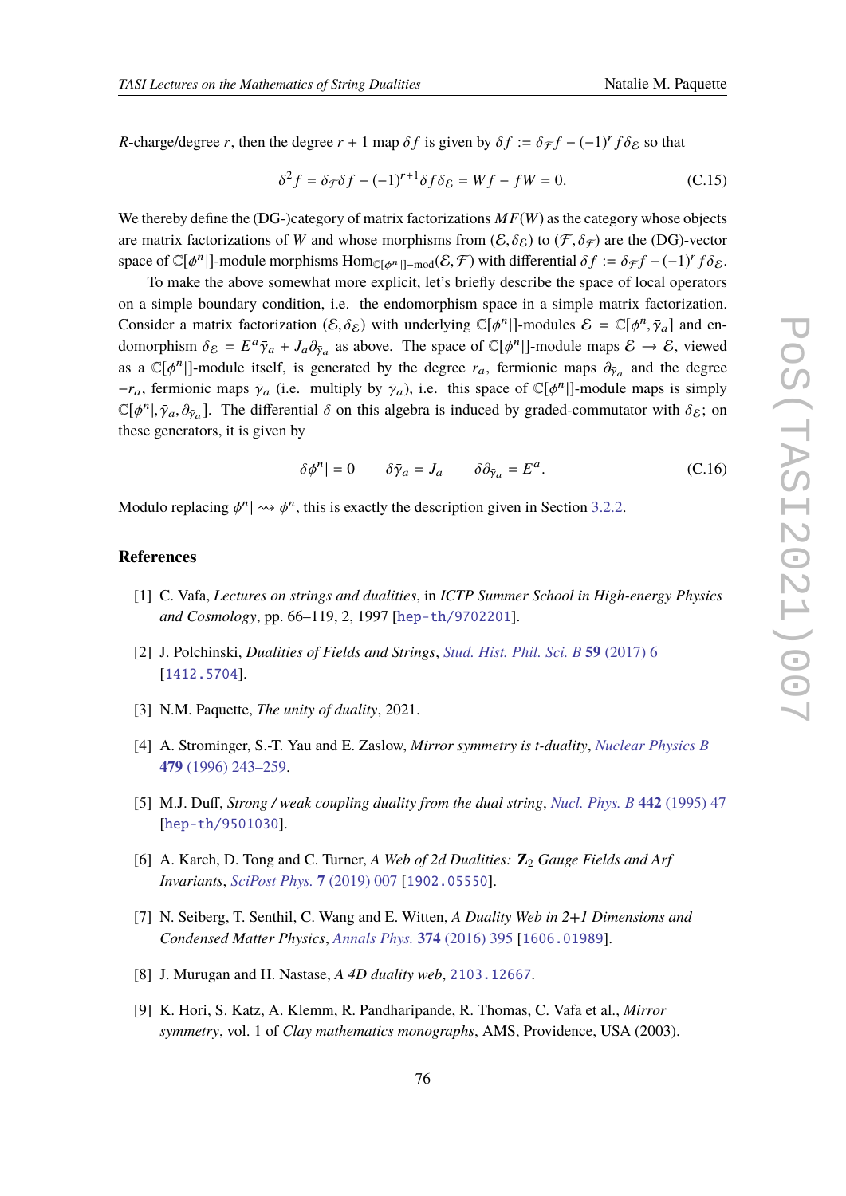$R$-charge/degree $r$, then the degree $r+1$ map $\delta f$ is given by $\delta f := \delta_{\mathcal{F}} f - (-1)^r f \delta_{\mathcal{E}}$ so that

$$\delta^2 f = \delta_{\mathcal{F}} \delta f - (-1)^{r+1} \delta f \delta_{\mathcal{E}} = W f - f W = 0. \tag{C.15}$$

We thereby define the (DG-)category of matrix factorizations $MF(W)$ as the category whose objects are matrix factorizations of $W$ and whose morphisms from $(\mathcal{E}, \delta_{\mathcal{E}})$ to $(\mathcal{F}, \delta_{\mathcal{F}})$ are the (DG)-vector space of $\mathbb{C}[\phi^n|]$-module morphisms $\mathrm{Hom}_{\mathbb{C}[\phi^n|]-\mathrm{mod}}(\mathcal{E}, \mathcal{F})$ with differential $\delta f := \delta_{\mathcal{F}} f - (-1)^r f \delta_{\mathcal{E}}$.

To make the above somewhat more explicit, let's briefly describe the space of local operators on a simple boundary condition, i.e. the endomorphism space in a simple matrix factorization. Consider a matrix factorization $(\mathcal{E}, \delta_{\mathcal{E}})$ with underlying $\mathbb{C}[\phi^n|]$-modules $\mathcal{E} = \mathbb{C}[\phi^n, \bar{\gamma}_a]$ and endomorphism $\delta_{\mathcal{E}} = E^a \bar{\gamma}_a + J_a \partial_{\bar{\gamma}_a}$ as above. The space of $\mathbb{C}[\phi^n|]$-module maps $\mathcal{E} \to \mathcal{E}$, viewed as a $\mathbb{C}[\phi^n|]$-module itself, is generated by the degree $r_a$, fermionic maps $\partial_{\bar{\gamma}_a}$ and the degree $-r_a$, fermionic maps $\bar{\gamma}_a$ (i.e. multiply by $\bar{\gamma}_a$), i.e. this space of $\mathbb{C}[\phi^n|]$-module maps is simply $\mathbb{C}[\phi^n|, \bar{\gamma}_a, \partial_{\bar{\gamma}_a}]$. The differential $\delta$ on this algebra is induced by graded-commutator with $\delta_{\mathcal{E}}$; on these generators, it is given by

$$\delta \phi^n| = 0 \qquad \delta \bar{\gamma}_a = J_a \qquad \delta \partial_{\bar{\gamma}_a} = E^a. \tag{C.16}$$

Modulo replacing $\phi^n| \rightsquigarrow \phi^n$, this is exactly the description given in Section 3.2.2.

## References

[1] C. Vafa, *Lectures on strings and dualities*, in *ICTP Summer School in High-energy Physics and Cosmology*, pp. 66–119, 2, 1997 [hep-th/9702201].

[2] J. Polchinski, *Dualities of Fields and Strings*, Stud. Hist. Phil. Sci. B **59** (2017) 6 [1412.5704].

[3] N.M. Paquette, *The unity of duality*, 2021.

[4] A. Strominger, S.-T. Yau and E. Zaslow, *Mirror symmetry is t-duality*, Nuclear Physics B **479** (1996) 243–259.

[5] M.J. Duff, *Strong / weak coupling duality from the dual string*, Nucl. Phys. B **442** (1995) 47 [hep-th/9501030].

[6] A. Karch, D. Tong and C. Turner, *A Web of 2d Dualities: $\mathbf{Z}_2$ Gauge Fields and Arf Invariants*, SciPost Phys. **7** (2019) 007 [1902.05550].

[7] N. Seiberg, T. Senthil, C. Wang and E. Witten, *A Duality Web in 2+1 Dimensions and Condensed Matter Physics*, Annals Phys. **374** (2016) 395 [1606.01989].

[8] J. Murugan and H. Nastase, *A 4D duality web*, 2103.12667.

[9] K. Hori, S. Katz, A. Klemm, R. Pandharipande, R. Thomas, C. Vafa et al., *Mirror symmetry*, vol. 1 of *Clay mathematics monographs*, AMS, Providence, USA (2003).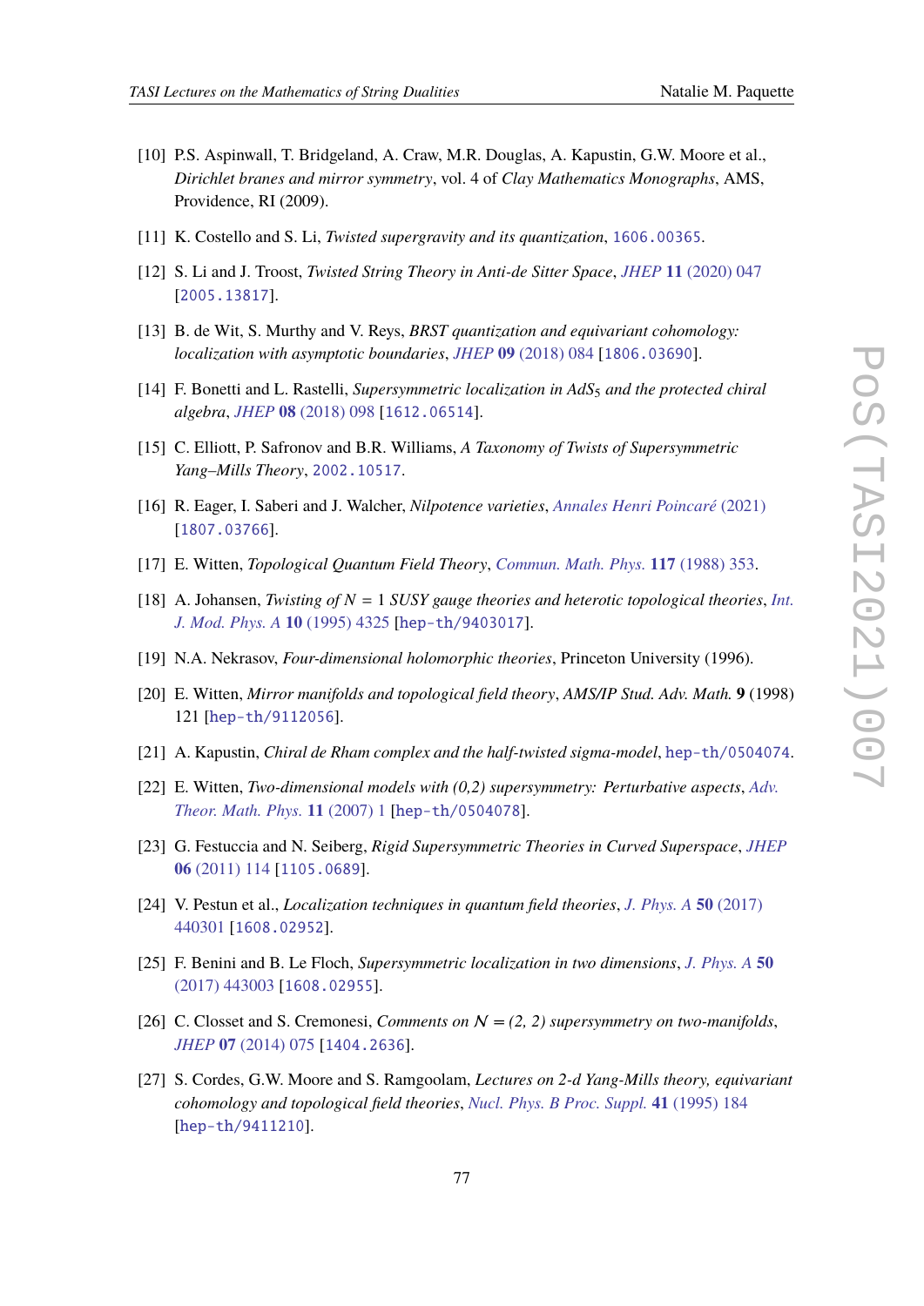[10] P.S. Aspinwall, T. Bridgeland, A. Craw, M.R. Douglas, A. Kapustin, G.W. Moore et al., *Dirichlet branes and mirror symmetry*, vol. 4 of *Clay Mathematics Monographs*, AMS, Providence, RI (2009).

[11] K. Costello and S. Li, *Twisted supergravity and its quantization*, 1606.00365.

[12] S. Li and J. Troost, *Twisted String Theory in Anti-de Sitter Space*, *JHEP* **11** (2020) 047 [2005.13817].

[13] B. de Wit, S. Murthy and V. Reys, *BRST quantization and equivariant cohomology: localization with asymptotic boundaries*, *JHEP* **09** (2018) 084 [1806.03690].

[14] F. Bonetti and L. Rastelli, *Supersymmetric localization in $AdS_5$ and the protected chiral algebra*, *JHEP* **08** (2018) 098 [1612.06514].

[15] C. Elliott, P. Safronov and B.R. Williams, *A Taxonomy of Twists of Supersymmetric Yang–Mills Theory*, 2002.10517.

[16] R. Eager, I. Saberi and J. Walcher, *Nilpotence varieties*, *Annales Henri Poincaré* (2021) [1807.03766].

[17] E. Witten, *Topological Quantum Field Theory*, *Commun. Math. Phys.* **117** (1988) 353.

[18] A. Johansen, *Twisting of $N = 1$ SUSY gauge theories and heterotic topological theories*, *Int. J. Mod. Phys. A* **10** (1995) 4325 [hep-th/9403017].

[19] N.A. Nekrasov, *Four-dimensional holomorphic theories*, Princeton University (1996).

[20] E. Witten, *Mirror manifolds and topological field theory*, *AMS/IP Stud. Adv. Math.* **9** (1998) 121 [hep-th/9112056].

[21] A. Kapustin, *Chiral de Rham complex and the half-twisted sigma-model*, hep-th/0504074.

[22] E. Witten, *Two-dimensional models with (0,2) supersymmetry: Perturbative aspects*, *Adv. Theor. Math. Phys.* **11** (2007) 1 [hep-th/0504078].

[23] G. Festuccia and N. Seiberg, *Rigid Supersymmetric Theories in Curved Superspace*, *JHEP* **06** (2011) 114 [1105.0689].

[24] V. Pestun et al., *Localization techniques in quantum field theories*, *J. Phys. A* **50** (2017) 440301 [1608.02952].

[25] F. Benini and B. Le Floch, *Supersymmetric localization in two dimensions*, *J. Phys. A* **50** (2017) 443003 [1608.02955].

[26] C. Closset and S. Cremonesi, *Comments on $\mathcal{N} = (2, 2)$ supersymmetry on two-manifolds*, *JHEP* **07** (2014) 075 [1404.2636].

[27] S. Cordes, G.W. Moore and S. Ramgoolam, *Lectures on 2-d Yang-Mills theory, equivariant cohomology and topological field theories*, *Nucl. Phys. B Proc. Suppl.* **41** (1995) 184 [hep-th/9411210].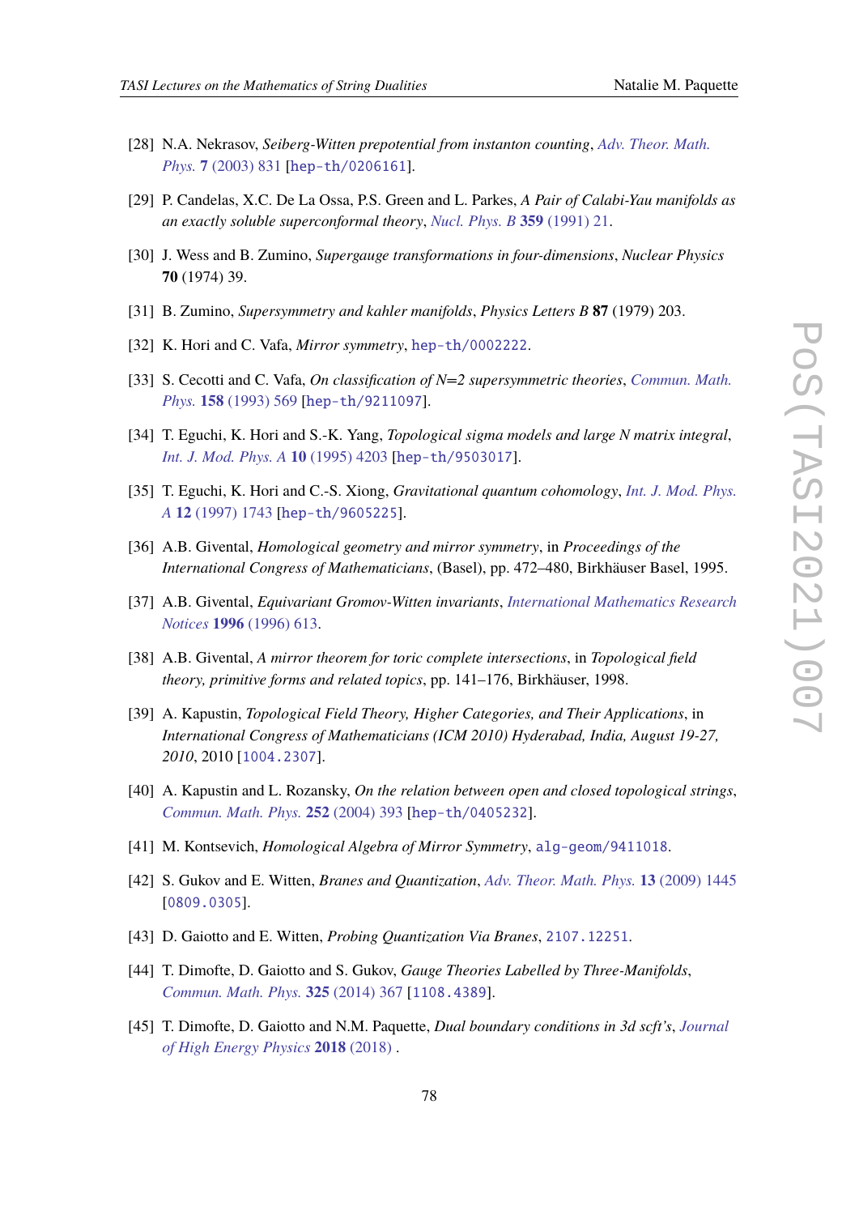[28] N.A. Nekrasov, *Seiberg-Witten prepotential from instanton counting*, *Adv. Theor. Math. Phys.* **7** (2003) 831 [hep-th/0206161].

[29] P. Candelas, X.C. De La Ossa, P.S. Green and L. Parkes, *A Pair of Calabi-Yau manifolds as an exactly soluble superconformal theory*, *Nucl. Phys. B* **359** (1991) 21.

[30] J. Wess and B. Zumino, *Supergauge transformations in four-dimensions*, *Nuclear Physics* **70** (1974) 39.

[31] B. Zumino, *Supersymmetry and kahler manifolds*, *Physics Letters B* **87** (1979) 203.

[32] K. Hori and C. Vafa, *Mirror symmetry*, hep-th/0002222.

[33] S. Cecotti and C. Vafa, *On classification of N=2 supersymmetric theories*, *Commun. Math. Phys.* **158** (1993) 569 [hep-th/9211097].

[34] T. Eguchi, K. Hori and S.-K. Yang, *Topological sigma models and large N matrix integral*, *Int. J. Mod. Phys. A* **10** (1995) 4203 [hep-th/9503017].

[35] T. Eguchi, K. Hori and C.-S. Xiong, *Gravitational quantum cohomology*, *Int. J. Mod. Phys. A* **12** (1997) 1743 [hep-th/9605225].

[36] A.B. Givental, *Homological geometry and mirror symmetry*, in *Proceedings of the International Congress of Mathematicians*, (Basel), pp. 472–480, Birkhäuser Basel, 1995.

[37] A.B. Givental, *Equivariant Gromov-Witten invariants*, *International Mathematics Research Notices* **1996** (1996) 613.

[38] A.B. Givental, *A mirror theorem for toric complete intersections*, in *Topological field theory, primitive forms and related topics*, pp. 141–176, Birkhäuser, 1998.

[39] A. Kapustin, *Topological Field Theory, Higher Categories, and Their Applications*, in *International Congress of Mathematicians (ICM 2010) Hyderabad, India, August 19-27, 2010*, 2010 [1004.2307].

[40] A. Kapustin and L. Rozansky, *On the relation between open and closed topological strings*, *Commun. Math. Phys.* **252** (2004) 393 [hep-th/0405232].

[41] M. Kontsevich, *Homological Algebra of Mirror Symmetry*, alg-geom/9411018.

[42] S. Gukov and E. Witten, *Branes and Quantization*, *Adv. Theor. Math. Phys.* **13** (2009) 1445 [0809.0305].

[43] D. Gaiotto and E. Witten, *Probing Quantization Via Branes*, 2107.12251.

[44] T. Dimofte, D. Gaiotto and S. Gukov, *Gauge Theories Labelled by Three-Manifolds*, *Commun. Math. Phys.* **325** (2014) 367 [1108.4389].

[45] T. Dimofte, D. Gaiotto and N.M. Paquette, *Dual boundary conditions in 3d scft's*, *Journal of High Energy Physics* **2018** (2018) .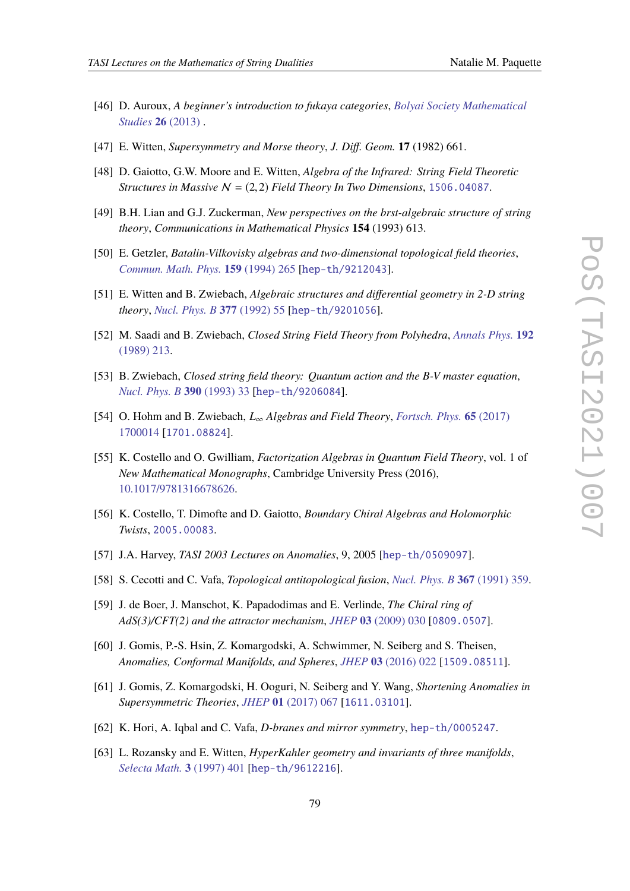[46] D. Auroux, *A beginner's introduction to fukaya categories*, Bolyai Society Mathematical Studies **26** (2013) .

[47] E. Witten, *Supersymmetry and Morse theory*, *J. Diff. Geom.* **17** (1982) 661.

[48] D. Gaiotto, G.W. Moore and E. Witten, *Algebra of the Infrared: String Field Theoretic Structures in Massive $\mathcal{N} = (2,2)$ Field Theory In Two Dimensions*, 1506.04087.

[49] B.H. Lian and G.J. Zuckerman, *New perspectives on the brst-algebraic structure of string theory*, *Communications in Mathematical Physics* **154** (1993) 613.

[50] E. Getzler, *Batalin-Vilkovisky algebras and two-dimensional topological field theories*, Commun. Math. Phys. **159** (1994) 265 [hep-th/9212043].

[51] E. Witten and B. Zwiebach, *Algebraic structures and differential geometry in 2-D string theory*, Nucl. Phys. B **377** (1992) 55 [hep-th/9201056].

[52] M. Saadi and B. Zwiebach, *Closed String Field Theory from Polyhedra*, Annals Phys. **192** (1989) 213.

[53] B. Zwiebach, *Closed string field theory: Quantum action and the B-V master equation*, Nucl. Phys. B **390** (1993) 33 [hep-th/9206084].

[54] O. Hohm and B. Zwiebach, *$L_\infty$ Algebras and Field Theory*, Fortsch. Phys. **65** (2017) 1700014 [1701.08824].

[55] K. Costello and O. Gwilliam, *Factorization Algebras in Quantum Field Theory*, vol. 1 of *New Mathematical Monographs*, Cambridge University Press (2016), 10.1017/9781316678626.

[56] K. Costello, T. Dimofte and D. Gaiotto, *Boundary Chiral Algebras and Holomorphic Twists*, 2005.00083.

[57] J.A. Harvey, *TASI 2003 Lectures on Anomalies*, 9, 2005 [hep-th/0509097].

[58] S. Cecotti and C. Vafa, *Topological antitopological fusion*, Nucl. Phys. B **367** (1991) 359.

[59] J. de Boer, J. Manschot, K. Papadodimas and E. Verlinde, *The Chiral ring of AdS(3)/CFT(2) and the attractor mechanism*, JHEP **03** (2009) 030 [0809.0507].

[60] J. Gomis, P.-S. Hsin, Z. Komargodski, A. Schwimmer, N. Seiberg and S. Theisen, *Anomalies, Conformal Manifolds, and Spheres*, JHEP **03** (2016) 022 [1509.08511].

[61] J. Gomis, Z. Komargodski, H. Ooguri, N. Seiberg and Y. Wang, *Shortening Anomalies in Supersymmetric Theories*, JHEP **01** (2017) 067 [1611.03101].

[62] K. Hori, A. Iqbal and C. Vafa, *D-branes and mirror symmetry*, hep-th/0005247.

[63] L. Rozansky and E. Witten, *HyperKahler geometry and invariants of three manifolds*, Selecta Math. **3** (1997) 401 [hep-th/9612216].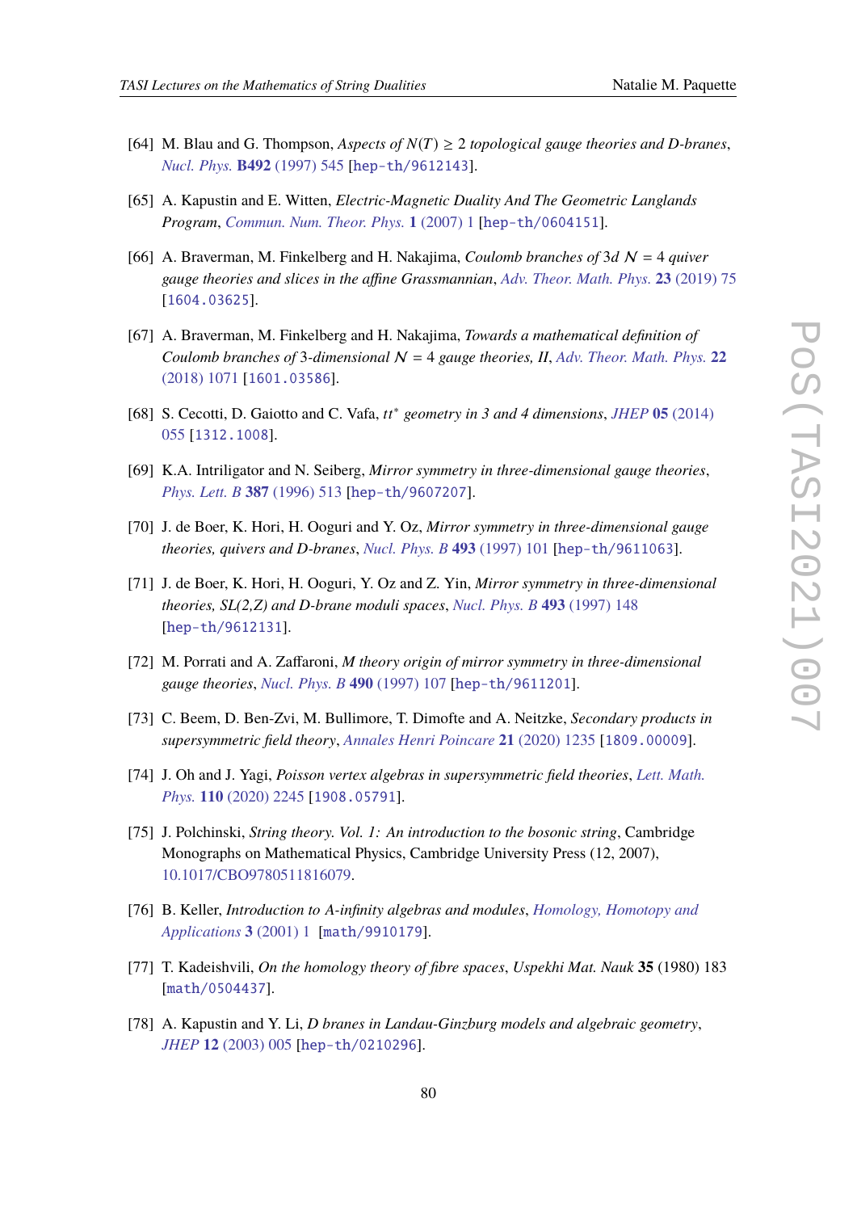[64] M. Blau and G. Thompson, *Aspects of $N(T) \geq 2$ topological gauge theories and D-branes*, Nucl. Phys. **B492** (1997) 545 [hep-th/9612143].

[65] A. Kapustin and E. Witten, *Electric-Magnetic Duality And The Geometric Langlands Program*, Commun. Num. Theor. Phys. **1** (2007) 1 [hep-th/0604151].

[66] A. Braverman, M. Finkelberg and H. Nakajima, *Coulomb branches of 3d $\mathcal{N} = 4$ quiver gauge theories and slices in the affine Grassmannian*, Adv. Theor. Math. Phys. **23** (2019) 75 [1604.03625].

[67] A. Braverman, M. Finkelberg and H. Nakajima, *Towards a mathematical definition of Coulomb branches of 3-dimensional $\mathcal{N} = 4$ gauge theories, II*, Adv. Theor. Math. Phys. **22** (2018) 1071 [1601.03586].

[68] S. Cecotti, D. Gaiotto and C. Vafa, *$tt^*$ geometry in 3 and 4 dimensions*, JHEP **05** (2014) 055 [1312.1008].

[69] K.A. Intriligator and N. Seiberg, *Mirror symmetry in three-dimensional gauge theories*, Phys. Lett. B **387** (1996) 513 [hep-th/9607207].

[70] J. de Boer, K. Hori, H. Ooguri and Y. Oz, *Mirror symmetry in three-dimensional gauge theories, quivers and D-branes*, Nucl. Phys. B **493** (1997) 101 [hep-th/9611063].

[71] J. de Boer, K. Hori, H. Ooguri, Y. Oz and Z. Yin, *Mirror symmetry in three-dimensional theories, SL(2,Z) and D-brane moduli spaces*, Nucl. Phys. B **493** (1997) 148 [hep-th/9612131].

[72] M. Porrati and A. Zaffaroni, *M theory origin of mirror symmetry in three-dimensional gauge theories*, Nucl. Phys. B **490** (1997) 107 [hep-th/9611201].

[73] C. Beem, D. Ben-Zvi, M. Bullimore, T. Dimofte and A. Neitzke, *Secondary products in supersymmetric field theory*, Annales Henri Poincare **21** (2020) 1235 [1809.00009].

[74] J. Oh and J. Yagi, *Poisson vertex algebras in supersymmetric field theories*, Lett. Math. Phys. **110** (2020) 2245 [1908.05791].

[75] J. Polchinski, *String theory. Vol. 1: An introduction to the bosonic string*, Cambridge Monographs on Mathematical Physics, Cambridge University Press (12, 2007), 10.1017/CBO9780511816079.

[76] B. Keller, *Introduction to A-infinity algebras and modules*, Homology, Homotopy and Applications **3** (2001) 1 [math/9910179].

[77] T. Kadeishvili, *On the homology theory of fibre spaces*, Uspekhi Mat. Nauk **35** (1980) 183 [math/0504437].

[78] A. Kapustin and Y. Li, *D branes in Landau-Ginzburg models and algebraic geometry*, JHEP **12** (2003) 005 [hep-th/0210296].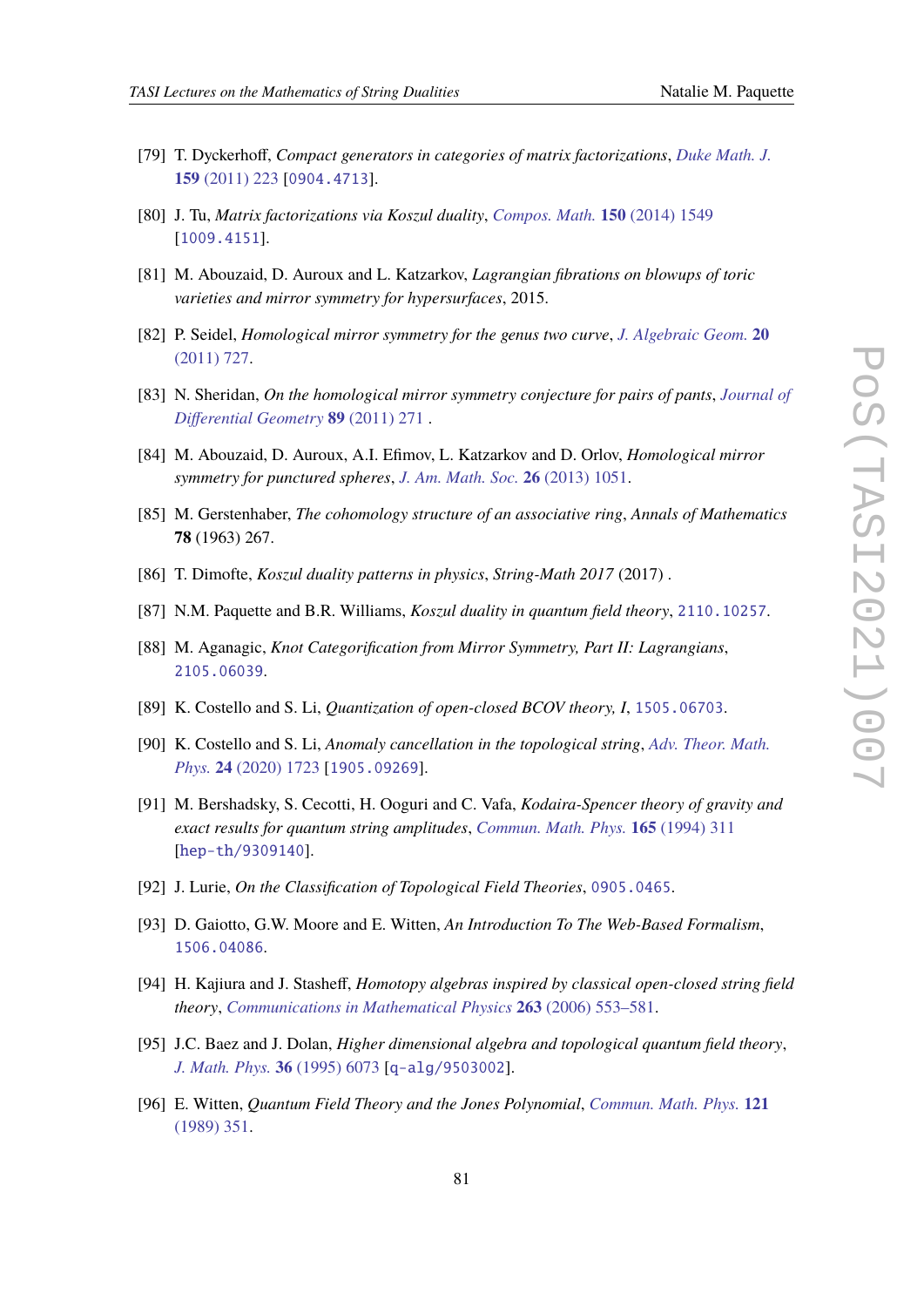[79] T. Dyckerhoff, *Compact generators in categories of matrix factorizations*, Duke Math. J. **159** (2011) 223 [0904.4713].

[80] J. Tu, *Matrix factorizations via Koszul duality*, Compos. Math. **150** (2014) 1549 [1009.4151].

[81] M. Abouzaid, D. Auroux and L. Katzarkov, *Lagrangian fibrations on blowups of toric varieties and mirror symmetry for hypersurfaces*, 2015.

[82] P. Seidel, *Homological mirror symmetry for the genus two curve*, J. Algebraic Geom. **20** (2011) 727.

[83] N. Sheridan, *On the homological mirror symmetry conjecture for pairs of pants*, Journal of Differential Geometry **89** (2011) 271 .

[84] M. Abouzaid, D. Auroux, A.I. Efimov, L. Katzarkov and D. Orlov, *Homological mirror symmetry for punctured spheres*, J. Am. Math. Soc. **26** (2013) 1051.

[85] M. Gerstenhaber, *The cohomology structure of an associative ring*, Annals of Mathematics **78** (1963) 267.

[86] T. Dimofte, *Koszul duality patterns in physics*, *String-Math 2017* (2017) .

[87] N.M. Paquette and B.R. Williams, *Koszul duality in quantum field theory*, 2110.10257.

[88] M. Aganagic, *Knot Categorification from Mirror Symmetry, Part II: Lagrangians*, 2105.06039.

[89] K. Costello and S. Li, *Quantization of open-closed BCOV theory, I*, 1505.06703.

[90] K. Costello and S. Li, *Anomaly cancellation in the topological string*, Adv. Theor. Math. Phys. **24** (2020) 1723 [1905.09269].

[91] M. Bershadsky, S. Cecotti, H. Ooguri and C. Vafa, *Kodaira-Spencer theory of gravity and exact results for quantum string amplitudes*, Commun. Math. Phys. **165** (1994) 311 [hep-th/9309140].

[92] J. Lurie, *On the Classification of Topological Field Theories*, 0905.0465.

[93] D. Gaiotto, G.W. Moore and E. Witten, *An Introduction To The Web-Based Formalism*, 1506.04086.

[94] H. Kajiura and J. Stasheff, *Homotopy algebras inspired by classical open-closed string field theory*, Communications in Mathematical Physics **263** (2006) 553–581.

[95] J.C. Baez and J. Dolan, *Higher dimensional algebra and topological quantum field theory*, J. Math. Phys. **36** (1995) 6073 [q-alg/9503002].

[96] E. Witten, *Quantum Field Theory and the Jones Polynomial*, Commun. Math. Phys. **121** (1989) 351.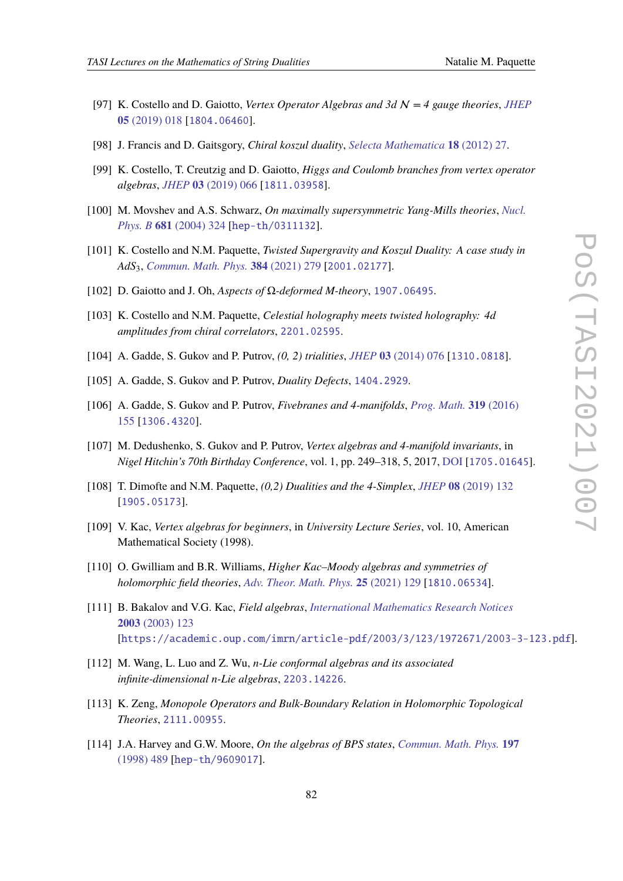[97] K. Costello and D. Gaiotto, *Vertex Operator Algebras and 3d $\mathcal{N} = 4$ gauge theories*, JHEP **05** (2019) 018 [1804.06460].

[98] J. Francis and D. Gaitsgory, *Chiral koszul duality*, Selecta Mathematica **18** (2012) 27.

[99] K. Costello, T. Creutzig and D. Gaiotto, *Higgs and Coulomb branches from vertex operator algebras*, JHEP **03** (2019) 066 [1811.03958].

[100] M. Movshev and A.S. Schwarz, *On maximally supersymmetric Yang-Mills theories*, Nucl. Phys. B **681** (2004) 324 [hep-th/0311132].

[101] K. Costello and N.M. Paquette, *Twisted Supergravity and Koszul Duality: A case study in AdS$_3$*, Commun. Math. Phys. **384** (2021) 279 [2001.02177].

[102] D. Gaiotto and J. Oh, *Aspects of Ω-deformed M-theory*, 1907.06495.

[103] K. Costello and N.M. Paquette, *Celestial holography meets twisted holography: 4d amplitudes from chiral correlators*, 2201.02595.

[104] A. Gadde, S. Gukov and P. Putrov, *(0, 2) trialities*, JHEP **03** (2014) 076 [1310.0818].

[105] A. Gadde, S. Gukov and P. Putrov, *Duality Defects*, 1404.2929.

[106] A. Gadde, S. Gukov and P. Putrov, *Fivebranes and 4-manifolds*, Prog. Math. **319** (2016) 155 [1306.4320].

[107] M. Dedushenko, S. Gukov and P. Putrov, *Vertex algebras and 4-manifold invariants*, in *Nigel Hitchin's 70th Birthday Conference*, vol. 1, pp. 249–318, 5, 2017, DOI [1705.01645].

[108] T. Dimofte and N.M. Paquette, *(0,2) Dualities and the 4-Simplex*, JHEP **08** (2019) 132 [1905.05173].

[109] V. Kac, *Vertex algebras for beginners*, in *University Lecture Series*, vol. 10, American Mathematical Society (1998).

[110] O. Gwilliam and B.R. Williams, *Higher Kac–Moody algebras and symmetries of holomorphic field theories*, Adv. Theor. Math. Phys. **25** (2021) 129 [1810.06534].

[111] B. Bakalov and V.G. Kac, *Field algebras*, International Mathematics Research Notices **2003** (2003) 123 [https://academic.oup.com/imrn/article-pdf/2003/3/123/1972671/2003-3-123.pdf].

[112] M. Wang, L. Luo and Z. Wu, *n-Lie conformal algebras and its associated infinite-dimensional n-Lie algebras*, 2203.14226.

[113] K. Zeng, *Monopole Operators and Bulk-Boundary Relation in Holomorphic Topological Theories*, 2111.00955.

[114] J.A. Harvey and G.W. Moore, *On the algebras of BPS states*, Commun. Math. Phys. **197** (1998) 489 [hep-th/9609017].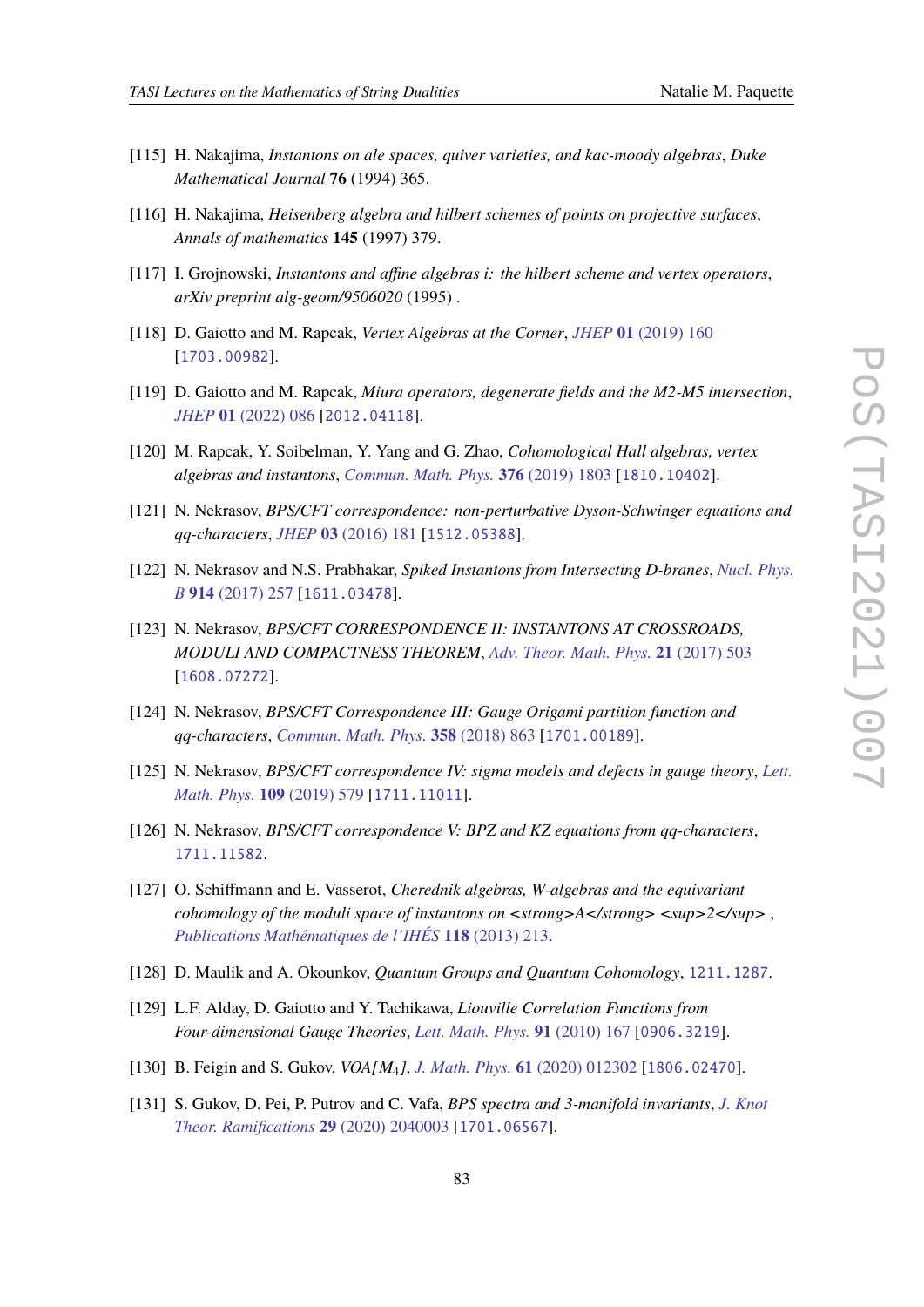[115] H. Nakajima, *Instantons on ale spaces, quiver varieties, and kac-moody algebras*, *Duke Mathematical Journal* **76** (1994) 365.

[116] H. Nakajima, *Heisenberg algebra and hilbert schemes of points on projective surfaces*, *Annals of mathematics* **145** (1997) 379.

[117] I. Grojnowski, *Instantons and affine algebras i: the hilbert scheme and vertex operators*, *arXiv preprint alg-geom/9506020* (1995) .

[118] D. Gaiotto and M. Rapcak, *Vertex Algebras at the Corner*, *JHEP* **01** (2019) 160 [1703.00982].

[119] D. Gaiotto and M. Rapcak, *Miura operators, degenerate fields and the M2-M5 intersection*, *JHEP* **01** (2022) 086 [2012.04118].

[120] M. Rapcak, Y. Soibelman, Y. Yang and G. Zhao, *Cohomological Hall algebras, vertex algebras and instantons*, *Commun. Math. Phys.* **376** (2019) 1803 [1810.10402].

[121] N. Nekrasov, *BPS/CFT correspondence: non-perturbative Dyson-Schwinger equations and qq-characters*, *JHEP* **03** (2016) 181 [1512.05388].

[122] N. Nekrasov and N.S. Prabhakar, *Spiked Instantons from Intersecting D-branes*, *Nucl. Phys. B* **914** (2017) 257 [1611.03478].

[123] N. Nekrasov, *BPS/CFT CORRESPONDENCE II: INSTANTONS AT CROSSROADS, MODULI AND COMPACTNESS THEOREM*, *Adv. Theor. Math. Phys.* **21** (2017) 503 [1608.07272].

[124] N. Nekrasov, *BPS/CFT Correspondence III: Gauge Origami partition function and qq-characters*, *Commun. Math. Phys.* **358** (2018) 863 [1701.00189].

[125] N. Nekrasov, *BPS/CFT correspondence IV: sigma models and defects in gauge theory*, *Lett. Math. Phys.* **109** (2019) 579 [1711.11011].

[126] N. Nekrasov, *BPS/CFT correspondence V: BPZ and KZ equations from qq-characters*, 1711.11582.

[127] O. Schiffmann and E. Vasserot, *Cherednik algebras, W-algebras and the equivariant cohomology of the moduli space of instantons on <strong>A</strong> <sup>2</sup>* , *Publications Mathématiques de l'IHÉS* **118** (2013) 213.

[128] D. Maulik and A. Okounkov, *Quantum Groups and Quantum Cohomology*, 1211.1287.

[129] L.F. Alday, D. Gaiotto and Y. Tachikawa, *Liouville Correlation Functions from Four-dimensional Gauge Theories*, *Lett. Math. Phys.* **91** (2010) 167 [0906.3219].

[130] B. Feigin and S. Gukov, *VOA[$M_4$]*, *J. Math. Phys.* **61** (2020) 012302 [1806.02470].

[131] S. Gukov, D. Pei, P. Putrov and C. Vafa, *BPS spectra and 3-manifold invariants*, *J. Knot Theor. Ramifications* **29** (2020) 2040003 [1701.06567].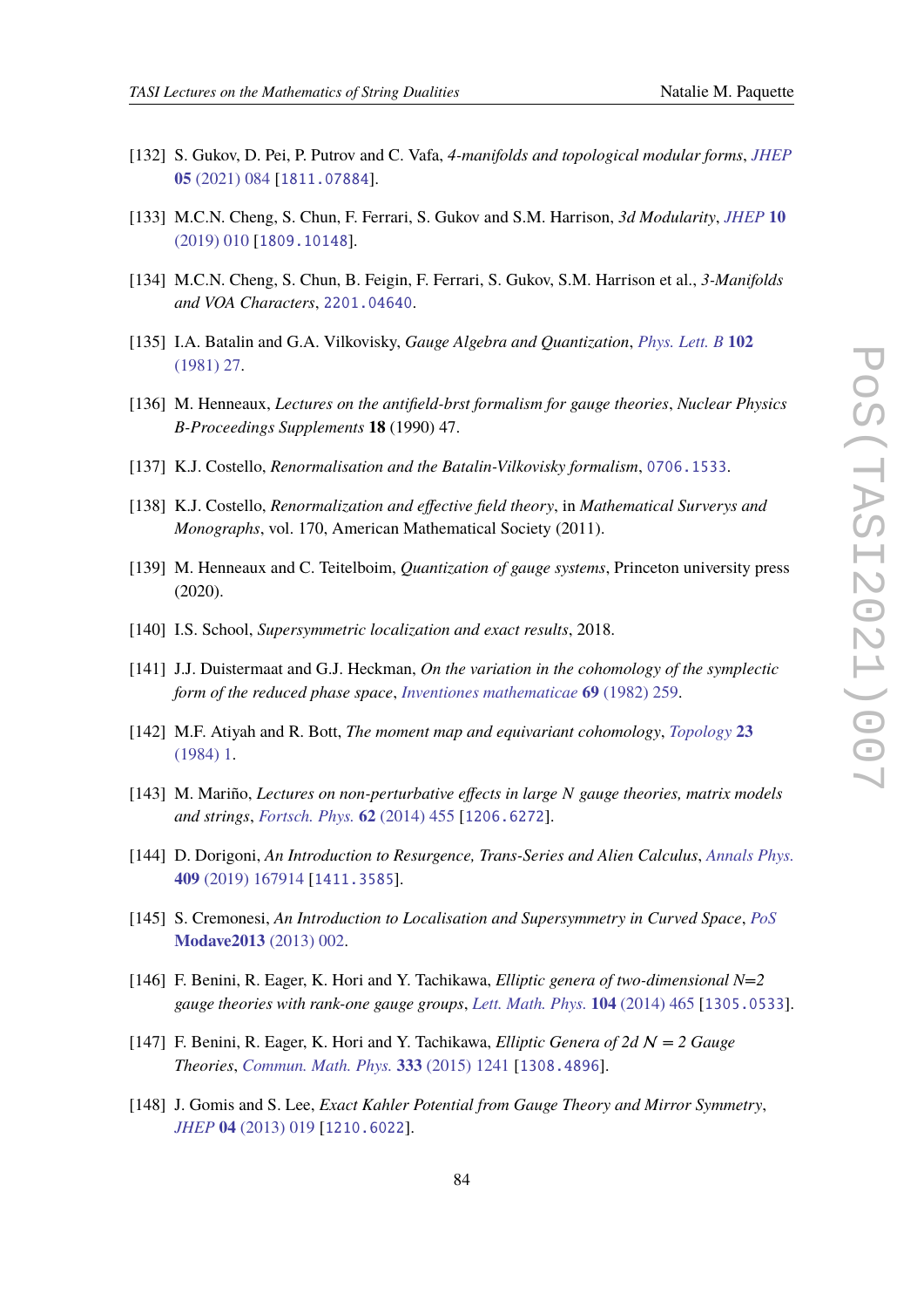[132] S. Gukov, D. Pei, P. Putrov and C. Vafa, *4-manifolds and topological modular forms*, *JHEP* **05** (2021) 084 [1811.07884].

[133] M.C.N. Cheng, S. Chun, F. Ferrari, S. Gukov and S.M. Harrison, *3d Modularity*, *JHEP* **10** (2019) 010 [1809.10148].

[134] M.C.N. Cheng, S. Chun, B. Feigin, F. Ferrari, S. Gukov, S.M. Harrison et al., *3-Manifolds and VOA Characters*, 2201.04640.

[135] I.A. Batalin and G.A. Vilkovisky, *Gauge Algebra and Quantization*, *Phys. Lett. B* **102** (1981) 27.

[136] M. Henneaux, *Lectures on the antifield-brst formalism for gauge theories*, *Nuclear Physics B-Proceedings Supplements* **18** (1990) 47.

[137] K.J. Costello, *Renormalisation and the Batalin-Vilkovisky formalism*, 0706.1533.

[138] K.J. Costello, *Renormalization and effective field theory*, in *Mathematical Surverys and Monographs*, vol. 170, American Mathematical Society (2011).

[139] M. Henneaux and C. Teitelboim, *Quantization of gauge systems*, Princeton university press (2020).

[140] I.S. School, *Supersymmetric localization and exact results*, 2018.

[141] J.J. Duistermaat and G.J. Heckman, *On the variation in the cohomology of the symplectic form of the reduced phase space*, *Inventiones mathematicae* **69** (1982) 259.

[142] M.F. Atiyah and R. Bott, *The moment map and equivariant cohomology*, *Topology* **23** (1984) 1.

[143] M. Mariño, *Lectures on non-perturbative effects in large N gauge theories, matrix models and strings*, *Fortsch. Phys.* **62** (2014) 455 [1206.6272].

[144] D. Dorigoni, *An Introduction to Resurgence, Trans-Series and Alien Calculus*, *Annals Phys.* **409** (2019) 167914 [1411.3585].

[145] S. Cremonesi, *An Introduction to Localisation and Supersymmetry in Curved Space*, *PoS* **Modave2013** (2013) 002.

[146] F. Benini, R. Eager, K. Hori and Y. Tachikawa, *Elliptic genera of two-dimensional N=2 gauge theories with rank-one gauge groups*, *Lett. Math. Phys.* **104** (2014) 465 [1305.0533].

[147] F. Benini, R. Eager, K. Hori and Y. Tachikawa, *Elliptic Genera of 2d $\mathcal{N} = 2$ Gauge Theories*, *Commun. Math. Phys.* **333** (2015) 1241 [1308.4896].

[148] J. Gomis and S. Lee, *Exact Kahler Potential from Gauge Theory and Mirror Symmetry*, *JHEP* **04** (2013) 019 [1210.6022].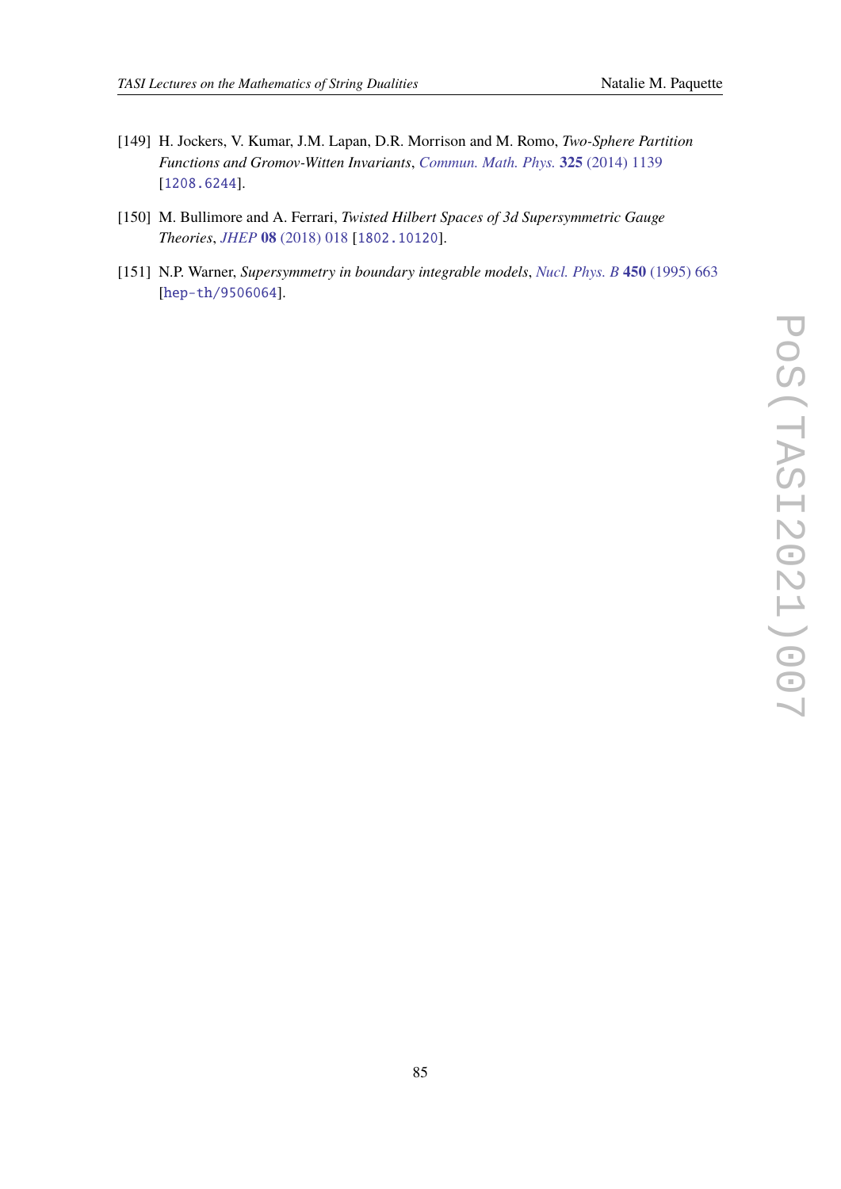[149] H. Jockers, V. Kumar, J.M. Lapan, D.R. Morrison and M. Romo, *Two-Sphere Partition Functions and Gromov-Witten Invariants*, *Commun. Math. Phys.* **325** (2014) 1139 [1208.6244].

[150] M. Bullimore and A. Ferrari, *Twisted Hilbert Spaces of 3d Supersymmetric Gauge Theories*, *JHEP* **08** (2018) 018 [1802.10120].

[151] N.P. Warner, *Supersymmetry in boundary integrable models*, *Nucl. Phys. B* **450** (1995) 663 [hep-th/9506064].